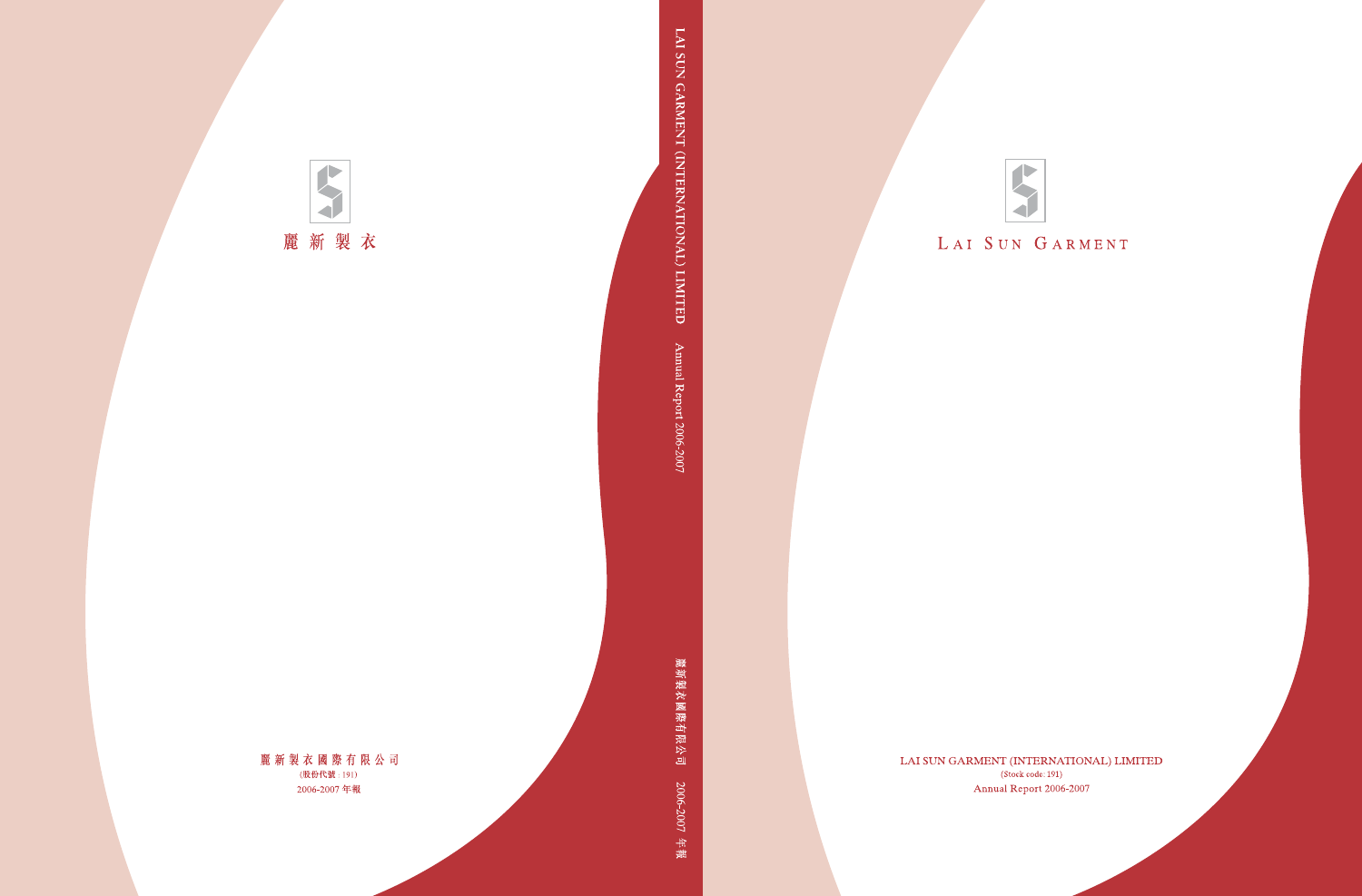麗新製衣

麗新製衣國際有限公司
(股份代號：191)
2006-2007 年報

LAI SUN GARMENT (INTERNATIONAL) LIMITED Annual Report 2006-2007

麗新製衣國際有限公司 2006-2007 年報

LAI SUN GARMENT

LAI SUN GARMENT (INTERNATIONAL) LIMITED
(Stock code: 191)
Annual Report 2006-2007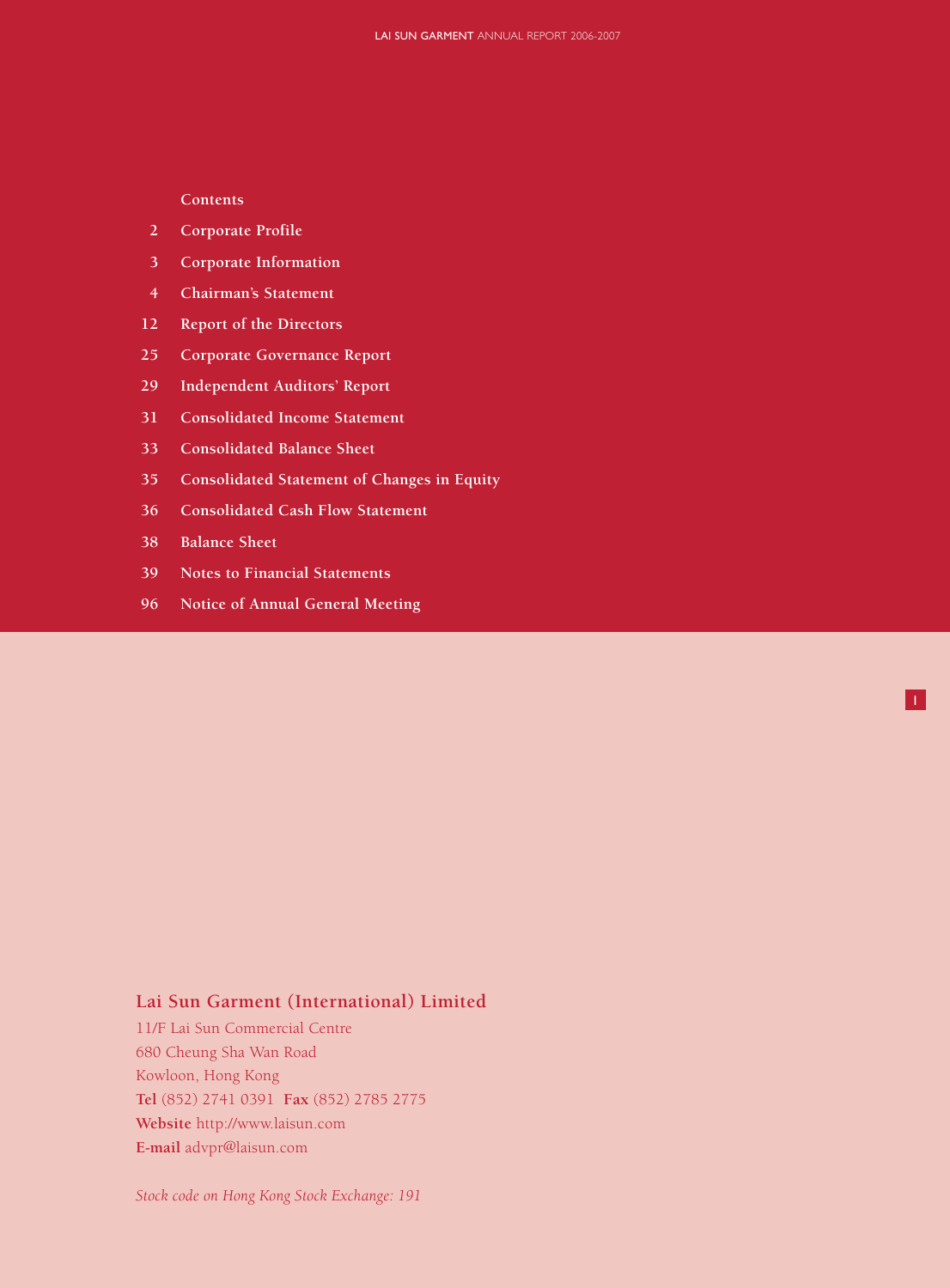# Contents

| | |
|---|---|
| 2 | Corporate Profile |
| 3 | Corporate Information |
| 4 | Chairman's Statement |
| 12 | Report of the Directors |
| 25 | Corporate Governance Report |
| 29 | Independent Auditors' Report |
| 31 | Consolidated Income Statement |
| 33 | Consolidated Balance Sheet |
| 35 | Consolidated Statement of Changes in Equity |
| 36 | Consolidated Cash Flow Statement |
| 38 | Balance Sheet |
| 39 | Notes to Financial Statements |
| 96 | Notice of Annual General Meeting |

**Lai Sun Garment (International) Limited**

11/F Lai Sun Commercial Centre
680 Cheung Sha Wan Road
Kowloon, Hong Kong
**Tel** (852) 2741 0391 **Fax** (852) 2785 2775
**Website** http://www.laisun.com
**E-mail** advpr@laisun.com

*Stock code on Hong Kong Stock Exchange: 191*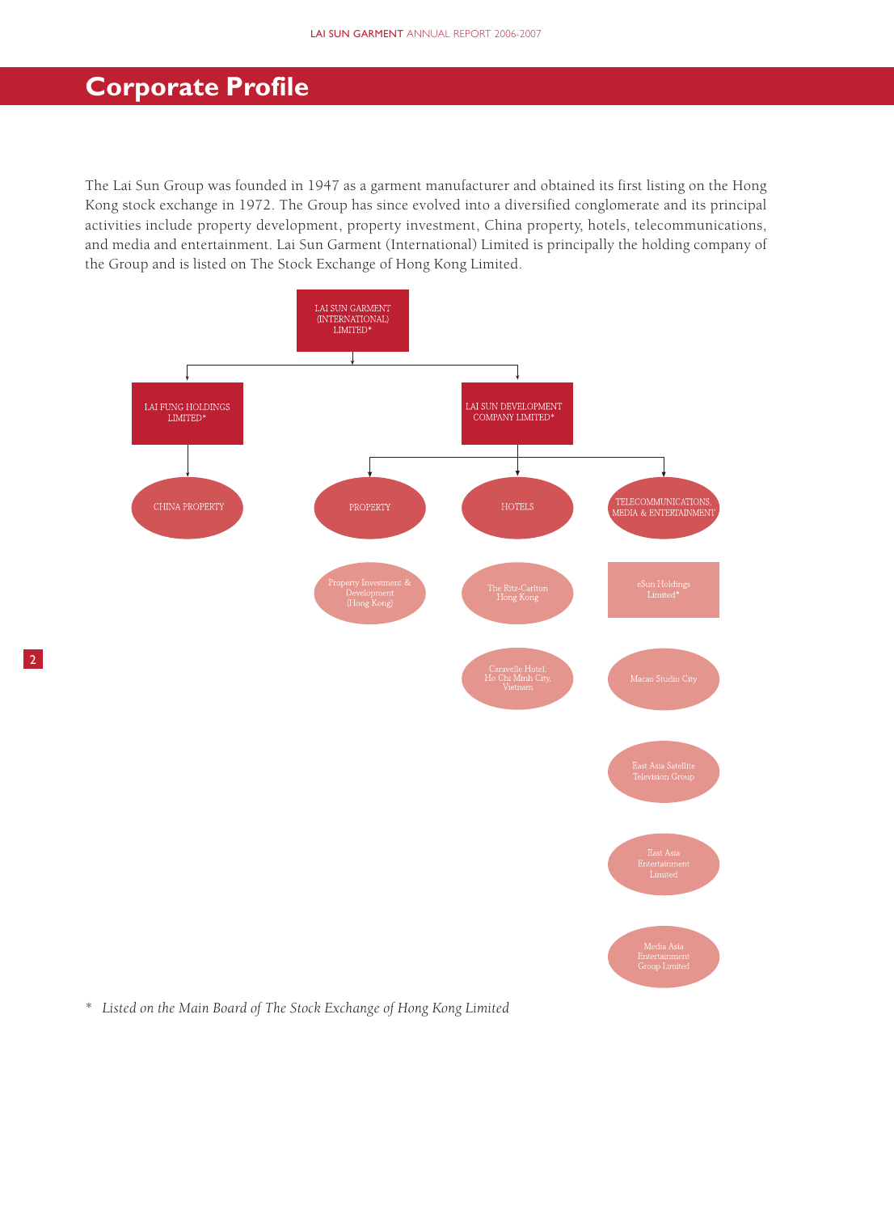# Corporate Profile

The Lai Sun Group was founded in 1947 as a garment manufacturer and obtained its first listing on the Hong Kong stock exchange in 1972. The Group has since evolved into a diversified conglomerate and its principal activities include property development, property investment, China property, hotels, telecommunications, and media and entertainment. Lai Sun Garment (International) Limited is principally the holding company of the Group and is listed on The Stock Exchange of Hong Kong Limited.

- LAI SUN GARMENT (INTERNATIONAL) LIMITED*
  - LAI FUNG HOLDINGS LIMITED*
    - CHINA PROPERTY
  - LAI SUN DEVELOPMENT COMPANY LIMITED*
    - PROPERTY
      - Property Investment & Development (Hong Kong)
    - HOTELS
      - The Ritz-Carlton Hong Kong
      - Caravelle Hotel, Ho Chi Minh City, Vietnam
    - TELECOMMUNICATIONS, MEDIA & ENTERTAINMENT
      - eSun Holdings Limited*
      - Macao Studio City
      - East Asia Satellite Television Group
      - East Asia Entertainment Limited
      - Media Asia Entertainment Group Limited

\* *Listed on the Main Board of The Stock Exchange of Hong Kong Limited*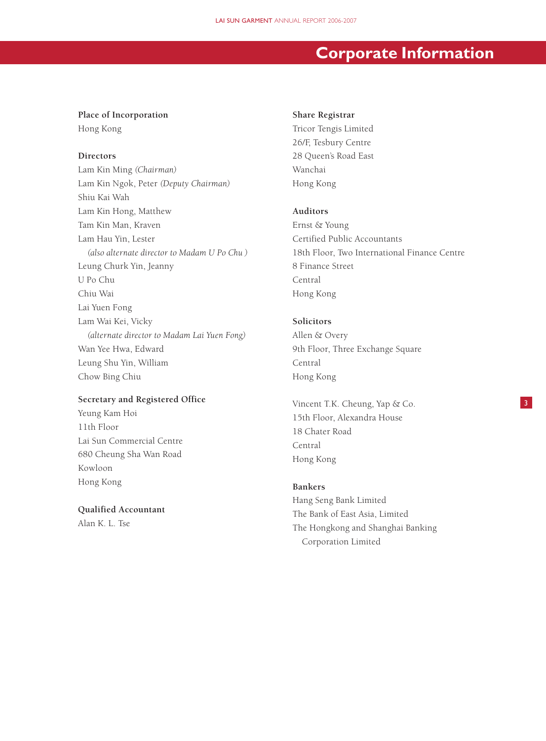# Corporate Information

### Place of Incorporation

Hong Kong

### Directors

Lam Kin Ming *(Chairman)*
Lam Kin Ngok, Peter *(Deputy Chairman)*
Shiu Kai Wah
Lam Kin Hong, Matthew
Tam Kin Man, Kraven
Lam Hau Yin, Lester
*(also alternate director to Madam U Po Chu )*
Leung Churk Yin, Jeanny
U Po Chu
Chiu Wai
Lai Yuen Fong
Lam Wai Kei, Vicky
*(alternate director to Madam Lai Yuen Fong)*
Wan Yee Hwa, Edward
Leung Shu Yin, William
Chow Bing Chiu

### Secretary and Registered Office

Yeung Kam Hoi
11th Floor
Lai Sun Commercial Centre
680 Cheung Sha Wan Road
Kowloon
Hong Kong

### Qualified Accountant

Alan K. L. Tse

### Share Registrar

Tricor Tengis Limited
26/F, Tesbury Centre
28 Queen's Road East
Wanchai
Hong Kong

### Auditors

Ernst & Young
Certified Public Accountants
18th Floor, Two International Finance Centre
8 Finance Street
Central
Hong Kong

### Solicitors

Allen & Overy
9th Floor, Three Exchange Square
Central
Hong Kong

Vincent T.K. Cheung, Yap & Co.
15th Floor, Alexandra House
18 Chater Road
Central
Hong Kong

### Bankers

Hang Seng Bank Limited
The Bank of East Asia, Limited
The Hongkong and Shanghai Banking
Corporation Limited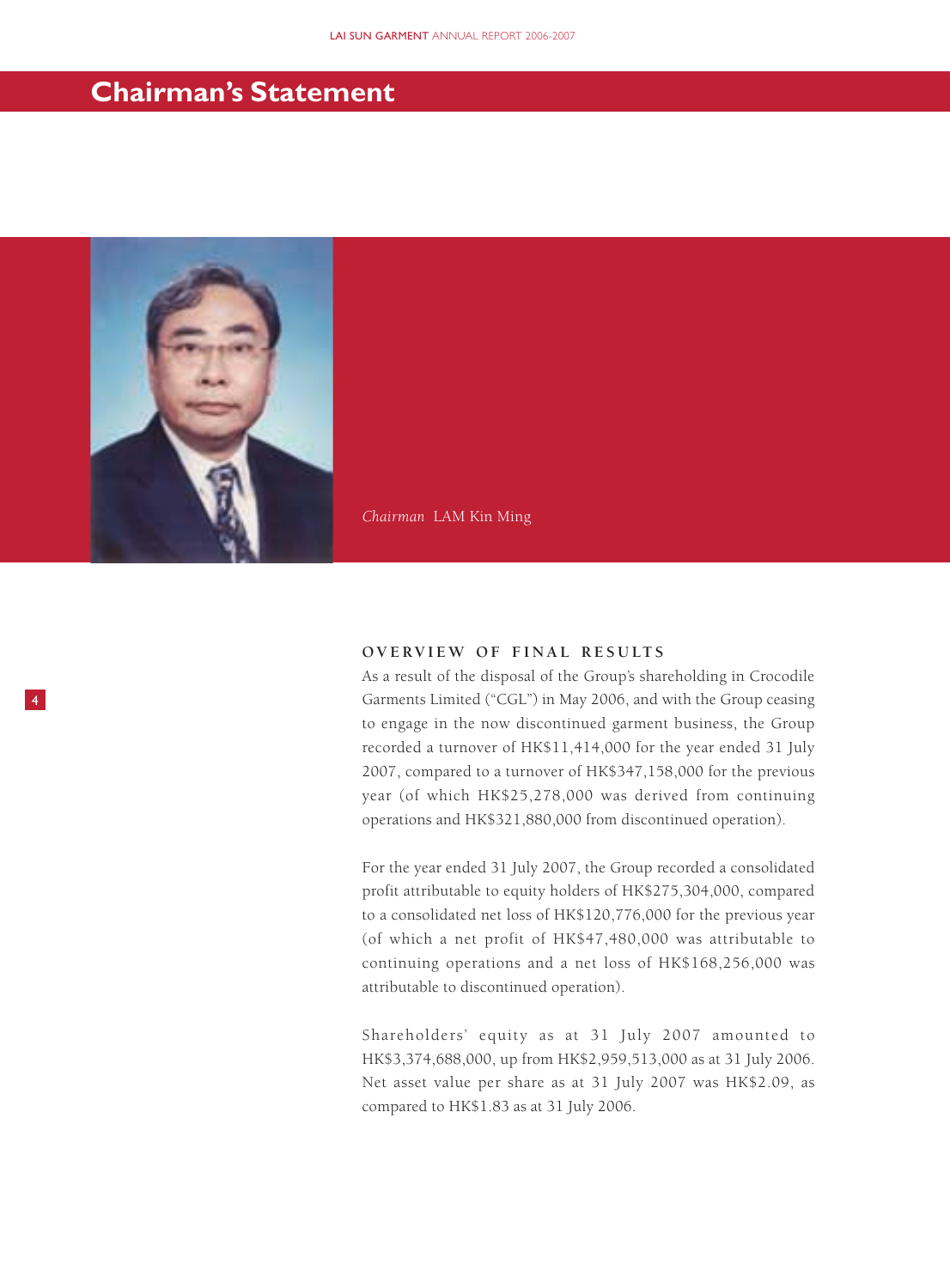# Chairman's Statement

*Chairman* LAM Kin Ming

## OVERVIEW OF FINAL RESULTS

As a result of the disposal of the Group's shareholding in Crocodile Garments Limited ("CGL") in May 2006, and with the Group ceasing to engage in the now discontinued garment business, the Group recorded a turnover of HK$11,414,000 for the year ended 31 July 2007, compared to a turnover of HK$347,158,000 for the previous year (of which HK$25,278,000 was derived from continuing operations and HK$321,880,000 from discontinued operation).

For the year ended 31 July 2007, the Group recorded a consolidated profit attributable to equity holders of HK$275,304,000, compared to a consolidated net loss of HK$120,776,000 for the previous year (of which a net profit of HK$47,480,000 was attributable to continuing operations and a net loss of HK$168,256,000 was attributable to discontinued operation).

Shareholders' equity as at 31 July 2007 amounted to HK$3,374,688,000, up from HK$2,959,513,000 as at 31 July 2006. Net asset value per share as at 31 July 2007 was HK$2.09, as compared to HK$1.83 as at 31 July 2006.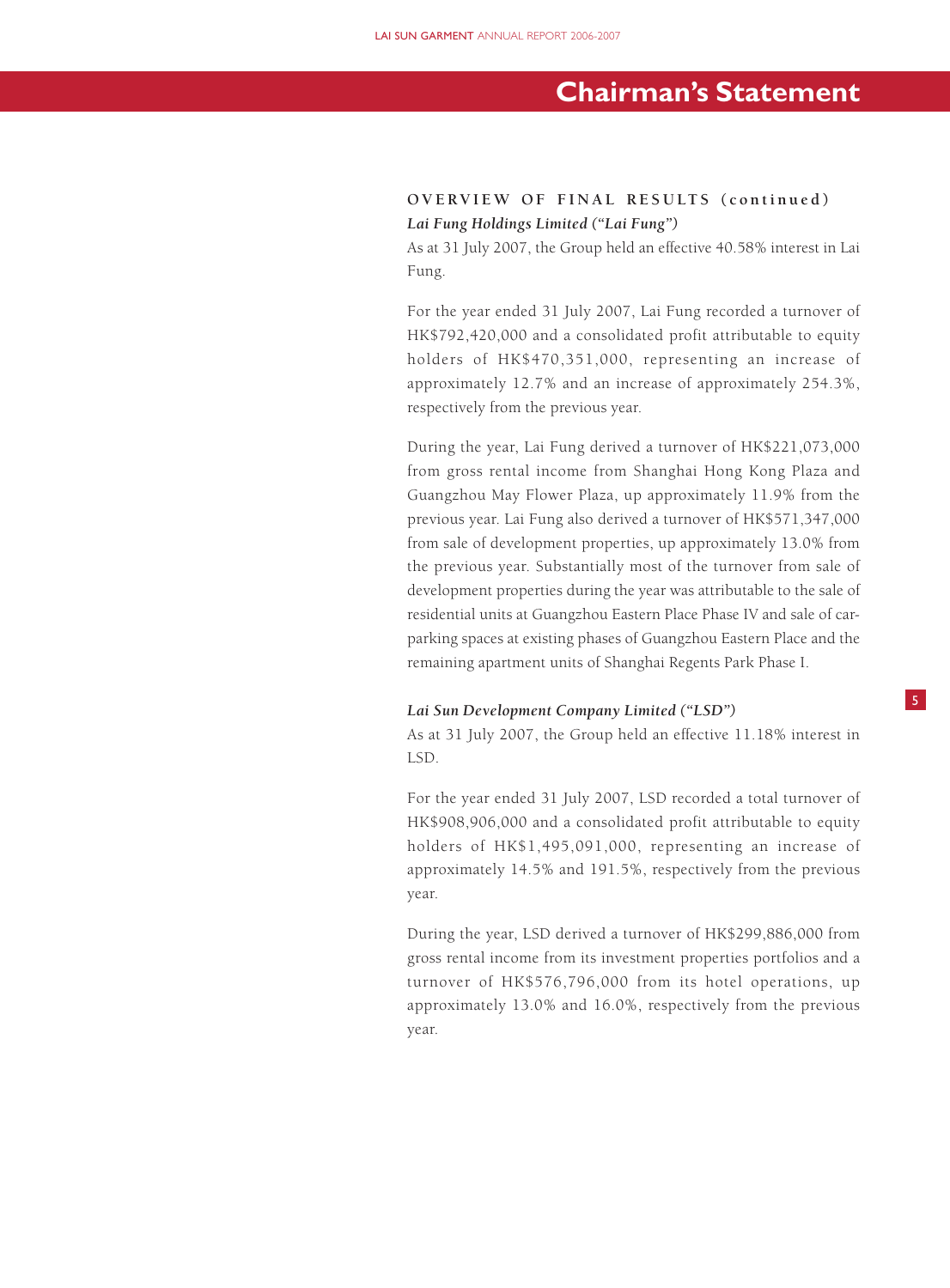# Chairman's Statement

## OVERVIEW OF FINAL RESULTS (continued)

### *Lai Fung Holdings Limited ("Lai Fung")*

As at 31 July 2007, the Group held an effective 40.58% interest in Lai Fung.

For the year ended 31 July 2007, Lai Fung recorded a turnover of HK$792,420,000 and a consolidated profit attributable to equity holders of HK$470,351,000, representing an increase of approximately 12.7% and an increase of approximately 254.3%, respectively from the previous year.

During the year, Lai Fung derived a turnover of HK$221,073,000 from gross rental income from Shanghai Hong Kong Plaza and Guangzhou May Flower Plaza, up approximately 11.9% from the previous year. Lai Fung also derived a turnover of HK$571,347,000 from sale of development properties, up approximately 13.0% from the previous year. Substantially most of the turnover from sale of development properties during the year was attributable to the sale of residential units at Guangzhou Eastern Place Phase IV and sale of car-parking spaces at existing phases of Guangzhou Eastern Place and the remaining apartment units of Shanghai Regents Park Phase I.

### *Lai Sun Development Company Limited ("LSD")*

As at 31 July 2007, the Group held an effective 11.18% interest in LSD.

For the year ended 31 July 2007, LSD recorded a total turnover of HK$908,906,000 and a consolidated profit attributable to equity holders of HK$1,495,091,000, representing an increase of approximately 14.5% and 191.5%, respectively from the previous year.

During the year, LSD derived a turnover of HK$299,886,000 from gross rental income from its investment properties portfolios and a turnover of HK$576,796,000 from its hotel operations, up approximately 13.0% and 16.0%, respectively from the previous year.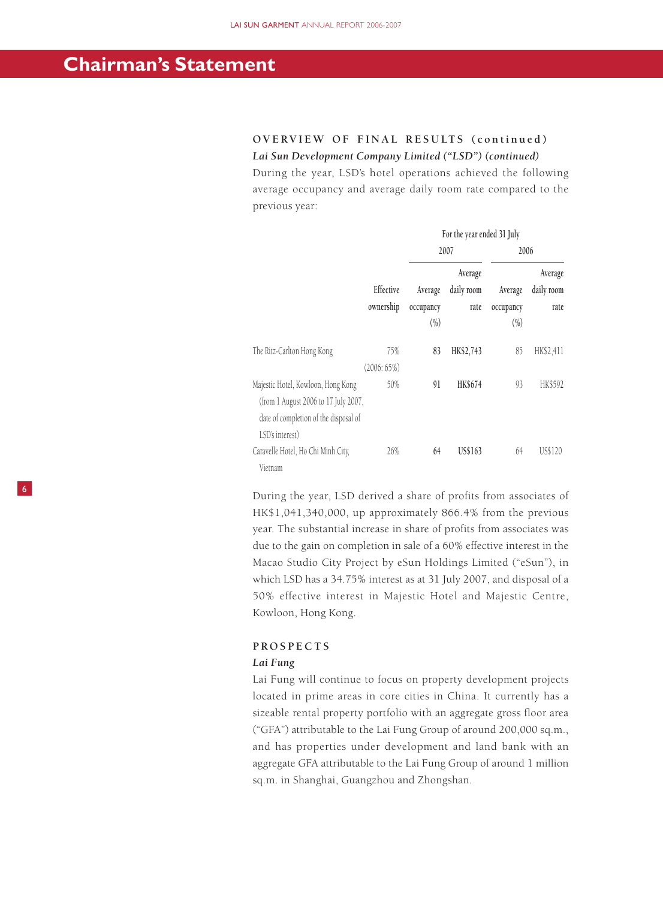# Chairman's Statement

## OVERVIEW OF FINAL RESULTS (continued)

### *Lai Sun Development Company Limited ("LSD") (continued)*

During the year, LSD's hotel operations achieved the following average occupancy and average daily room rate compared to the previous year:

| | | For the year ended 31 July | | | |
|---|---|---|---|---|---|
| | | 2007 | | 2006 | |
| | Effective ownership | Average occupancy (%) | Average daily room rate | Average occupancy (%) | Average daily room rate |
| The Ritz-Carlton Hong Kong | 75% (2006: 65%) | **83** | **HK$2,743** | 85 | HK$2,411 |
| Majestic Hotel, Kowloon, Hong Kong (from 1 August 2006 to 17 July 2007, date of completion of the disposal of LSD's interest) | 50% | **91** | **HK$674** | 93 | HK$592 |
| Caravelle Hotel, Ho Chi Minh City, Vietnam | 26% | **64** | **US$163** | 64 | US$120 |

During the year, LSD derived a share of profits from associates of HK$1,041,340,000, up approximately 866.4% from the previous year. The substantial increase in share of profits from associates was due to the gain on completion in sale of a 60% effective interest in the Macao Studio City Project by eSun Holdings Limited ("eSun"), in which LSD has a 34.75% interest as at 31 July 2007, and disposal of a 50% effective interest in Majestic Hotel and Majestic Centre, Kowloon, Hong Kong.

## PROSPECTS

### *Lai Fung*

Lai Fung will continue to focus on property development projects located in prime areas in core cities in China. It currently has a sizeable rental property portfolio with an aggregate gross floor area ("GFA") attributable to the Lai Fung Group of around 200,000 sq.m., and has properties under development and land bank with an aggregate GFA attributable to the Lai Fung Group of around 1 million sq.m. in Shanghai, Guangzhou and Zhongshan.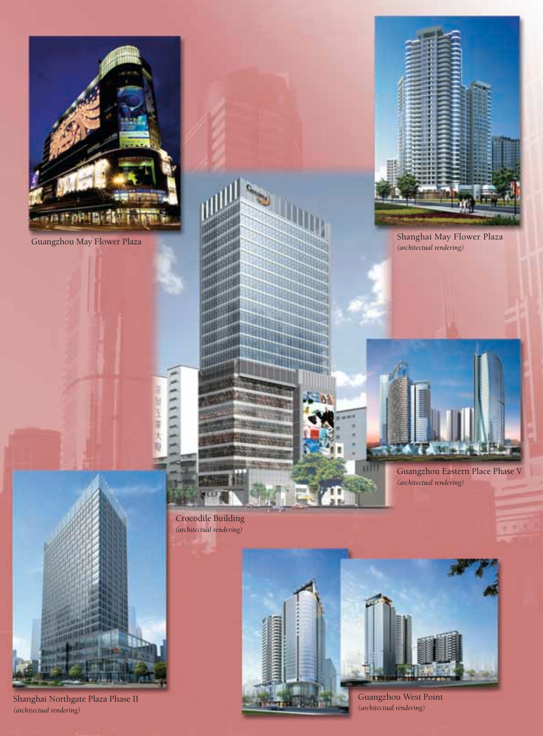Guangzhou May Flower Plaza

Shanghai May Flower Plaza
*(architectual rendering)*

Guangzhou Eastern Place Phase V
*(architectual rendering)*

Crocodile Building
*(architectual rendering)*

Shanghai Northgate Plaza Phase II
*(architectual rendering)*

Guangzhou West Point
*(architectual rendering)*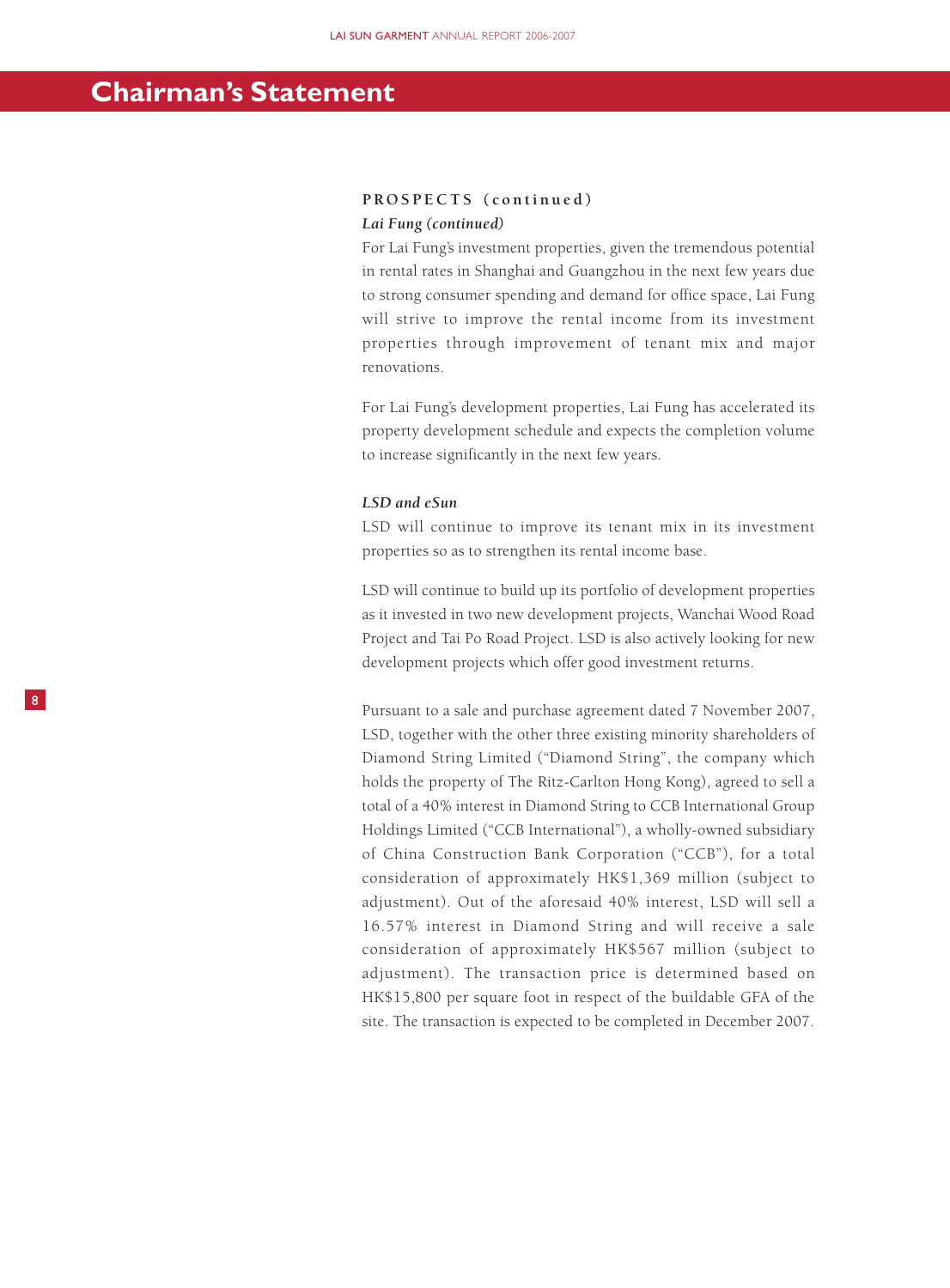# Chairman's Statement

## PROSPECTS (continued)

### *Lai Fung (continued)*

For Lai Fung's investment properties, given the tremendous potential in rental rates in Shanghai and Guangzhou in the next few years due to strong consumer spending and demand for office space, Lai Fung will strive to improve the rental income from its investment properties through improvement of tenant mix and major renovations.

For Lai Fung's development properties, Lai Fung has accelerated its property development schedule and expects the completion volume to increase significantly in the next few years.

### *LSD and eSun*

LSD will continue to improve its tenant mix in its investment properties so as to strengthen its rental income base.

LSD will continue to build up its portfolio of development properties as it invested in two new development projects, Wanchai Wood Road Project and Tai Po Road Project. LSD is also actively looking for new development projects which offer good investment returns.

Pursuant to a sale and purchase agreement dated 7 November 2007, LSD, together with the other three existing minority shareholders of Diamond String Limited ("Diamond String", the company which holds the property of The Ritz-Carlton Hong Kong), agreed to sell a total of a 40% interest in Diamond String to CCB International Group Holdings Limited ("CCB International"), a wholly-owned subsidiary of China Construction Bank Corporation ("CCB"), for a total consideration of approximately HK$1,369 million (subject to adjustment). Out of the aforesaid 40% interest, LSD will sell a 16.57% interest in Diamond String and will receive a sale consideration of approximately HK$567 million (subject to adjustment). The transaction price is determined based on HK$15,800 per square foot in respect of the buildable GFA of the site. The transaction is expected to be completed in December 2007.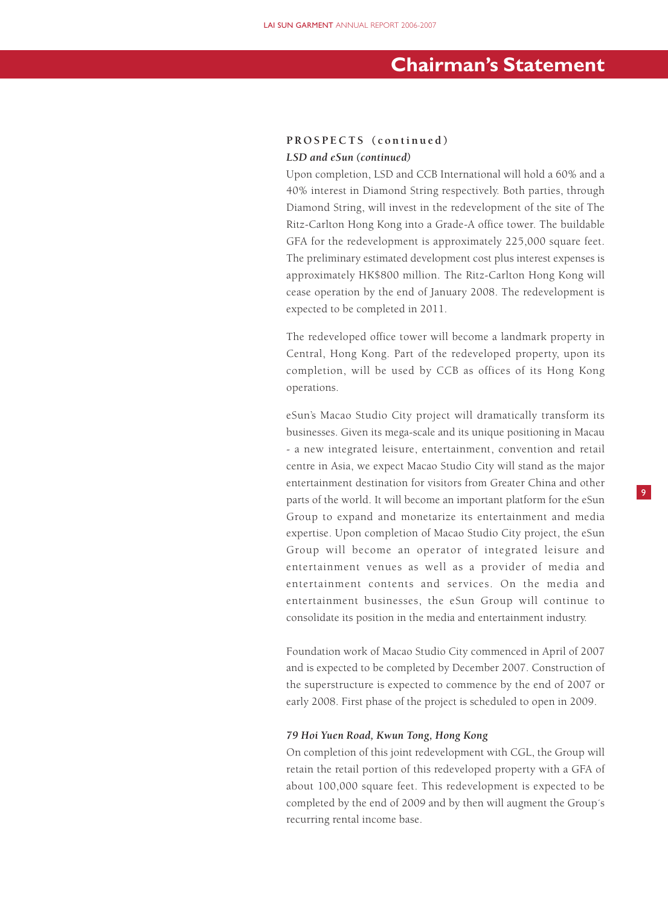# Chairman's Statement

## PROSPECTS (continued)

*LSD and eSun (continued)*

Upon completion, LSD and CCB International will hold a 60% and a 40% interest in Diamond String respectively. Both parties, through Diamond String, will invest in the redevelopment of the site of The Ritz-Carlton Hong Kong into a Grade-A office tower. The buildable GFA for the redevelopment is approximately 225,000 square feet. The preliminary estimated development cost plus interest expenses is approximately HK$800 million. The Ritz-Carlton Hong Kong will cease operation by the end of January 2008. The redevelopment is expected to be completed in 2011.

The redeveloped office tower will become a landmark property in Central, Hong Kong. Part of the redeveloped property, upon its completion, will be used by CCB as offices of its Hong Kong operations.

eSun's Macao Studio City project will dramatically transform its businesses. Given its mega-scale and its unique positioning in Macau - a new integrated leisure, entertainment, convention and retail centre in Asia, we expect Macao Studio City will stand as the major entertainment destination for visitors from Greater China and other parts of the world. It will become an important platform for the eSun Group to expand and monetarize its entertainment and media expertise. Upon completion of Macao Studio City project, the eSun Group will become an operator of integrated leisure and entertainment venues as well as a provider of media and entertainment contents and services. On the media and entertainment businesses, the eSun Group will continue to consolidate its position in the media and entertainment industry.

Foundation work of Macao Studio City commenced in April of 2007 and is expected to be completed by December 2007. Construction of the superstructure is expected to commence by the end of 2007 or early 2008. First phase of the project is scheduled to open in 2009.

*79 Hoi Yuen Road, Kwun Tong, Hong Kong*

On completion of this joint redevelopment with CGL, the Group will retain the retail portion of this redeveloped property with a GFA of about 100,000 square feet. This redevelopment is expected to be completed by the end of 2009 and by then will augment the Group´s recurring rental income base.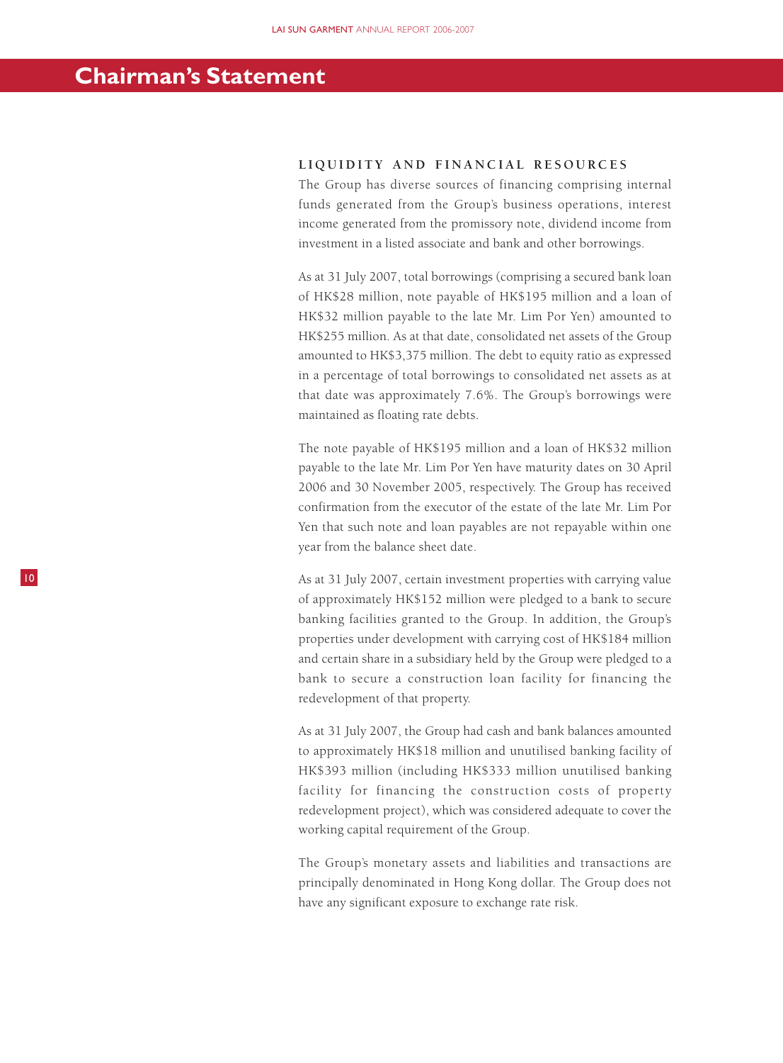# Chairman's Statement

## LIQUIDITY AND FINANCIAL RESOURCES

The Group has diverse sources of financing comprising internal funds generated from the Group's business operations, interest income generated from the promissory note, dividend income from investment in a listed associate and bank and other borrowings.

As at 31 July 2007, total borrowings (comprising a secured bank loan of HK$28 million, note payable of HK$195 million and a loan of HK$32 million payable to the late Mr. Lim Por Yen) amounted to HK$255 million. As at that date, consolidated net assets of the Group amounted to HK$3,375 million. The debt to equity ratio as expressed in a percentage of total borrowings to consolidated net assets as at that date was approximately 7.6%. The Group's borrowings were maintained as floating rate debts.

The note payable of HK$195 million and a loan of HK$32 million payable to the late Mr. Lim Por Yen have maturity dates on 30 April 2006 and 30 November 2005, respectively. The Group has received confirmation from the executor of the estate of the late Mr. Lim Por Yen that such note and loan payables are not repayable within one year from the balance sheet date.

As at 31 July 2007, certain investment properties with carrying value of approximately HK$152 million were pledged to a bank to secure banking facilities granted to the Group. In addition, the Group's properties under development with carrying cost of HK$184 million and certain share in a subsidiary held by the Group were pledged to a bank to secure a construction loan facility for financing the redevelopment of that property.

As at 31 July 2007, the Group had cash and bank balances amounted to approximately HK$18 million and unutilised banking facility of HK$393 million (including HK$333 million unutilised banking facility for financing the construction costs of property redevelopment project), which was considered adequate to cover the working capital requirement of the Group.

The Group's monetary assets and liabilities and transactions are principally denominated in Hong Kong dollar. The Group does not have any significant exposure to exchange rate risk.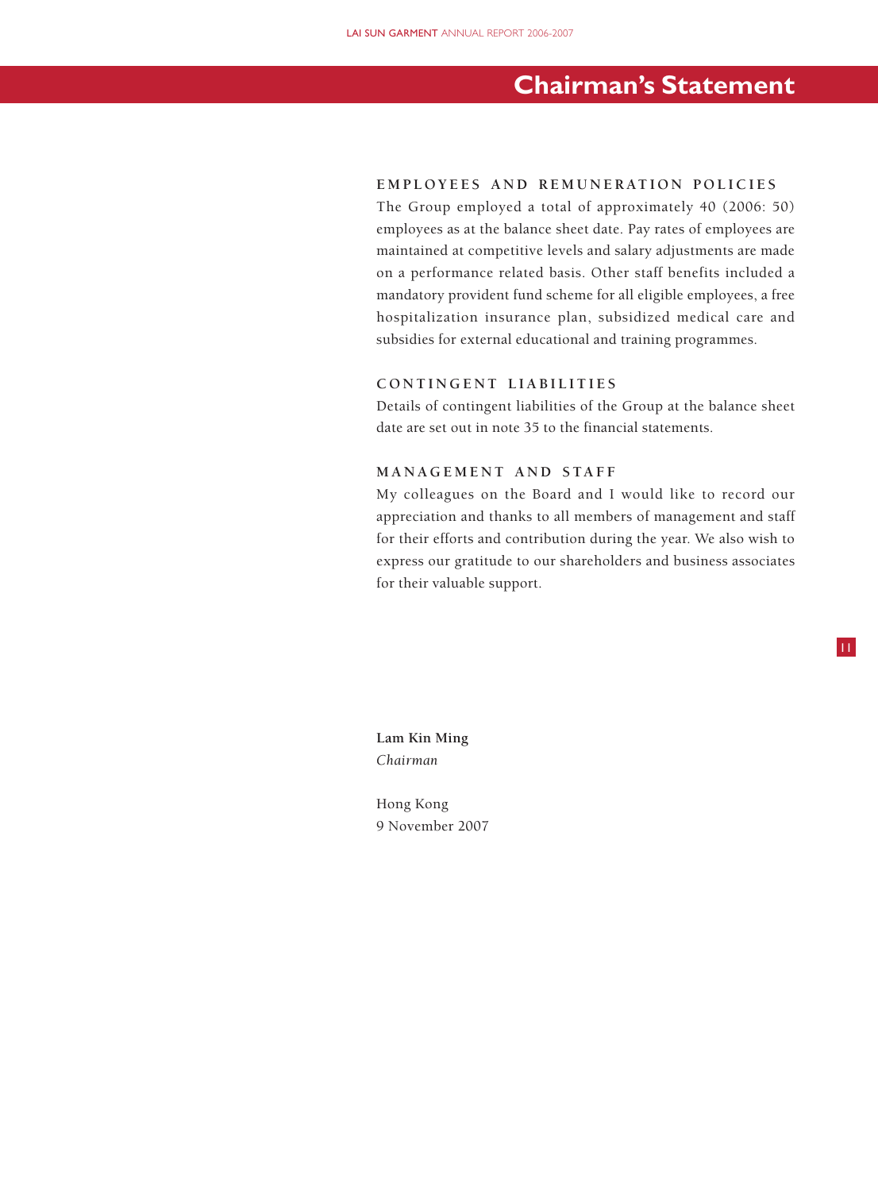# Chairman's Statement

### EMPLOYEES AND REMUNERATION POLICIES

The Group employed a total of approximately 40 (2006: 50) employees as at the balance sheet date. Pay rates of employees are maintained at competitive levels and salary adjustments are made on a performance related basis. Other staff benefits included a mandatory provident fund scheme for all eligible employees, a free hospitalization insurance plan, subsidized medical care and subsidies for external educational and training programmes.

### CONTINGENT LIABILITIES

Details of contingent liabilities of the Group at the balance sheet date are set out in note 35 to the financial statements.

### MANAGEMENT AND STAFF

My colleagues on the Board and I would like to record our appreciation and thanks to all members of management and staff for their efforts and contribution during the year. We also wish to express our gratitude to our shareholders and business associates for their valuable support.

**Lam Kin Ming**
*Chairman*

Hong Kong
9 November 2007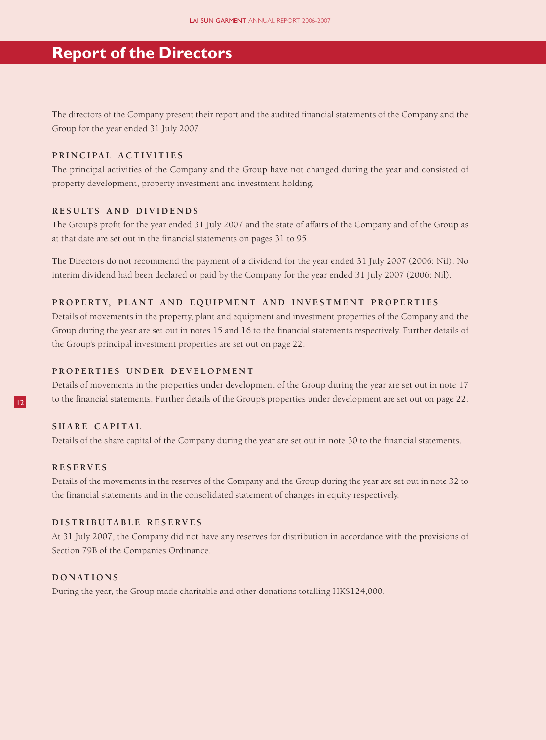# Report of the Directors

The directors of the Company present their report and the audited financial statements of the Company and the Group for the year ended 31 July 2007.

### PRINCIPAL ACTIVITIES

The principal activities of the Company and the Group have not changed during the year and consisted of property development, property investment and investment holding.

### RESULTS AND DIVIDENDS

The Group's profit for the year ended 31 July 2007 and the state of affairs of the Company and of the Group as at that date are set out in the financial statements on pages 31 to 95.

The Directors do not recommend the payment of a dividend for the year ended 31 July 2007 (2006: Nil). No interim dividend had been declared or paid by the Company for the year ended 31 July 2007 (2006: Nil).

### PROPERTY, PLANT AND EQUIPMENT AND INVESTMENT PROPERTIES

Details of movements in the property, plant and equipment and investment properties of the Company and the Group during the year are set out in notes 15 and 16 to the financial statements respectively. Further details of the Group's principal investment properties are set out on page 22.

### PROPERTIES UNDER DEVELOPMENT

Details of movements in the properties under development of the Group during the year are set out in note 17 to the financial statements. Further details of the Group's properties under development are set out on page 22.

### SHARE CAPITAL

Details of the share capital of the Company during the year are set out in note 30 to the financial statements.

### RESERVES

Details of the movements in the reserves of the Company and the Group during the year are set out in note 32 to the financial statements and in the consolidated statement of changes in equity respectively.

### DISTRIBUTABLE RESERVES

At 31 July 2007, the Company did not have any reserves for distribution in accordance with the provisions of Section 79B of the Companies Ordinance.

### DONATIONS

During the year, the Group made charitable and other donations totalling HK$124,000.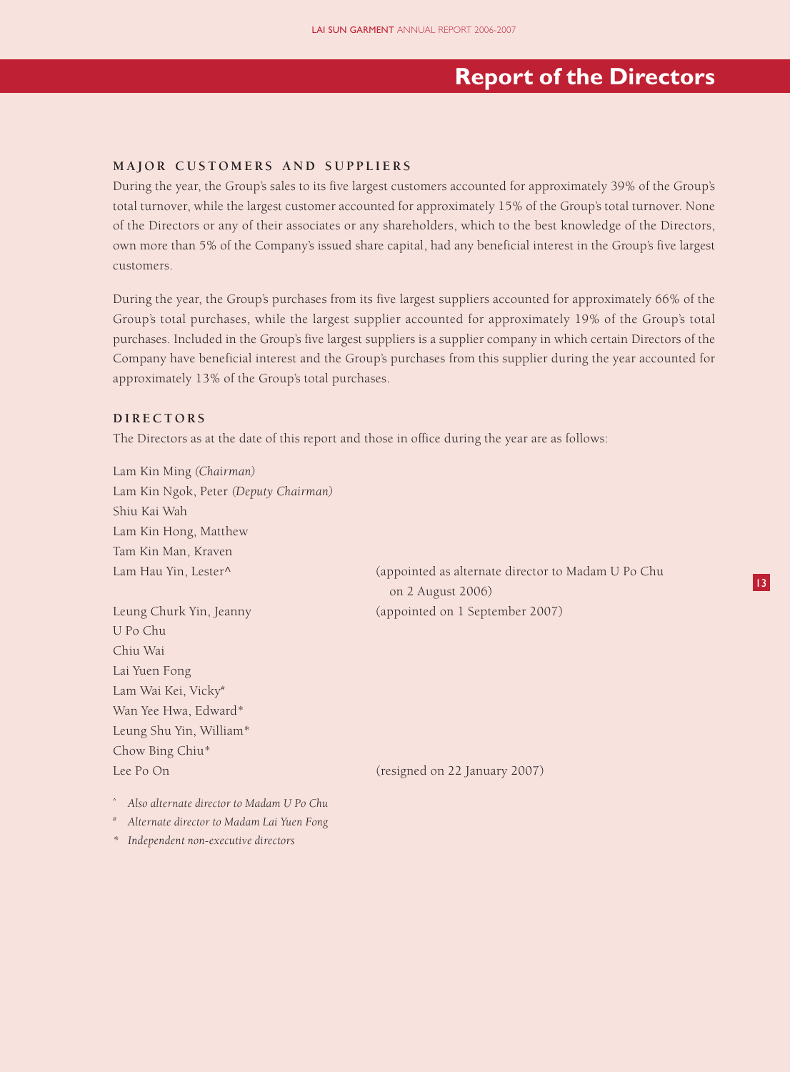# Report of the Directors

## MAJOR CUSTOMERS AND SUPPLIERS

During the year, the Group's sales to its five largest customers accounted for approximately 39% of the Group's total turnover, while the largest customer accounted for approximately 15% of the Group's total turnover. None of the Directors or any of their associates or any shareholders, which to the best knowledge of the Directors, own more than 5% of the Company's issued share capital, had any beneficial interest in the Group's five largest customers.

During the year, the Group's purchases from its five largest suppliers accounted for approximately 66% of the Group's total purchases, while the largest supplier accounted for approximately 19% of the Group's total purchases. Included in the Group's five largest suppliers is a supplier company in which certain Directors of the Company have beneficial interest and the Group's purchases from this supplier during the year accounted for approximately 13% of the Group's total purchases.

## DIRECTORS

The Directors as at the date of this report and those in office during the year are as follows:

Lam Kin Ming *(Chairman)*
Lam Kin Ngok, Peter *(Deputy Chairman)*
Shiu Kai Wah
Lam Kin Hong, Matthew
Tam Kin Man, Kraven
Lam Hau Yin, Lester^ (appointed as alternate director to Madam U Po Chu on 2 August 2006)
Leung Churk Yin, Jeanny (appointed on 1 September 2007)
U Po Chu
Chiu Wai
Lai Yuen Fong
Lam Wai Kei, Vicky#
Wan Yee Hwa, Edward*
Leung Shu Yin, William*
Chow Bing Chiu*
Lee Po On (resigned on 22 January 2007)

^ *Also alternate director to Madam U Po Chu*

# *Alternate director to Madam Lai Yuen Fong*

\* *Independent non-executive directors*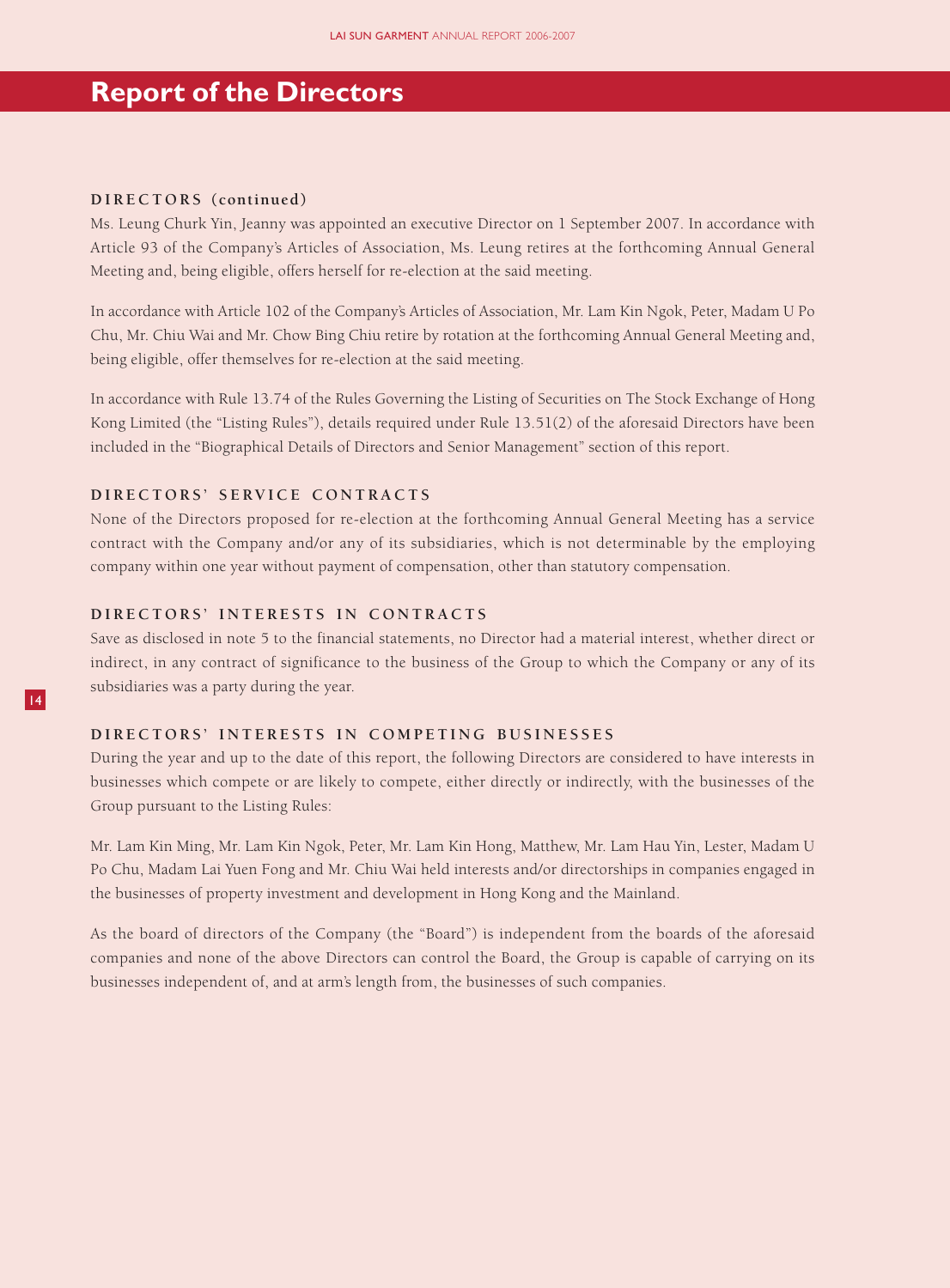# Report of the Directors

### DIRECTORS (continued)

Ms. Leung Churk Yin, Jeanny was appointed an executive Director on 1 September 2007. In accordance with Article 93 of the Company's Articles of Association, Ms. Leung retires at the forthcoming Annual General Meeting and, being eligible, offers herself for re-election at the said meeting.

In accordance with Article 102 of the Company's Articles of Association, Mr. Lam Kin Ngok, Peter, Madam U Po Chu, Mr. Chiu Wai and Mr. Chow Bing Chiu retire by rotation at the forthcoming Annual General Meeting and, being eligible, offer themselves for re-election at the said meeting.

In accordance with Rule 13.74 of the Rules Governing the Listing of Securities on The Stock Exchange of Hong Kong Limited (the "Listing Rules"), details required under Rule 13.51(2) of the aforesaid Directors have been included in the "Biographical Details of Directors and Senior Management" section of this report.

### DIRECTORS' SERVICE CONTRACTS

None of the Directors proposed for re-election at the forthcoming Annual General Meeting has a service contract with the Company and/or any of its subsidiaries, which is not determinable by the employing company within one year without payment of compensation, other than statutory compensation.

### DIRECTORS' INTERESTS IN CONTRACTS

Save as disclosed in note 5 to the financial statements, no Director had a material interest, whether direct or indirect, in any contract of significance to the business of the Group to which the Company or any of its subsidiaries was a party during the year.

### DIRECTORS' INTERESTS IN COMPETING BUSINESSES

During the year and up to the date of this report, the following Directors are considered to have interests in businesses which compete or are likely to compete, either directly or indirectly, with the businesses of the Group pursuant to the Listing Rules:

Mr. Lam Kin Ming, Mr. Lam Kin Ngok, Peter, Mr. Lam Kin Hong, Matthew, Mr. Lam Hau Yin, Lester, Madam U Po Chu, Madam Lai Yuen Fong and Mr. Chiu Wai held interests and/or directorships in companies engaged in the businesses of property investment and development in Hong Kong and the Mainland.

As the board of directors of the Company (the "Board") is independent from the boards of the aforesaid companies and none of the above Directors can control the Board, the Group is capable of carrying on its businesses independent of, and at arm's length from, the businesses of such companies.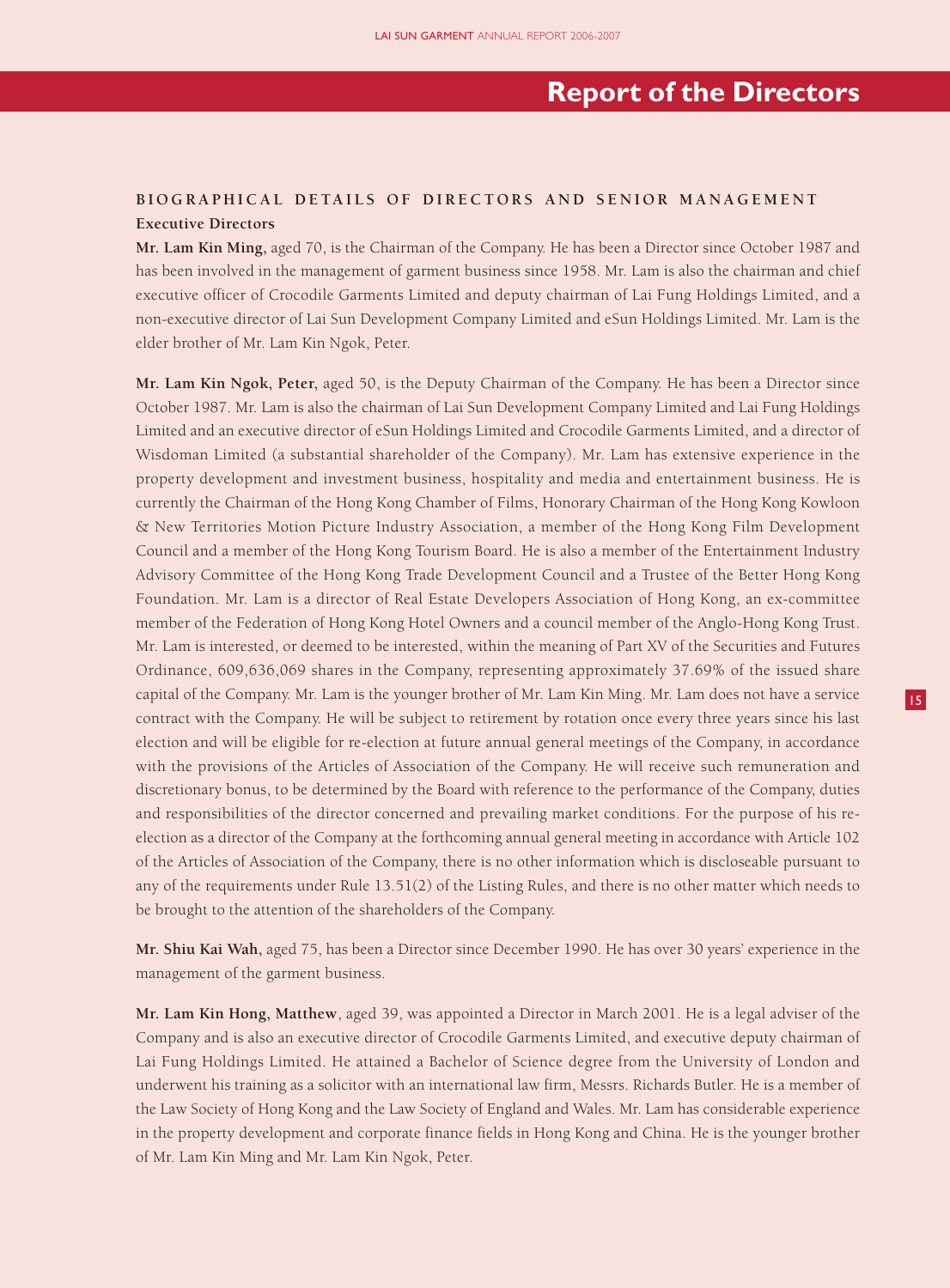# Report of the Directors

## BIOGRAPHICAL DETAILS OF DIRECTORS AND SENIOR MANAGEMENT

### Executive Directors

**Mr. Lam Kin Ming,** aged 70, is the Chairman of the Company. He has been a Director since October 1987 and has been involved in the management of garment business since 1958. Mr. Lam is also the chairman and chief executive officer of Crocodile Garments Limited and deputy chairman of Lai Fung Holdings Limited, and a non-executive director of Lai Sun Development Company Limited and eSun Holdings Limited. Mr. Lam is the elder brother of Mr. Lam Kin Ngok, Peter.

**Mr. Lam Kin Ngok, Peter,** aged 50, is the Deputy Chairman of the Company. He has been a Director since October 1987. Mr. Lam is also the chairman of Lai Sun Development Company Limited and Lai Fung Holdings Limited and an executive director of eSun Holdings Limited and Crocodile Garments Limited, and a director of Wisdoman Limited (a substantial shareholder of the Company). Mr. Lam has extensive experience in the property development and investment business, hospitality and media and entertainment business. He is currently the Chairman of the Hong Kong Chamber of Films, Honorary Chairman of the Hong Kong Kowloon & New Territories Motion Picture Industry Association, a member of the Hong Kong Film Development Council and a member of the Hong Kong Tourism Board. He is also a member of the Entertainment Industry Advisory Committee of the Hong Kong Trade Development Council and a Trustee of the Better Hong Kong Foundation. Mr. Lam is a director of Real Estate Developers Association of Hong Kong, an ex-committee member of the Federation of Hong Kong Hotel Owners and a council member of the Anglo-Hong Kong Trust. Mr. Lam is interested, or deemed to be interested, within the meaning of Part XV of the Securities and Futures Ordinance, 609,636,069 shares in the Company, representing approximately 37.69% of the issued share capital of the Company. Mr. Lam is the younger brother of Mr. Lam Kin Ming. Mr. Lam does not have a service contract with the Company. He will be subject to retirement by rotation once every three years since his last election and will be eligible for re-election at future annual general meetings of the Company, in accordance with the provisions of the Articles of Association of the Company. He will receive such remuneration and discretionary bonus, to be determined by the Board with reference to the performance of the Company, duties and responsibilities of the director concerned and prevailing market conditions. For the purpose of his re-election as a director of the Company at the forthcoming annual general meeting in accordance with Article 102 of the Articles of Association of the Company, there is no other information which is discloseable pursuant to any of the requirements under Rule 13.51(2) of the Listing Rules, and there is no other matter which needs to be brought to the attention of the shareholders of the Company.

**Mr. Shiu Kai Wah,** aged 75, has been a Director since December 1990. He has over 30 years' experience in the management of the garment business.

**Mr. Lam Kin Hong, Matthew**, aged 39, was appointed a Director in March 2001. He is a legal adviser of the Company and is also an executive director of Crocodile Garments Limited, and executive deputy chairman of Lai Fung Holdings Limited. He attained a Bachelor of Science degree from the University of London and underwent his training as a solicitor with an international law firm, Messrs. Richards Butler. He is a member of the Law Society of Hong Kong and the Law Society of England and Wales. Mr. Lam has considerable experience in the property development and corporate finance fields in Hong Kong and China. He is the younger brother of Mr. Lam Kin Ming and Mr. Lam Kin Ngok, Peter.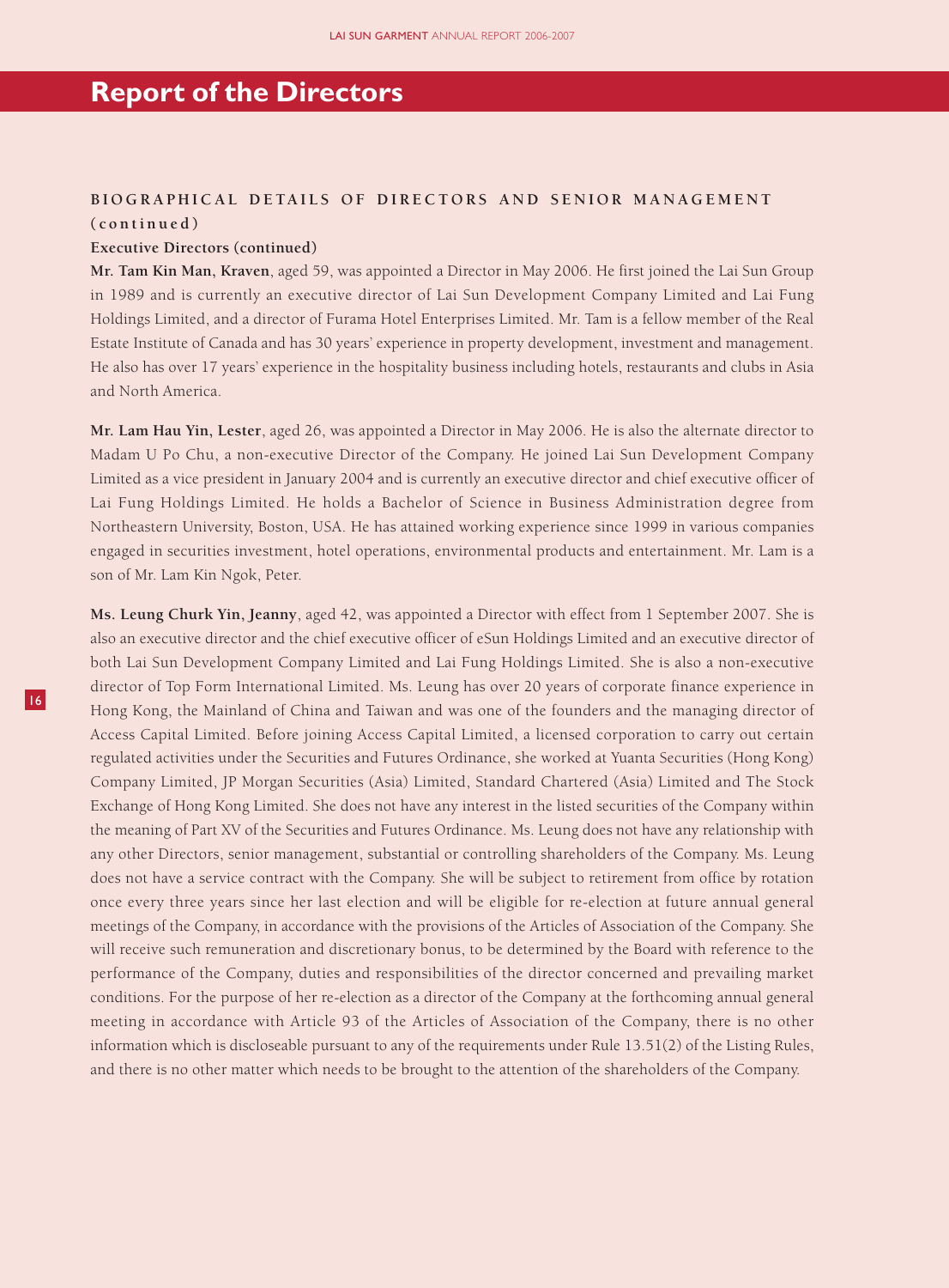# Report of the Directors

## BIOGRAPHICAL DETAILS OF DIRECTORS AND SENIOR MANAGEMENT (continued)

### Executive Directors (continued)

**Mr. Tam Kin Man, Kraven**, aged 59, was appointed a Director in May 2006. He first joined the Lai Sun Group in 1989 and is currently an executive director of Lai Sun Development Company Limited and Lai Fung Holdings Limited, and a director of Furama Hotel Enterprises Limited. Mr. Tam is a fellow member of the Real Estate Institute of Canada and has 30 years' experience in property development, investment and management. He also has over 17 years' experience in the hospitality business including hotels, restaurants and clubs in Asia and North America.

**Mr. Lam Hau Yin, Lester**, aged 26, was appointed a Director in May 2006. He is also the alternate director to Madam U Po Chu, a non-executive Director of the Company. He joined Lai Sun Development Company Limited as a vice president in January 2004 and is currently an executive director and chief executive officer of Lai Fung Holdings Limited. He holds a Bachelor of Science in Business Administration degree from Northeastern University, Boston, USA. He has attained working experience since 1999 in various companies engaged in securities investment, hotel operations, environmental products and entertainment. Mr. Lam is a son of Mr. Lam Kin Ngok, Peter.

**Ms. Leung Churk Yin, Jeanny**, aged 42, was appointed a Director with effect from 1 September 2007. She is also an executive director and the chief executive officer of eSun Holdings Limited and an executive director of both Lai Sun Development Company Limited and Lai Fung Holdings Limited. She is also a non-executive director of Top Form International Limited. Ms. Leung has over 20 years of corporate finance experience in Hong Kong, the Mainland of China and Taiwan and was one of the founders and the managing director of Access Capital Limited. Before joining Access Capital Limited, a licensed corporation to carry out certain regulated activities under the Securities and Futures Ordinance, she worked at Yuanta Securities (Hong Kong) Company Limited, JP Morgan Securities (Asia) Limited, Standard Chartered (Asia) Limited and The Stock Exchange of Hong Kong Limited. She does not have any interest in the listed securities of the Company within the meaning of Part XV of the Securities and Futures Ordinance. Ms. Leung does not have any relationship with any other Directors, senior management, substantial or controlling shareholders of the Company. Ms. Leung does not have a service contract with the Company. She will be subject to retirement from office by rotation once every three years since her last election and will be eligible for re-election at future annual general meetings of the Company, in accordance with the provisions of the Articles of Association of the Company. She will receive such remuneration and discretionary bonus, to be determined by the Board with reference to the performance of the Company, duties and responsibilities of the director concerned and prevailing market conditions. For the purpose of her re-election as a director of the Company at the forthcoming annual general meeting in accordance with Article 93 of the Articles of Association of the Company, there is no other information which is discloseable pursuant to any of the requirements under Rule 13.51(2) of the Listing Rules, and there is no other matter which needs to be brought to the attention of the shareholders of the Company.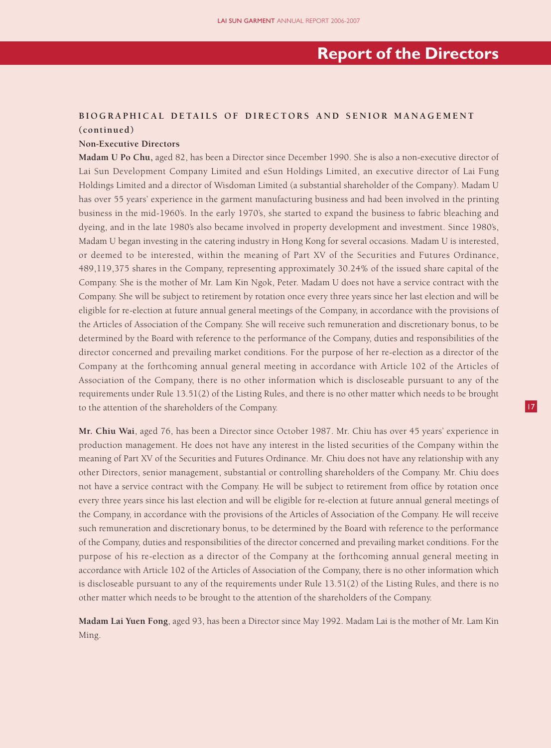## BIOGRAPHICAL DETAILS OF DIRECTORS AND SENIOR MANAGEMENT (continued)

### Non-Executive Directors

**Madam U Po Chu,** aged 82, has been a Director since December 1990. She is also a non-executive director of Lai Sun Development Company Limited and eSun Holdings Limited, an executive director of Lai Fung Holdings Limited and a director of Wisdoman Limited (a substantial shareholder of the Company). Madam U has over 55 years' experience in the garment manufacturing business and had been involved in the printing business in the mid-1960's. In the early 1970's, she started to expand the business to fabric bleaching and dyeing, and in the late 1980's also became involved in property development and investment. Since 1980's, Madam U began investing in the catering industry in Hong Kong for several occasions. Madam U is interested, or deemed to be interested, within the meaning of Part XV of the Securities and Futures Ordinance, 489,119,375 shares in the Company, representing approximately 30.24% of the issued share capital of the Company. She is the mother of Mr. Lam Kin Ngok, Peter. Madam U does not have a service contract with the Company. She will be subject to retirement by rotation once every three years since her last election and will be eligible for re-election at future annual general meetings of the Company, in accordance with the provisions of the Articles of Association of the Company. She will receive such remuneration and discretionary bonus, to be determined by the Board with reference to the performance of the Company, duties and responsibilities of the director concerned and prevailing market conditions. For the purpose of her re-election as a director of the Company at the forthcoming annual general meeting in accordance with Article 102 of the Articles of Association of the Company, there is no other information which is discloseable pursuant to any of the requirements under Rule 13.51(2) of the Listing Rules, and there is no other matter which needs to be brought to the attention of the shareholders of the Company.

**Mr. Chiu Wai**, aged 76, has been a Director since October 1987. Mr. Chiu has over 45 years' experience in production management. He does not have any interest in the listed securities of the Company within the meaning of Part XV of the Securities and Futures Ordinance. Mr. Chiu does not have any relationship with any other Directors, senior management, substantial or controlling shareholders of the Company. Mr. Chiu does not have a service contract with the Company. He will be subject to retirement from office by rotation once every three years since his last election and will be eligible for re-election at future annual general meetings of the Company, in accordance with the provisions of the Articles of Association of the Company. He will receive such remuneration and discretionary bonus, to be determined by the Board with reference to the performance of the Company, duties and responsibilities of the director concerned and prevailing market conditions. For the purpose of his re-election as a director of the Company at the forthcoming annual general meeting in accordance with Article 102 of the Articles of Association of the Company, there is no other information which is discloseable pursuant to any of the requirements under Rule 13.51(2) of the Listing Rules, and there is no other matter which needs to be brought to the attention of the shareholders of the Company.

**Madam Lai Yuen Fong**, aged 93, has been a Director since May 1992. Madam Lai is the mother of Mr. Lam Kin Ming.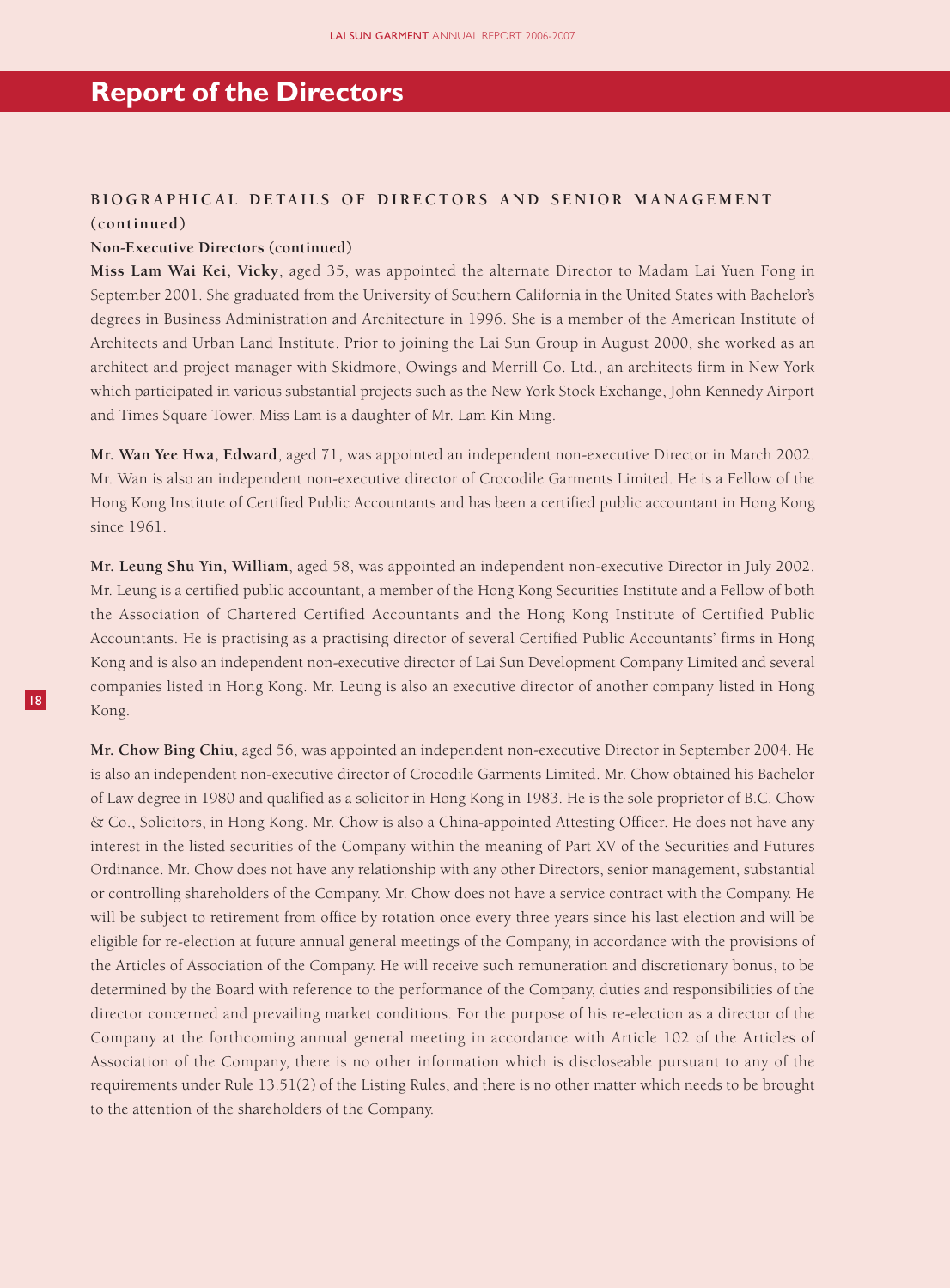# Report of the Directors

## BIOGRAPHICAL DETAILS OF DIRECTORS AND SENIOR MANAGEMENT (continued)

### Non-Executive Directors (continued)

**Miss Lam Wai Kei, Vicky**, aged 35, was appointed the alternate Director to Madam Lai Yuen Fong in September 2001. She graduated from the University of Southern California in the United States with Bachelor's degrees in Business Administration and Architecture in 1996. She is a member of the American Institute of Architects and Urban Land Institute. Prior to joining the Lai Sun Group in August 2000, she worked as an architect and project manager with Skidmore, Owings and Merrill Co. Ltd., an architects firm in New York which participated in various substantial projects such as the New York Stock Exchange, John Kennedy Airport and Times Square Tower. Miss Lam is a daughter of Mr. Lam Kin Ming.

**Mr. Wan Yee Hwa, Edward**, aged 71, was appointed an independent non-executive Director in March 2002. Mr. Wan is also an independent non-executive director of Crocodile Garments Limited. He is a Fellow of the Hong Kong Institute of Certified Public Accountants and has been a certified public accountant in Hong Kong since 1961.

**Mr. Leung Shu Yin, William**, aged 58, was appointed an independent non-executive Director in July 2002. Mr. Leung is a certified public accountant, a member of the Hong Kong Securities Institute and a Fellow of both the Association of Chartered Certified Accountants and the Hong Kong Institute of Certified Public Accountants. He is practising as a practising director of several Certified Public Accountants' firms in Hong Kong and is also an independent non-executive director of Lai Sun Development Company Limited and several companies listed in Hong Kong. Mr. Leung is also an executive director of another company listed in Hong Kong.

**Mr. Chow Bing Chiu**, aged 56, was appointed an independent non-executive Director in September 2004. He is also an independent non-executive director of Crocodile Garments Limited. Mr. Chow obtained his Bachelor of Law degree in 1980 and qualified as a solicitor in Hong Kong in 1983. He is the sole proprietor of B.C. Chow & Co., Solicitors, in Hong Kong. Mr. Chow is also a China-appointed Attesting Officer. He does not have any interest in the listed securities of the Company within the meaning of Part XV of the Securities and Futures Ordinance. Mr. Chow does not have any relationship with any other Directors, senior management, substantial or controlling shareholders of the Company. Mr. Chow does not have a service contract with the Company. He will be subject to retirement from office by rotation once every three years since his last election and will be eligible for re-election at future annual general meetings of the Company, in accordance with the provisions of the Articles of Association of the Company. He will receive such remuneration and discretionary bonus, to be determined by the Board with reference to the performance of the Company, duties and responsibilities of the director concerned and prevailing market conditions. For the purpose of his re-election as a director of the Company at the forthcoming annual general meeting in accordance with Article 102 of the Articles of Association of the Company, there is no other information which is discloseable pursuant to any of the requirements under Rule 13.51(2) of the Listing Rules, and there is no other matter which needs to be brought to the attention of the shareholders of the Company.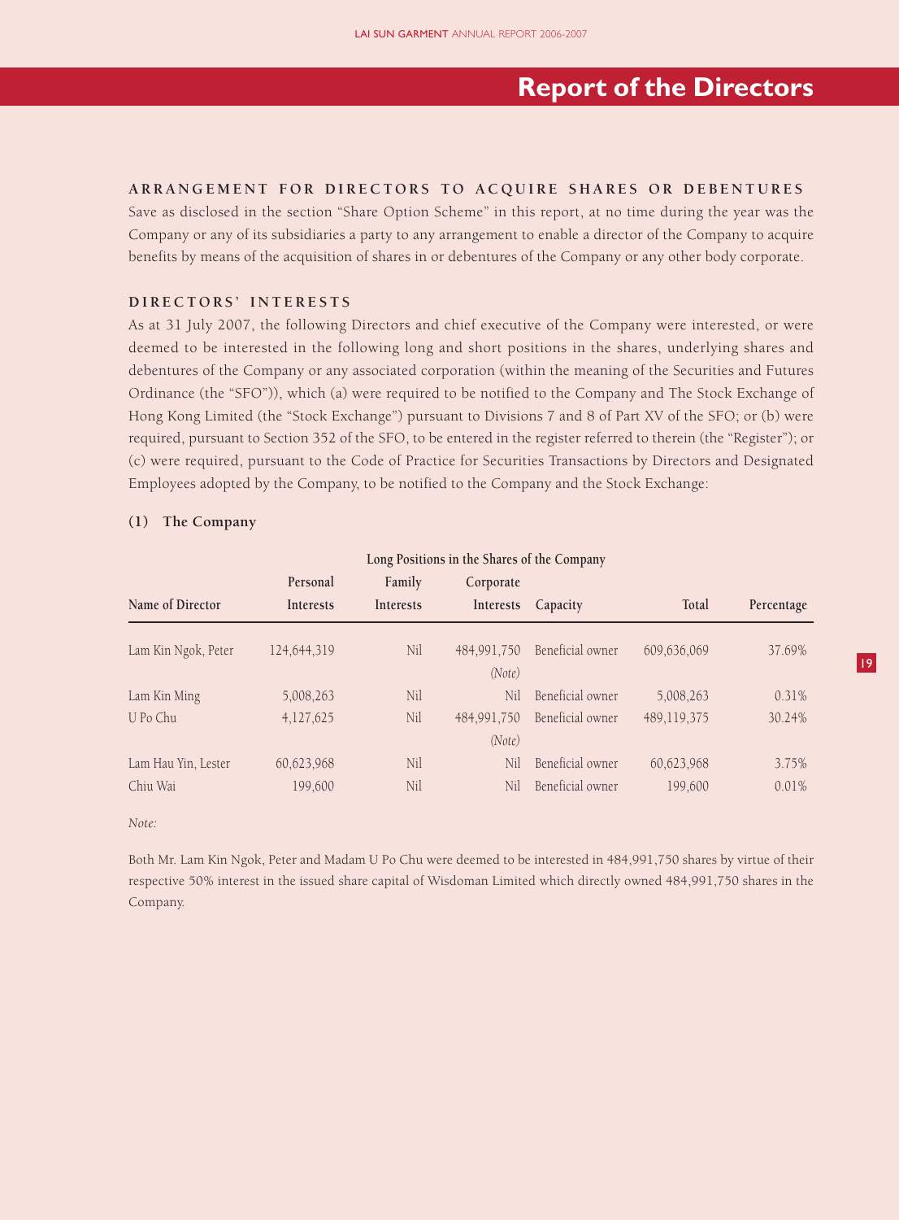# Report of the Directors

## ARRANGEMENT FOR DIRECTORS TO ACQUIRE SHARES OR DEBENTURES

Save as disclosed in the section "Share Option Scheme" in this report, at no time during the year was the Company or any of its subsidiaries a party to any arrangement to enable a director of the Company to acquire benefits by means of the acquisition of shares in or debentures of the Company or any other body corporate.

## DIRECTORS' INTERESTS

As at 31 July 2007, the following Directors and chief executive of the Company were interested, or were deemed to be interested in the following long and short positions in the shares, underlying shares and debentures of the Company or any associated corporation (within the meaning of the Securities and Futures Ordinance (the "SFO")), which (a) were required to be notified to the Company and The Stock Exchange of Hong Kong Limited (the "Stock Exchange") pursuant to Divisions 7 and 8 of Part XV of the SFO; or (b) were required, pursuant to Section 352 of the SFO, to be entered in the register referred to therein (the "Register"); or (c) were required, pursuant to the Code of Practice for Securities Transactions by Directors and Designated Employees adopted by the Company, to be notified to the Company and the Stock Exchange:

### (1) The Company

| | Long Positions in the Shares of the Company | | | | | |
|---|---|---|---|---|---|---|
| Name of Director | Personal Interests | Family Interests | Corporate Interests | Capacity | Total | Percentage |
| Lam Kin Ngok, Peter | 124,644,319 | Nil | 484,991,750 *(Note)* | Beneficial owner | 609,636,069 | 37.69% |
| Lam Kin Ming | 5,008,263 | Nil | Nil | Beneficial owner | 5,008,263 | 0.31% |
| U Po Chu | 4,127,625 | Nil | 484,991,750 *(Note)* | Beneficial owner | 489,119,375 | 30.24% |
| Lam Hau Yin, Lester | 60,623,968 | Nil | Nil | Beneficial owner | 60,623,968 | 3.75% |
| Chiu Wai | 199,600 | Nil | Nil | Beneficial owner | 199,600 | 0.01% |

*Note:*

Both Mr. Lam Kin Ngok, Peter and Madam U Po Chu were deemed to be interested in 484,991,750 shares by virtue of their respective 50% interest in the issued share capital of Wisdoman Limited which directly owned 484,991,750 shares in the Company.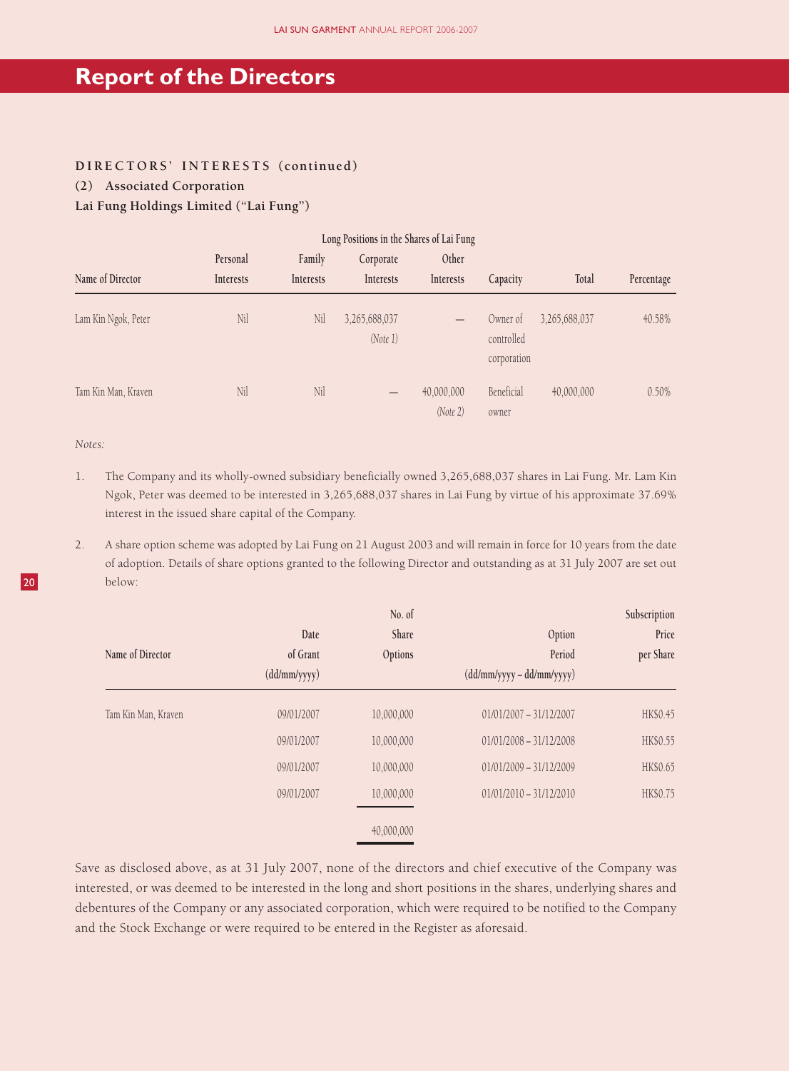# Report of the Directors

**DIRECTORS' INTERESTS (continued)**

**(2) Associated Corporation**

**Lai Fung Holdings Limited ("Lai Fung")**

| | Long Positions in the Shares of Lai Fung | | | | | | |
|---|---|---|---|---|---|---|---|
| Name of Director | Personal Interests | Family Interests | Corporate Interests | Other Interests | Capacity | Total | Percentage |
| Lam Kin Ngok, Peter | Nil | Nil | 3,265,688,037 *(Note 1)* | — | Owner of controlled corporation | 3,265,688,037 | 40.58% |
| Tam Kin Man, Kraven | Nil | Nil | — | 40,000,000 *(Note 2)* | Beneficial owner | 40,000,000 | 0.50% |

*Notes:*

1. The Company and its wholly-owned subsidiary beneficially owned 3,265,688,037 shares in Lai Fung. Mr. Lam Kin Ngok, Peter was deemed to be interested in 3,265,688,037 shares in Lai Fung by virtue of his approximate 37.69% interest in the issued share capital of the Company.

2. A share option scheme was adopted by Lai Fung on 21 August 2003 and will remain in force for 10 years from the date of adoption. Details of share options granted to the following Director and outstanding as at 31 July 2007 are set out below:

| Name of Director | Date of Grant (dd/mm/yyyy) | No. of Share Options | Option Period (dd/mm/yyyy – dd/mm/yyyy) | Subscription Price per Share |
|---|---|---|---|---|
| Tam Kin Man, Kraven | 09/01/2007 | 10,000,000 | 01/01/2007 – 31/12/2007 | HK$0.45 |
| | 09/01/2007 | 10,000,000 | 01/01/2008 – 31/12/2008 | HK$0.55 |
| | 09/01/2007 | 10,000,000 | 01/01/2009 – 31/12/2009 | HK$0.65 |
| | 09/01/2007 | 10,000,000 | 01/01/2010 – 31/12/2010 | HK$0.75 |
| | | 40,000,000 | | |

Save as disclosed above, as at 31 July 2007, none of the directors and chief executive of the Company was interested, or was deemed to be interested in the long and short positions in the shares, underlying shares and debentures of the Company or any associated corporation, which were required to be notified to the Company and the Stock Exchange or were required to be entered in the Register as aforesaid.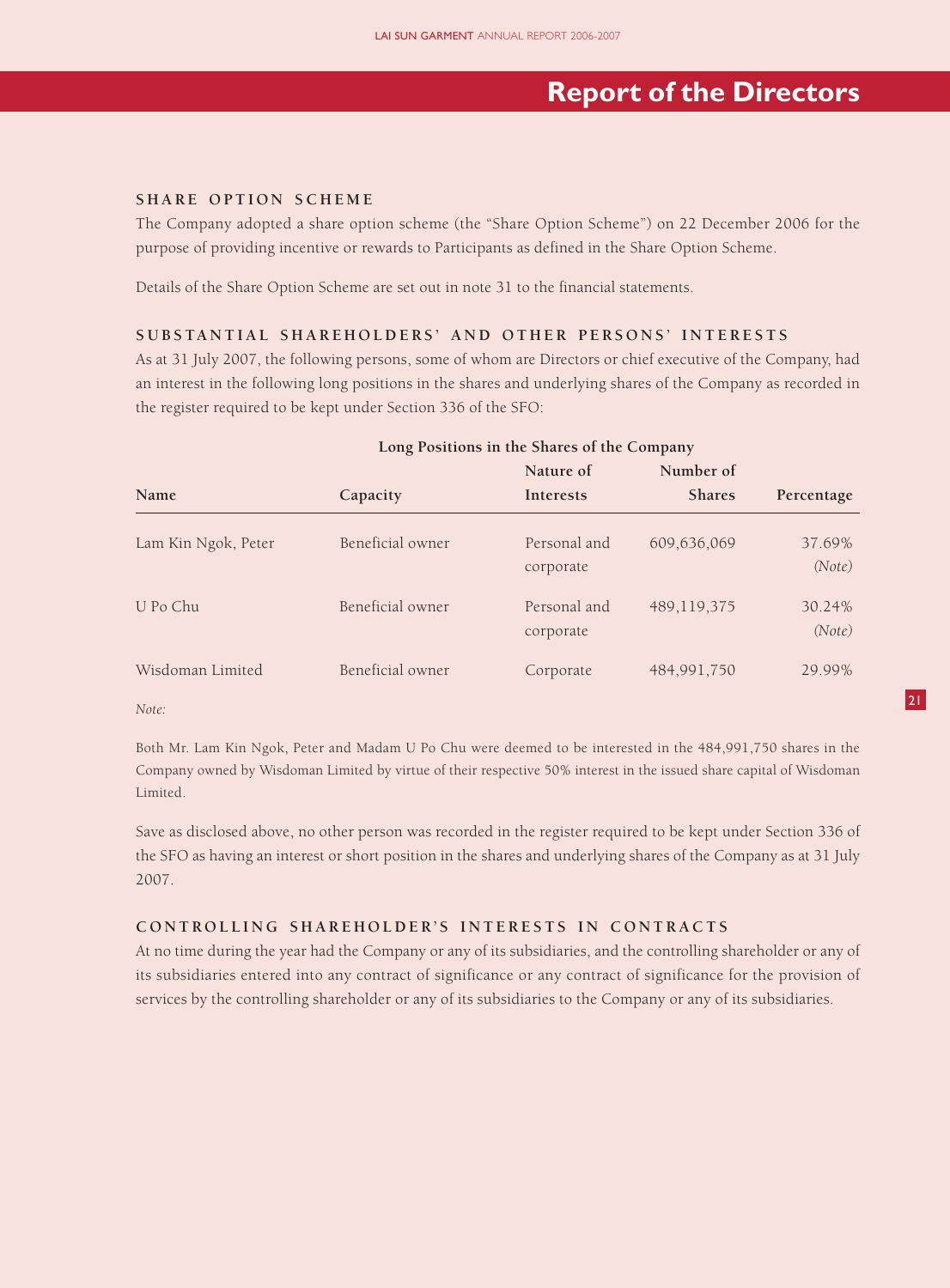# Report of the Directors

## SHARE OPTION SCHEME

The Company adopted a share option scheme (the "Share Option Scheme") on 22 December 2006 for the purpose of providing incentive or rewards to Participants as defined in the Share Option Scheme.

Details of the Share Option Scheme are set out in note 31 to the financial statements.

## SUBSTANTIAL SHAREHOLDERS' AND OTHER PERSONS' INTERESTS

As at 31 July 2007, the following persons, some of whom are Directors or chief executive of the Company, had an interest in the following long positions in the shares and underlying shares of the Company as recorded in the register required to be kept under Section 336 of the SFO:

**Long Positions in the Shares of the Company**

| Name | Capacity | Nature of Interests | Number of Shares | Percentage |
|---|---|---|---|---|
| Lam Kin Ngok, Peter | Beneficial owner | Personal and corporate | 609,636,069 | 37.69% *(Note)* |
| U Po Chu | Beneficial owner | Personal and corporate | 489,119,375 | 30.24% *(Note)* |
| Wisdoman Limited | Beneficial owner | Corporate | 484,991,750 | 29.99% |

*Note:*

Both Mr. Lam Kin Ngok, Peter and Madam U Po Chu were deemed to be interested in the 484,991,750 shares in the Company owned by Wisdoman Limited by virtue of their respective 50% interest in the issued share capital of Wisdoman Limited.

Save as disclosed above, no other person was recorded in the register required to be kept under Section 336 of the SFO as having an interest or short position in the shares and underlying shares of the Company as at 31 July 2007.

## CONTROLLING SHAREHOLDER'S INTERESTS IN CONTRACTS

At no time during the year had the Company or any of its subsidiaries, and the controlling shareholder or any of its subsidiaries entered into any contract of significance or any contract of significance for the provision of services by the controlling shareholder or any of its subsidiaries to the Company or any of its subsidiaries.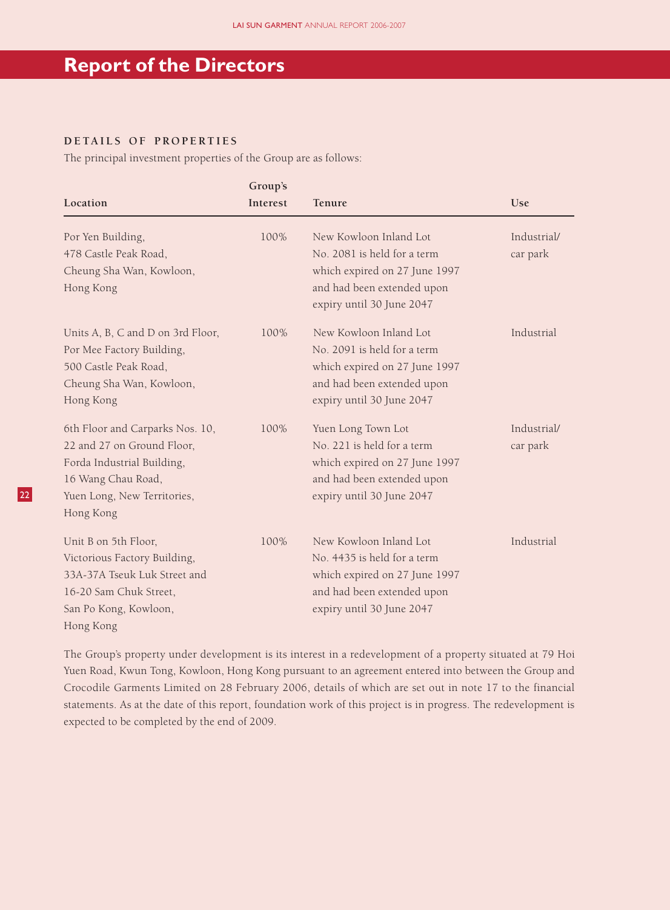# Report of the Directors

## DETAILS OF PROPERTIES

The principal investment properties of the Group are as follows:

| Location | Group's Interest | Tenure | Use |
|---|---|---|---|
| Por Yen Building, 478 Castle Peak Road, Cheung Sha Wan, Kowloon, Hong Kong | 100% | New Kowloon Inland Lot No. 2081 is held for a term which expired on 27 June 1997 and had been extended upon expiry until 30 June 2047 | Industrial/ car park |
| Units A, B, C and D on 3rd Floor, Por Mee Factory Building, 500 Castle Peak Road, Cheung Sha Wan, Kowloon, Hong Kong | 100% | New Kowloon Inland Lot No. 2091 is held for a term which expired on 27 June 1997 and had been extended upon expiry until 30 June 2047 | Industrial |
| 6th Floor and Carparks Nos. 10, 22 and 27 on Ground Floor, Forda Industrial Building, 16 Wang Chau Road, Yuen Long, New Territories, Hong Kong | 100% | Yuen Long Town Lot No. 221 is held for a term which expired on 27 June 1997 and had been extended upon expiry until 30 June 2047 | Industrial/ car park |
| Unit B on 5th Floor, Victorious Factory Building, 33A-37A Tseuk Luk Street and 16-20 Sam Chuk Street, San Po Kong, Kowloon, Hong Kong | 100% | New Kowloon Inland Lot No. 4435 is held for a term which expired on 27 June 1997 and had been extended upon expiry until 30 June 2047 | Industrial |

The Group's property under development is its interest in a redevelopment of a property situated at 79 Hoi Yuen Road, Kwun Tong, Kowloon, Hong Kong pursuant to an agreement entered into between the Group and Crocodile Garments Limited on 28 February 2006, details of which are set out in note 17 to the financial statements. As at the date of this report, foundation work of this project is in progress. The redevelopment is expected to be completed by the end of 2009.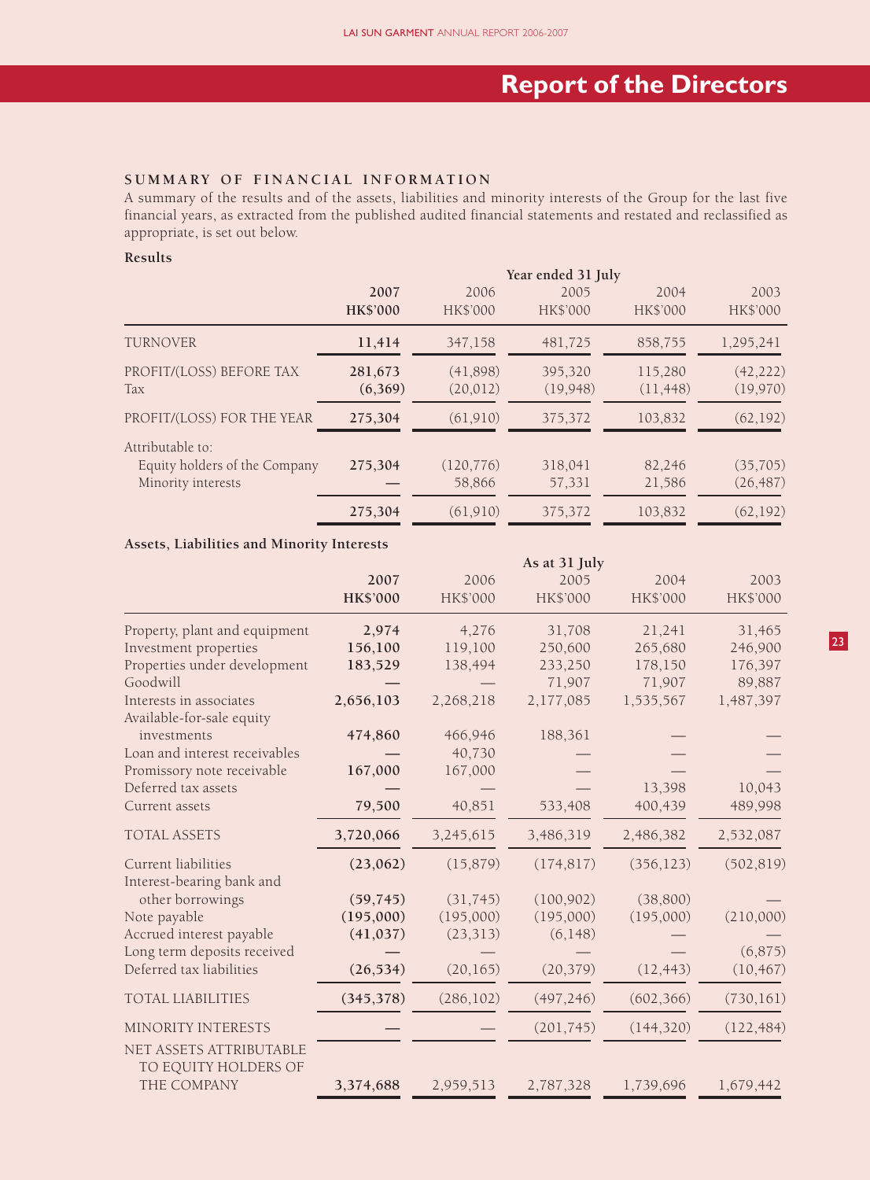# Report of the Directors

## SUMMARY OF FINANCIAL INFORMATION

A summary of the results and of the assets, liabilities and minority interests of the Group for the last five financial years, as extracted from the published audited financial statements and restated and reclassified as appropriate, is set out below.

### Results

| | Year ended 31 July | | | | |
|---|---|---|---|---|---|
| | **2007** | 2006 | 2005 | 2004 | 2003 |
| | **HK$'000** | HK$'000 | HK$'000 | HK$'000 | HK$'000 |
| TURNOVER | **11,414** | 347,158 | 481,725 | 858,755 | 1,295,241 |
| PROFIT/(LOSS) BEFORE TAX | **281,673** | (41,898) | 395,320 | 115,280 | (42,222) |
| Tax | **(6,369)** | (20,012) | (19,948) | (11,448) | (19,970) |
| PROFIT/(LOSS) FOR THE YEAR | **275,304** | (61,910) | 375,372 | 103,832 | (62,192) |
| Attributable to: | | | | | |
| Equity holders of the Company | **275,304** | (120,776) | 318,041 | 82,246 | (35,705) |
| Minority interests | **—** | 58,866 | 57,331 | 21,586 | (26,487) |
| | **275,304** | (61,910) | 375,372 | 103,832 | (62,192) |

### Assets, Liabilities and Minority Interests

| | As at 31 July | | | | |
|---|---|---|---|---|---|
| | **2007** | 2006 | 2005 | 2004 | 2003 |
| | **HK$'000** | HK$'000 | HK$'000 | HK$'000 | HK$'000 |
| Property, plant and equipment | **2,974** | 4,276 | 31,708 | 21,241 | 31,465 |
| Investment properties | **156,100** | 119,100 | 250,600 | 265,680 | 246,900 |
| Properties under development | **183,529** | 138,494 | 233,250 | 178,150 | 176,397 |
| Goodwill | **—** | — | 71,907 | 71,907 | 89,887 |
| Interests in associates | **2,656,103** | 2,268,218 | 2,177,085 | 1,535,567 | 1,487,397 |
| Available-for-sale equity investments | **474,860** | 466,946 | 188,361 | — | — |
| Loan and interest receivables | **—** | 40,730 | — | — | — |
| Promissory note receivable | **167,000** | 167,000 | — | — | — |
| Deferred tax assets | **—** | — | — | 13,398 | 10,043 |
| Current assets | **79,500** | 40,851 | 533,408 | 400,439 | 489,998 |
| TOTAL ASSETS | **3,720,066** | 3,245,615 | 3,486,319 | 2,486,382 | 2,532,087 |
| Current liabilities | **(23,062)** | (15,879) | (174,817) | (356,123) | (502,819) |
| Interest-bearing bank and other borrowings | **(59,745)** | (31,745) | (100,902) | (38,800) | — |
| Note payable | **(195,000)** | (195,000) | (195,000) | (195,000) | (210,000) |
| Accrued interest payable | **(41,037)** | (23,313) | (6,148) | — | — |
| Long term deposits received | **—** | — | — | — | (6,875) |
| Deferred tax liabilities | **(26,534)** | (20,165) | (20,379) | (12,443) | (10,467) |
| TOTAL LIABILITIES | **(345,378)** | (286,102) | (497,246) | (602,366) | (730,161) |
| MINORITY INTERESTS | **—** | — | (201,745) | (144,320) | (122,484) |
| NET ASSETS ATTRIBUTABLE TO EQUITY HOLDERS OF THE COMPANY | **3,374,688** | 2,959,513 | 2,787,328 | 1,739,696 | 1,679,442 |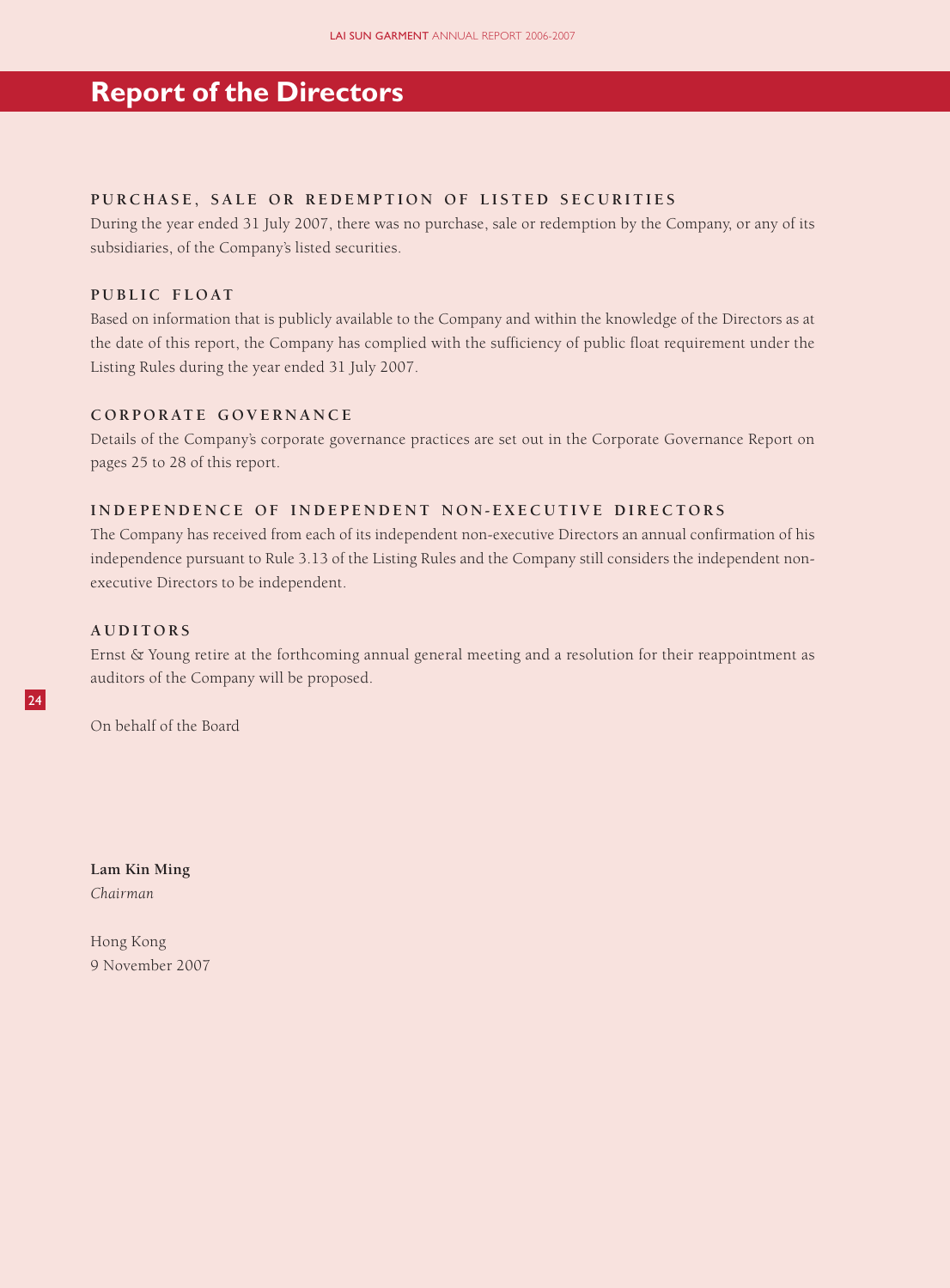# Report of the Directors

### PURCHASE, SALE OR REDEMPTION OF LISTED SECURITIES

During the year ended 31 July 2007, there was no purchase, sale or redemption by the Company, or any of its subsidiaries, of the Company's listed securities.

### PUBLIC FLOAT

Based on information that is publicly available to the Company and within the knowledge of the Directors as at the date of this report, the Company has complied with the sufficiency of public float requirement under the Listing Rules during the year ended 31 July 2007.

### CORPORATE GOVERNANCE

Details of the Company's corporate governance practices are set out in the Corporate Governance Report on pages 25 to 28 of this report.

### INDEPENDENCE OF INDEPENDENT NON-EXECUTIVE DIRECTORS

The Company has received from each of its independent non-executive Directors an annual confirmation of his independence pursuant to Rule 3.13 of the Listing Rules and the Company still considers the independent non-executive Directors to be independent.

### AUDITORS

Ernst & Young retire at the forthcoming annual general meeting and a resolution for their reappointment as auditors of the Company will be proposed.

On behalf of the Board

**Lam Kin Ming**
*Chairman*

Hong Kong
9 November 2007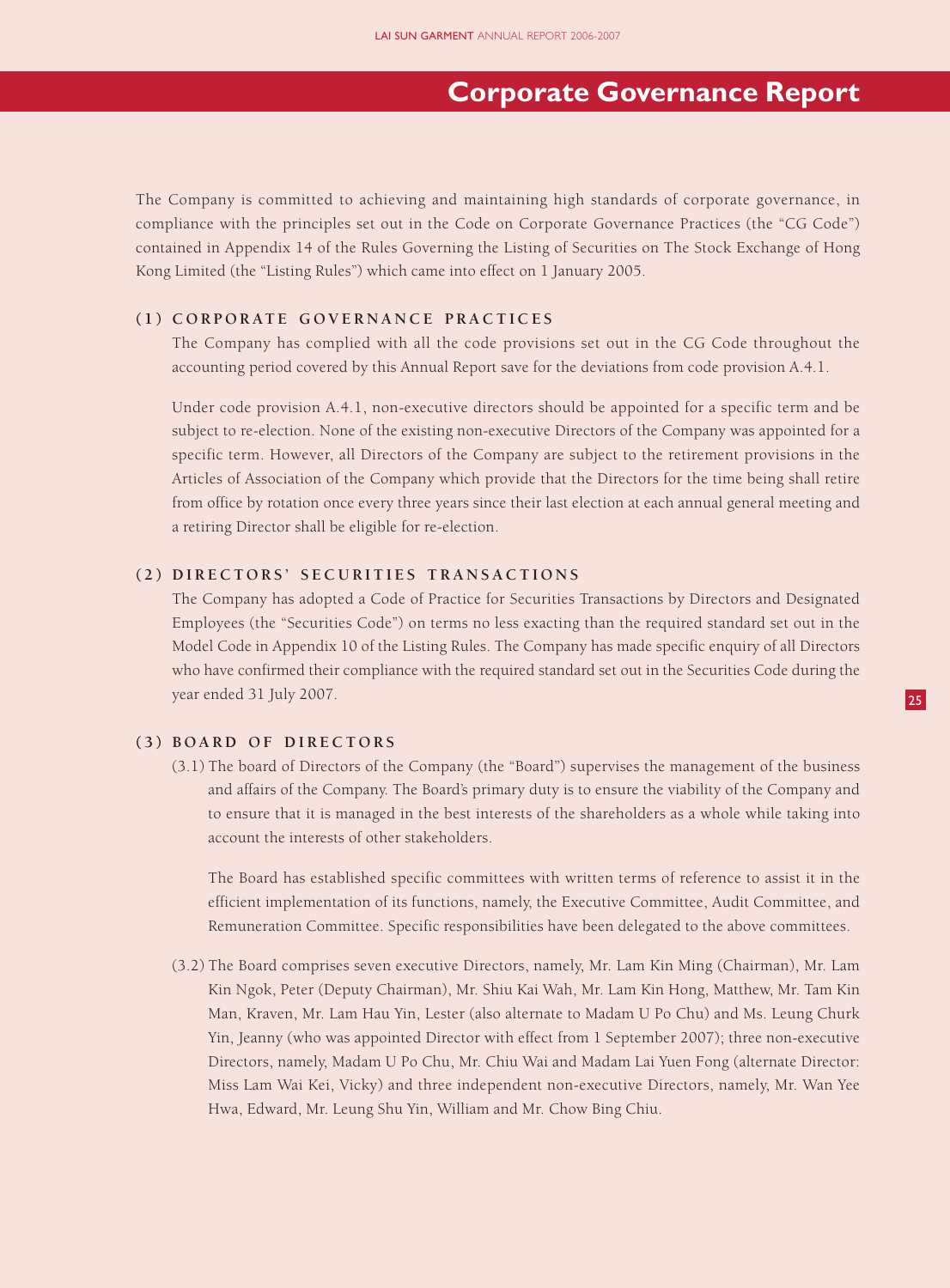# Corporate Governance Report

The Company is committed to achieving and maintaining high standards of corporate governance, in compliance with the principles set out in the Code on Corporate Governance Practices (the "CG Code") contained in Appendix 14 of the Rules Governing the Listing of Securities on The Stock Exchange of Hong Kong Limited (the "Listing Rules") which came into effect on 1 January 2005.

## (1) CORPORATE GOVERNANCE PRACTICES

The Company has complied with all the code provisions set out in the CG Code throughout the accounting period covered by this Annual Report save for the deviations from code provision A.4.1.

Under code provision A.4.1, non-executive directors should be appointed for a specific term and be subject to re-election. None of the existing non-executive Directors of the Company was appointed for a specific term. However, all Directors of the Company are subject to the retirement provisions in the Articles of Association of the Company which provide that the Directors for the time being shall retire from office by rotation once every three years since their last election at each annual general meeting and a retiring Director shall be eligible for re-election.

## (2) DIRECTORS' SECURITIES TRANSACTIONS

The Company has adopted a Code of Practice for Securities Transactions by Directors and Designated Employees (the "Securities Code") on terms no less exacting than the required standard set out in the Model Code in Appendix 10 of the Listing Rules. The Company has made specific enquiry of all Directors who have confirmed their compliance with the required standard set out in the Securities Code during the year ended 31 July 2007.

## (3) BOARD OF DIRECTORS

(3.1) The board of Directors of the Company (the "Board") supervises the management of the business and affairs of the Company. The Board's primary duty is to ensure the viability of the Company and to ensure that it is managed in the best interests of the shareholders as a whole while taking into account the interests of other stakeholders.

The Board has established specific committees with written terms of reference to assist it in the efficient implementation of its functions, namely, the Executive Committee, Audit Committee, and Remuneration Committee. Specific responsibilities have been delegated to the above committees.

(3.2) The Board comprises seven executive Directors, namely, Mr. Lam Kin Ming (Chairman), Mr. Lam Kin Ngok, Peter (Deputy Chairman), Mr. Shiu Kai Wah, Mr. Lam Kin Hong, Matthew, Mr. Tam Kin Man, Kraven, Mr. Lam Hau Yin, Lester (also alternate to Madam U Po Chu) and Ms. Leung Churk Yin, Jeanny (who was appointed Director with effect from 1 September 2007); three non-executive Directors, namely, Madam U Po Chu, Mr. Chiu Wai and Madam Lai Yuen Fong (alternate Director: Miss Lam Wai Kei, Vicky) and three independent non-executive Directors, namely, Mr. Wan Yee Hwa, Edward, Mr. Leung Shu Yin, William and Mr. Chow Bing Chiu.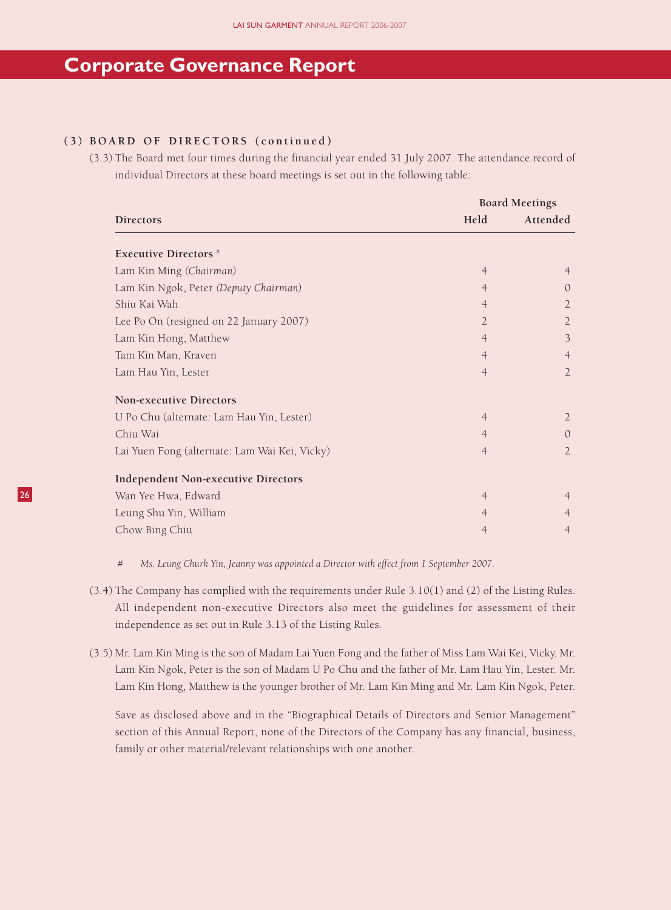# Corporate Governance Report

**(3) BOARD OF DIRECTORS (continued)**

(3.3) The Board met four times during the financial year ended 31 July 2007. The attendance record of individual Directors at these board meetings is set out in the following table:

| Directors | Board Meetings | |
|---|---|---|
| | Held | Attended |
| **Executive Directors** # | | |
| Lam Kin Ming *(Chairman)* | 4 | 4 |
| Lam Kin Ngok, Peter *(Deputy Chairman)* | 4 | 0 |
| Shiu Kai Wah | 4 | 2 |
| Lee Po On (resigned on 22 January 2007) | 2 | 2 |
| Lam Kin Hong, Matthew | 4 | 3 |
| Tam Kin Man, Kraven | 4 | 4 |
| Lam Hau Yin, Lester | 4 | 2 |
| **Non-executive Directors** | | |
| U Po Chu (alternate: Lam Hau Yin, Lester) | 4 | 2 |
| Chiu Wai | 4 | 0 |
| Lai Yuen Fong (alternate: Lam Wai Kei, Vicky) | 4 | 2 |
| **Independent Non-executive Directors** | | |
| Wan Yee Hwa, Edward | 4 | 4 |
| Leung Shu Yin, William | 4 | 4 |
| Chow Bing Chiu | 4 | 4 |

\# *Ms. Leung Churk Yin, Jeanny was appointed a Director with effect from 1 September 2007.*

(3.4) The Company has complied with the requirements under Rule 3.10(1) and (2) of the Listing Rules. All independent non-executive Directors also meet the guidelines for assessment of their independence as set out in Rule 3.13 of the Listing Rules.

(3.5) Mr. Lam Kin Ming is the son of Madam Lai Yuen Fong and the father of Miss Lam Wai Kei, Vicky. Mr. Lam Kin Ngok, Peter is the son of Madam U Po Chu and the father of Mr. Lam Hau Yin, Lester. Mr. Lam Kin Hong, Matthew is the younger brother of Mr. Lam Kin Ming and Mr. Lam Kin Ngok, Peter.

Save as disclosed above and in the "Biographical Details of Directors and Senior Management" section of this Annual Report, none of the Directors of the Company has any financial, business, family or other material/relevant relationships with one another.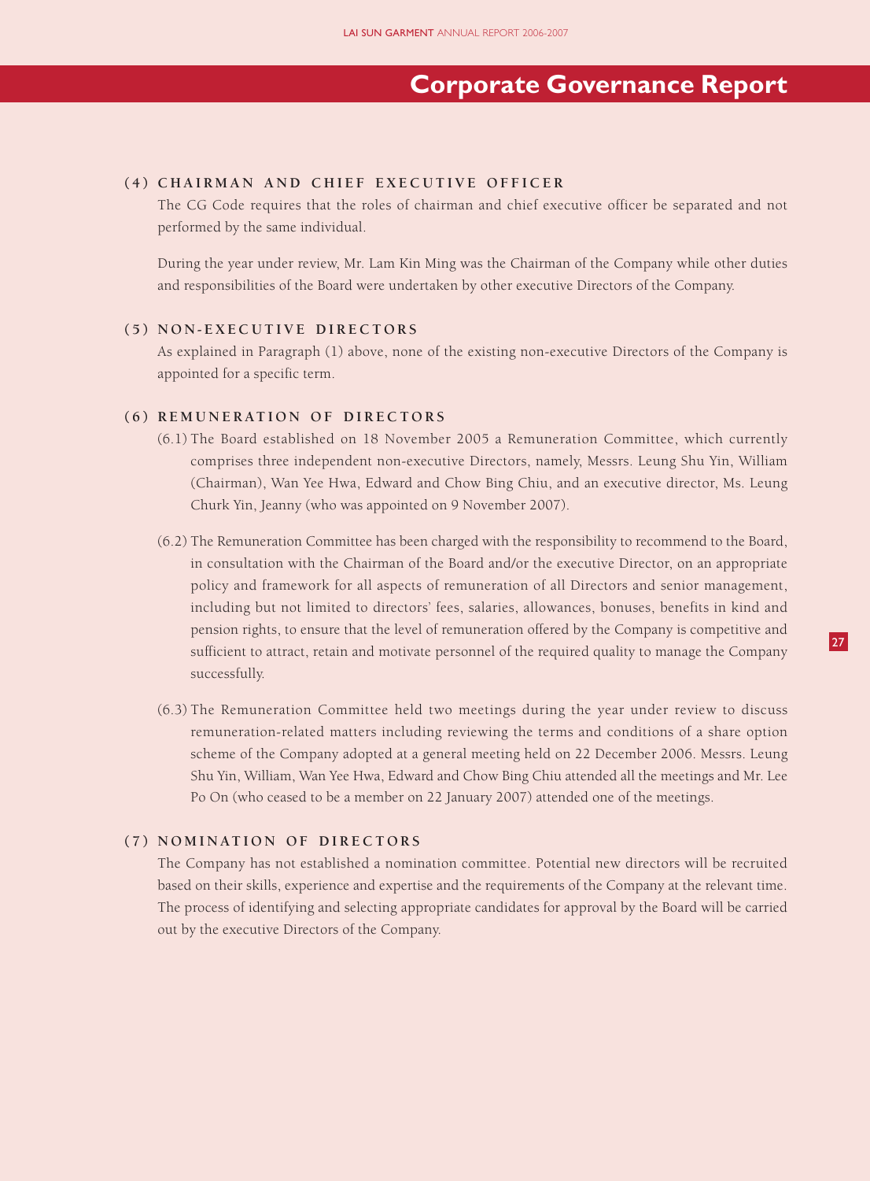# Corporate Governance Report

### (4) CHAIRMAN AND CHIEF EXECUTIVE OFFICER

The CG Code requires that the roles of chairman and chief executive officer be separated and not performed by the same individual.

During the year under review, Mr. Lam Kin Ming was the Chairman of the Company while other duties and responsibilities of the Board were undertaken by other executive Directors of the Company.

### (5) NON-EXECUTIVE DIRECTORS

As explained in Paragraph (1) above, none of the existing non-executive Directors of the Company is appointed for a specific term.

### (6) REMUNERATION OF DIRECTORS

(6.1) The Board established on 18 November 2005 a Remuneration Committee, which currently comprises three independent non-executive Directors, namely, Messrs. Leung Shu Yin, William (Chairman), Wan Yee Hwa, Edward and Chow Bing Chiu, and an executive director, Ms. Leung Churk Yin, Jeanny (who was appointed on 9 November 2007).

(6.2) The Remuneration Committee has been charged with the responsibility to recommend to the Board, in consultation with the Chairman of the Board and/or the executive Director, on an appropriate policy and framework for all aspects of remuneration of all Directors and senior management, including but not limited to directors' fees, salaries, allowances, bonuses, benefits in kind and pension rights, to ensure that the level of remuneration offered by the Company is competitive and sufficient to attract, retain and motivate personnel of the required quality to manage the Company successfully.

(6.3) The Remuneration Committee held two meetings during the year under review to discuss remuneration-related matters including reviewing the terms and conditions of a share option scheme of the Company adopted at a general meeting held on 22 December 2006. Messrs. Leung Shu Yin, William, Wan Yee Hwa, Edward and Chow Bing Chiu attended all the meetings and Mr. Lee Po On (who ceased to be a member on 22 January 2007) attended one of the meetings.

### (7) NOMINATION OF DIRECTORS

The Company has not established a nomination committee. Potential new directors will be recruited based on their skills, experience and expertise and the requirements of the Company at the relevant time. The process of identifying and selecting appropriate candidates for approval by the Board will be carried out by the executive Directors of the Company.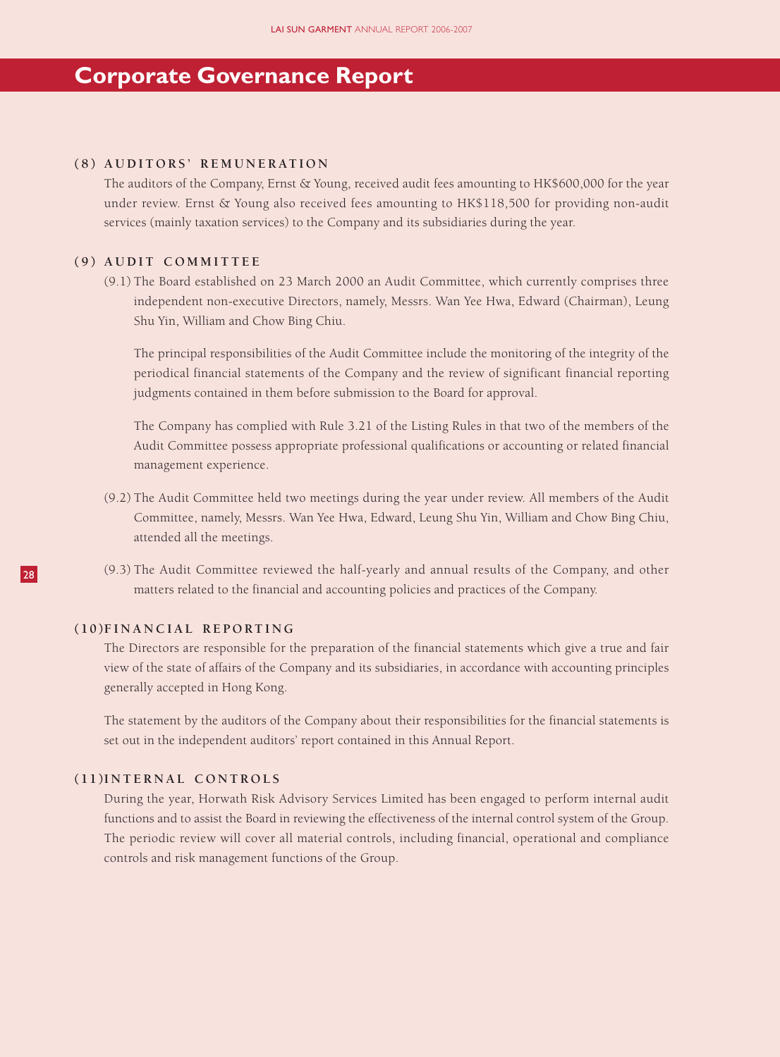# Corporate Governance Report

## (8) AUDITORS' REMUNERATION

The auditors of the Company, Ernst & Young, received audit fees amounting to HK$600,000 for the year under review. Ernst & Young also received fees amounting to HK$118,500 for providing non-audit services (mainly taxation services) to the Company and its subsidiaries during the year.

## (9) AUDIT COMMITTEE

(9.1) The Board established on 23 March 2000 an Audit Committee, which currently comprises three independent non-executive Directors, namely, Messrs. Wan Yee Hwa, Edward (Chairman), Leung Shu Yin, William and Chow Bing Chiu.

The principal responsibilities of the Audit Committee include the monitoring of the integrity of the periodical financial statements of the Company and the review of significant financial reporting judgments contained in them before submission to the Board for approval.

The Company has complied with Rule 3.21 of the Listing Rules in that two of the members of the Audit Committee possess appropriate professional qualifications or accounting or related financial management experience.

(9.2) The Audit Committee held two meetings during the year under review. All members of the Audit Committee, namely, Messrs. Wan Yee Hwa, Edward, Leung Shu Yin, William and Chow Bing Chiu, attended all the meetings.

(9.3) The Audit Committee reviewed the half-yearly and annual results of the Company, and other matters related to the financial and accounting policies and practices of the Company.

## (10) FINANCIAL REPORTING

The Directors are responsible for the preparation of the financial statements which give a true and fair view of the state of affairs of the Company and its subsidiaries, in accordance with accounting principles generally accepted in Hong Kong.

The statement by the auditors of the Company about their responsibilities for the financial statements is set out in the independent auditors' report contained in this Annual Report.

## (11) INTERNAL CONTROLS

During the year, Horwath Risk Advisory Services Limited has been engaged to perform internal audit functions and to assist the Board in reviewing the effectiveness of the internal control system of the Group. The periodic review will cover all material controls, including financial, operational and compliance controls and risk management functions of the Group.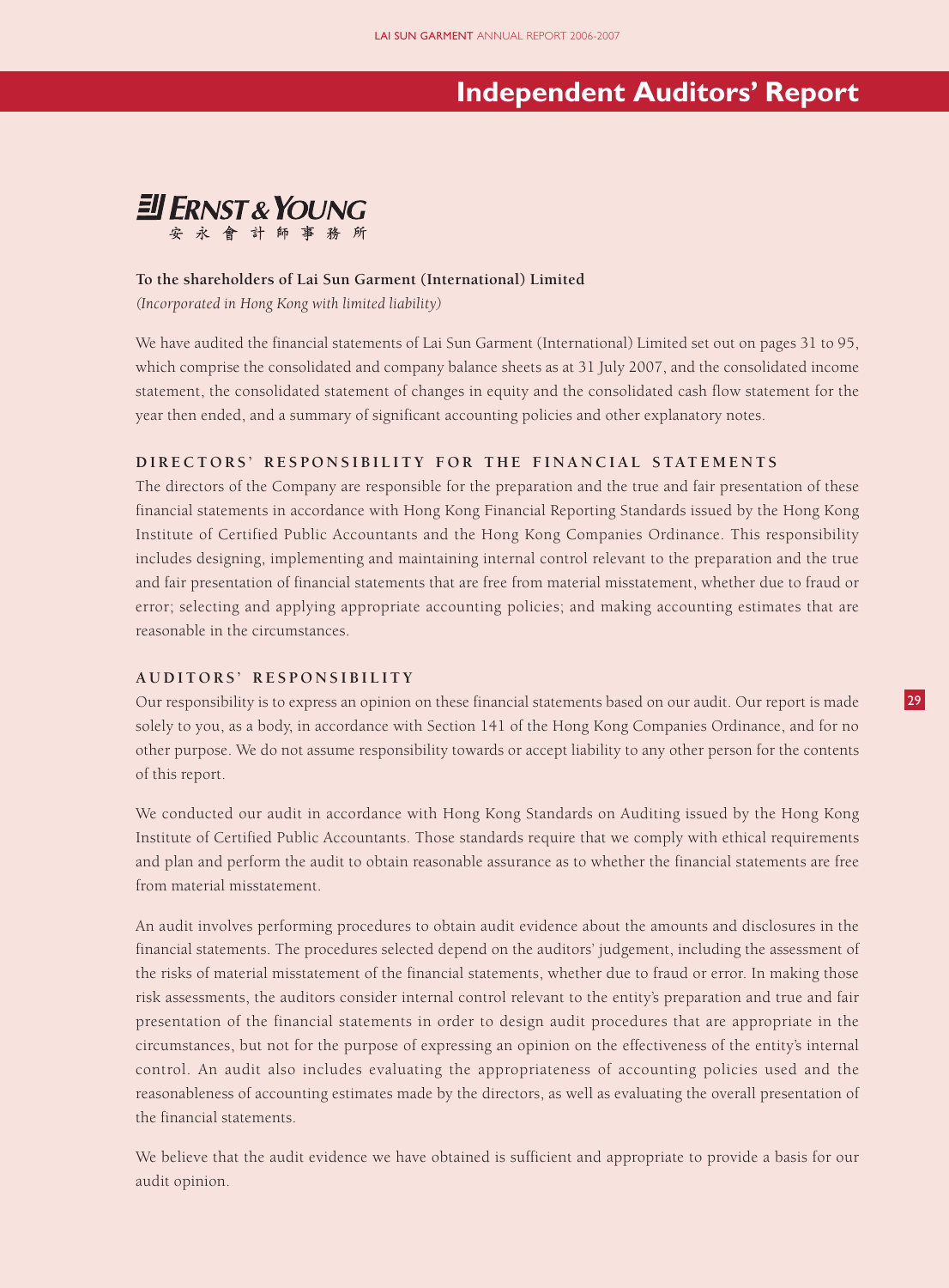# Independent Auditors' Report

ERNST & YOUNG
安永會計師事務所

**To the shareholders of Lai Sun Garment (International) Limited**

*(Incorporated in Hong Kong with limited liability)*

We have audited the financial statements of Lai Sun Garment (International) Limited set out on pages 31 to 95, which comprise the consolidated and company balance sheets as at 31 July 2007, and the consolidated income statement, the consolidated statement of changes in equity and the consolidated cash flow statement for the year then ended, and a summary of significant accounting policies and other explanatory notes.

## DIRECTORS' RESPONSIBILITY FOR THE FINANCIAL STATEMENTS

The directors of the Company are responsible for the preparation and the true and fair presentation of these financial statements in accordance with Hong Kong Financial Reporting Standards issued by the Hong Kong Institute of Certified Public Accountants and the Hong Kong Companies Ordinance. This responsibility includes designing, implementing and maintaining internal control relevant to the preparation and the true and fair presentation of financial statements that are free from material misstatement, whether due to fraud or error; selecting and applying appropriate accounting policies; and making accounting estimates that are reasonable in the circumstances.

## AUDITORS' RESPONSIBILITY

Our responsibility is to express an opinion on these financial statements based on our audit. Our report is made solely to you, as a body, in accordance with Section 141 of the Hong Kong Companies Ordinance, and for no other purpose. We do not assume responsibility towards or accept liability to any other person for the contents of this report.

We conducted our audit in accordance with Hong Kong Standards on Auditing issued by the Hong Kong Institute of Certified Public Accountants. Those standards require that we comply with ethical requirements and plan and perform the audit to obtain reasonable assurance as to whether the financial statements are free from material misstatement.

An audit involves performing procedures to obtain audit evidence about the amounts and disclosures in the financial statements. The procedures selected depend on the auditors' judgement, including the assessment of the risks of material misstatement of the financial statements, whether due to fraud or error. In making those risk assessments, the auditors consider internal control relevant to the entity's preparation and true and fair presentation of the financial statements in order to design audit procedures that are appropriate in the circumstances, but not for the purpose of expressing an opinion on the effectiveness of the entity's internal control. An audit also includes evaluating the appropriateness of accounting policies used and the reasonableness of accounting estimates made by the directors, as well as evaluating the overall presentation of the financial statements.

We believe that the audit evidence we have obtained is sufficient and appropriate to provide a basis for our audit opinion.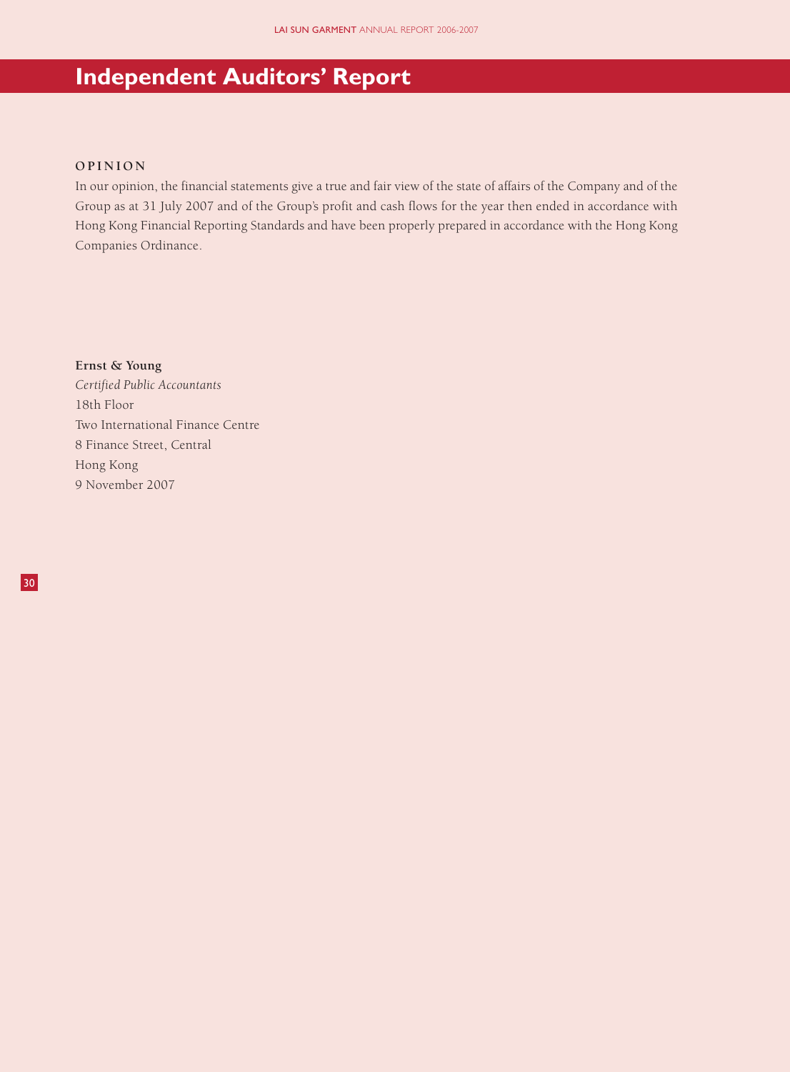# Independent Auditors' Report

## OPINION

In our opinion, the financial statements give a true and fair view of the state of affairs of the Company and of the Group as at 31 July 2007 and of the Group's profit and cash flows for the year then ended in accordance with Hong Kong Financial Reporting Standards and have been properly prepared in accordance with the Hong Kong Companies Ordinance.

**Ernst & Young**
*Certified Public Accountants*
18th Floor
Two International Finance Centre
8 Finance Street, Central
Hong Kong
9 November 2007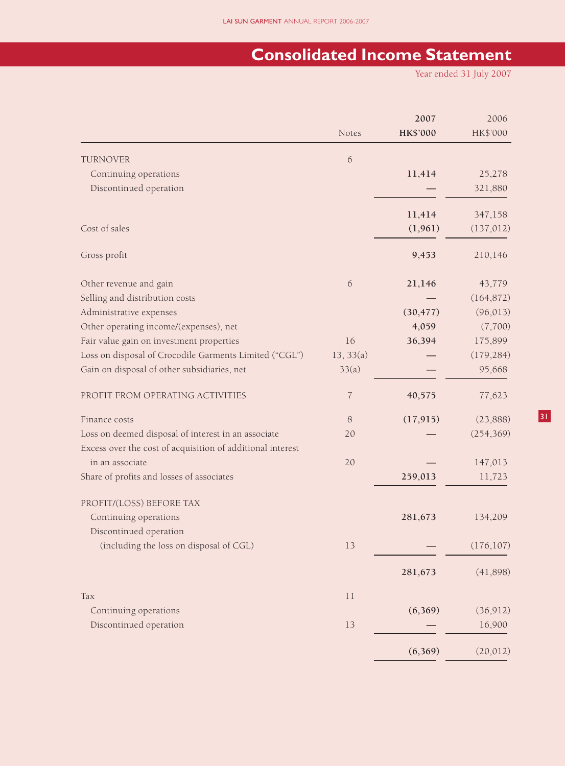# Consolidated Income Statement

Year ended 31 July 2007

| | Notes | **2007 HK$'000** | 2006 HK$'000 |
|---|---|---|---|
| TURNOVER | 6 | | |
| Continuing operations | | **11,414** | 25,278 |
| Discontinued operation | | **—** | 321,880 |
| | | **11,414** | 347,158 |
| Cost of sales | | **(1,961)** | (137,012) |
| Gross profit | | **9,453** | 210,146 |
| Other revenue and gain | 6 | **21,146** | 43,779 |
| Selling and distribution costs | | **—** | (164,872) |
| Administrative expenses | | **(30,477)** | (96,013) |
| Other operating income/(expenses), net | | **4,059** | (7,700) |
| Fair value gain on investment properties | 16 | **36,394** | 175,899 |
| Loss on disposal of Crocodile Garments Limited ("CGL") | 13, 33(a) | **—** | (179,284) |
| Gain on disposal of other subsidiaries, net | 33(a) | **—** | 95,668 |
| PROFIT FROM OPERATING ACTIVITIES | 7 | **40,575** | 77,623 |
| Finance costs | 8 | **(17,915)** | (23,888) |
| Loss on deemed disposal of interest in an associate | 20 | **—** | (254,369) |
| Excess over the cost of acquisition of additional interest in an associate | 20 | **—** | 147,013 |
| Share of profits and losses of associates | | **259,013** | 11,723 |
| PROFIT/(LOSS) BEFORE TAX | | | |
| Continuing operations | | **281,673** | 134,209 |
| Discontinued operation (including the loss on disposal of CGL) | 13 | **—** | (176,107) |
| | | **281,673** | (41,898) |
| Tax | 11 | | |
| Continuing operations | | **(6,369)** | (36,912) |
| Discontinued operation | 13 | **—** | 16,900 |
| | | **(6,369)** | (20,012) |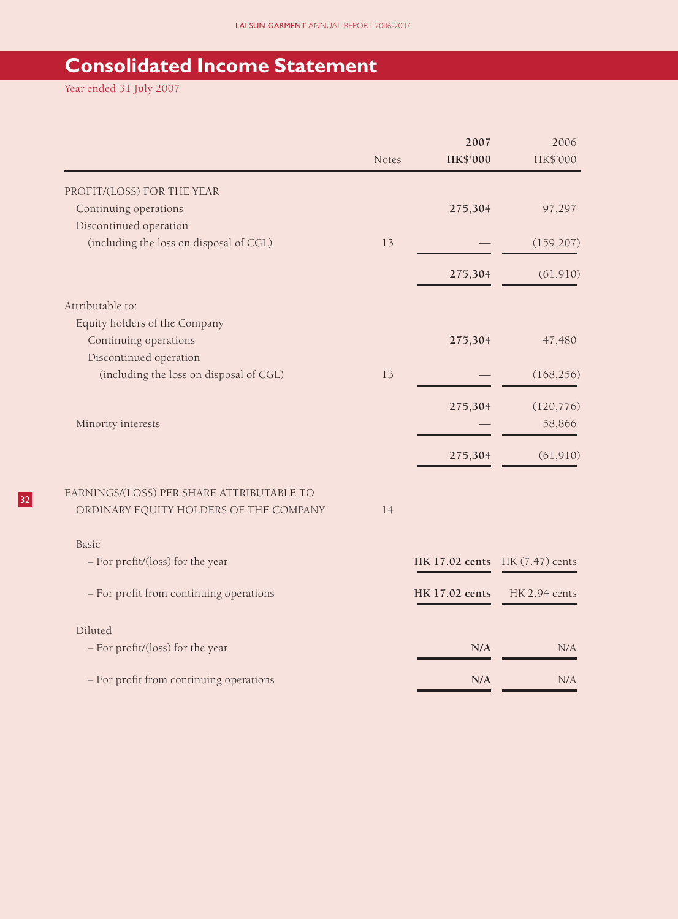# Consolidated Income Statement

Year ended 31 July 2007

| | Notes | **2007 HK$'000** | 2006 HK$'000 |
|---|---|---|---|
| PROFIT/(LOSS) FOR THE YEAR | | | |
| Continuing operations | | **275,304** | 97,297 |
| Discontinued operation (including the loss on disposal of CGL) | 13 | **—** | (159,207) |
| | | **275,304** | (61,910) |
| Attributable to: | | | |
| Equity holders of the Company | | | |
| Continuing operations | | **275,304** | 47,480 |
| Discontinued operation (including the loss on disposal of CGL) | 13 | **—** | (168,256) |
| | | **275,304** | (120,776) |
| Minority interests | | **—** | 58,866 |
| | | **275,304** | (61,910) |
| EARNINGS/(LOSS) PER SHARE ATTRIBUTABLE TO ORDINARY EQUITY HOLDERS OF THE COMPANY | 14 | | |
| Basic | | | |
| – For profit/(loss) for the year | | **HK 17.02 cents** | HK (7.47) cents |
| – For profit from continuing operations | | **HK 17.02 cents** | HK 2.94 cents |
| Diluted | | | |
| – For profit/(loss) for the year | | **N/A** | N/A |
| – For profit from continuing operations | | **N/A** | N/A |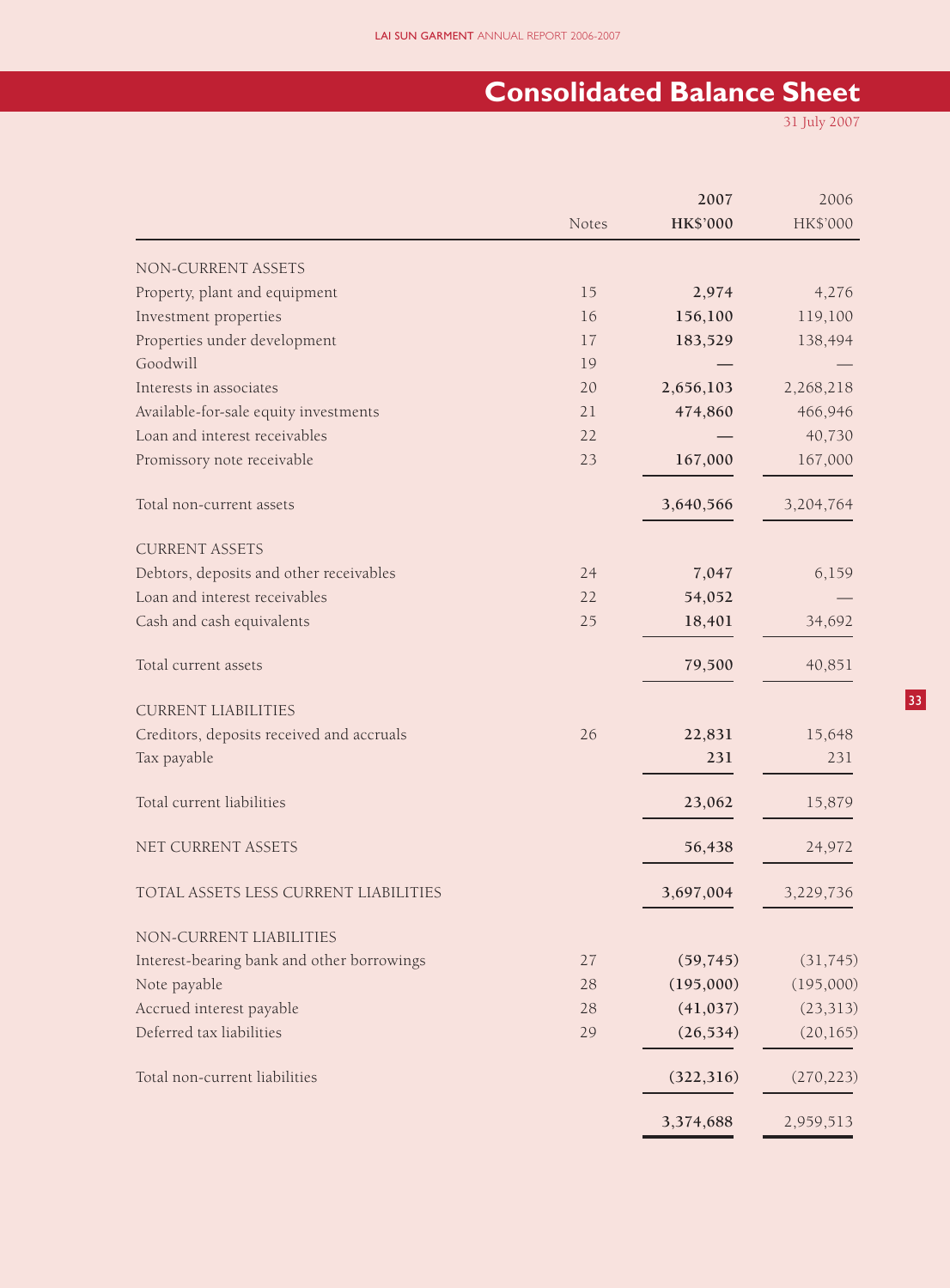# Consolidated Balance Sheet

31 July 2007

| | Notes | 2007 HK$'000 | 2006 HK$'000 |
|---|---|---|---|
| NON-CURRENT ASSETS | | | |
| Property, plant and equipment | 15 | **2,974** | 4,276 |
| Investment properties | 16 | **156,100** | 119,100 |
| Properties under development | 17 | **183,529** | 138,494 |
| Goodwill | 19 | **—** | — |
| Interests in associates | 20 | **2,656,103** | 2,268,218 |
| Available-for-sale equity investments | 21 | **474,860** | 466,946 |
| Loan and interest receivables | 22 | **—** | 40,730 |
| Promissory note receivable | 23 | **167,000** | 167,000 |
| Total non-current assets | | **3,640,566** | 3,204,764 |
| CURRENT ASSETS | | | |
| Debtors, deposits and other receivables | 24 | **7,047** | 6,159 |
| Loan and interest receivables | 22 | **54,052** | — |
| Cash and cash equivalents | 25 | **18,401** | 34,692 |
| Total current assets | | **79,500** | 40,851 |
| CURRENT LIABILITIES | | | |
| Creditors, deposits received and accruals | 26 | **22,831** | 15,648 |
| Tax payable | | **231** | 231 |
| Total current liabilities | | **23,062** | 15,879 |
| NET CURRENT ASSETS | | **56,438** | 24,972 |
| TOTAL ASSETS LESS CURRENT LIABILITIES | | **3,697,004** | 3,229,736 |
| NON-CURRENT LIABILITIES | | | |
| Interest-bearing bank and other borrowings | 27 | **(59,745)** | (31,745) |
| Note payable | 28 | **(195,000)** | (195,000) |
| Accrued interest payable | 28 | **(41,037)** | (23,313) |
| Deferred tax liabilities | 29 | **(26,534)** | (20,165) |
| Total non-current liabilities | | **(322,316)** | (270,223) |
| | | **3,374,688** | 2,959,513 |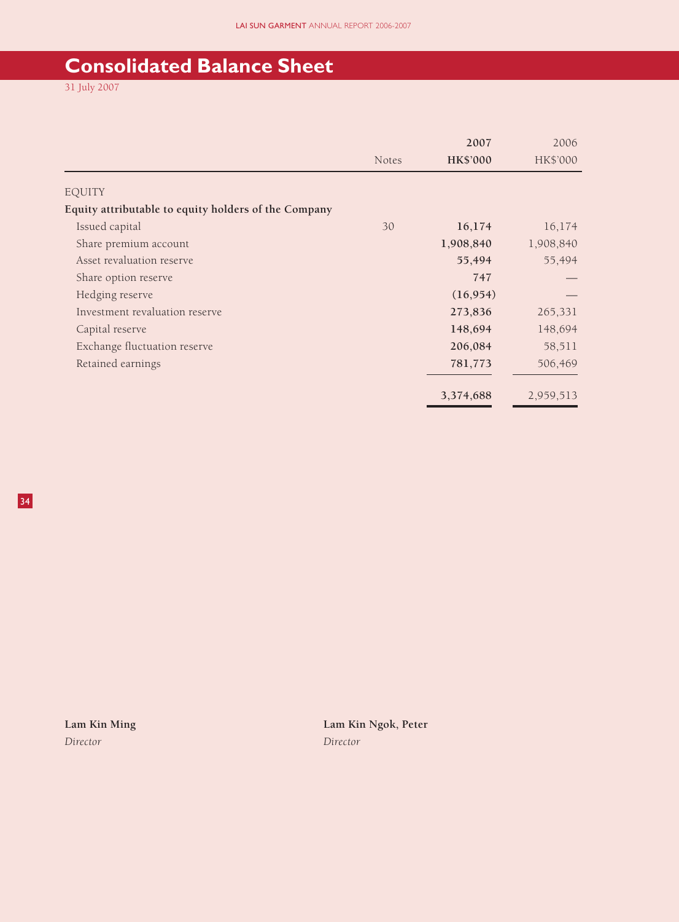# Consolidated Balance Sheet

31 July 2007

| | Notes | 2007 HK$'000 | 2006 HK$'000 |
|---|---|---|---|
| EQUITY | | | |
| **Equity attributable to equity holders of the Company** | | | |
| Issued capital | 30 | **16,174** | 16,174 |
| Share premium account | | **1,908,840** | 1,908,840 |
| Asset revaluation reserve | | **55,494** | 55,494 |
| Share option reserve | | **747** | — |
| Hedging reserve | | **(16,954)** | — |
| Investment revaluation reserve | | **273,836** | 265,331 |
| Capital reserve | | **148,694** | 148,694 |
| Exchange fluctuation reserve | | **206,084** | 58,511 |
| Retained earnings | | **781,773** | 506,469 |
| | | **3,374,688** | 2,959,513 |

**Lam Kin Ming**
*Director*

**Lam Kin Ngok, Peter**
*Director*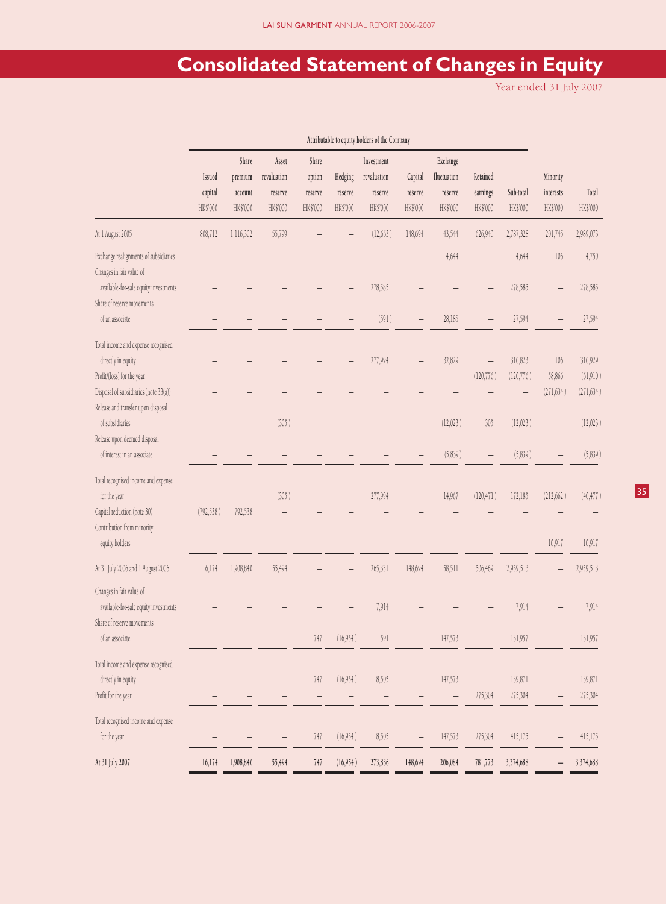# Consolidated Statement of Changes in Equity

Year ended 31 July 2007

| | Attributable to equity holders of the Company | | | | | | | | | | | |
|---|---|---|---|---|---|---|---|---|---|---|---|---|
| | Issued capital HK$'000 | Share premium account HK$'000 | Asset revaluation reserve HK$'000 | Share option reserve HK$'000 | Hedging reserve HK$'000 | Investment revaluation reserve HK$'000 | Capital reserve HK$'000 | Exchange fluctuation reserve HK$'000 | Retained earnings HK$'000 | Sub-total HK$'000 | Minority interests HK$'000 | Total HK$'000 |
| At 1 August 2005 | 808,712 | 1,116,302 | 55,799 | – | – | (12,663) | 148,694 | 43,544 | 626,940 | 2,787,328 | 201,745 | 2,989,073 |
| Exchange realignments of subsidiaries | – | – | – | – | – | – | – | 4,644 | – | 4,644 | 106 | 4,750 |
| Changes in fair value of available-for-sale equity investments | – | – | – | – | – | 278,585 | – | – | – | 278,585 | – | 278,585 |
| Share of reserve movements of an associate | – | – | – | – | – | (591) | – | 28,185 | – | 27,594 | – | 27,594 |
| Total income and expense recognised directly in equity | – | – | – | – | – | 277,994 | – | 32,829 | – | 310,823 | 106 | 310,929 |
| Profit/(loss) for the year | – | – | – | – | – | – | – | – | (120,776) | (120,776) | 58,866 | (61,910) |
| Disposal of subsidiaries (note 33(a)) | – | – | – | – | – | – | – | – | – | – | (271,634) | (271,634) |
| Release and transfer upon disposal of subsidiaries | – | – | (305) | – | – | – | – | (12,023) | 305 | (12,023) | – | (12,023) |
| Release upon deemed disposal of interest in an associate | – | – | – | – | – | – | – | (5,839) | – | (5,839) | – | (5,839) |
| Total recognised income and expense for the year | – | – | (305) | – | – | 277,994 | – | 14,967 | (120,471) | 172,185 | (212,662) | (40,477) |
| Capital reduction (note 30) | (792,538) | 792,538 | – | – | – | – | – | – | – | – | – | – |
| Contribution from minority equity holders | – | – | – | – | – | – | – | – | – | – | 10,917 | 10,917 |
| At 31 July 2006 and 1 August 2006 | 16,174 | 1,908,840 | 55,494 | – | – | 265,331 | 148,694 | 58,511 | 506,469 | 2,959,513 | – | 2,959,513 |
| Changes in fair value of available-for-sale equity investments | – | – | – | – | – | 7,914 | – | – | – | 7,914 | – | 7,914 |
| Share of reserve movements of an associate | – | – | – | 747 | (16,954) | 591 | – | 147,573 | – | 131,957 | – | 131,957 |
| Total income and expense recognised directly in equity | – | – | – | 747 | (16,954) | 8,505 | – | 147,573 | – | 139,871 | – | 139,871 |
| Profit for the year | – | – | – | – | – | – | – | – | 275,304 | 275,304 | – | 275,304 |
| Total recognised income and expense for the year | – | – | – | 747 | (16,954) | 8,505 | – | 147,573 | 275,304 | 415,175 | – | 415,175 |
| **At 31 July 2007** | **16,174** | **1,908,840** | **55,494** | **747** | **(16,954)** | **273,836** | **148,694** | **206,084** | **781,773** | **3,374,688** | **–** | **3,374,688** |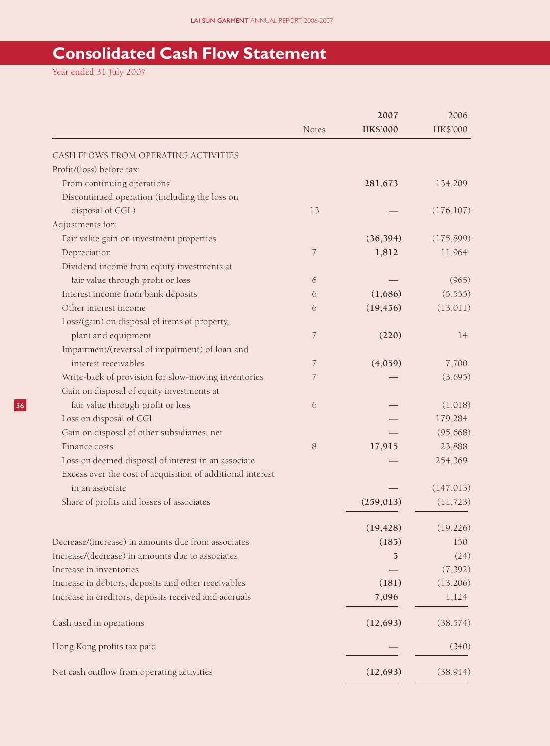# Consolidated Cash Flow Statement

Year ended 31 July 2007

| | Notes | 2007 HK$'000 | 2006 HK$'000 |
|---|---|---|---|
| CASH FLOWS FROM OPERATING ACTIVITIES | | | |
| Profit/(loss) before tax: | | | |
| From continuing operations | | **281,673** | 134,209 |
| Discontinued operation (including the loss on disposal of CGL) | 13 | **—** | (176,107) |
| Adjustments for: | | | |
| Fair value gain on investment properties | | **(36,394)** | (175,899) |
| Depreciation | 7 | **1,812** | 11,964 |
| Dividend income from equity investments at fair value through profit or loss | 6 | **—** | (965) |
| Interest income from bank deposits | 6 | **(1,686)** | (5,555) |
| Other interest income | 6 | **(19,456)** | (13,011) |
| Loss/(gain) on disposal of items of property, plant and equipment | 7 | **(220)** | 14 |
| Impairment/(reversal of impairment) of loan and interest receivables | 7 | **(4,059)** | 7,700 |
| Write-back of provision for slow-moving inventories | 7 | **—** | (3,695) |
| Gain on disposal of equity investments at fair value through profit or loss | 6 | **—** | (1,018) |
| Loss on disposal of CGL | | **—** | 179,284 |
| Gain on disposal of other subsidiaries, net | | **—** | (95,668) |
| Finance costs | 8 | **17,915** | 23,888 |
| Loss on deemed disposal of interest in an associate | | **—** | 254,369 |
| Excess over the cost of acquisition of additional interest in an associate | | **—** | (147,013) |
| Share of profits and losses of associates | | **(259,013)** | (11,723) |
| | | **(19,428)** | (19,226) |
| Decrease/(increase) in amounts due from associates | | **(185)** | 150 |
| Increase/(decrease) in amounts due to associates | | **5** | (24) |
| Increase in inventories | | **—** | (7,392) |
| Increase in debtors, deposits and other receivables | | **(181)** | (13,206) |
| Increase in creditors, deposits received and accruals | | **7,096** | 1,124 |
| Cash used in operations | | **(12,693)** | (38,574) |
| Hong Kong profits tax paid | | **—** | (340) |
| Net cash outflow from operating activities | | **(12,693)** | (38,914) |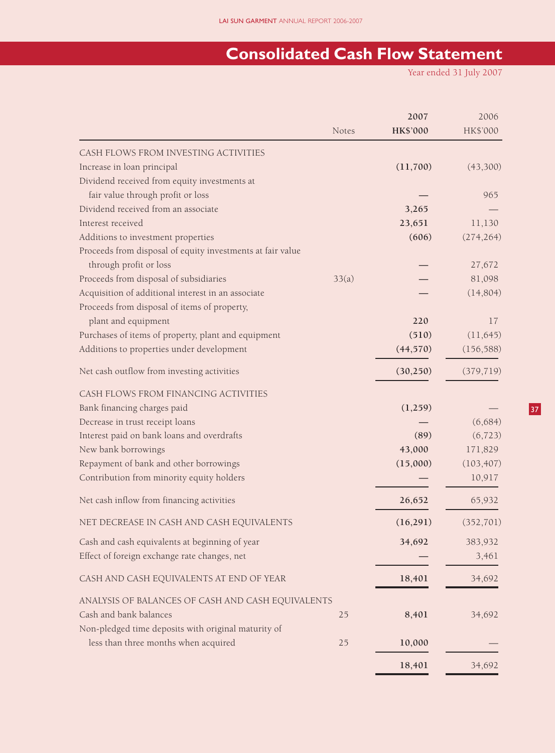# Consolidated Cash Flow Statement

Year ended 31 July 2007

| | Notes | 2007<br>HK$'000 | 2006<br>HK$'000 |
|---|---|---|---|
| CASH FLOWS FROM INVESTING ACTIVITIES | | | |
| Increase in loan principal | | **(11,700)** | (43,300) |
| Dividend received from equity investments at fair value through profit or loss | | **—** | 965 |
| Dividend received from an associate | | **3,265** | — |
| Interest received | | **23,651** | 11,130 |
| Additions to investment properties | | **(606)** | (274,264) |
| Proceeds from disposal of equity investments at fair value through profit or loss | | **—** | 27,672 |
| Proceeds from disposal of subsidiaries | 33(a) | **—** | 81,098 |
| Acquisition of additional interest in an associate | | **—** | (14,804) |
| Proceeds from disposal of items of property, plant and equipment | | **220** | 17 |
| Purchases of items of property, plant and equipment | | **(510)** | (11,645) |
| Additions to properties under development | | **(44,570)** | (156,588) |
| Net cash outflow from investing activities | | **(30,250)** | (379,719) |
| CASH FLOWS FROM FINANCING ACTIVITIES | | | |
| Bank financing charges paid | | **(1,259)** | — |
| Decrease in trust receipt loans | | **—** | (6,684) |
| Interest paid on bank loans and overdrafts | | **(89)** | (6,723) |
| New bank borrowings | | **43,000** | 171,829 |
| Repayment of bank and other borrowings | | **(15,000)** | (103,407) |
| Contribution from minority equity holders | | **—** | 10,917 |
| Net cash inflow from financing activities | | **26,652** | 65,932 |
| NET DECREASE IN CASH AND CASH EQUIVALENTS | | **(16,291)** | (352,701) |
| Cash and cash equivalents at beginning of year | | **34,692** | 383,932 |
| Effect of foreign exchange rate changes, net | | **—** | 3,461 |
| CASH AND CASH EQUIVALENTS AT END OF YEAR | | **18,401** | 34,692 |
| ANALYSIS OF BALANCES OF CASH AND CASH EQUIVALENTS | | | |
| Cash and bank balances | 25 | **8,401** | 34,692 |
| Non-pledged time deposits with original maturity of less than three months when acquired | 25 | **10,000** | — |
| | | **18,401** | 34,692 |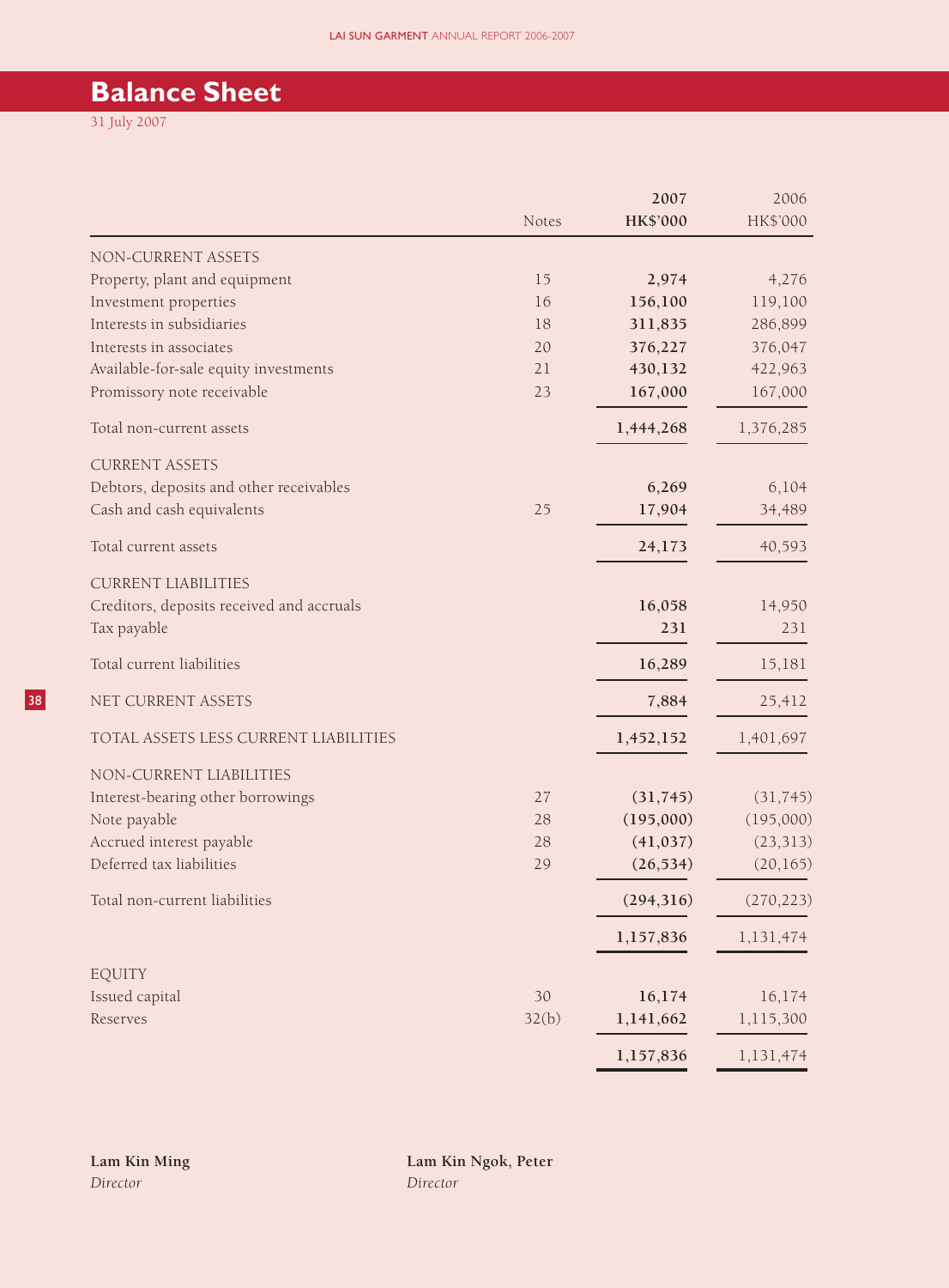# Balance Sheet

31 July 2007

| | Notes | 2007 HK$'000 | 2006 HK$'000 |
|---|---|---|---|
| NON-CURRENT ASSETS | | | |
| Property, plant and equipment | 15 | **2,974** | 4,276 |
| Investment properties | 16 | **156,100** | 119,100 |
| Interests in subsidiaries | 18 | **311,835** | 286,899 |
| Interests in associates | 20 | **376,227** | 376,047 |
| Available-for-sale equity investments | 21 | **430,132** | 422,963 |
| Promissory note receivable | 23 | **167,000** | 167,000 |
| Total non-current assets | | **1,444,268** | 1,376,285 |
| CURRENT ASSETS | | | |
| Debtors, deposits and other receivables | | **6,269** | 6,104 |
| Cash and cash equivalents | 25 | **17,904** | 34,489 |
| Total current assets | | **24,173** | 40,593 |
| CURRENT LIABILITIES | | | |
| Creditors, deposits received and accruals | | **16,058** | 14,950 |
| Tax payable | | **231** | 231 |
| Total current liabilities | | **16,289** | 15,181 |
| NET CURRENT ASSETS | | **7,884** | 25,412 |
| TOTAL ASSETS LESS CURRENT LIABILITIES | | **1,452,152** | 1,401,697 |
| NON-CURRENT LIABILITIES | | | |
| Interest-bearing other borrowings | 27 | **(31,745)** | (31,745) |
| Note payable | 28 | **(195,000)** | (195,000) |
| Accrued interest payable | 28 | **(41,037)** | (23,313) |
| Deferred tax liabilities | 29 | **(26,534)** | (20,165) |
| Total non-current liabilities | | **(294,316)** | (270,223) |
| | | **1,157,836** | 1,131,474 |
| EQUITY | | | |
| Issued capital | 30 | **16,174** | 16,174 |
| Reserves | 32(b) | **1,141,662** | 1,115,300 |
| | | **1,157,836** | 1,131,474 |

**Lam Kin Ming**
*Director*

**Lam Kin Ngok, Peter**
*Director*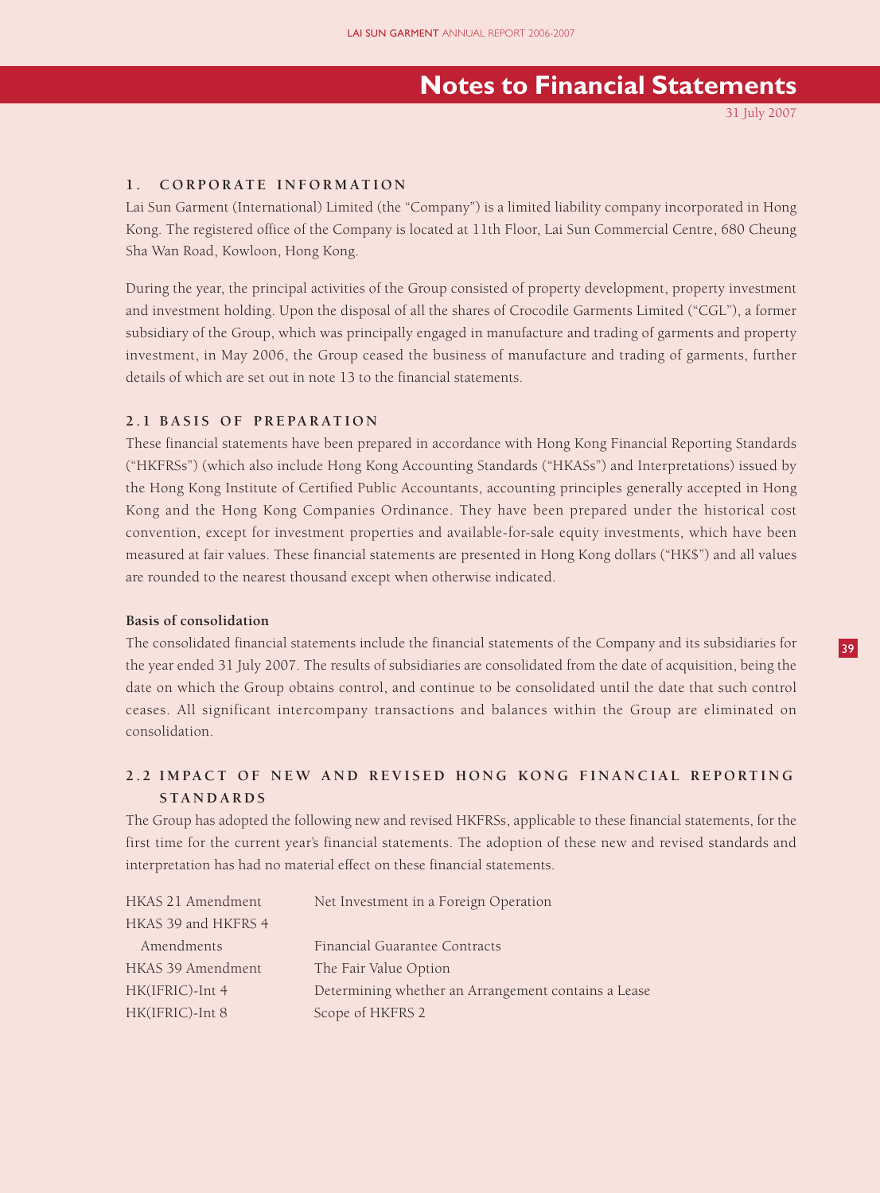# Notes to Financial Statements

31 July 2007

## 1. CORPORATE INFORMATION

Lai Sun Garment (International) Limited (the "Company") is a limited liability company incorporated in Hong Kong. The registered office of the Company is located at 11th Floor, Lai Sun Commercial Centre, 680 Cheung Sha Wan Road, Kowloon, Hong Kong.

During the year, the principal activities of the Group consisted of property development, property investment and investment holding. Upon the disposal of all the shares of Crocodile Garments Limited ("CGL"), a former subsidiary of the Group, which was principally engaged in manufacture and trading of garments and property investment, in May 2006, the Group ceased the business of manufacture and trading of garments, further details of which are set out in note 13 to the financial statements.

## 2.1 BASIS OF PREPARATION

These financial statements have been prepared in accordance with Hong Kong Financial Reporting Standards ("HKFRSs") (which also include Hong Kong Accounting Standards ("HKASs") and Interpretations) issued by the Hong Kong Institute of Certified Public Accountants, accounting principles generally accepted in Hong Kong and the Hong Kong Companies Ordinance. They have been prepared under the historical cost convention, except for investment properties and available-for-sale equity investments, which have been measured at fair values. These financial statements are presented in Hong Kong dollars ("HK$") and all values are rounded to the nearest thousand except when otherwise indicated.

### Basis of consolidation

The consolidated financial statements include the financial statements of the Company and its subsidiaries for the year ended 31 July 2007. The results of subsidiaries are consolidated from the date of acquisition, being the date on which the Group obtains control, and continue to be consolidated until the date that such control ceases. All significant intercompany transactions and balances within the Group are eliminated on consolidation.

## 2.2 IMPACT OF NEW AND REVISED HONG KONG FINANCIAL REPORTING STANDARDS

The Group has adopted the following new and revised HKFRSs, applicable to these financial statements, for the first time for the current year's financial statements. The adoption of these new and revised standards and interpretation has had no material effect on these financial statements.

| | |
|---|---|
| HKAS 21 Amendment | Net Investment in a Foreign Operation |
| HKAS 39 and HKFRS 4 Amendments | Financial Guarantee Contracts |
| HKAS 39 Amendment | The Fair Value Option |
| HK(IFRIC)-Int 4 | Determining whether an Arrangement contains a Lease |
| HK(IFRIC)-Int 8 | Scope of HKFRS 2 |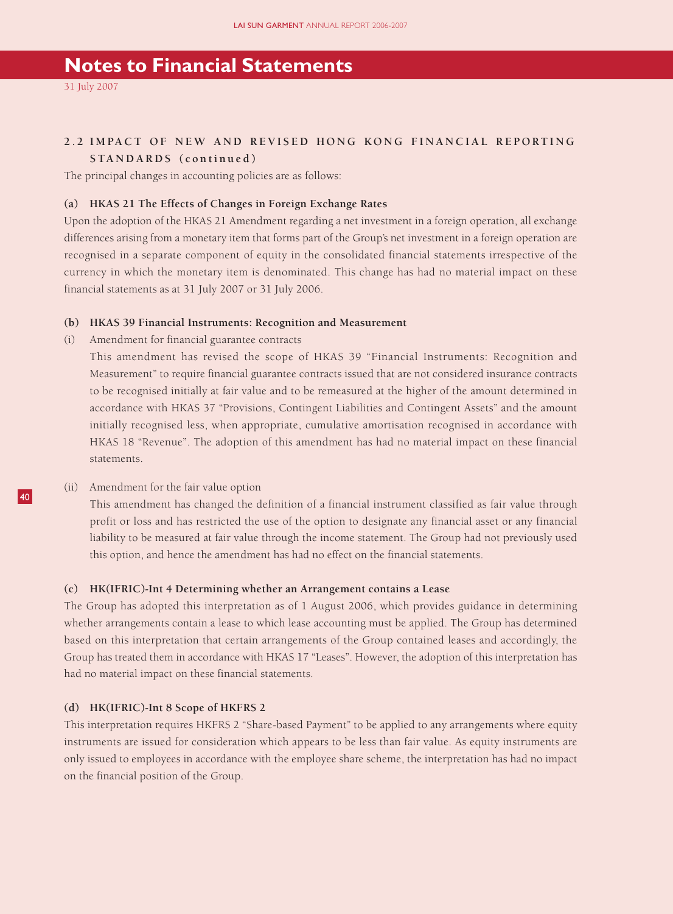# Notes to Financial Statements

31 July 2007

## 2.2 IMPACT OF NEW AND REVISED HONG KONG FINANCIAL REPORTING STANDARDS (continued)

The principal changes in accounting policies are as follows:

### (a) HKAS 21 The Effects of Changes in Foreign Exchange Rates

Upon the adoption of the HKAS 21 Amendment regarding a net investment in a foreign operation, all exchange differences arising from a monetary item that forms part of the Group's net investment in a foreign operation are recognised in a separate component of equity in the consolidated financial statements irrespective of the currency in which the monetary item is denominated. This change has had no material impact on these financial statements as at 31 July 2007 or 31 July 2006.

### (b) HKAS 39 Financial Instruments: Recognition and Measurement

(i) Amendment for financial guarantee contracts

This amendment has revised the scope of HKAS 39 "Financial Instruments: Recognition and Measurement" to require financial guarantee contracts issued that are not considered insurance contracts to be recognised initially at fair value and to be remeasured at the higher of the amount determined in accordance with HKAS 37 "Provisions, Contingent Liabilities and Contingent Assets" and the amount initially recognised less, when appropriate, cumulative amortisation recognised in accordance with HKAS 18 "Revenue". The adoption of this amendment has had no material impact on these financial statements.

(ii) Amendment for the fair value option

This amendment has changed the definition of a financial instrument classified as fair value through profit or loss and has restricted the use of the option to designate any financial asset or any financial liability to be measured at fair value through the income statement. The Group had not previously used this option, and hence the amendment has had no effect on the financial statements.

### (c) HK(IFRIC)-Int 4 Determining whether an Arrangement contains a Lease

The Group has adopted this interpretation as of 1 August 2006, which provides guidance in determining whether arrangements contain a lease to which lease accounting must be applied. The Group has determined based on this interpretation that certain arrangements of the Group contained leases and accordingly, the Group has treated them in accordance with HKAS 17 "Leases". However, the adoption of this interpretation has had no material impact on these financial statements.

### (d) HK(IFRIC)-Int 8 Scope of HKFRS 2

This interpretation requires HKFRS 2 "Share-based Payment" to be applied to any arrangements where equity instruments are issued for consideration which appears to be less than fair value. As equity instruments are only issued to employees in accordance with the employee share scheme, the interpretation has had no impact on the financial position of the Group.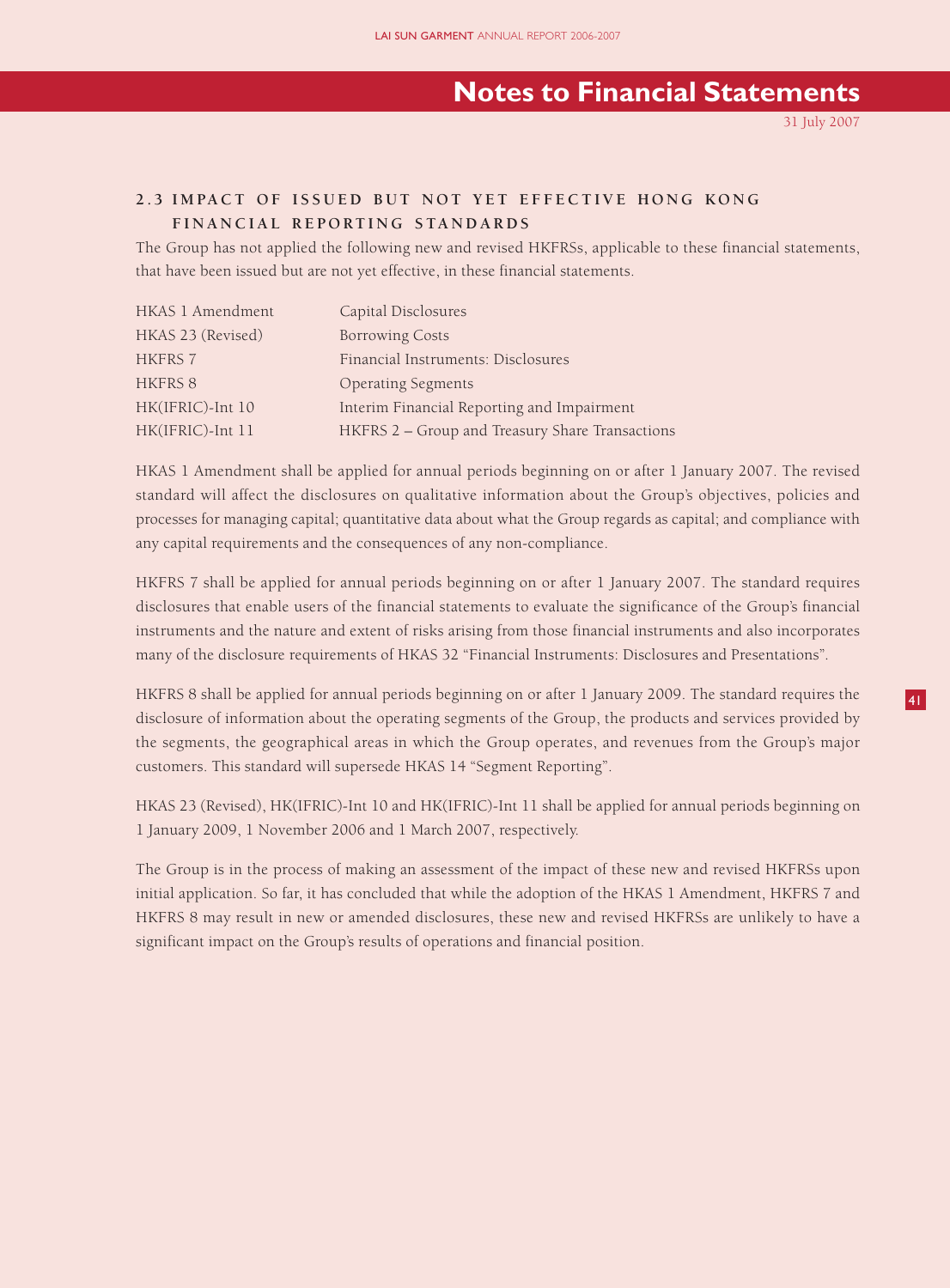## 2.3 IMPACT OF ISSUED BUT NOT YET EFFECTIVE HONG KONG FINANCIAL REPORTING STANDARDS

The Group has not applied the following new and revised HKFRSs, applicable to these financial statements, that have been issued but are not yet effective, in these financial statements.

| | |
|---|---|
| HKAS 1 Amendment | Capital Disclosures |
| HKAS 23 (Revised) | Borrowing Costs |
| HKFRS 7 | Financial Instruments: Disclosures |
| HKFRS 8 | Operating Segments |
| HK(IFRIC)-Int 10 | Interim Financial Reporting and Impairment |
| HK(IFRIC)-Int 11 | HKFRS 2 – Group and Treasury Share Transactions |

HKAS 1 Amendment shall be applied for annual periods beginning on or after 1 January 2007. The revised standard will affect the disclosures on qualitative information about the Group's objectives, policies and processes for managing capital; quantitative data about what the Group regards as capital; and compliance with any capital requirements and the consequences of any non-compliance.

HKFRS 7 shall be applied for annual periods beginning on or after 1 January 2007. The standard requires disclosures that enable users of the financial statements to evaluate the significance of the Group's financial instruments and the nature and extent of risks arising from those financial instruments and also incorporates many of the disclosure requirements of HKAS 32 "Financial Instruments: Disclosures and Presentations".

HKFRS 8 shall be applied for annual periods beginning on or after 1 January 2009. The standard requires the disclosure of information about the operating segments of the Group, the products and services provided by the segments, the geographical areas in which the Group operates, and revenues from the Group's major customers. This standard will supersede HKAS 14 "Segment Reporting".

HKAS 23 (Revised), HK(IFRIC)-Int 10 and HK(IFRIC)-Int 11 shall be applied for annual periods beginning on 1 January 2009, 1 November 2006 and 1 March 2007, respectively.

The Group is in the process of making an assessment of the impact of these new and revised HKFRSs upon initial application. So far, it has concluded that while the adoption of the HKAS 1 Amendment, HKFRS 7 and HKFRS 8 may result in new or amended disclosures, these new and revised HKFRSs are unlikely to have a significant impact on the Group's results of operations and financial position.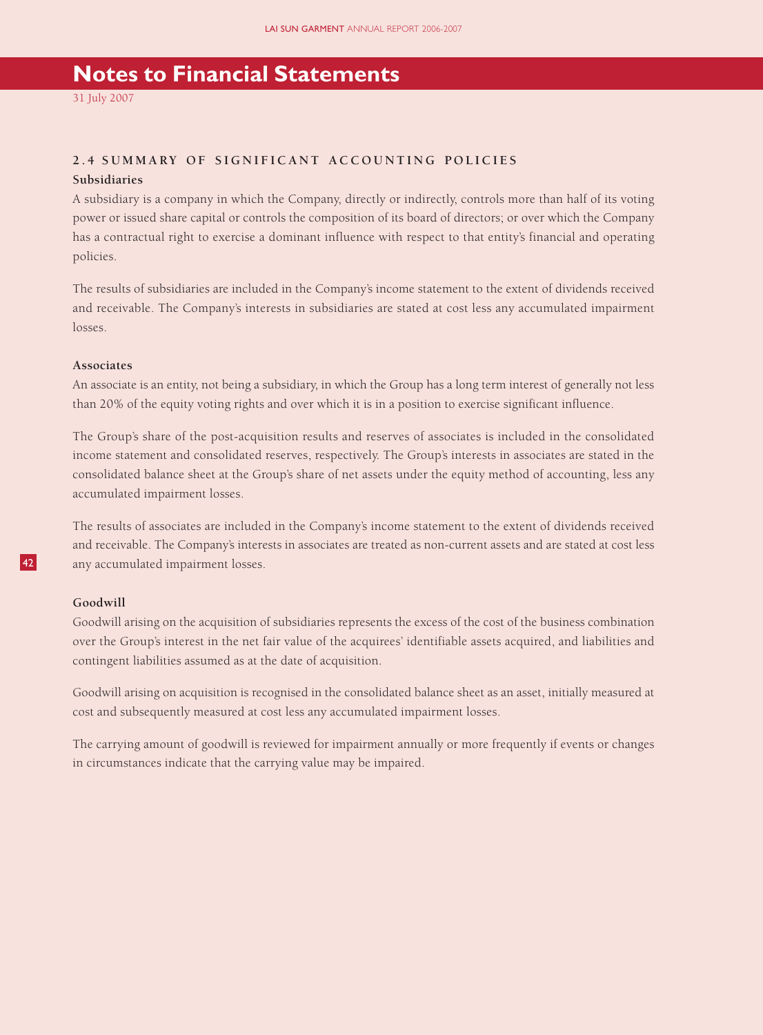# Notes to Financial Statements

31 July 2007

## 2.4 SUMMARY OF SIGNIFICANT ACCOUNTING POLICIES

### Subsidiaries

A subsidiary is a company in which the Company, directly or indirectly, controls more than half of its voting power or issued share capital or controls the composition of its board of directors; or over which the Company has a contractual right to exercise a dominant influence with respect to that entity's financial and operating policies.

The results of subsidiaries are included in the Company's income statement to the extent of dividends received and receivable. The Company's interests in subsidiaries are stated at cost less any accumulated impairment losses.

### Associates

An associate is an entity, not being a subsidiary, in which the Group has a long term interest of generally not less than 20% of the equity voting rights and over which it is in a position to exercise significant influence.

The Group's share of the post-acquisition results and reserves of associates is included in the consolidated income statement and consolidated reserves, respectively. The Group's interests in associates are stated in the consolidated balance sheet at the Group's share of net assets under the equity method of accounting, less any accumulated impairment losses.

The results of associates are included in the Company's income statement to the extent of dividends received and receivable. The Company's interests in associates are treated as non-current assets and are stated at cost less any accumulated impairment losses.

### Goodwill

Goodwill arising on the acquisition of subsidiaries represents the excess of the cost of the business combination over the Group's interest in the net fair value of the acquirees' identifiable assets acquired, and liabilities and contingent liabilities assumed as at the date of acquisition.

Goodwill arising on acquisition is recognised in the consolidated balance sheet as an asset, initially measured at cost and subsequently measured at cost less any accumulated impairment losses.

The carrying amount of goodwill is reviewed for impairment annually or more frequently if events or changes in circumstances indicate that the carrying value may be impaired.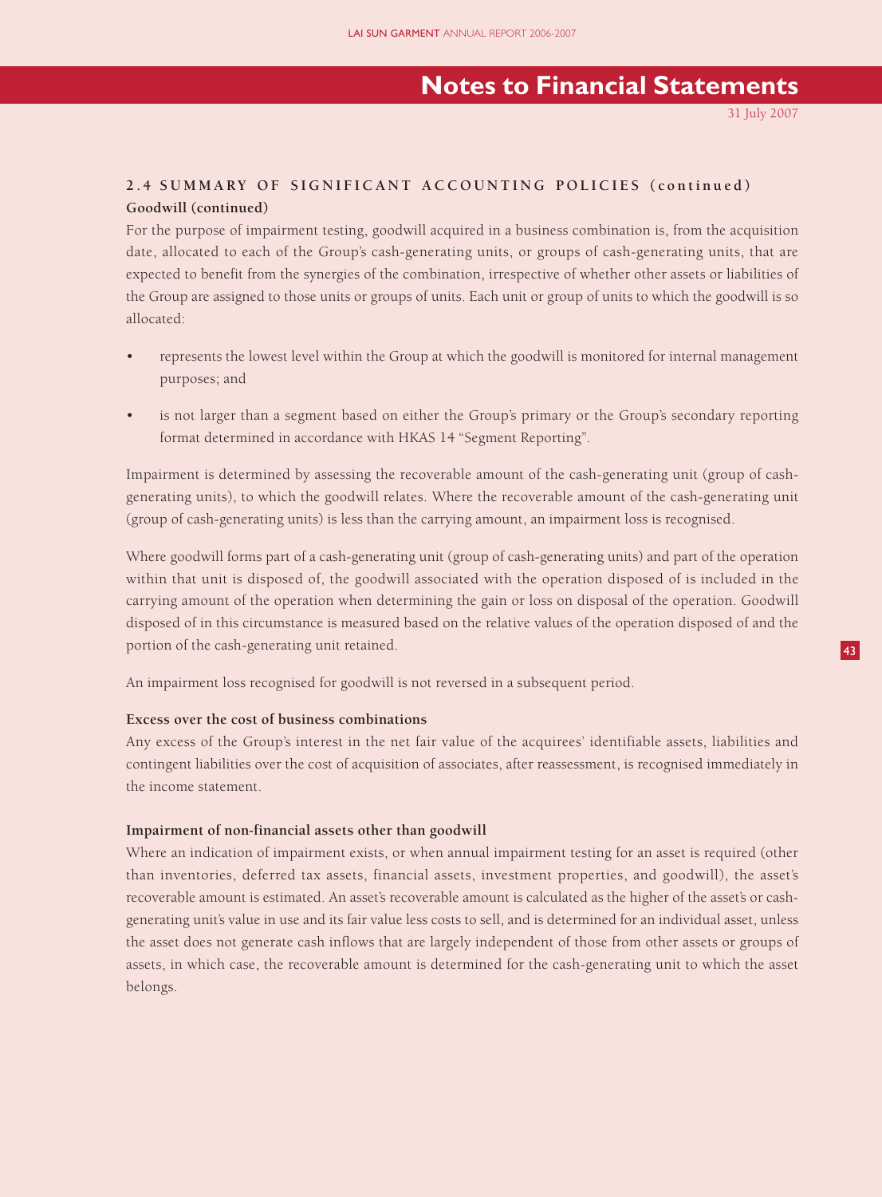## 2.4 SUMMARY OF SIGNIFICANT ACCOUNTING POLICIES (continued)

**Goodwill (continued)**

For the purpose of impairment testing, goodwill acquired in a business combination is, from the acquisition date, allocated to each of the Group's cash-generating units, or groups of cash-generating units, that are expected to benefit from the synergies of the combination, irrespective of whether other assets or liabilities of the Group are assigned to those units or groups of units. Each unit or group of units to which the goodwill is so allocated:

- represents the lowest level within the Group at which the goodwill is monitored for internal management purposes; and
- is not larger than a segment based on either the Group's primary or the Group's secondary reporting format determined in accordance with HKAS 14 "Segment Reporting".

Impairment is determined by assessing the recoverable amount of the cash-generating unit (group of cash-generating units), to which the goodwill relates. Where the recoverable amount of the cash-generating unit (group of cash-generating units) is less than the carrying amount, an impairment loss is recognised.

Where goodwill forms part of a cash-generating unit (group of cash-generating units) and part of the operation within that unit is disposed of, the goodwill associated with the operation disposed of is included in the carrying amount of the operation when determining the gain or loss on disposal of the operation. Goodwill disposed of in this circumstance is measured based on the relative values of the operation disposed of and the portion of the cash-generating unit retained.

An impairment loss recognised for goodwill is not reversed in a subsequent period.

**Excess over the cost of business combinations**

Any excess of the Group's interest in the net fair value of the acquirees' identifiable assets, liabilities and contingent liabilities over the cost of acquisition of associates, after reassessment, is recognised immediately in the income statement.

**Impairment of non-financial assets other than goodwill**

Where an indication of impairment exists, or when annual impairment testing for an asset is required (other than inventories, deferred tax assets, financial assets, investment properties, and goodwill), the asset's recoverable amount is estimated. An asset's recoverable amount is calculated as the higher of the asset's or cash-generating unit's value in use and its fair value less costs to sell, and is determined for an individual asset, unless the asset does not generate cash inflows that are largely independent of those from other assets or groups of assets, in which case, the recoverable amount is determined for the cash-generating unit to which the asset belongs.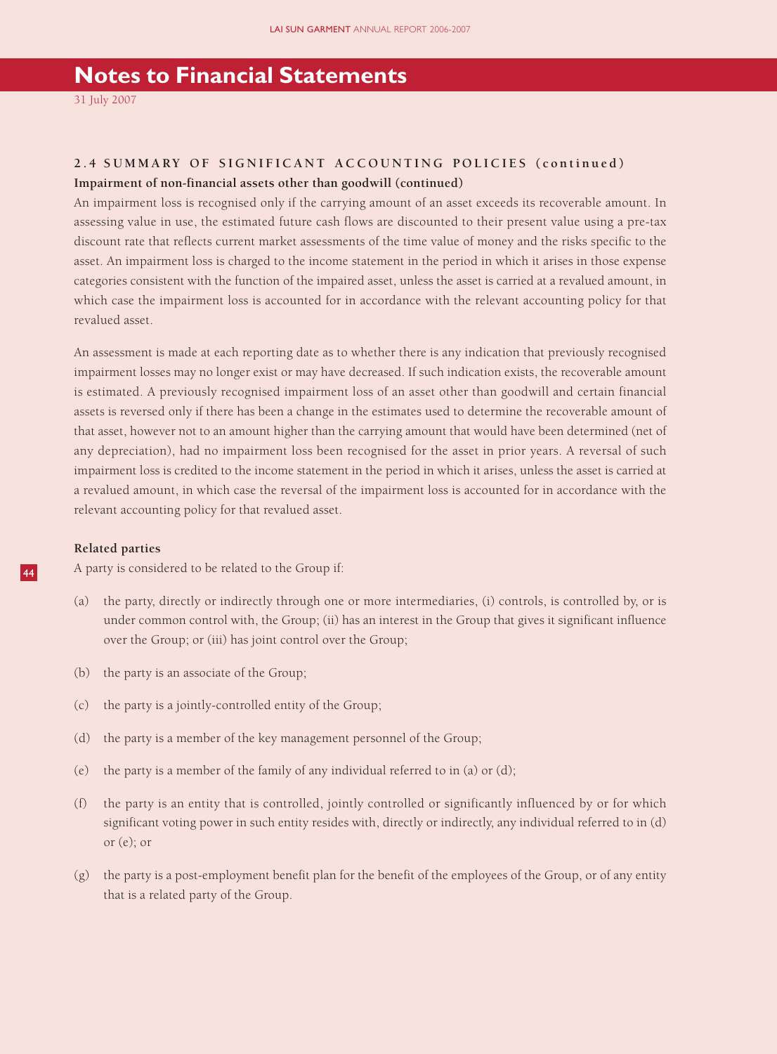## 2.4 SUMMARY OF SIGNIFICANT ACCOUNTING POLICIES (continued)

**Impairment of non-financial assets other than goodwill (continued)**

An impairment loss is recognised only if the carrying amount of an asset exceeds its recoverable amount. In assessing value in use, the estimated future cash flows are discounted to their present value using a pre-tax discount rate that reflects current market assessments of the time value of money and the risks specific to the asset. An impairment loss is charged to the income statement in the period in which it arises in those expense categories consistent with the function of the impaired asset, unless the asset is carried at a revalued amount, in which case the impairment loss is accounted for in accordance with the relevant accounting policy for that revalued asset.

An assessment is made at each reporting date as to whether there is any indication that previously recognised impairment losses may no longer exist or may have decreased. If such indication exists, the recoverable amount is estimated. A previously recognised impairment loss of an asset other than goodwill and certain financial assets is reversed only if there has been a change in the estimates used to determine the recoverable amount of that asset, however not to an amount higher than the carrying amount that would have been determined (net of any depreciation), had no impairment loss been recognised for the asset in prior years. A reversal of such impairment loss is credited to the income statement in the period in which it arises, unless the asset is carried at a revalued amount, in which case the reversal of the impairment loss is accounted for in accordance with the relevant accounting policy for that revalued asset.

**Related parties**

A party is considered to be related to the Group if:

(a) the party, directly or indirectly through one or more intermediaries, (i) controls, is controlled by, or is under common control with, the Group; (ii) has an interest in the Group that gives it significant influence over the Group; or (iii) has joint control over the Group;

(b) the party is an associate of the Group;

(c) the party is a jointly-controlled entity of the Group;

(d) the party is a member of the key management personnel of the Group;

(e) the party is a member of the family of any individual referred to in (a) or (d);

(f) the party is an entity that is controlled, jointly controlled or significantly influenced by or for which significant voting power in such entity resides with, directly or indirectly, any individual referred to in (d) or (e); or

(g) the party is a post-employment benefit plan for the benefit of the employees of the Group, or of any entity that is a related party of the Group.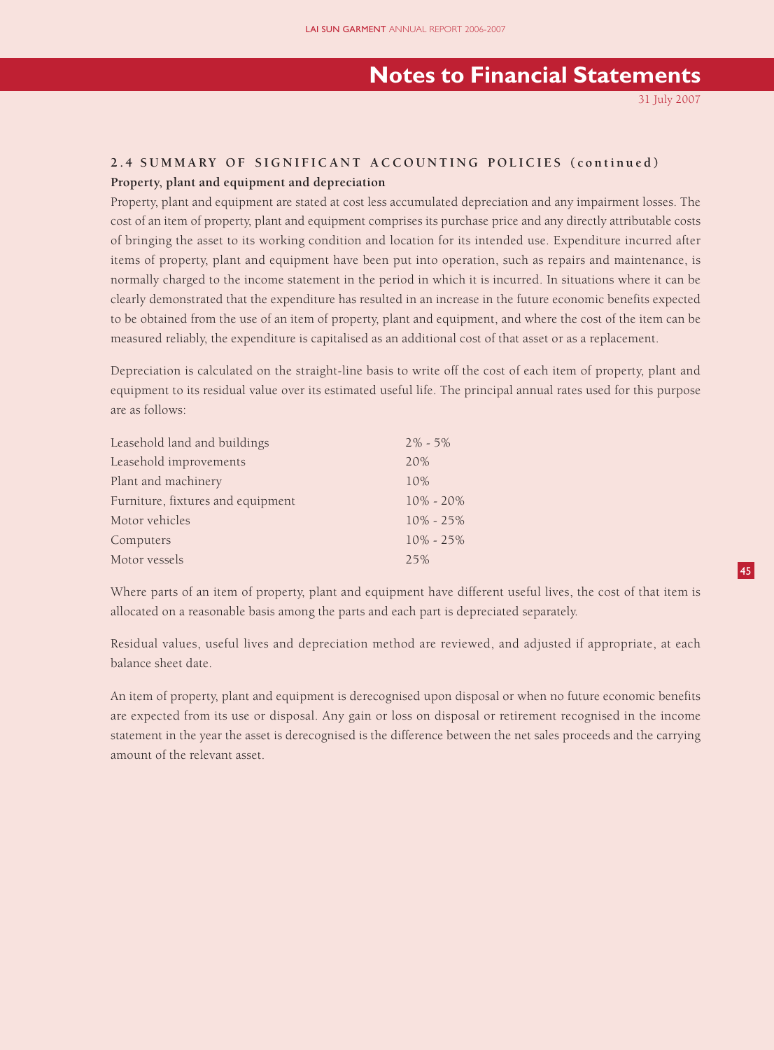## 2.4 SUMMARY OF SIGNIFICANT ACCOUNTING POLICIES (continued)

### Property, plant and equipment and depreciation

Property, plant and equipment are stated at cost less accumulated depreciation and any impairment losses. The cost of an item of property, plant and equipment comprises its purchase price and any directly attributable costs of bringing the asset to its working condition and location for its intended use. Expenditure incurred after items of property, plant and equipment have been put into operation, such as repairs and maintenance, is normally charged to the income statement in the period in which it is incurred. In situations where it can be clearly demonstrated that the expenditure has resulted in an increase in the future economic benefits expected to be obtained from the use of an item of property, plant and equipment, and where the cost of the item can be measured reliably, the expenditure is capitalised as an additional cost of that asset or as a replacement.

Depreciation is calculated on the straight-line basis to write off the cost of each item of property, plant and equipment to its residual value over its estimated useful life. The principal annual rates used for this purpose are as follows:

| | |
|---|---|
| Leasehold land and buildings | 2% - 5% |
| Leasehold improvements | 20% |
| Plant and machinery | 10% |
| Furniture, fixtures and equipment | 10% - 20% |
| Motor vehicles | 10% - 25% |
| Computers | 10% - 25% |
| Motor vessels | 25% |

Where parts of an item of property, plant and equipment have different useful lives, the cost of that item is allocated on a reasonable basis among the parts and each part is depreciated separately.

Residual values, useful lives and depreciation method are reviewed, and adjusted if appropriate, at each balance sheet date.

An item of property, plant and equipment is derecognised upon disposal or when no future economic benefits are expected from its use or disposal. Any gain or loss on disposal or retirement recognised in the income statement in the year the asset is derecognised is the difference between the net sales proceeds and the carrying amount of the relevant asset.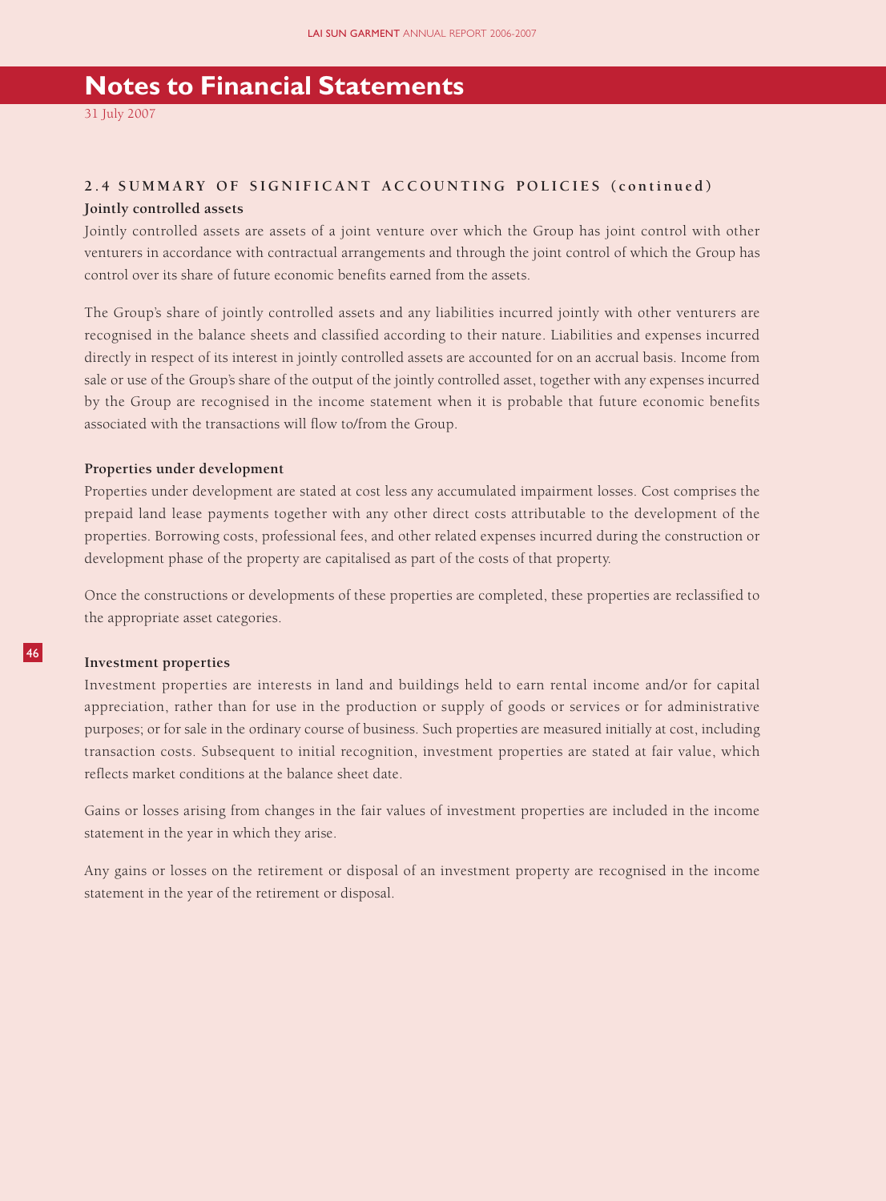# Notes to Financial Statements

31 July 2007

## 2.4 SUMMARY OF SIGNIFICANT ACCOUNTING POLICIES (continued)

**Jointly controlled assets**

Jointly controlled assets are assets of a joint venture over which the Group has joint control with other venturers in accordance with contractual arrangements and through the joint control of which the Group has control over its share of future economic benefits earned from the assets.

The Group's share of jointly controlled assets and any liabilities incurred jointly with other venturers are recognised in the balance sheets and classified according to their nature. Liabilities and expenses incurred directly in respect of its interest in jointly controlled assets are accounted for on an accrual basis. Income from sale or use of the Group's share of the output of the jointly controlled asset, together with any expenses incurred by the Group are recognised in the income statement when it is probable that future economic benefits associated with the transactions will flow to/from the Group.

**Properties under development**

Properties under development are stated at cost less any accumulated impairment losses. Cost comprises the prepaid land lease payments together with any other direct costs attributable to the development of the properties. Borrowing costs, professional fees, and other related expenses incurred during the construction or development phase of the property are capitalised as part of the costs of that property.

Once the constructions or developments of these properties are completed, these properties are reclassified to the appropriate asset categories.

**Investment properties**

Investment properties are interests in land and buildings held to earn rental income and/or for capital appreciation, rather than for use in the production or supply of goods or services or for administrative purposes; or for sale in the ordinary course of business. Such properties are measured initially at cost, including transaction costs. Subsequent to initial recognition, investment properties are stated at fair value, which reflects market conditions at the balance sheet date.

Gains or losses arising from changes in the fair values of investment properties are included in the income statement in the year in which they arise.

Any gains or losses on the retirement or disposal of an investment property are recognised in the income statement in the year of the retirement or disposal.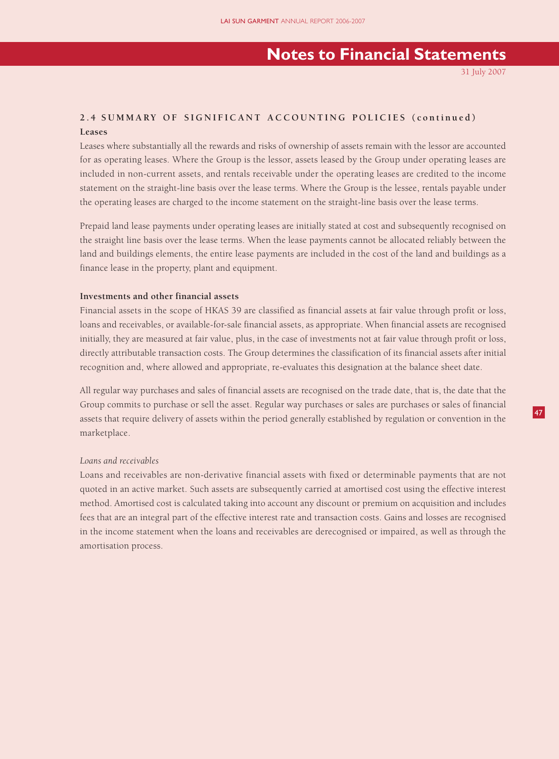## 2.4 SUMMARY OF SIGNIFICANT ACCOUNTING POLICIES (continued)

**Leases**

Leases where substantially all the rewards and risks of ownership of assets remain with the lessor are accounted for as operating leases. Where the Group is the lessor, assets leased by the Group under operating leases are included in non-current assets, and rentals receivable under the operating leases are credited to the income statement on the straight-line basis over the lease terms. Where the Group is the lessee, rentals payable under the operating leases are charged to the income statement on the straight-line basis over the lease terms.

Prepaid land lease payments under operating leases are initially stated at cost and subsequently recognised on the straight line basis over the lease terms. When the lease payments cannot be allocated reliably between the land and buildings elements, the entire lease payments are included in the cost of the land and buildings as a finance lease in the property, plant and equipment.

**Investments and other financial assets**

Financial assets in the scope of HKAS 39 are classified as financial assets at fair value through profit or loss, loans and receivables, or available-for-sale financial assets, as appropriate. When financial assets are recognised initially, they are measured at fair value, plus, in the case of investments not at fair value through profit or loss, directly attributable transaction costs. The Group determines the classification of its financial assets after initial recognition and, where allowed and appropriate, re-evaluates this designation at the balance sheet date.

All regular way purchases and sales of financial assets are recognised on the trade date, that is, the date that the Group commits to purchase or sell the asset. Regular way purchases or sales are purchases or sales of financial assets that require delivery of assets within the period generally established by regulation or convention in the marketplace.

*Loans and receivables*

Loans and receivables are non-derivative financial assets with fixed or determinable payments that are not quoted in an active market. Such assets are subsequently carried at amortised cost using the effective interest method. Amortised cost is calculated taking into account any discount or premium on acquisition and includes fees that are an integral part of the effective interest rate and transaction costs. Gains and losses are recognised in the income statement when the loans and receivables are derecognised or impaired, as well as through the amortisation process.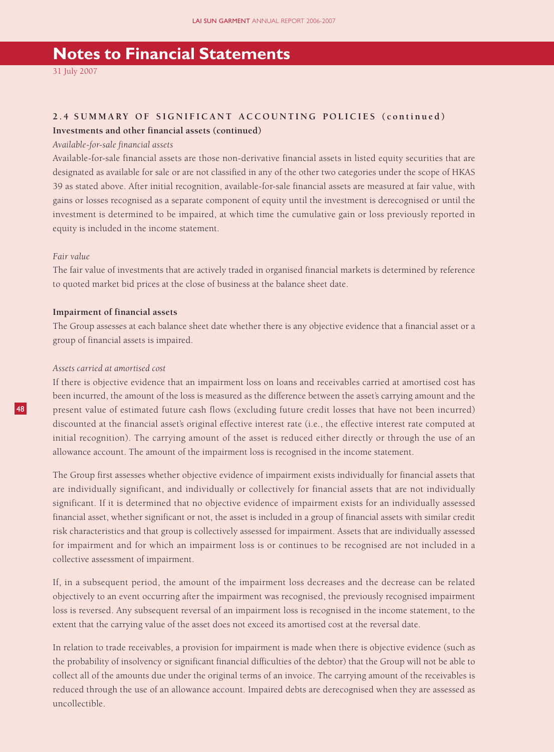## 2.4 SUMMARY OF SIGNIFICANT ACCOUNTING POLICIES (continued)

**Investments and other financial assets (continued)**

*Available-for-sale financial assets*

Available-for-sale financial assets are those non-derivative financial assets in listed equity securities that are designated as available for sale or are not classified in any of the other two categories under the scope of HKAS 39 as stated above. After initial recognition, available-for-sale financial assets are measured at fair value, with gains or losses recognised as a separate component of equity until the investment is derecognised or until the investment is determined to be impaired, at which time the cumulative gain or loss previously reported in equity is included in the income statement.

*Fair value*

The fair value of investments that are actively traded in organised financial markets is determined by reference to quoted market bid prices at the close of business at the balance sheet date.

**Impairment of financial assets**

The Group assesses at each balance sheet date whether there is any objective evidence that a financial asset or a group of financial assets is impaired.

*Assets carried at amortised cost*

If there is objective evidence that an impairment loss on loans and receivables carried at amortised cost has been incurred, the amount of the loss is measured as the difference between the asset's carrying amount and the present value of estimated future cash flows (excluding future credit losses that have not been incurred) discounted at the financial asset's original effective interest rate (i.e., the effective interest rate computed at initial recognition). The carrying amount of the asset is reduced either directly or through the use of an allowance account. The amount of the impairment loss is recognised in the income statement.

The Group first assesses whether objective evidence of impairment exists individually for financial assets that are individually significant, and individually or collectively for financial assets that are not individually significant. If it is determined that no objective evidence of impairment exists for an individually assessed financial asset, whether significant or not, the asset is included in a group of financial assets with similar credit risk characteristics and that group is collectively assessed for impairment. Assets that are individually assessed for impairment and for which an impairment loss is or continues to be recognised are not included in a collective assessment of impairment.

If, in a subsequent period, the amount of the impairment loss decreases and the decrease can be related objectively to an event occurring after the impairment was recognised, the previously recognised impairment loss is reversed. Any subsequent reversal of an impairment loss is recognised in the income statement, to the extent that the carrying value of the asset does not exceed its amortised cost at the reversal date.

In relation to trade receivables, a provision for impairment is made when there is objective evidence (such as the probability of insolvency or significant financial difficulties of the debtor) that the Group will not be able to collect all of the amounts due under the original terms of an invoice. The carrying amount of the receivables is reduced through the use of an allowance account. Impaired debts are derecognised when they are assessed as uncollectible.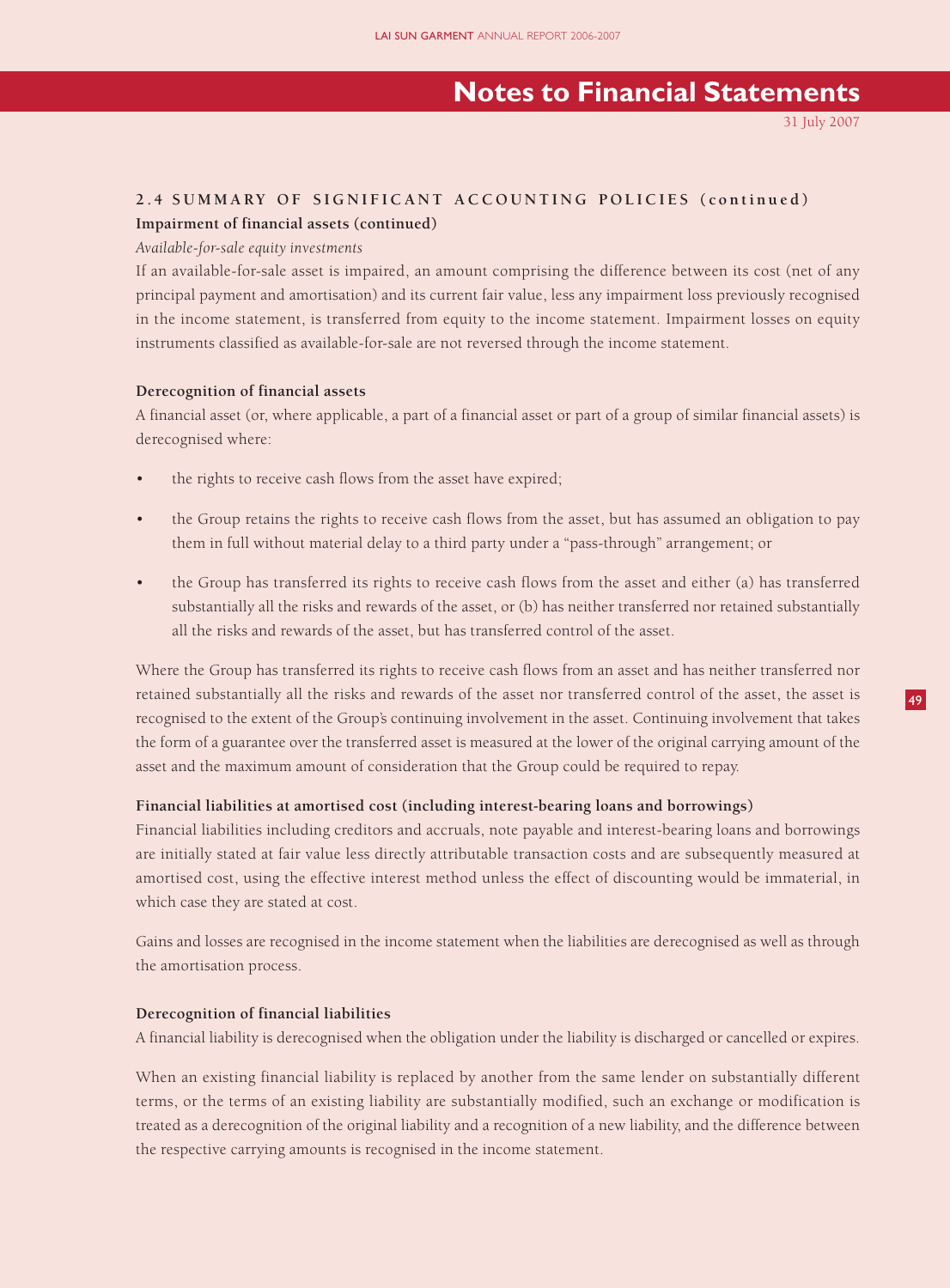## 2.4 SUMMARY OF SIGNIFICANT ACCOUNTING POLICIES (continued)

**Impairment of financial assets (continued)**

*Available-for-sale equity investments*

If an available-for-sale asset is impaired, an amount comprising the difference between its cost (net of any principal payment and amortisation) and its current fair value, less any impairment loss previously recognised in the income statement, is transferred from equity to the income statement. Impairment losses on equity instruments classified as available-for-sale are not reversed through the income statement.

**Derecognition of financial assets**

A financial asset (or, where applicable, a part of a financial asset or part of a group of similar financial assets) is derecognised where:

- the rights to receive cash flows from the asset have expired;
- the Group retains the rights to receive cash flows from the asset, but has assumed an obligation to pay them in full without material delay to a third party under a "pass-through" arrangement; or
- the Group has transferred its rights to receive cash flows from the asset and either (a) has transferred substantially all the risks and rewards of the asset, or (b) has neither transferred nor retained substantially all the risks and rewards of the asset, but has transferred control of the asset.

Where the Group has transferred its rights to receive cash flows from an asset and has neither transferred nor retained substantially all the risks and rewards of the asset nor transferred control of the asset, the asset is recognised to the extent of the Group's continuing involvement in the asset. Continuing involvement that takes the form of a guarantee over the transferred asset is measured at the lower of the original carrying amount of the asset and the maximum amount of consideration that the Group could be required to repay.

**Financial liabilities at amortised cost (including interest-bearing loans and borrowings)**

Financial liabilities including creditors and accruals, note payable and interest-bearing loans and borrowings are initially stated at fair value less directly attributable transaction costs and are subsequently measured at amortised cost, using the effective interest method unless the effect of discounting would be immaterial, in which case they are stated at cost.

Gains and losses are recognised in the income statement when the liabilities are derecognised as well as through the amortisation process.

**Derecognition of financial liabilities**

A financial liability is derecognised when the obligation under the liability is discharged or cancelled or expires.

When an existing financial liability is replaced by another from the same lender on substantially different terms, or the terms of an existing liability are substantially modified, such an exchange or modification is treated as a derecognition of the original liability and a recognition of a new liability, and the difference between the respective carrying amounts is recognised in the income statement.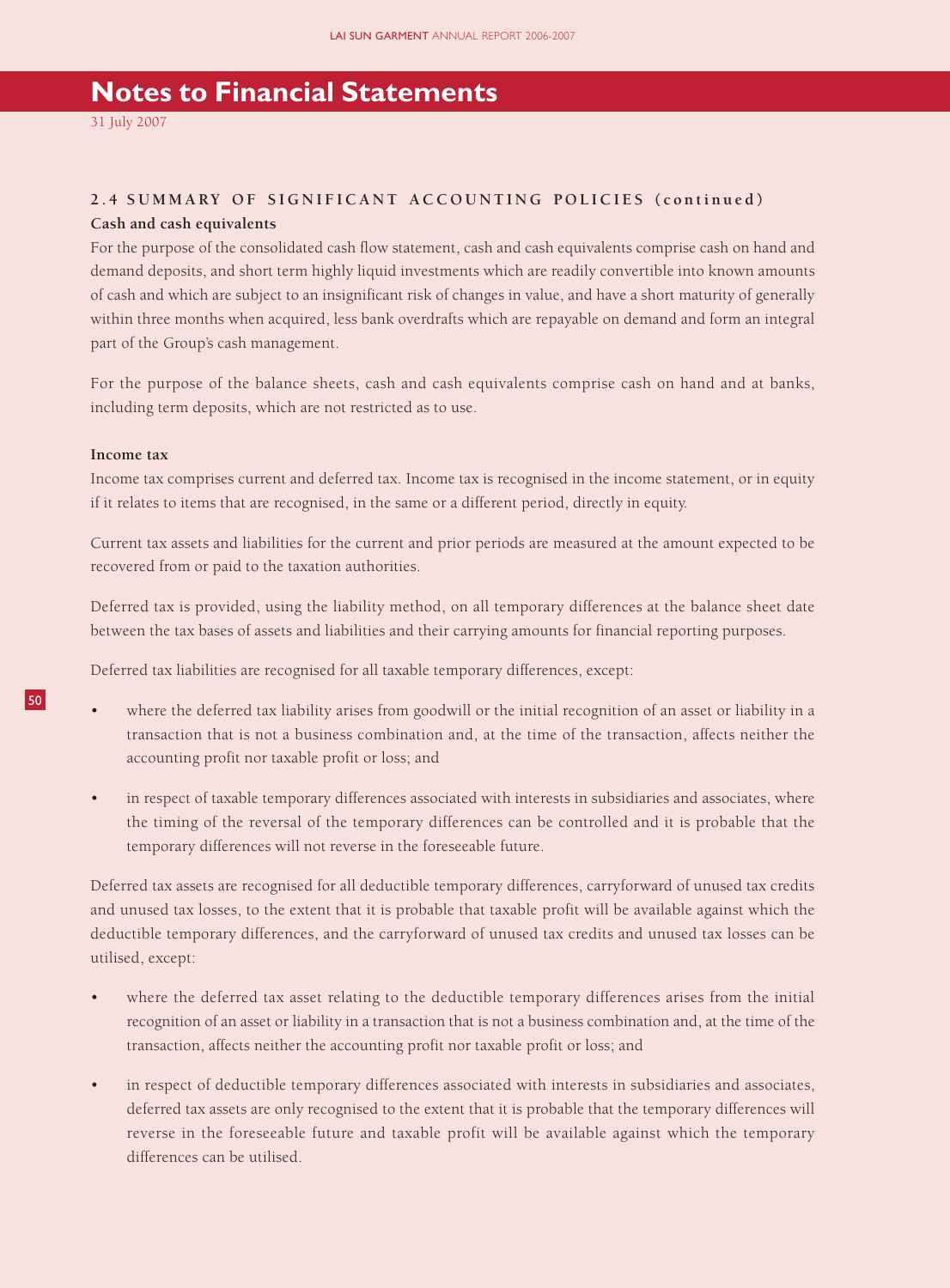# Notes to Financial Statements

31 July 2007

## 2.4 SUMMARY OF SIGNIFICANT ACCOUNTING POLICIES (continued)

**Cash and cash equivalents**

For the purpose of the consolidated cash flow statement, cash and cash equivalents comprise cash on hand and demand deposits, and short term highly liquid investments which are readily convertible into known amounts of cash and which are subject to an insignificant risk of changes in value, and have a short maturity of generally within three months when acquired, less bank overdrafts which are repayable on demand and form an integral part of the Group's cash management.

For the purpose of the balance sheets, cash and cash equivalents comprise cash on hand and at banks, including term deposits, which are not restricted as to use.

**Income tax**

Income tax comprises current and deferred tax. Income tax is recognised in the income statement, or in equity if it relates to items that are recognised, in the same or a different period, directly in equity.

Current tax assets and liabilities for the current and prior periods are measured at the amount expected to be recovered from or paid to the taxation authorities.

Deferred tax is provided, using the liability method, on all temporary differences at the balance sheet date between the tax bases of assets and liabilities and their carrying amounts for financial reporting purposes.

Deferred tax liabilities are recognised for all taxable temporary differences, except:

- where the deferred tax liability arises from goodwill or the initial recognition of an asset or liability in a transaction that is not a business combination and, at the time of the transaction, affects neither the accounting profit nor taxable profit or loss; and
- in respect of taxable temporary differences associated with interests in subsidiaries and associates, where the timing of the reversal of the temporary differences can be controlled and it is probable that the temporary differences will not reverse in the foreseeable future.

Deferred tax assets are recognised for all deductible temporary differences, carryforward of unused tax credits and unused tax losses, to the extent that it is probable that taxable profit will be available against which the deductible temporary differences, and the carryforward of unused tax credits and unused tax losses can be utilised, except:

- where the deferred tax asset relating to the deductible temporary differences arises from the initial recognition of an asset or liability in a transaction that is not a business combination and, at the time of the transaction, affects neither the accounting profit nor taxable profit or loss; and
- in respect of deductible temporary differences associated with interests in subsidiaries and associates, deferred tax assets are only recognised to the extent that it is probable that the temporary differences will reverse in the foreseeable future and taxable profit will be available against which the temporary differences can be utilised.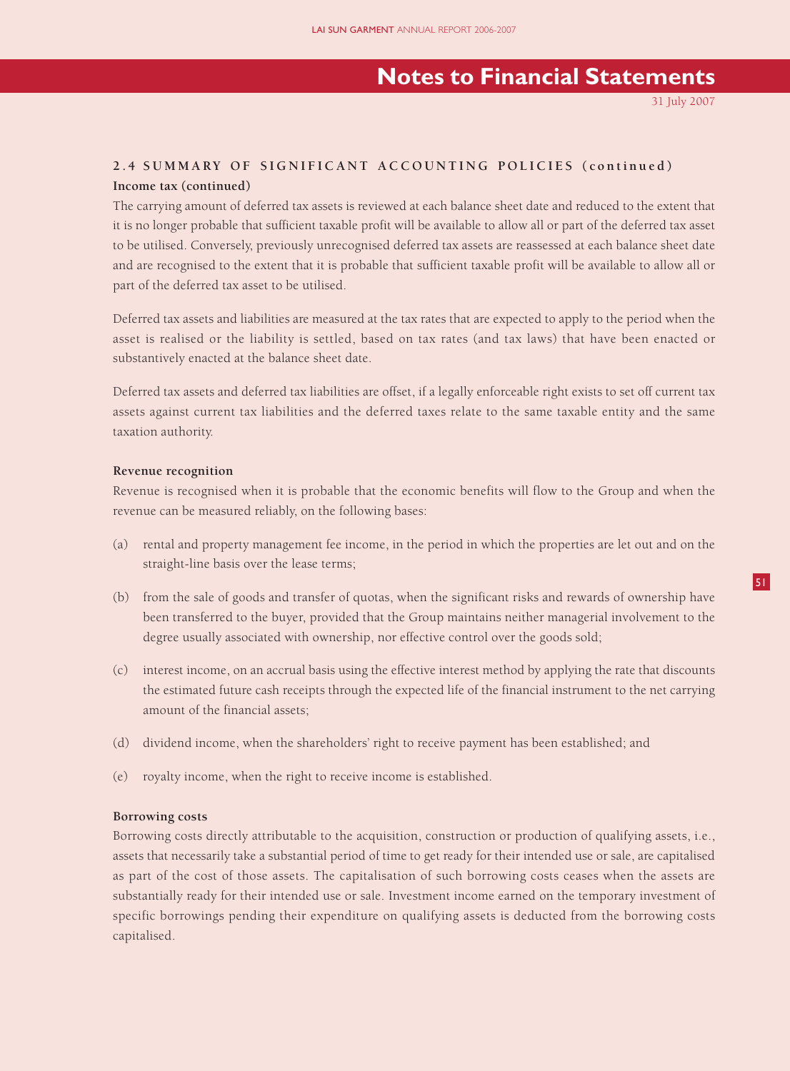## Notes to Financial Statements

31 July 2007

### 2.4 SUMMARY OF SIGNIFICANT ACCOUNTING POLICIES (continued)

**Income tax (continued)**

The carrying amount of deferred tax assets is reviewed at each balance sheet date and reduced to the extent that it is no longer probable that sufficient taxable profit will be available to allow all or part of the deferred tax asset to be utilised. Conversely, previously unrecognised deferred tax assets are reassessed at each balance sheet date and are recognised to the extent that it is probable that sufficient taxable profit will be available to allow all or part of the deferred tax asset to be utilised.

Deferred tax assets and liabilities are measured at the tax rates that are expected to apply to the period when the asset is realised or the liability is settled, based on tax rates (and tax laws) that have been enacted or substantively enacted at the balance sheet date.

Deferred tax assets and deferred tax liabilities are offset, if a legally enforceable right exists to set off current tax assets against current tax liabilities and the deferred taxes relate to the same taxable entity and the same taxation authority.

**Revenue recognition**

Revenue is recognised when it is probable that the economic benefits will flow to the Group and when the revenue can be measured reliably, on the following bases:

(a) rental and property management fee income, in the period in which the properties are let out and on the straight-line basis over the lease terms;

(b) from the sale of goods and transfer of quotas, when the significant risks and rewards of ownership have been transferred to the buyer, provided that the Group maintains neither managerial involvement to the degree usually associated with ownership, nor effective control over the goods sold;

(c) interest income, on an accrual basis using the effective interest method by applying the rate that discounts the estimated future cash receipts through the expected life of the financial instrument to the net carrying amount of the financial assets;

(d) dividend income, when the shareholders' right to receive payment has been established; and

(e) royalty income, when the right to receive income is established.

**Borrowing costs**

Borrowing costs directly attributable to the acquisition, construction or production of qualifying assets, i.e., assets that necessarily take a substantial period of time to get ready for their intended use or sale, are capitalised as part of the cost of those assets. The capitalisation of such borrowing costs ceases when the assets are substantially ready for their intended use or sale. Investment income earned on the temporary investment of specific borrowings pending their expenditure on qualifying assets is deducted from the borrowing costs capitalised.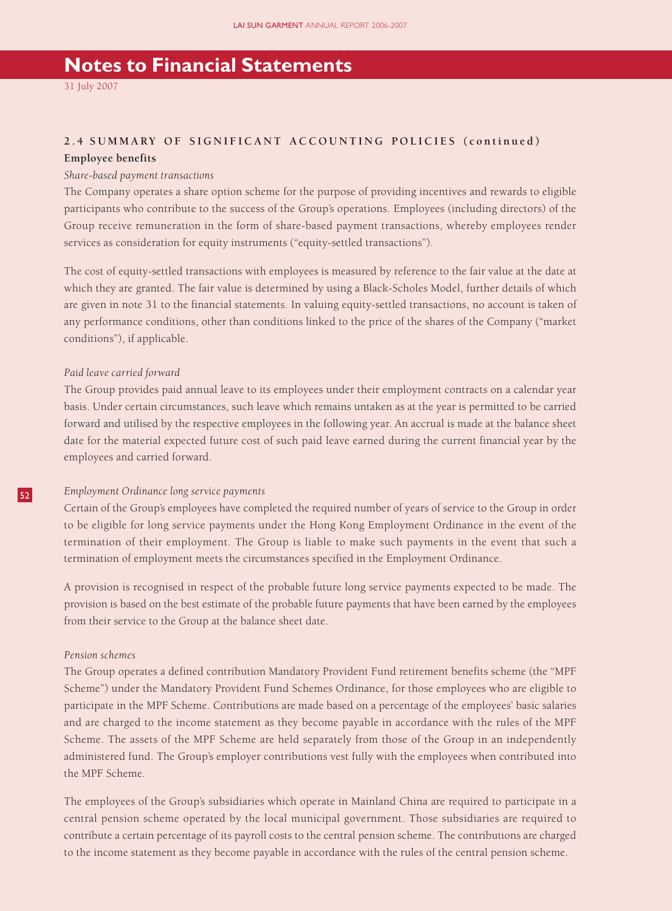# Notes to Financial Statements

31 July 2007

## 2.4 SUMMARY OF SIGNIFICANT ACCOUNTING POLICIES (continued)

### Employee benefits

*Share-based payment transactions*

The Company operates a share option scheme for the purpose of providing incentives and rewards to eligible participants who contribute to the success of the Group's operations. Employees (including directors) of the Group receive remuneration in the form of share-based payment transactions, whereby employees render services as consideration for equity instruments ("equity-settled transactions").

The cost of equity-settled transactions with employees is measured by reference to the fair value at the date at which they are granted. The fair value is determined by using a Black-Scholes Model, further details of which are given in note 31 to the financial statements. In valuing equity-settled transactions, no account is taken of any performance conditions, other than conditions linked to the price of the shares of the Company ("market conditions"), if applicable.

*Paid leave carried forward*

The Group provides paid annual leave to its employees under their employment contracts on a calendar year basis. Under certain circumstances, such leave which remains untaken as at the year is permitted to be carried forward and utilised by the respective employees in the following year. An accrual is made at the balance sheet date for the material expected future cost of such paid leave earned during the current financial year by the employees and carried forward.

*Employment Ordinance long service payments*

Certain of the Group's employees have completed the required number of years of service to the Group in order to be eligible for long service payments under the Hong Kong Employment Ordinance in the event of the termination of their employment. The Group is liable to make such payments in the event that such a termination of employment meets the circumstances specified in the Employment Ordinance.

A provision is recognised in respect of the probable future long service payments expected to be made. The provision is based on the best estimate of the probable future payments that have been earned by the employees from their service to the Group at the balance sheet date.

*Pension schemes*

The Group operates a defined contribution Mandatory Provident Fund retirement benefits scheme (the "MPF Scheme") under the Mandatory Provident Fund Schemes Ordinance, for those employees who are eligible to participate in the MPF Scheme. Contributions are made based on a percentage of the employees' basic salaries and are charged to the income statement as they become payable in accordance with the rules of the MPF Scheme. The assets of the MPF Scheme are held separately from those of the Group in an independently administered fund. The Group's employer contributions vest fully with the employees when contributed into the MPF Scheme.

The employees of the Group's subsidiaries which operate in Mainland China are required to participate in a central pension scheme operated by the local municipal government. Those subsidiaries are required to contribute a certain percentage of its payroll costs to the central pension scheme. The contributions are charged to the income statement as they become payable in accordance with the rules of the central pension scheme.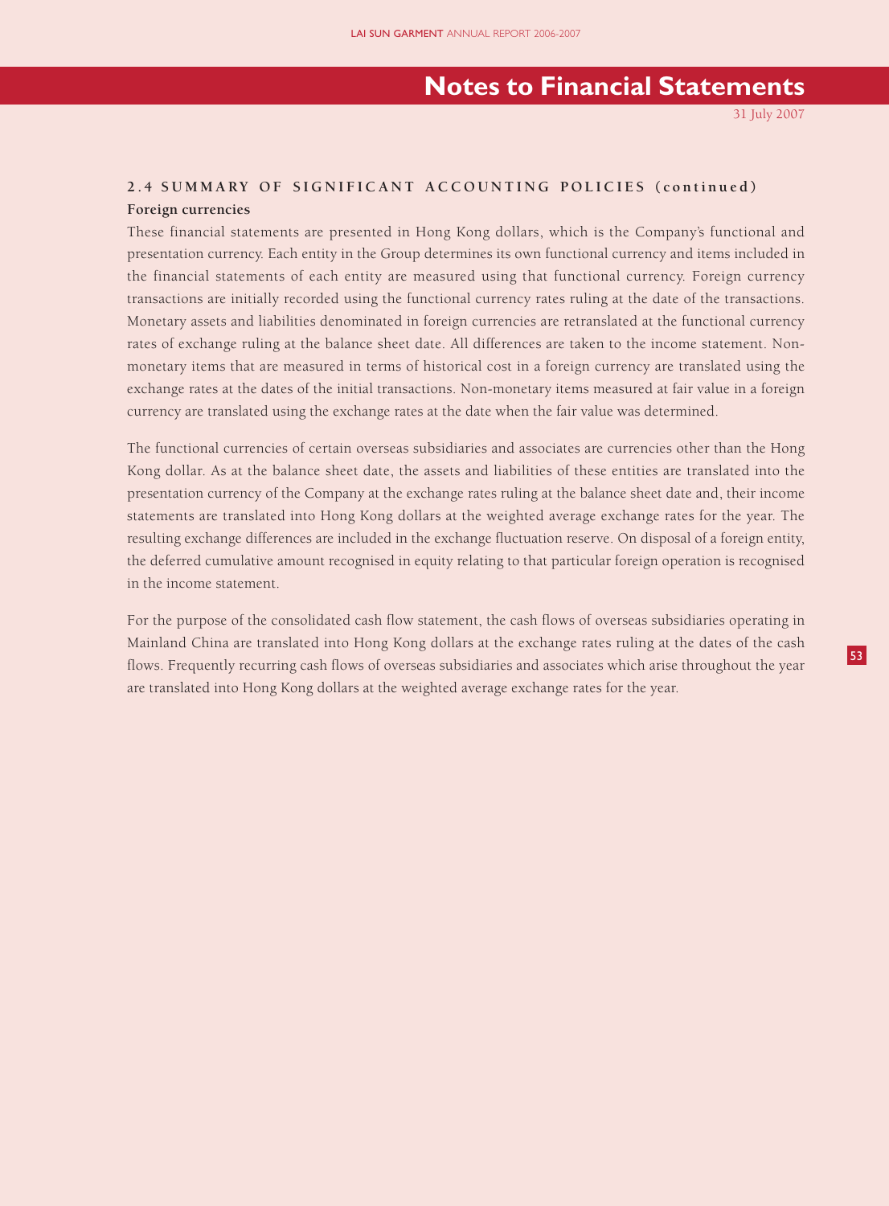## 2.4 SUMMARY OF SIGNIFICANT ACCOUNTING POLICIES (continued)

**Foreign currencies**

These financial statements are presented in Hong Kong dollars, which is the Company's functional and presentation currency. Each entity in the Group determines its own functional currency and items included in the financial statements of each entity are measured using that functional currency. Foreign currency transactions are initially recorded using the functional currency rates ruling at the date of the transactions. Monetary assets and liabilities denominated in foreign currencies are retranslated at the functional currency rates of exchange ruling at the balance sheet date. All differences are taken to the income statement. Non-monetary items that are measured in terms of historical cost in a foreign currency are translated using the exchange rates at the dates of the initial transactions. Non-monetary items measured at fair value in a foreign currency are translated using the exchange rates at the date when the fair value was determined.

The functional currencies of certain overseas subsidiaries and associates are currencies other than the Hong Kong dollar. As at the balance sheet date, the assets and liabilities of these entities are translated into the presentation currency of the Company at the exchange rates ruling at the balance sheet date and, their income statements are translated into Hong Kong dollars at the weighted average exchange rates for the year. The resulting exchange differences are included in the exchange fluctuation reserve. On disposal of a foreign entity, the deferred cumulative amount recognised in equity relating to that particular foreign operation is recognised in the income statement.

For the purpose of the consolidated cash flow statement, the cash flows of overseas subsidiaries operating in Mainland China are translated into Hong Kong dollars at the exchange rates ruling at the dates of the cash flows. Frequently recurring cash flows of overseas subsidiaries and associates which arise throughout the year are translated into Hong Kong dollars at the weighted average exchange rates for the year.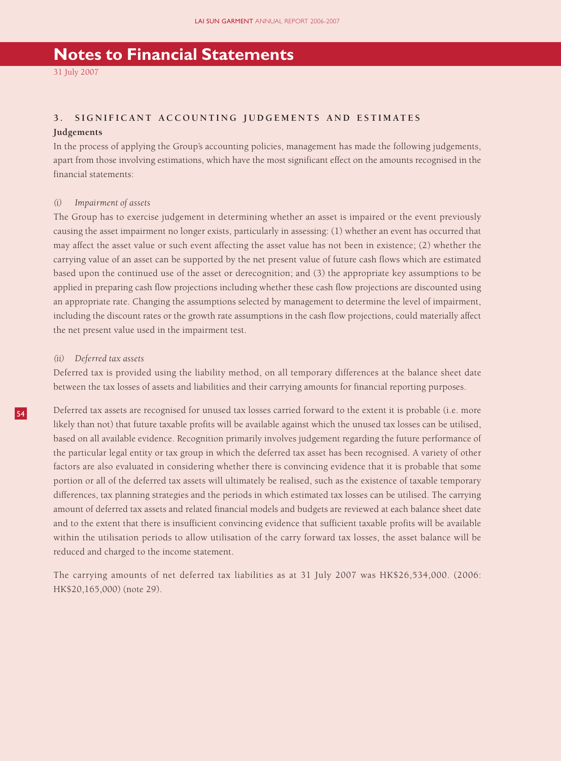# Notes to Financial Statements

31 July 2007

## 3. SIGNIFICANT ACCOUNTING JUDGEMENTS AND ESTIMATES

**Judgements**

In the process of applying the Group's accounting policies, management has made the following judgements, apart from those involving estimations, which have the most significant effect on the amounts recognised in the financial statements:

*(i) Impairment of assets*

The Group has to exercise judgement in determining whether an asset is impaired or the event previously causing the asset impairment no longer exists, particularly in assessing: (1) whether an event has occurred that may affect the asset value or such event affecting the asset value has not been in existence; (2) whether the carrying value of an asset can be supported by the net present value of future cash flows which are estimated based upon the continued use of the asset or derecognition; and (3) the appropriate key assumptions to be applied in preparing cash flow projections including whether these cash flow projections are discounted using an appropriate rate. Changing the assumptions selected by management to determine the level of impairment, including the discount rates or the growth rate assumptions in the cash flow projections, could materially affect the net present value used in the impairment test.

*(ii) Deferred tax assets*

Deferred tax is provided using the liability method, on all temporary differences at the balance sheet date between the tax losses of assets and liabilities and their carrying amounts for financial reporting purposes.

Deferred tax assets are recognised for unused tax losses carried forward to the extent it is probable (i.e. more likely than not) that future taxable profits will be available against which the unused tax losses can be utilised, based on all available evidence. Recognition primarily involves judgement regarding the future performance of the particular legal entity or tax group in which the deferred tax asset has been recognised. A variety of other factors are also evaluated in considering whether there is convincing evidence that it is probable that some portion or all of the deferred tax assets will ultimately be realised, such as the existence of taxable temporary differences, tax planning strategies and the periods in which estimated tax losses can be utilised. The carrying amount of deferred tax assets and related financial models and budgets are reviewed at each balance sheet date and to the extent that there is insufficient convincing evidence that sufficient taxable profits will be available within the utilisation periods to allow utilisation of the carry forward tax losses, the asset balance will be reduced and charged to the income statement.

The carrying amounts of net deferred tax liabilities as at 31 July 2007 was HK$26,534,000. (2006: HK$20,165,000) (note 29).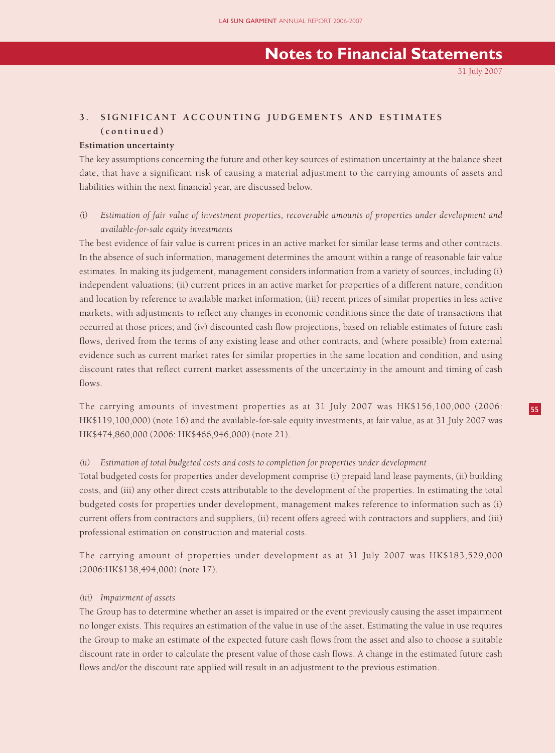## 3. SIGNIFICANT ACCOUNTING JUDGEMENTS AND ESTIMATES (continued)

**Estimation uncertainty**

The key assumptions concerning the future and other key sources of estimation uncertainty at the balance sheet date, that have a significant risk of causing a material adjustment to the carrying amounts of assets and liabilities within the next financial year, are discussed below.

*(i) Estimation of fair value of investment properties, recoverable amounts of properties under development and available-for-sale equity investments*

The best evidence of fair value is current prices in an active market for similar lease terms and other contracts. In the absence of such information, management determines the amount within a range of reasonable fair value estimates. In making its judgement, management considers information from a variety of sources, including (i) independent valuations; (ii) current prices in an active market for properties of a different nature, condition and location by reference to available market information; (iii) recent prices of similar properties in less active markets, with adjustments to reflect any changes in economic conditions since the date of transactions that occurred at those prices; and (iv) discounted cash flow projections, based on reliable estimates of future cash flows, derived from the terms of any existing lease and other contracts, and (where possible) from external evidence such as current market rates for similar properties in the same location and condition, and using discount rates that reflect current market assessments of the uncertainty in the amount and timing of cash flows.

The carrying amounts of investment properties as at 31 July 2007 was HK$156,100,000 (2006: HK$119,100,000) (note 16) and the available-for-sale equity investments, at fair value, as at 31 July 2007 was HK$474,860,000 (2006: HK$466,946,000) (note 21).

*(ii) Estimation of total budgeted costs and costs to completion for properties under development*

Total budgeted costs for properties under development comprise (i) prepaid land lease payments, (ii) building costs, and (iii) any other direct costs attributable to the development of the properties. In estimating the total budgeted costs for properties under development, management makes reference to information such as (i) current offers from contractors and suppliers, (ii) recent offers agreed with contractors and suppliers, and (iii) professional estimation on construction and material costs.

The carrying amount of properties under development as at 31 July 2007 was HK$183,529,000 (2006:HK$138,494,000) (note 17).

*(iii) Impairment of assets*

The Group has to determine whether an asset is impaired or the event previously causing the asset impairment no longer exists. This requires an estimation of the value in use of the asset. Estimating the value in use requires the Group to make an estimate of the expected future cash flows from the asset and also to choose a suitable discount rate in order to calculate the present value of those cash flows. A change in the estimated future cash flows and/or the discount rate applied will result in an adjustment to the previous estimation.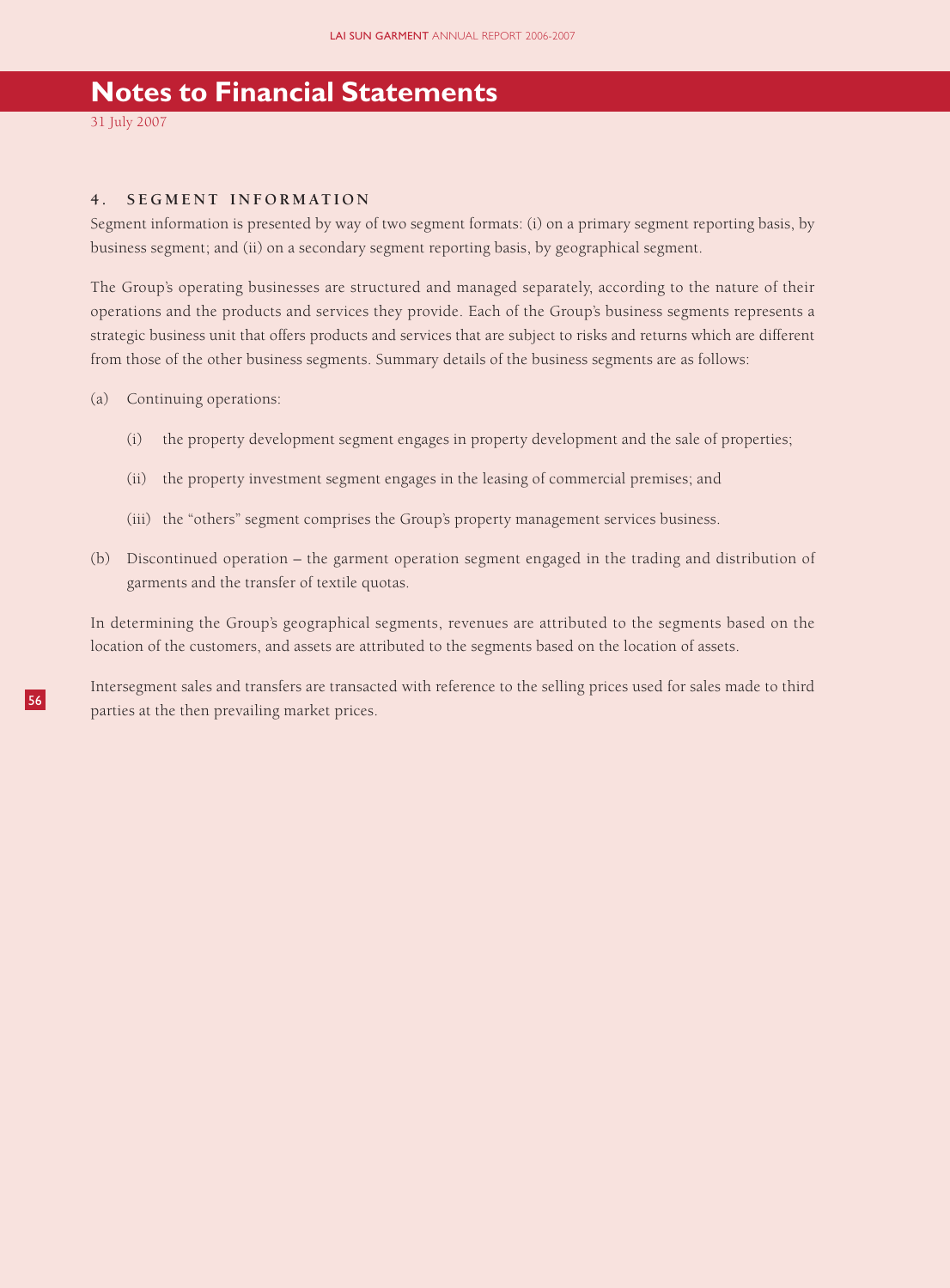# Notes to Financial Statements

31 July 2007

### 4. SEGMENT INFORMATION

Segment information is presented by way of two segment formats: (i) on a primary segment reporting basis, by business segment; and (ii) on a secondary segment reporting basis, by geographical segment.

The Group's operating businesses are structured and managed separately, according to the nature of their operations and the products and services they provide. Each of the Group's business segments represents a strategic business unit that offers products and services that are subject to risks and returns which are different from those of the other business segments. Summary details of the business segments are as follows:

(a) Continuing operations:

  (i) the property development segment engages in property development and the sale of properties;

  (ii) the property investment segment engages in the leasing of commercial premises; and

  (iii) the "others" segment comprises the Group's property management services business.

(b) Discontinued operation – the garment operation segment engaged in the trading and distribution of garments and the transfer of textile quotas.

In determining the Group's geographical segments, revenues are attributed to the segments based on the location of the customers, and assets are attributed to the segments based on the location of assets.

Intersegment sales and transfers are transacted with reference to the selling prices used for sales made to third parties at the then prevailing market prices.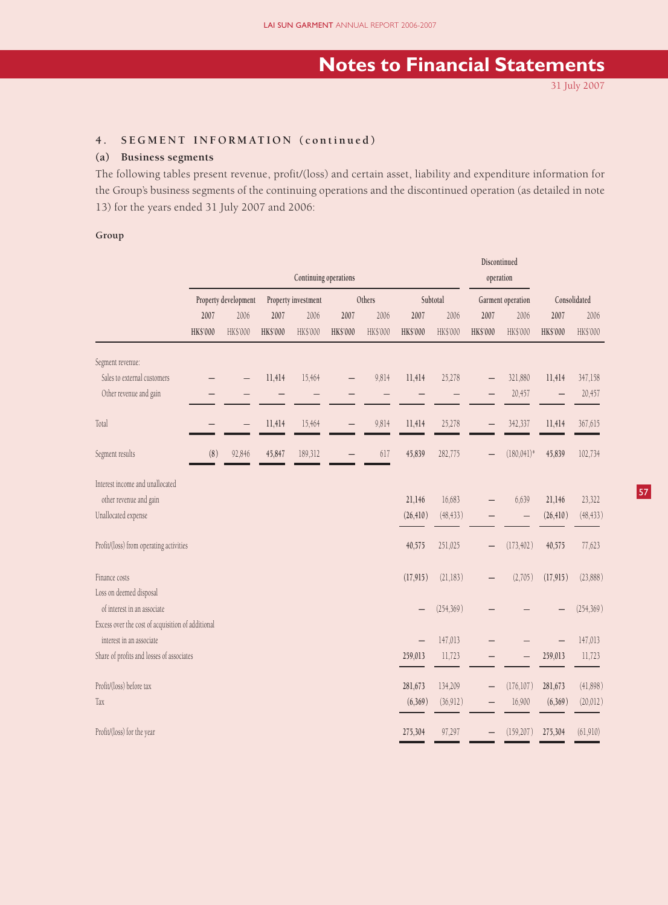## Notes to Financial Statements

31 July 2007

### 4. SEGMENT INFORMATION (continued)

#### (a) Business segments

The following tables present revenue, profit/(loss) and certain asset, liability and expenditure information for the Group's business segments of the continuing operations and the discontinued operation (as detailed in note 13) for the years ended 31 July 2007 and 2006:

**Group**

| | Continuing operations | | | | | | | | Discontinued operation | | | |
|---|---|---|---|---|---|---|---|---|---|---|---|---|
| | Property development | | Property investment | | Others | | Subtotal | | Garment operation | | Consolidated | |
| | 2007 | 2006 | 2007 | 2006 | 2007 | 2006 | 2007 | 2006 | 2007 | 2006 | 2007 | 2006 |
| | HK$'000 | HK$'000 | HK$'000 | HK$'000 | HK$'000 | HK$'000 | HK$'000 | HK$'000 | HK$'000 | HK$'000 | HK$'000 | HK$'000 |
| Segment revenue: | | | | | | | | | | | | |
| Sales to external customers | – | – | 11,414 | 15,464 | – | 9,814 | 11,414 | 25,278 | – | 321,880 | 11,414 | 347,158 |
| Other revenue and gain | – | – | – | – | – | – | – | – | – | 20,457 | – | 20,457 |
| Total | – | – | 11,414 | 15,464 | – | 9,814 | 11,414 | 25,278 | – | 342,337 | 11,414 | 367,615 |
| Segment results | (8) | 92,846 | 45,847 | 189,312 | – | 617 | 45,839 | 282,775 | – | (180,041)* | 45,839 | 102,734 |
| Interest income and unallocated other revenue and gain | | | | | | | 21,146 | 16,683 | – | 6,639 | 21,146 | 23,322 |
| Unallocated expense | | | | | | | (26,410) | (48,433) | – | – | (26,410) | (48,433) |
| Profit/(loss) from operating activities | | | | | | | 40,575 | 251,025 | – | (173,402) | 40,575 | 77,623 |
| Finance costs | | | | | | | (17,915) | (21,183) | – | (2,705) | (17,915) | (23,888) |
| Loss on deemed disposal of interest in an associate | | | | | | | – | (254,369) | – | – | – | (254,369) |
| Excess over the cost of acquisition of additional interest in an associate | | | | | | | – | 147,013 | – | – | – | 147,013 |
| Share of profits and losses of associates | | | | | | | 259,013 | 11,723 | – | – | 259,013 | 11,723 |
| Profit/(loss) before tax | | | | | | | 281,673 | 134,209 | – | (176,107) | 281,673 | (41,898) |
| Tax | | | | | | | (6,369) | (36,912) | – | 16,900 | (6,369) | (20,012) |
| Profit/(loss) for the year | | | | | | | 275,304 | 97,297 | – | (159,207) | 275,304 | (61,910) |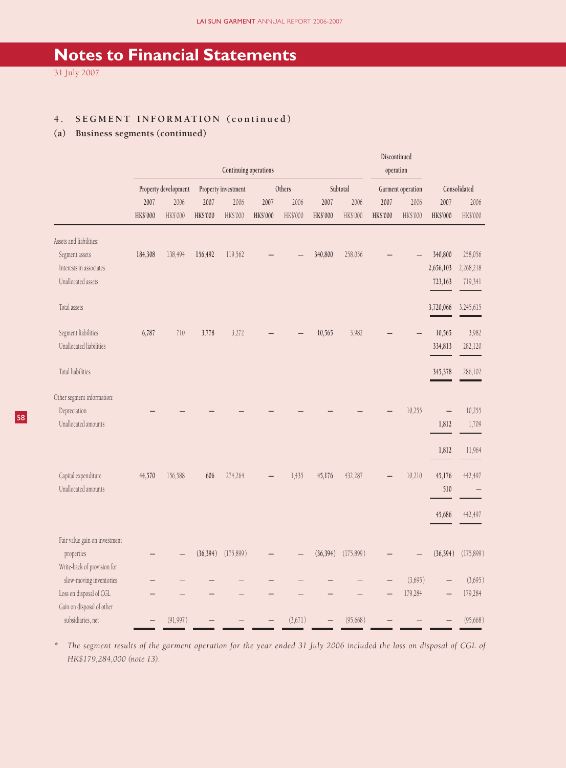# Notes to Financial Statements

31 July 2007

## 4. SEGMENT INFORMATION (continued)

### (a) Business segments (continued)

| | Continuing operations | | | | | | | | Discontinued operation | | | |
|---|---|---|---|---|---|---|---|---|---|---|---|---|
| | Property development | | Property investment | | Others | | Subtotal | | Garment operation | | Consolidated | |
| | 2007 | 2006 | 2007 | 2006 | 2007 | 2006 | 2007 | 2006 | 2007 | 2006 | 2007 | 2006 |
| | HK$'000 | HK$'000 | HK$'000 | HK$'000 | HK$'000 | HK$'000 | HK$'000 | HK$'000 | HK$'000 | HK$'000 | HK$'000 | HK$'000 |
| Assets and liabilities: | | | | | | | | | | | | |
| Segment assets | 184,308 | 138,494 | 156,492 | 119,562 | – | – | 340,800 | 258,056 | – | – | 340,800 | 258,056 |
| Interests in associates | | | | | | | | | | | 2,656,103 | 2,268,218 |
| Unallocated assets | | | | | | | | | | | 723,163 | 719,341 |
| Total assets | | | | | | | | | | | 3,720,066 | 3,245,615 |
| Segment liabilities | 6,787 | 710 | 3,778 | 3,272 | – | – | 10,565 | 3,982 | – | – | 10,565 | 3,982 |
| Unallocated liabilities | | | | | | | | | | | 334,813 | 282,120 |
| Total liabilities | | | | | | | | | | | 345,378 | 286,102 |
| Other segment information: | | | | | | | | | | | | |
| Depreciation | – | – | – | – | – | – | – | – | – | 10,255 | – | 10,255 |
| Unallocated amounts | | | | | | | | | | | 1,812 | 1,709 |
| | | | | | | | | | | | 1,812 | 11,964 |
| Capital expenditure | 44,570 | 156,588 | 606 | 274,264 | – | 1,435 | 45,176 | 432,287 | – | 10,210 | 45,176 | 442,497 |
| Unallocated amounts | | | | | | | | | | | 510 | – |
| | | | | | | | | | | | 45,686 | 442,497 |
| Fair value gain on investment properties | – | – | (36,394) | (175,899) | – | – | (36,394) | (175,899) | – | – | (36,394) | (175,899) |
| Write-back of provision for slow-moving inventories | – | – | – | – | – | – | – | – | – | (3,695) | – | (3,695) |
| Loss on disposal of CGL | – | – | – | – | – | – | – | – | – | 179,284 | – | 179,284 |
| Gain on disposal of other subsidiaries, net | – | (91,997) | – | – | – | (3,671) | – | (95,668) | – | – | – | (95,668) |

\* *The segment results of the garment operation for the year ended 31 July 2006 included the loss on disposal of CGL of HK$179,284,000 (note 13).*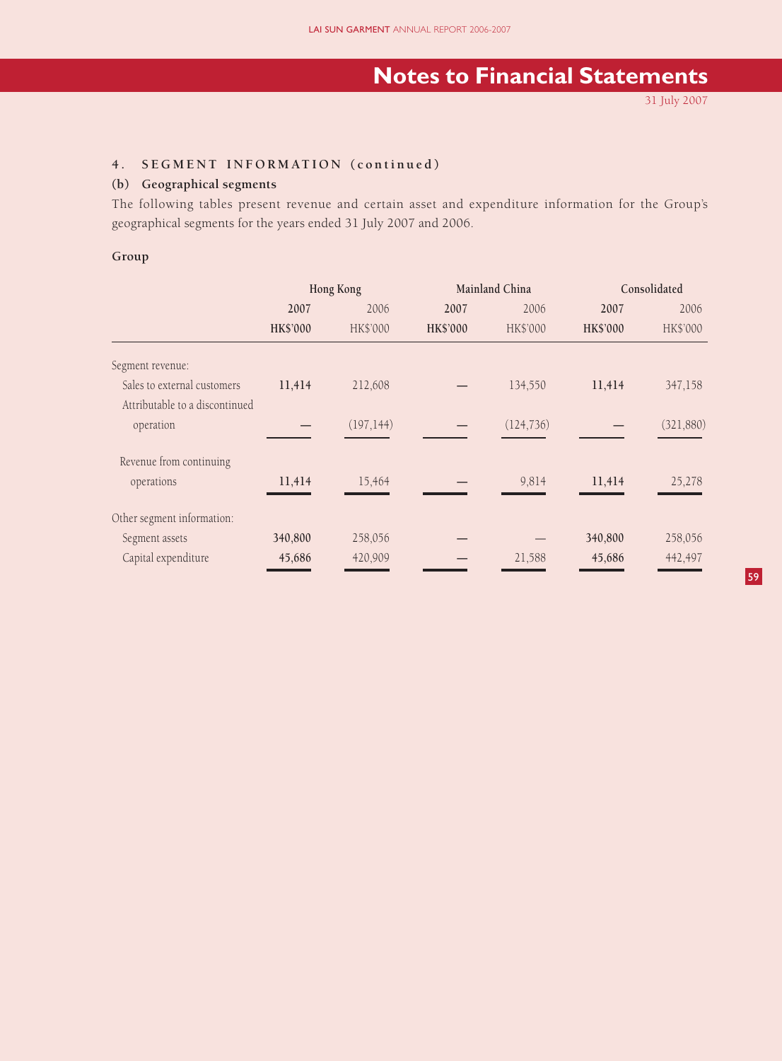# Notes to Financial Statements

31 July 2007

## 4. SEGMENT INFORMATION (continued)

### (b) Geographical segments

The following tables present revenue and certain asset and expenditure information for the Group's geographical segments for the years ended 31 July 2007 and 2006.

**Group**

| | Hong Kong | | Mainland China | | Consolidated | |
|---|---|---|---|---|---|---|
| | **2007** | 2006 | **2007** | 2006 | **2007** | 2006 |
| | **HK$'000** | HK$'000 | **HK$'000** | HK$'000 | **HK$'000** | HK$'000 |
| Segment revenue: | | | | | | |
| Sales to external customers | **11,414** | 212,608 | **—** | 134,550 | **11,414** | 347,158 |
| Attributable to a discontinued operation | **—** | (197,144) | **—** | (124,736) | **—** | (321,880) |
| Revenue from continuing operations | **11,414** | 15,464 | **—** | 9,814 | **11,414** | 25,278 |
| Other segment information: | | | | | | |
| Segment assets | **340,800** | 258,056 | **—** | — | **340,800** | 258,056 |
| Capital expenditure | **45,686** | 420,909 | **—** | 21,588 | **45,686** | 442,497 |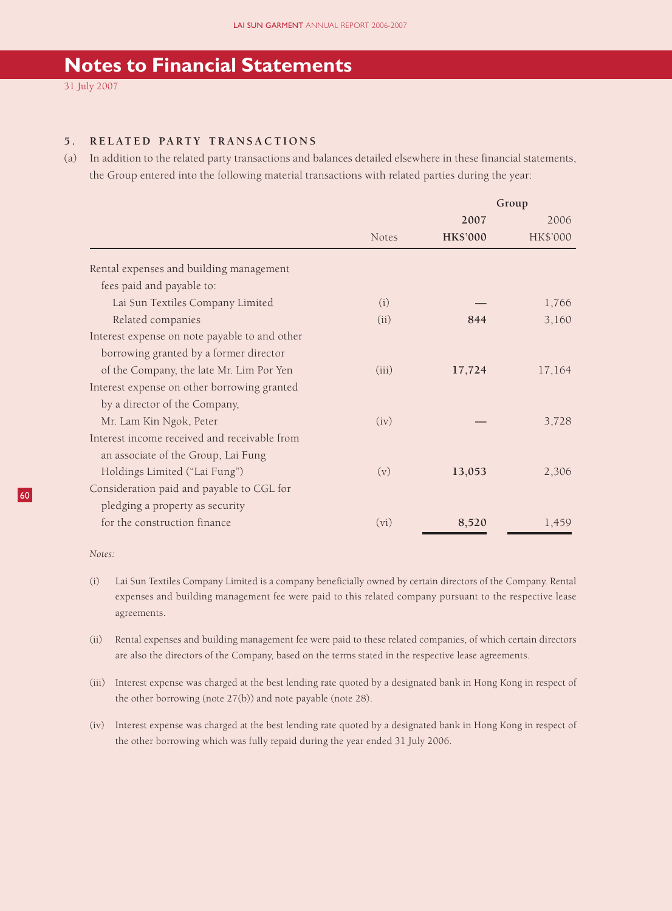# Notes to Financial Statements

31 July 2007

## 5. RELATED PARTY TRANSACTIONS

(a) In addition to the related party transactions and balances detailed elsewhere in these financial statements, the Group entered into the following material transactions with related parties during the year:

| | Notes | Group 2007 HK$'000 | Group 2006 HK$'000 |
|---|---|---|---|
| Rental expenses and building management fees paid and payable to: | | | |
| Lai Sun Textiles Company Limited | (i) | — | 1,766 |
| Related companies | (ii) | **844** | 3,160 |
| Interest expense on note payable to and other borrowing granted by a former director of the Company, the late Mr. Lim Por Yen | (iii) | **17,724** | 17,164 |
| Interest expense on other borrowing granted by a director of the Company, Mr. Lam Kin Ngok, Peter | (iv) | — | 3,728 |
| Interest income received and receivable from an associate of the Group, Lai Fung Holdings Limited ("Lai Fung") | (v) | **13,053** | 2,306 |
| Consideration paid and payable to CGL for pledging a property as security for the construction finance | (vi) | **8,520** | 1,459 |

*Notes:*

(i) Lai Sun Textiles Company Limited is a company beneficially owned by certain directors of the Company. Rental expenses and building management fee were paid to this related company pursuant to the respective lease agreements.

(ii) Rental expenses and building management fee were paid to these related companies, of which certain directors are also the directors of the Company, based on the terms stated in the respective lease agreements.

(iii) Interest expense was charged at the best lending rate quoted by a designated bank in Hong Kong in respect of the other borrowing (note 27(b)) and note payable (note 28).

(iv) Interest expense was charged at the best lending rate quoted by a designated bank in Hong Kong in respect of the other borrowing which was fully repaid during the year ended 31 July 2006.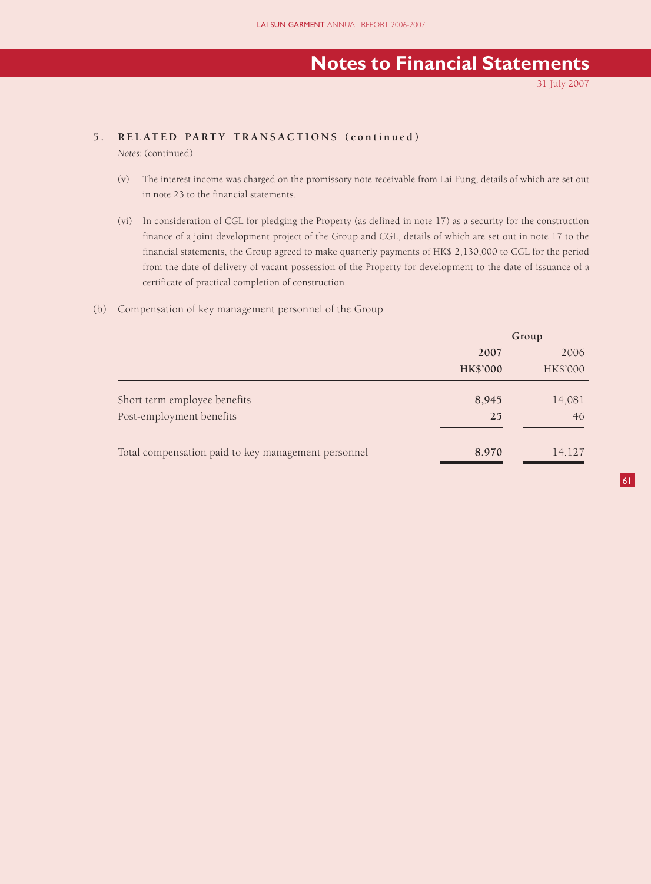## 5. RELATED PARTY TRANSACTIONS (continued)

*Notes:* (continued)

(v) The interest income was charged on the promissory note receivable from Lai Fung, details of which are set out in note 23 to the financial statements.

(vi) In consideration of CGL for pledging the Property (as defined in note 17) as a security for the construction finance of a joint development project of the Group and CGL, details of which are set out in note 17 to the financial statements, the Group agreed to make quarterly payments of HK$ 2,130,000 to CGL for the period from the date of delivery of vacant possession of the Property for development to the date of issuance of a certificate of practical completion of construction.

(b) Compensation of key management personnel of the Group

| | Group | |
|---|---|---|
| | **2007** | 2006 |
| | **HK$'000** | HK$'000 |
| Short term employee benefits | **8,945** | 14,081 |
| Post-employment benefits | **25** | 46 |
| Total compensation paid to key management personnel | **8,970** | 14,127 |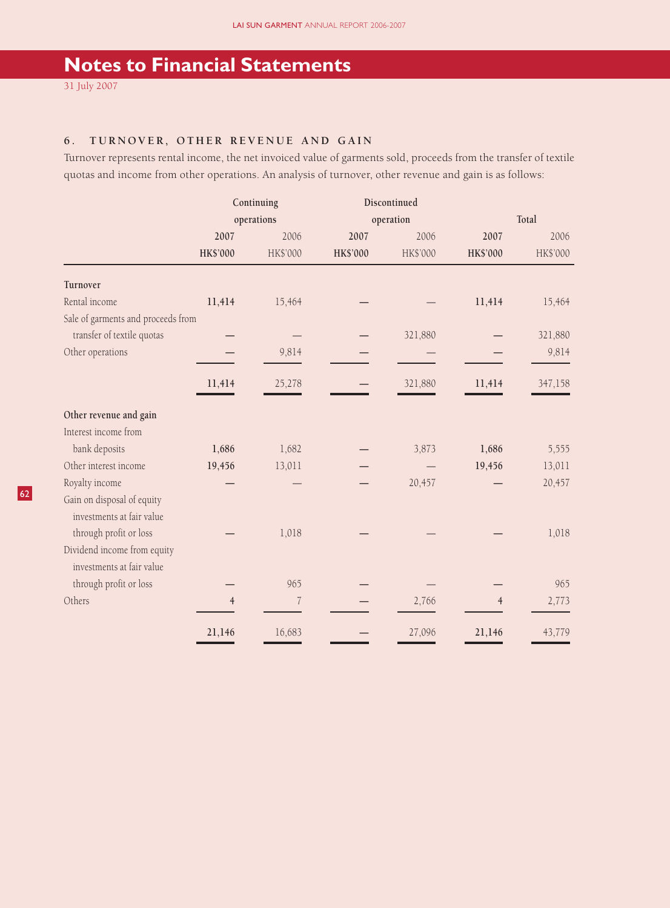# Notes to Financial Statements

31 July 2007

### 6. TURNOVER, OTHER REVENUE AND GAIN

Turnover represents rental income, the net invoiced value of garments sold, proceeds from the transfer of textile quotas and income from other operations. An analysis of turnover, other revenue and gain is as follows:

| | Continuing operations | | Discontinued operation | | Total | |
|---|---|---|---|---|---|---|
| | **2007** | 2006 | **2007** | 2006 | **2007** | 2006 |
| | **HK$'000** | HK$'000 | **HK$'000** | HK$'000 | **HK$'000** | HK$'000 |
| **Turnover** | | | | | | |
| Rental income | **11,414** | 15,464 | **—** | — | **11,414** | 15,464 |
| Sale of garments and proceeds from transfer of textile quotas | **—** | — | **—** | 321,880 | **—** | 321,880 |
| Other operations | **—** | 9,814 | **—** | — | **—** | 9,814 |
| | **11,414** | 25,278 | **—** | 321,880 | **11,414** | 347,158 |
| **Other revenue and gain** | | | | | | |
| Interest income from bank deposits | **1,686** | 1,682 | **—** | 3,873 | **1,686** | 5,555 |
| Other interest income | **19,456** | 13,011 | **—** | — | **19,456** | 13,011 |
| Royalty income | **—** | — | **—** | 20,457 | **—** | 20,457 |
| Gain on disposal of equity investments at fair value through profit or loss | **—** | 1,018 | **—** | — | **—** | 1,018 |
| Dividend income from equity investments at fair value through profit or loss | **—** | 965 | **—** | — | **—** | 965 |
| Others | **4** | 7 | **—** | 2,766 | **4** | 2,773 |
| | **21,146** | 16,683 | **—** | 27,096 | **21,146** | 43,779 |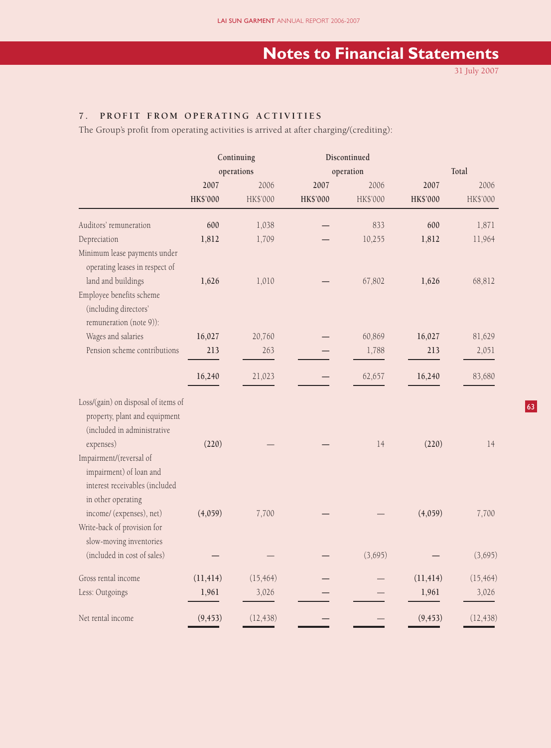## Notes to Financial Statements

31 July 2007

### 7. PROFIT FROM OPERATING ACTIVITIES

The Group's profit from operating activities is arrived at after charging/(crediting):

| | Continuing operations | | Discontinued operation | | Total | |
|---|---|---|---|---|---|---|
| | **2007** | 2006 | **2007** | 2006 | **2007** | 2006 |
| | **HK$'000** | HK$'000 | **HK$'000** | HK$'000 | **HK$'000** | HK$'000 |
| Auditors' remuneration | **600** | 1,038 | **—** | 833 | **600** | 1,871 |
| Depreciation | **1,812** | 1,709 | **—** | 10,255 | **1,812** | 11,964 |
| Minimum lease payments under operating leases in respect of land and buildings | **1,626** | 1,010 | **—** | 67,802 | **1,626** | 68,812 |
| Employee benefits scheme (including directors' remuneration (note 9)): | | | | | | |
| Wages and salaries | **16,027** | 20,760 | **—** | 60,869 | **16,027** | 81,629 |
| Pension scheme contributions | **213** | 263 | **—** | 1,788 | **213** | 2,051 |
| | **16,240** | 21,023 | **—** | 62,657 | **16,240** | 83,680 |
| Loss/(gain) on disposal of items of property, plant and equipment (included in administrative expenses) | **(220)** | — | **—** | 14 | **(220)** | 14 |
| Impairment/(reversal of impairment) of loan and interest receivables (included in other operating income/ (expenses), net) | **(4,059)** | 7,700 | **—** | — | **(4,059)** | 7,700 |
| Write-back of provision for slow-moving inventories (included in cost of sales) | **—** | — | **—** | (3,695) | **—** | (3,695) |
| Gross rental income | **(11,414)** | (15,464) | **—** | — | **(11,414)** | (15,464) |
| Less: Outgoings | **1,961** | 3,026 | **—** | — | **1,961** | 3,026 |
| Net rental income | **(9,453)** | (12,438) | **—** | — | **(9,453)** | (12,438) |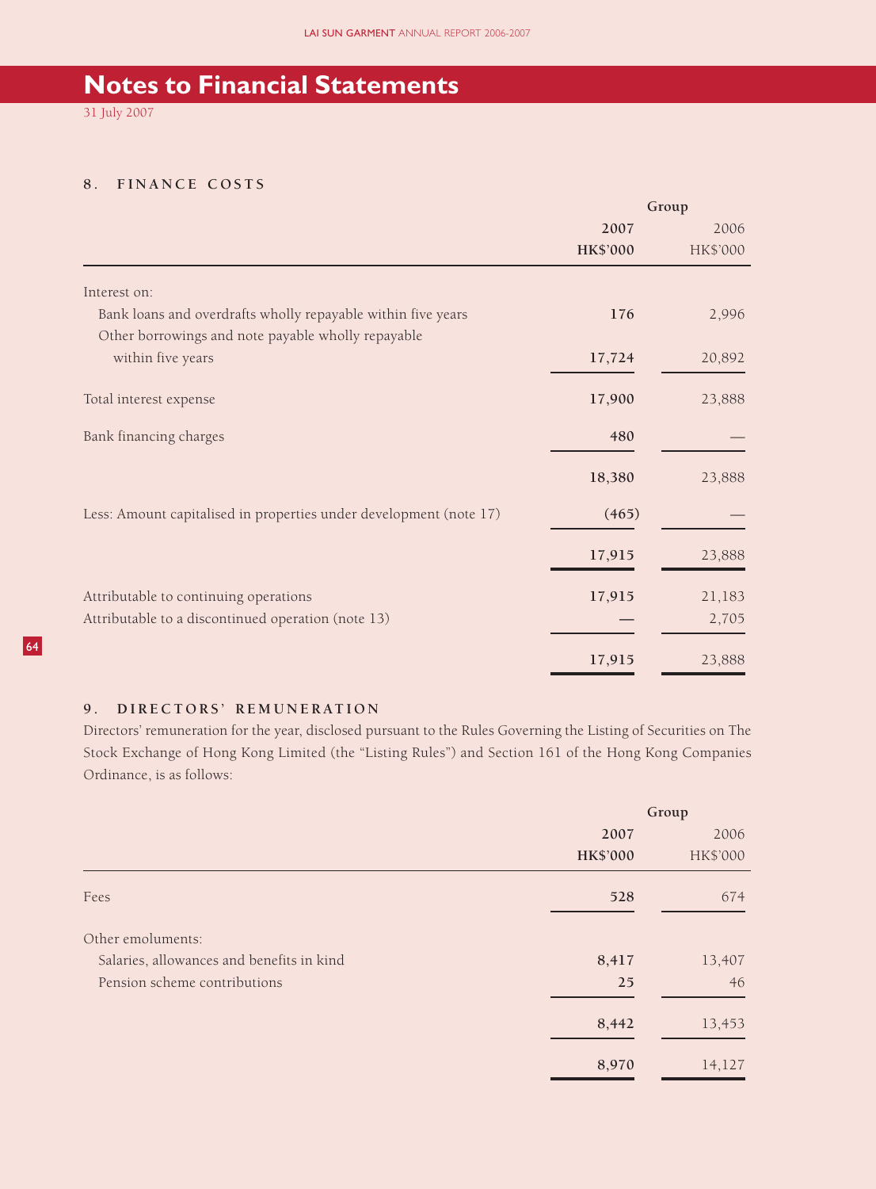# Notes to Financial Statements

31 July 2007

## 8. FINANCE COSTS

| | Group | |
|---|---|---|
| | **2007** | 2006 |
| | **HK$'000** | HK$'000 |
| Interest on: | | |
| Bank loans and overdrafts wholly repayable within five years | **176** | 2,996 |
| Other borrowings and note payable wholly repayable within five years | **17,724** | 20,892 |
| Total interest expense | **17,900** | 23,888 |
| Bank financing charges | **480** | — |
| | **18,380** | 23,888 |
| Less: Amount capitalised in properties under development (note 17) | **(465)** | — |
| | **17,915** | 23,888 |
| Attributable to continuing operations | **17,915** | 21,183 |
| Attributable to a discontinued operation (note 13) | **—** | 2,705 |
| | **17,915** | 23,888 |

## 9. DIRECTORS' REMUNERATION

Directors' remuneration for the year, disclosed pursuant to the Rules Governing the Listing of Securities on The Stock Exchange of Hong Kong Limited (the "Listing Rules") and Section 161 of the Hong Kong Companies Ordinance, is as follows:

| | Group | |
|---|---|---|
| | **2007** | 2006 |
| | **HK$'000** | HK$'000 |
| Fees | **528** | 674 |
| Other emoluments: | | |
| Salaries, allowances and benefits in kind | **8,417** | 13,407 |
| Pension scheme contributions | **25** | 46 |
| | **8,442** | 13,453 |
| | **8,970** | 14,127 |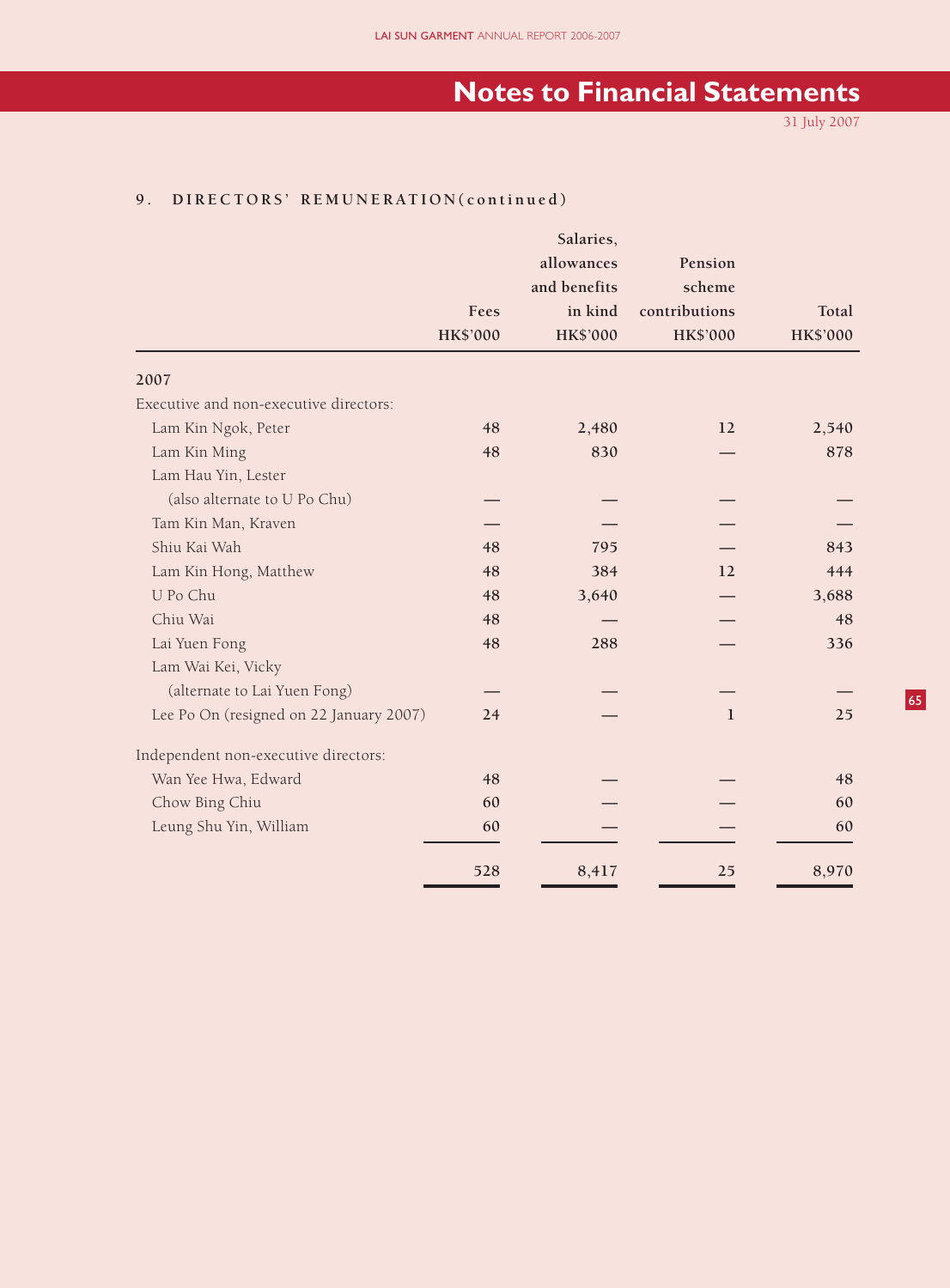# Notes to Financial Statements

31 July 2007

## 9. DIRECTORS' REMUNERATION (continued)

| | Fees HK$'000 | Salaries, allowances and benefits in kind HK$'000 | Pension scheme contributions HK$'000 | Total HK$'000 |
|---|---|---|---|---|
| **2007** | | | | |
| Executive and non-executive directors: | | | | |
| Lam Kin Ngok, Peter | 48 | 2,480 | 12 | 2,540 |
| Lam Kin Ming | 48 | 830 | — | 878 |
| Lam Hau Yin, Lester (also alternate to U Po Chu) | — | — | — | — |
| Tam Kin Man, Kraven | — | — | — | — |
| Shiu Kai Wah | 48 | 795 | — | 843 |
| Lam Kin Hong, Matthew | 48 | 384 | 12 | 444 |
| U Po Chu | 48 | 3,640 | — | 3,688 |
| Chiu Wai | 48 | — | — | 48 |
| Lai Yuen Fong | 48 | 288 | — | 336 |
| Lam Wai Kei, Vicky (alternate to Lai Yuen Fong) | — | — | — | — |
| Lee Po On (resigned on 22 January 2007) | 24 | — | 1 | 25 |
| Independent non-executive directors: | | | | |
| Wan Yee Hwa, Edward | 48 | — | — | 48 |
| Chow Bing Chiu | 60 | — | — | 60 |
| Leung Shu Yin, William | 60 | — | — | 60 |
| | 528 | 8,417 | 25 | 8,970 |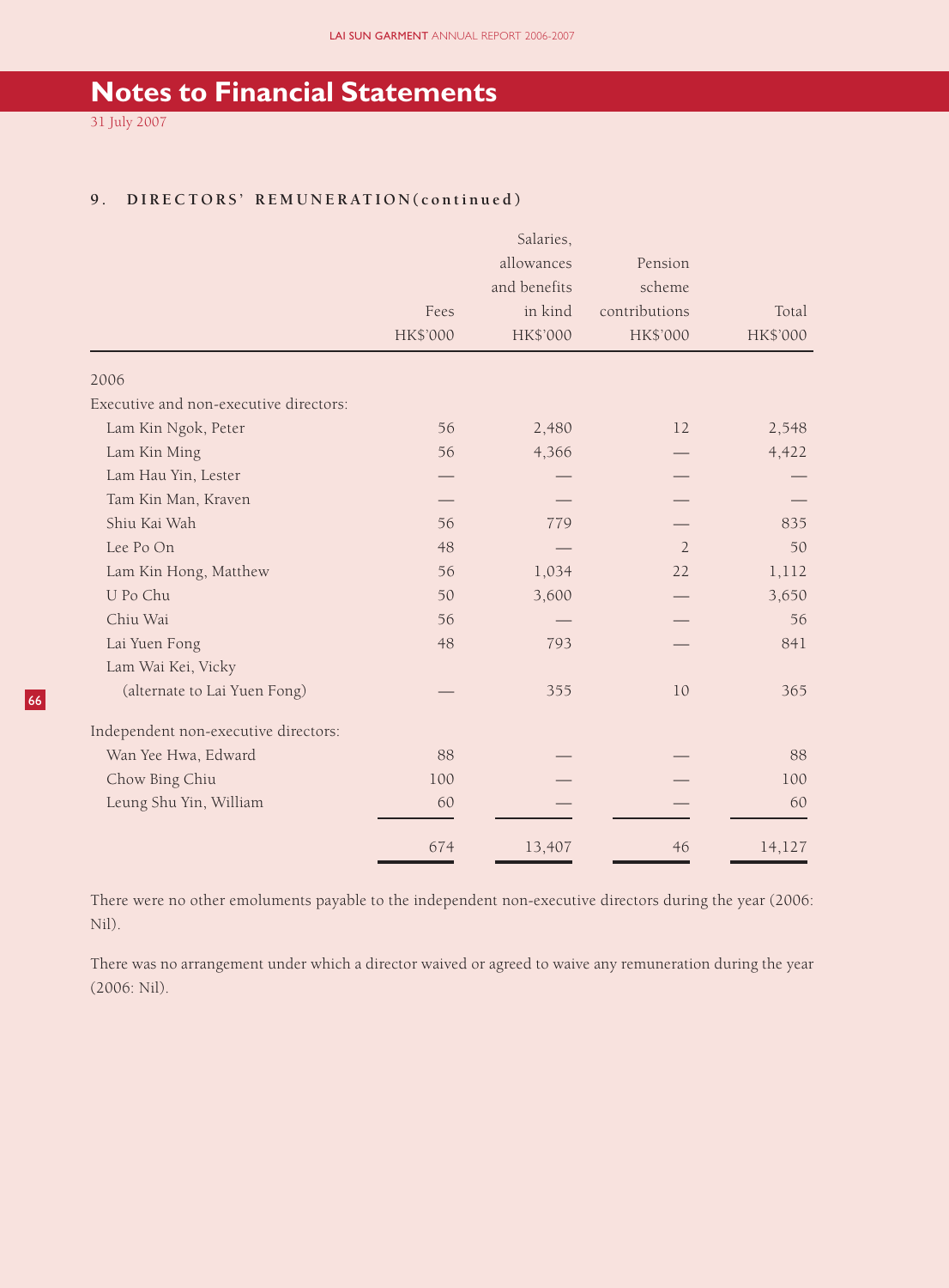# Notes to Financial Statements

31 July 2007

### 9. DIRECTORS' REMUNERATION (continued)

| | Fees HK$'000 | Salaries, allowances and benefits in kind HK$'000 | Pension scheme contributions HK$'000 | Total HK$'000 |
|---|---|---|---|---|
| 2006 | | | | |
| Executive and non-executive directors: | | | | |
| Lam Kin Ngok, Peter | 56 | 2,480 | 12 | 2,548 |
| Lam Kin Ming | 56 | 4,366 | — | 4,422 |
| Lam Hau Yin, Lester | — | — | — | — |
| Tam Kin Man, Kraven | — | — | — | — |
| Shiu Kai Wah | 56 | 779 | — | 835 |
| Lee Po On | 48 | — | 2 | 50 |
| Lam Kin Hong, Matthew | 56 | 1,034 | 22 | 1,112 |
| U Po Chu | 50 | 3,600 | — | 3,650 |
| Chiu Wai | 56 | — | — | 56 |
| Lai Yuen Fong | 48 | 793 | — | 841 |
| Lam Wai Kei, Vicky (alternate to Lai Yuen Fong) | — | 355 | 10 | 365 |
| Independent non-executive directors: | | | | |
| Wan Yee Hwa, Edward | 88 | — | — | 88 |
| Chow Bing Chiu | 100 | — | — | 100 |
| Leung Shu Yin, William | 60 | — | — | 60 |
| | 674 | 13,407 | 46 | 14,127 |

There were no other emoluments payable to the independent non-executive directors during the year (2006: Nil).

There was no arrangement under which a director waived or agreed to waive any remuneration during the year (2006: Nil).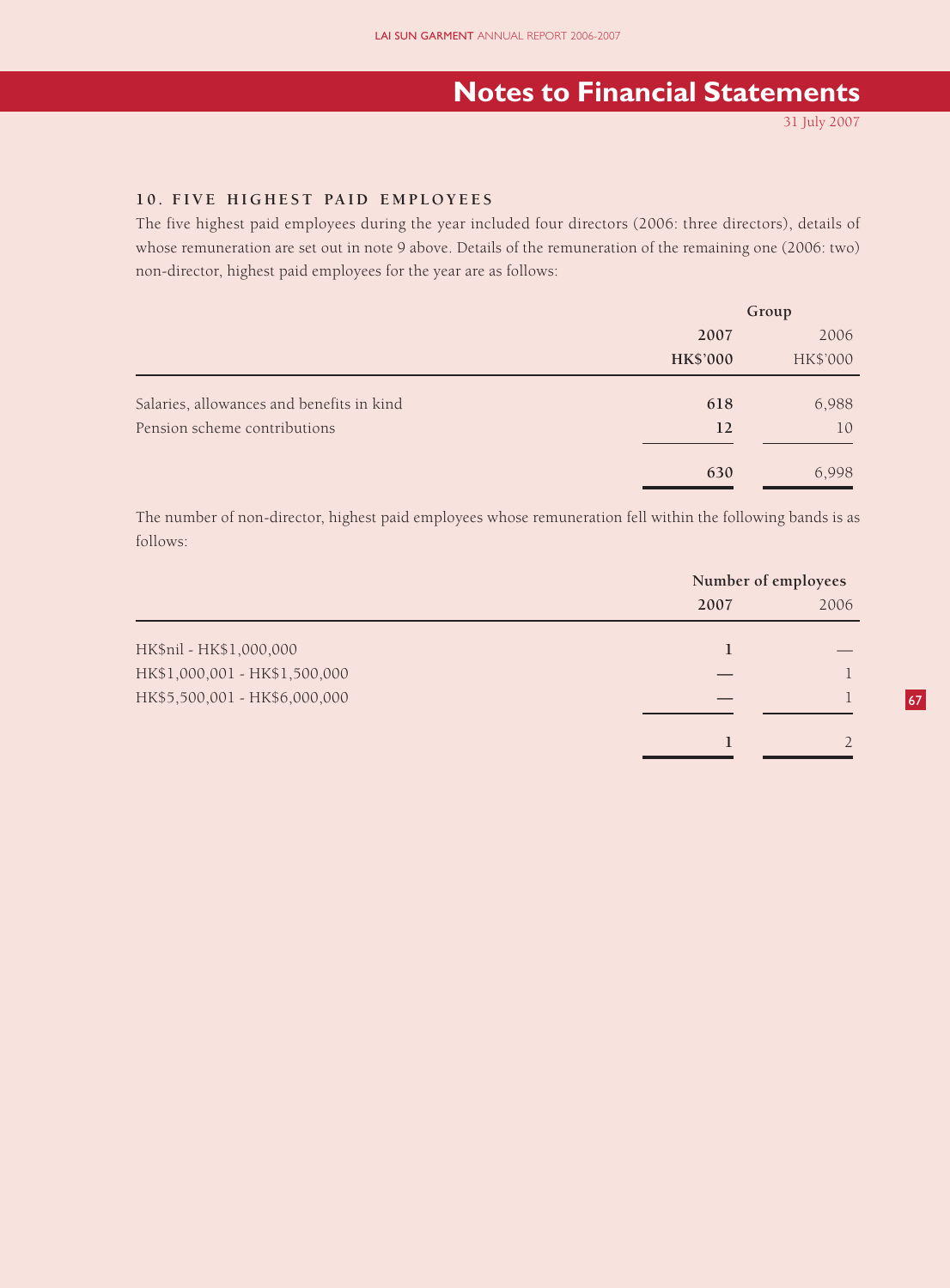# Notes to Financial Statements

31 July 2007

## 10. FIVE HIGHEST PAID EMPLOYEES

The five highest paid employees during the year included four directors (2006: three directors), details of whose remuneration are set out in note 9 above. Details of the remuneration of the remaining one (2006: two) non-director, highest paid employees for the year are as follows:

| | Group | |
|---|---|---|
| | **2007** | 2006 |
| | **HK$'000** | HK$'000 |
| Salaries, allowances and benefits in kind | **618** | 6,988 |
| Pension scheme contributions | **12** | 10 |
| | **630** | 6,998 |

The number of non-director, highest paid employees whose remuneration fell within the following bands is as follows:

| | Number of employees | |
|---|---|---|
| | **2007** | 2006 |
| HK$nil - HK$1,000,000 | **1** | — |
| HK$1,000,001 - HK$1,500,000 | **—** | 1 |
| HK$5,500,001 - HK$6,000,000 | **—** | 1 |
| | **1** | 2 |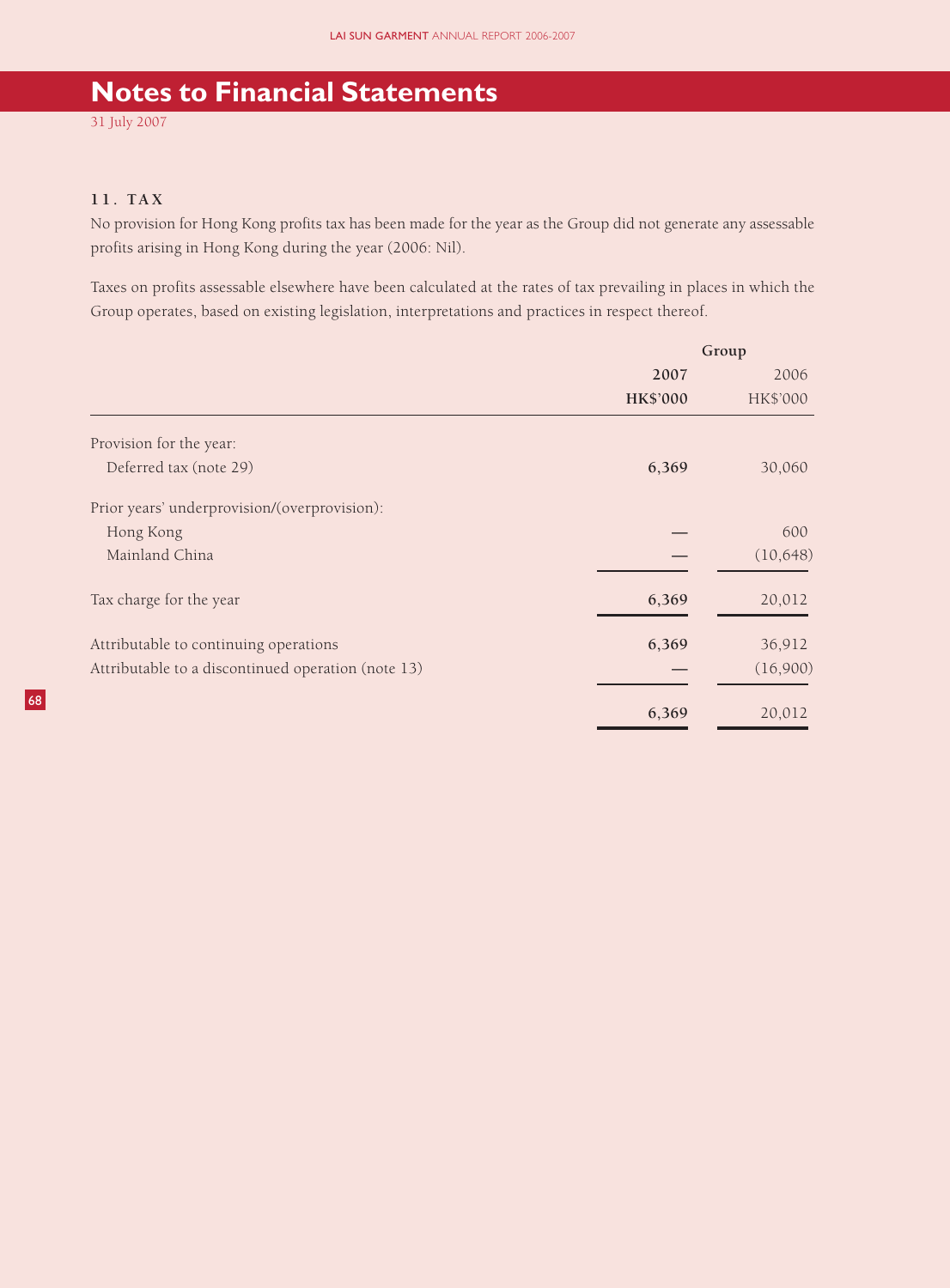# Notes to Financial Statements

31 July 2007

### 11. TAX

No provision for Hong Kong profits tax has been made for the year as the Group did not generate any assessable profits arising in Hong Kong during the year (2006: Nil).

Taxes on profits assessable elsewhere have been calculated at the rates of tax prevailing in places in which the Group operates, based on existing legislation, interpretations and practices in respect thereof.

| | Group | |
|---|---|---|
| | **2007** | 2006 |
| | **HK$'000** | HK$'000 |
| Provision for the year: | | |
| Deferred tax (note 29) | **6,369** | 30,060 |
| Prior years' underprovision/(overprovision): | | |
| Hong Kong | — | 600 |
| Mainland China | — | (10,648) |
| Tax charge for the year | **6,369** | 20,012 |
| Attributable to continuing operations | **6,369** | 36,912 |
| Attributable to a discontinued operation (note 13) | — | (16,900) |
| | **6,369** | 20,012 |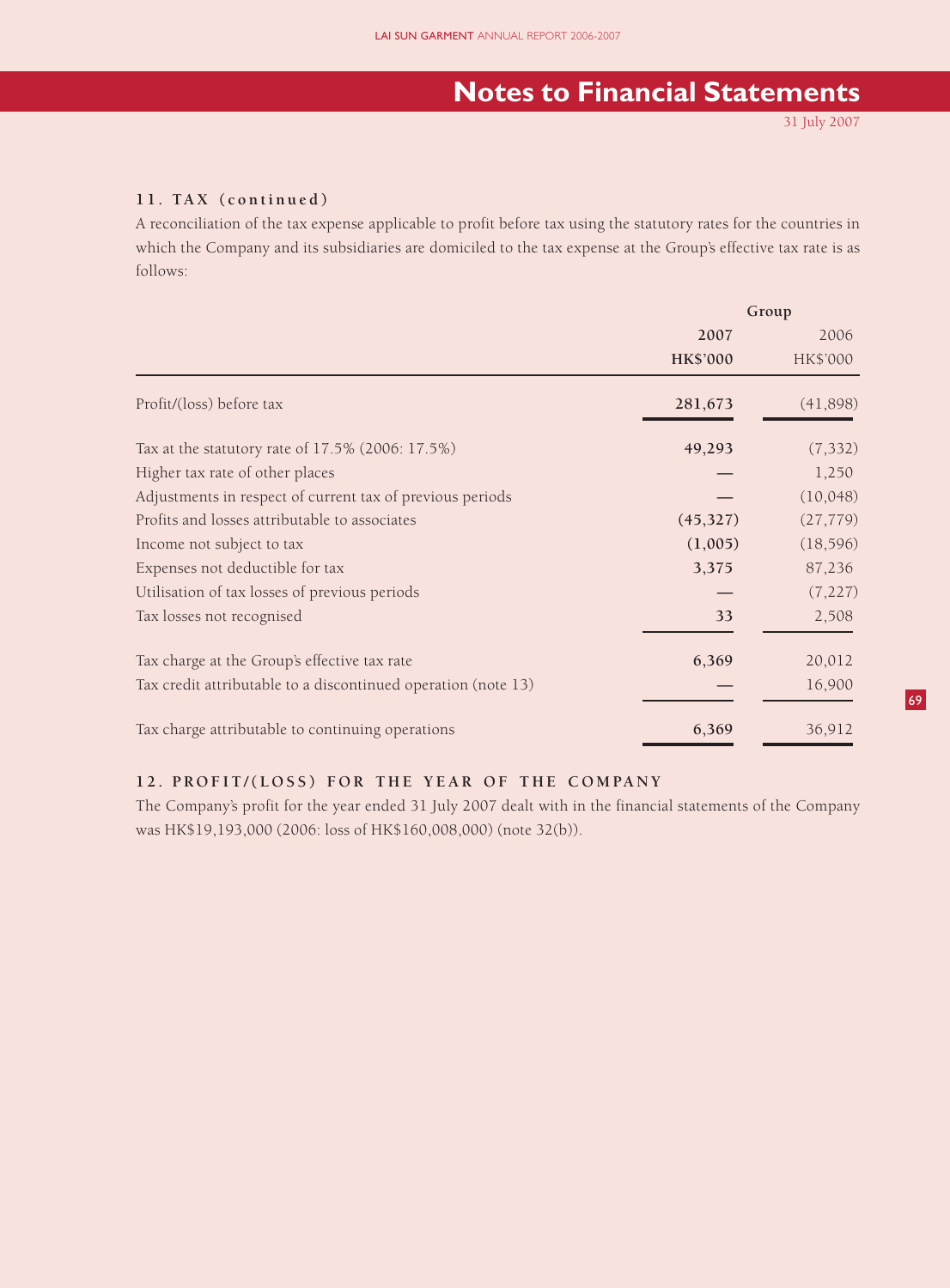# Notes to Financial Statements

31 July 2007

### 11. TAX (continued)

A reconciliation of the tax expense applicable to profit before tax using the statutory rates for the countries in which the Company and its subsidiaries are domiciled to the tax expense at the Group's effective tax rate is as follows:

| | Group | |
|---|---|---|
| | **2007** | 2006 |
| | **HK$'000** | HK$'000 |
| Profit/(loss) before tax | **281,673** | (41,898) |
| Tax at the statutory rate of 17.5% (2006: 17.5%) | **49,293** | (7,332) |
| Higher tax rate of other places | **—** | 1,250 |
| Adjustments in respect of current tax of previous periods | **—** | (10,048) |
| Profits and losses attributable to associates | **(45,327)** | (27,779) |
| Income not subject to tax | **(1,005)** | (18,596) |
| Expenses not deductible for tax | **3,375** | 87,236 |
| Utilisation of tax losses of previous periods | **—** | (7,227) |
| Tax losses not recognised | **33** | 2,508 |
| Tax charge at the Group's effective tax rate | **6,369** | 20,012 |
| Tax credit attributable to a discontinued operation (note 13) | **—** | 16,900 |
| Tax charge attributable to continuing operations | **6,369** | 36,912 |

### 12. PROFIT/(LOSS) FOR THE YEAR OF THE COMPANY

The Company's profit for the year ended 31 July 2007 dealt with in the financial statements of the Company was HK$19,193,000 (2006: loss of HK$160,008,000) (note 32(b)).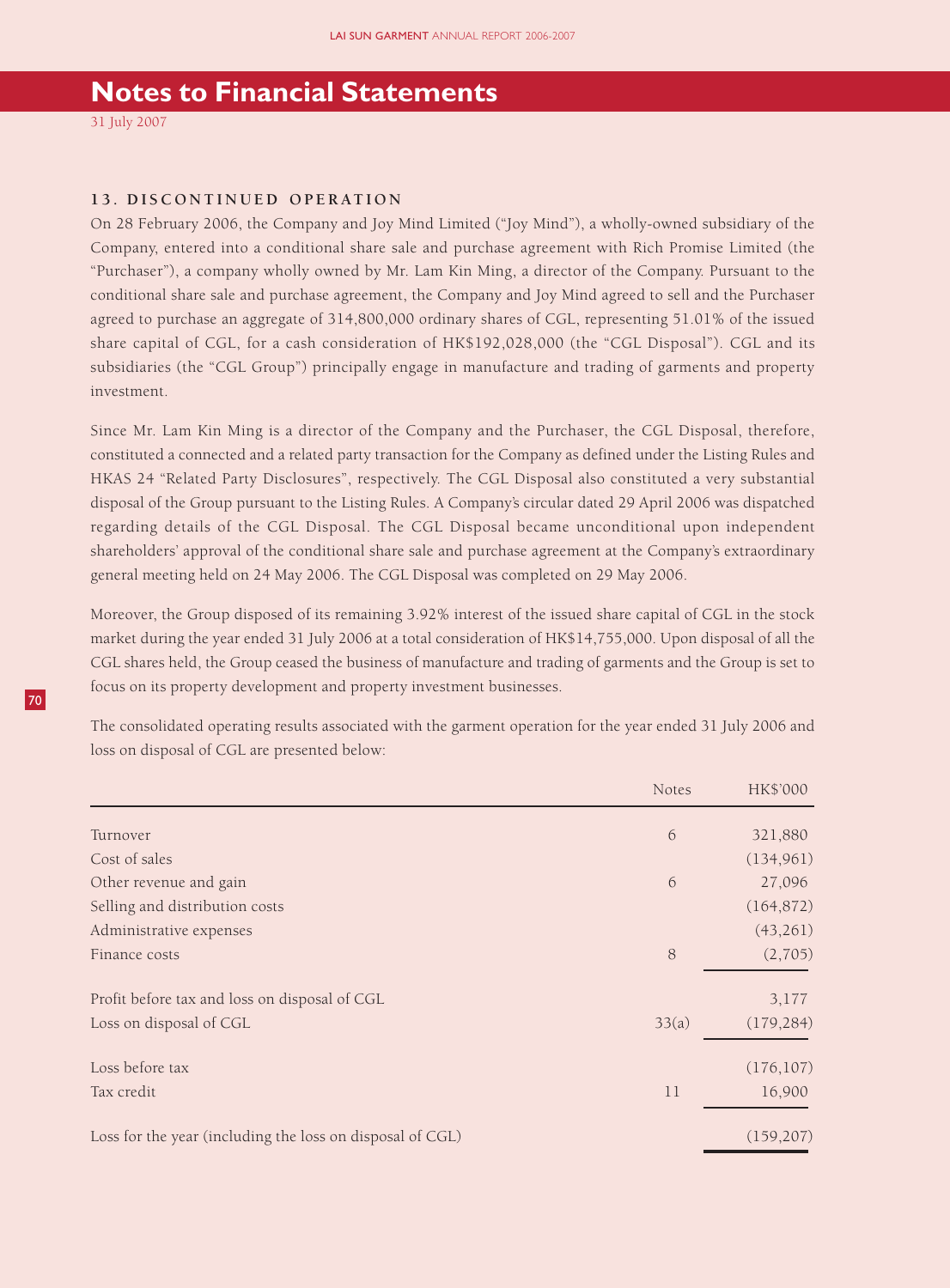# Notes to Financial Statements

31 July 2007

## 13. DISCONTINUED OPERATION

On 28 February 2006, the Company and Joy Mind Limited ("Joy Mind"), a wholly-owned subsidiary of the Company, entered into a conditional share sale and purchase agreement with Rich Promise Limited (the "Purchaser"), a company wholly owned by Mr. Lam Kin Ming, a director of the Company. Pursuant to the conditional share sale and purchase agreement, the Company and Joy Mind agreed to sell and the Purchaser agreed to purchase an aggregate of 314,800,000 ordinary shares of CGL, representing 51.01% of the issued share capital of CGL, for a cash consideration of HK$192,028,000 (the "CGL Disposal"). CGL and its subsidiaries (the "CGL Group") principally engage in manufacture and trading of garments and property investment.

Since Mr. Lam Kin Ming is a director of the Company and the Purchaser, the CGL Disposal, therefore, constituted a connected and a related party transaction for the Company as defined under the Listing Rules and HKAS 24 "Related Party Disclosures", respectively. The CGL Disposal also constituted a very substantial disposal of the Group pursuant to the Listing Rules. A Company's circular dated 29 April 2006 was dispatched regarding details of the CGL Disposal. The CGL Disposal became unconditional upon independent shareholders' approval of the conditional share sale and purchase agreement at the Company's extraordinary general meeting held on 24 May 2006. The CGL Disposal was completed on 29 May 2006.

Moreover, the Group disposed of its remaining 3.92% interest of the issued share capital of CGL in the stock market during the year ended 31 July 2006 at a total consideration of HK$14,755,000. Upon disposal of all the CGL shares held, the Group ceased the business of manufacture and trading of garments and the Group is set to focus on its property development and property investment businesses.

The consolidated operating results associated with the garment operation for the year ended 31 July 2006 and loss on disposal of CGL are presented below:

| | Notes | HK$'000 |
|---|---|---|
| Turnover | 6 | 321,880 |
| Cost of sales | | (134,961) |
| Other revenue and gain | 6 | 27,096 |
| Selling and distribution costs | | (164,872) |
| Administrative expenses | | (43,261) |
| Finance costs | 8 | (2,705) |
| Profit before tax and loss on disposal of CGL | | 3,177 |
| Loss on disposal of CGL | 33(a) | (179,284) |
| Loss before tax | | (176,107) |
| Tax credit | 11 | 16,900 |
| Loss for the year (including the loss on disposal of CGL) | | (159,207) |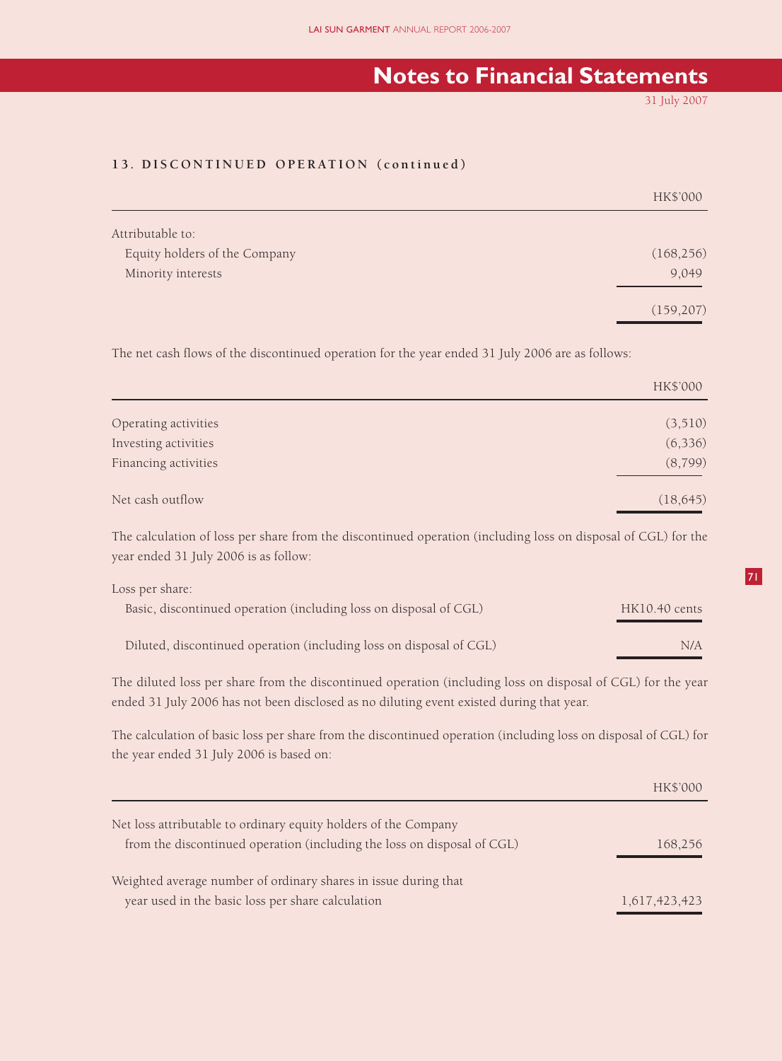## 13. DISCONTINUED OPERATION (continued)

| | HK$'000 |
|---|---|
| Attributable to: | |
| Equity holders of the Company | (168,256) |
| Minority interests | 9,049 |
| | (159,207) |

The net cash flows of the discontinued operation for the year ended 31 July 2006 are as follows:

| | HK$'000 |
|---|---|
| Operating activities | (3,510) |
| Investing activities | (6,336) |
| Financing activities | (8,799) |
| Net cash outflow | (18,645) |

The calculation of loss per share from the discontinued operation (including loss on disposal of CGL) for the year ended 31 July 2006 is as follow:

| | |
|---|---|
| Loss per share: | |
| Basic, discontinued operation (including loss on disposal of CGL) | HK10.40 cents |
| Diluted, discontinued operation (including loss on disposal of CGL) | N/A |

The diluted loss per share from the discontinued operation (including loss on disposal of CGL) for the year ended 31 July 2006 has not been disclosed as no diluting event existed during that year.

The calculation of basic loss per share from the discontinued operation (including loss on disposal of CGL) for the year ended 31 July 2006 is based on:

| | HK$'000 |
|---|---|
| Net loss attributable to ordinary equity holders of the Company from the discontinued operation (including the loss on disposal of CGL) | 168,256 |
| Weighted average number of ordinary shares in issue during that year used in the basic loss per share calculation | 1,617,423,423 |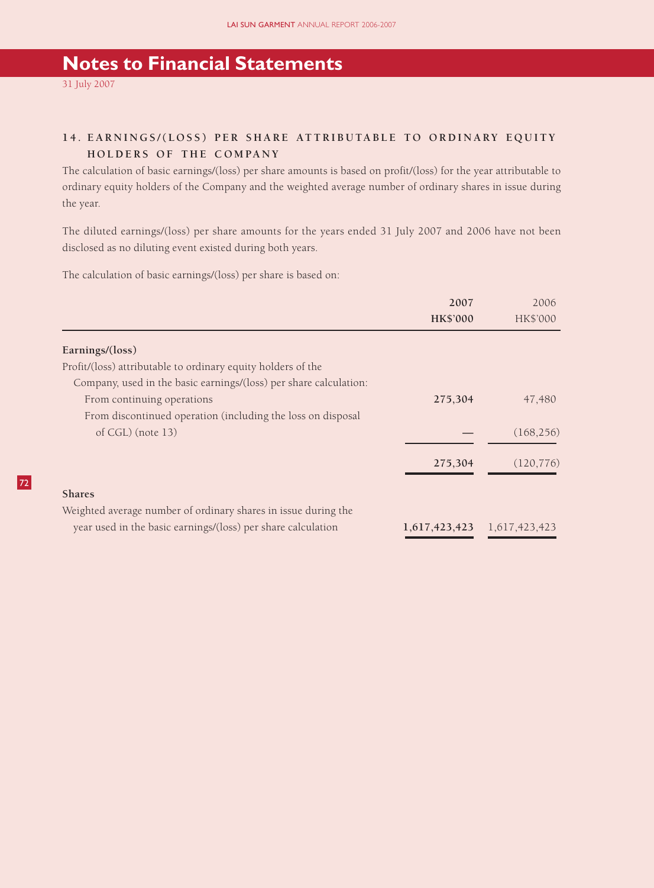# Notes to Financial Statements

31 July 2007

## 14. EARNINGS/(LOSS) PER SHARE ATTRIBUTABLE TO ORDINARY EQUITY HOLDERS OF THE COMPANY

The calculation of basic earnings/(loss) per share amounts is based on profit/(loss) for the year attributable to ordinary equity holders of the Company and the weighted average number of ordinary shares in issue during the year.

The diluted earnings/(loss) per share amounts for the years ended 31 July 2007 and 2006 have not been disclosed as no diluting event existed during both years.

The calculation of basic earnings/(loss) per share is based on:

| | **2007** | 2006 |
|---|---|---|
| | **HK$'000** | HK$'000 |
| **Earnings/(loss)** | | |
| Profit/(loss) attributable to ordinary equity holders of the Company, used in the basic earnings/(loss) per share calculation: | | |
| From continuing operations | **275,304** | 47,480 |
| From discontinued operation (including the loss on disposal of CGL) (note 13) | **—** | (168,256) |
| | **275,304** | (120,776) |
| **Shares** | | |
| Weighted average number of ordinary shares in issue during the year used in the basic earnings/(loss) per share calculation | **1,617,423,423** | 1,617,423,423 |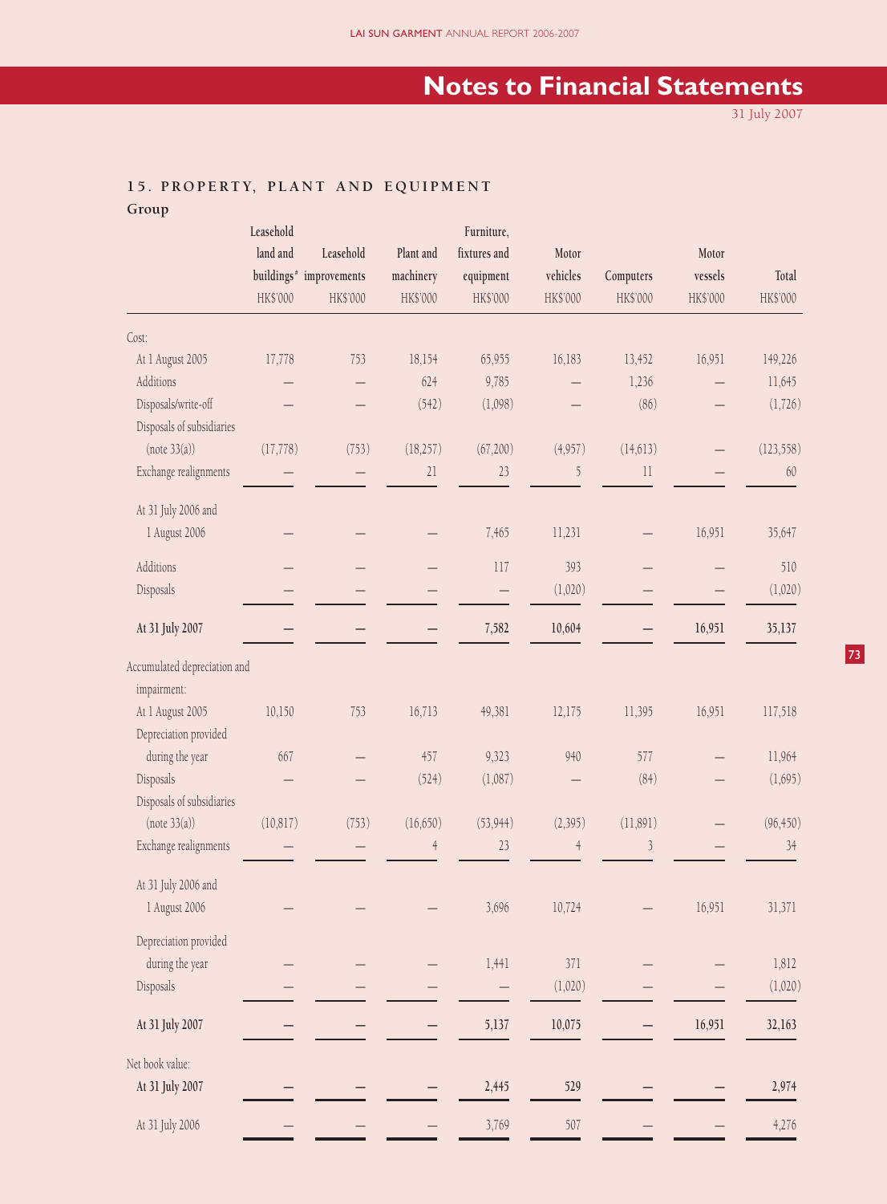# Notes to Financial Statements

31 July 2007

## 15. PROPERTY, PLANT AND EQUIPMENT

### Group

| | Leasehold land and buildings# HK$'000 | Leasehold improvements HK$'000 | Plant and machinery HK$'000 | Furniture, fixtures and equipment HK$'000 | Motor vehicles HK$'000 | Computers HK$'000 | Motor vessels HK$'000 | Total HK$'000 |
|---|---|---|---|---|---|---|---|---|
| Cost: | | | | | | | | |
| At 1 August 2005 | 17,778 | 753 | 18,154 | 65,955 | 16,183 | 13,452 | 16,951 | 149,226 |
| Additions | — | — | 624 | 9,785 | — | 1,236 | — | 11,645 |
| Disposals/write-off | — | — | (542) | (1,098) | — | (86) | — | (1,726) |
| Disposals of subsidiaries (note 33(a)) | (17,778) | (753) | (18,257) | (67,200) | (4,957) | (14,613) | — | (123,558) |
| Exchange realignments | — | — | 21 | 23 | 5 | 11 | — | 60 |
| At 31 July 2006 and 1 August 2006 | — | — | — | 7,465 | 11,231 | — | 16,951 | 35,647 |
| Additions | — | — | — | 117 | 393 | — | — | 510 |
| Disposals | — | — | — | — | (1,020) | — | — | (1,020) |
| **At 31 July 2007** | **—** | **—** | **—** | **7,582** | **10,604** | **—** | **16,951** | **35,137** |
| Accumulated depreciation and impairment: | | | | | | | | |
| At 1 August 2005 | 10,150 | 753 | 16,713 | 49,381 | 12,175 | 11,395 | 16,951 | 117,518 |
| Depreciation provided during the year | 667 | — | 457 | 9,323 | 940 | 577 | — | 11,964 |
| Disposals | — | — | (524) | (1,087) | — | (84) | — | (1,695) |
| Disposals of subsidiaries (note 33(a)) | (10,817) | (753) | (16,650) | (53,944) | (2,395) | (11,891) | — | (96,450) |
| Exchange realignments | — | — | 4 | 23 | 4 | 3 | — | 34 |
| At 31 July 2006 and 1 August 2006 | — | — | — | 3,696 | 10,724 | — | 16,951 | 31,371 |
| Depreciation provided during the year | — | — | — | 1,441 | 371 | — | — | 1,812 |
| Disposals | — | — | — | — | (1,020) | — | — | (1,020) |
| **At 31 July 2007** | **—** | **—** | **—** | **5,137** | **10,075** | **—** | **16,951** | **32,163** |
| Net book value: | | | | | | | | |
| **At 31 July 2007** | **—** | **—** | **—** | **2,445** | **529** | **—** | **—** | **2,974** |
| At 31 July 2006 | — | — | — | 3,769 | 507 | — | — | 4,276 |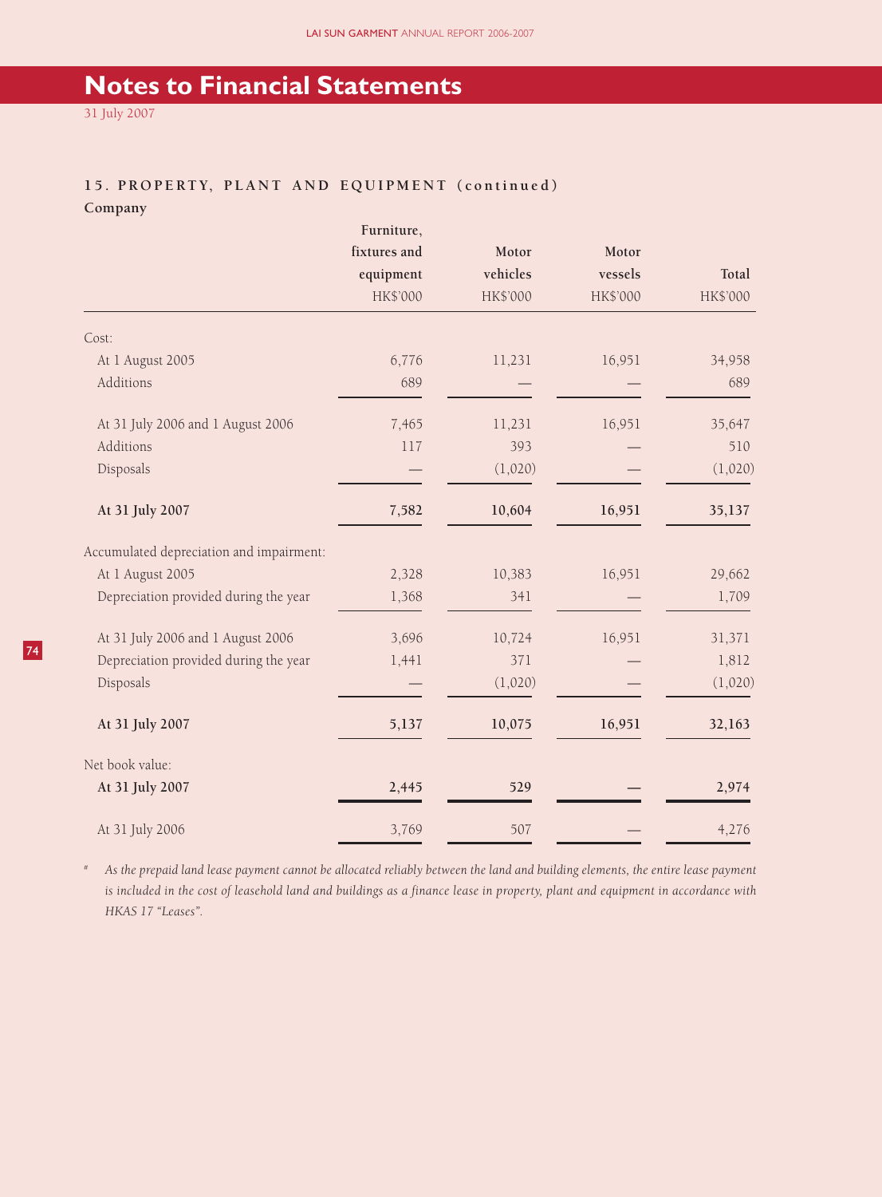# Notes to Financial Statements

31 July 2007

### 15. PROPERTY, PLANT AND EQUIPMENT (continued)

**Company**

| | Furniture, fixtures and equipment HK$'000 | Motor vehicles HK$'000 | Motor vessels HK$'000 | Total HK$'000 |
|---|---|---|---|---|
| Cost: | | | | |
| At 1 August 2005 | 6,776 | 11,231 | 16,951 | 34,958 |
| Additions | 689 | — | — | 689 |
| At 31 July 2006 and 1 August 2006 | 7,465 | 11,231 | 16,951 | 35,647 |
| Additions | 117 | 393 | — | 510 |
| Disposals | — | (1,020) | — | (1,020) |
| **At 31 July 2007** | **7,582** | **10,604** | **16,951** | **35,137** |
| Accumulated depreciation and impairment: | | | | |
| At 1 August 2005 | 2,328 | 10,383 | 16,951 | 29,662 |
| Depreciation provided during the year | 1,368 | 341 | — | 1,709 |
| At 31 July 2006 and 1 August 2006 | 3,696 | 10,724 | 16,951 | 31,371 |
| Depreciation provided during the year | 1,441 | 371 | — | 1,812 |
| Disposals | — | (1,020) | — | (1,020) |
| **At 31 July 2007** | **5,137** | **10,075** | **16,951** | **32,163** |
| Net book value: | | | | |
| **At 31 July 2007** | **2,445** | **529** | **—** | **2,974** |
| At 31 July 2006 | 3,769 | 507 | — | 4,276 |

# *As the prepaid land lease payment cannot be allocated reliably between the land and building elements, the entire lease payment is included in the cost of leasehold land and buildings as a finance lease in property, plant and equipment in accordance with HKAS 17 "Leases".*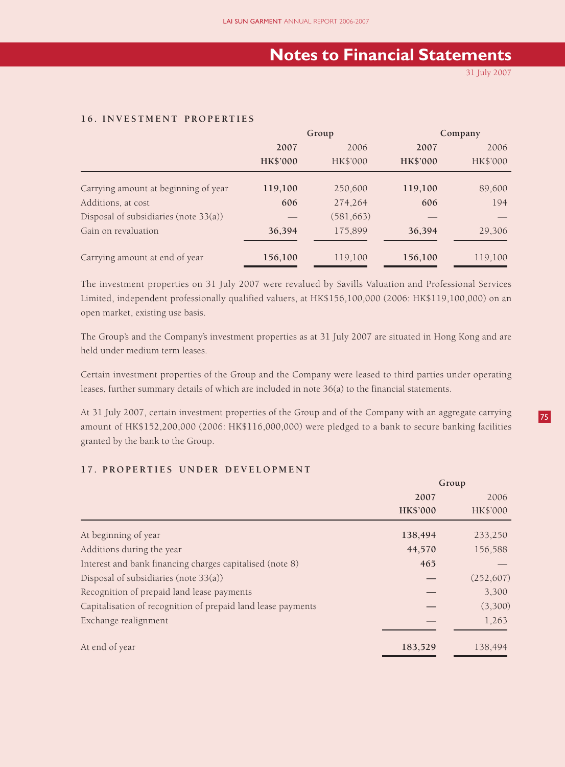# Notes to Financial Statements

31 July 2007

### 16. INVESTMENT PROPERTIES

| | Group | | Company | |
|---|---|---|---|---|
| | **2007** | 2006 | **2007** | 2006 |
| | **HK$'000** | HK$'000 | **HK$'000** | HK$'000 |
| Carrying amount at beginning of year | **119,100** | 250,600 | **119,100** | 89,600 |
| Additions, at cost | **606** | 274,264 | **606** | 194 |
| Disposal of subsidiaries (note 33(a)) | **—** | (581,663) | **—** | — |
| Gain on revaluation | **36,394** | 175,899 | **36,394** | 29,306 |
| Carrying amount at end of year | **156,100** | 119,100 | **156,100** | 119,100 |

The investment properties on 31 July 2007 were revalued by Savills Valuation and Professional Services Limited, independent professionally qualified valuers, at HK$156,100,000 (2006: HK$119,100,000) on an open market, existing use basis.

The Group's and the Company's investment properties as at 31 July 2007 are situated in Hong Kong and are held under medium term leases.

Certain investment properties of the Group and the Company were leased to third parties under operating leases, further summary details of which are included in note 36(a) to the financial statements.

At 31 July 2007, certain investment properties of the Group and of the Company with an aggregate carrying amount of HK$152,200,000 (2006: HK$116,000,000) were pledged to a bank to secure banking facilities granted by the bank to the Group.

### 17. PROPERTIES UNDER DEVELOPMENT

| | Group | |
|---|---|---|
| | **2007** | 2006 |
| | **HK$'000** | HK$'000 |
| At beginning of year | **138,494** | 233,250 |
| Additions during the year | **44,570** | 156,588 |
| Interest and bank financing charges capitalised (note 8) | **465** | — |
| Disposal of subsidiaries (note 33(a)) | **—** | (252,607) |
| Recognition of prepaid land lease payments | **—** | 3,300 |
| Capitalisation of recognition of prepaid land lease payments | **—** | (3,300) |
| Exchange realignment | **—** | 1,263 |
| At end of year | **183,529** | 138,494 |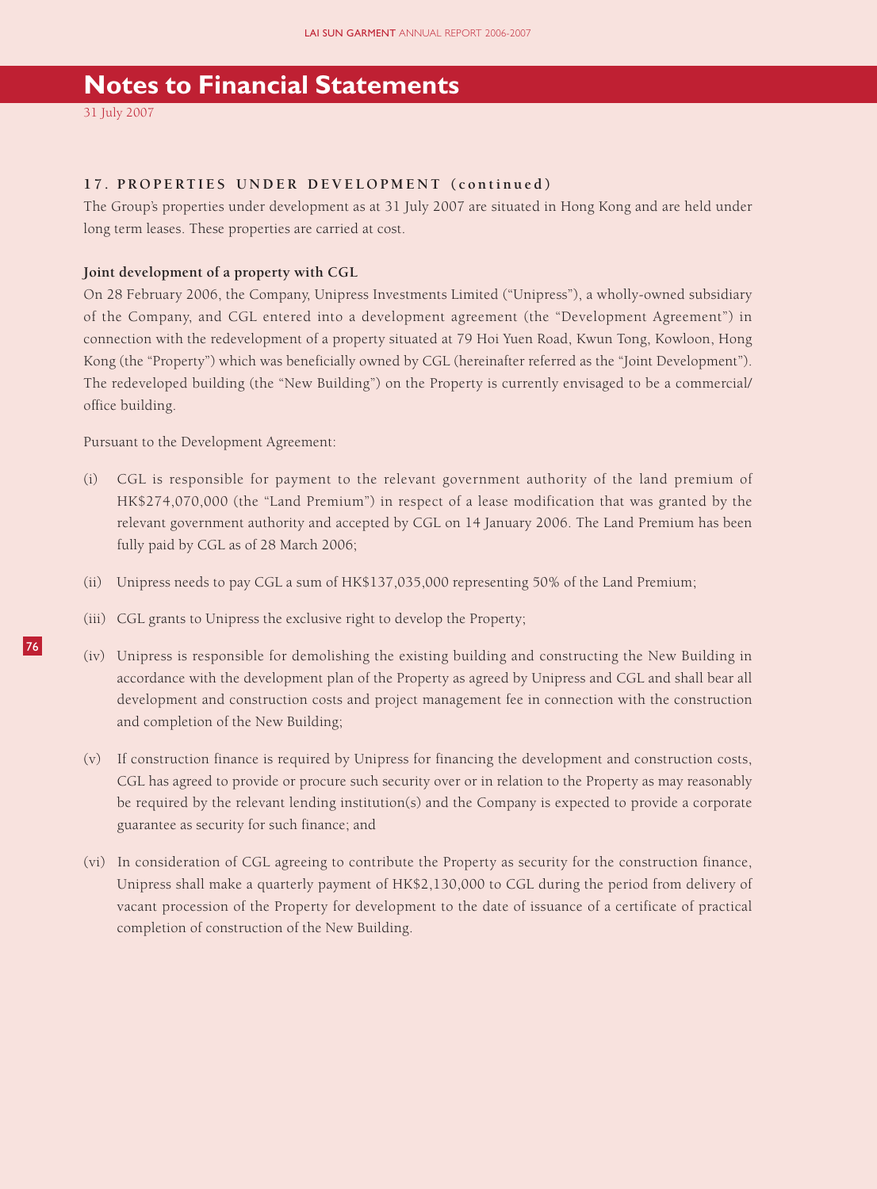# Notes to Financial Statements

31 July 2007

### 17. PROPERTIES UNDER DEVELOPMENT (continued)

The Group's properties under development as at 31 July 2007 are situated in Hong Kong and are held under long term leases. These properties are carried at cost.

**Joint development of a property with CGL**

On 28 February 2006, the Company, Unipress Investments Limited ("Unipress"), a wholly-owned subsidiary of the Company, and CGL entered into a development agreement (the "Development Agreement") in connection with the redevelopment of a property situated at 79 Hoi Yuen Road, Kwun Tong, Kowloon, Hong Kong (the "Property") which was beneficially owned by CGL (hereinafter referred as the "Joint Development"). The redeveloped building (the "New Building") on the Property is currently envisaged to be a commercial/office building.

Pursuant to the Development Agreement:

(i) CGL is responsible for payment to the relevant government authority of the land premium of HK$274,070,000 (the "Land Premium") in respect of a lease modification that was granted by the relevant government authority and accepted by CGL on 14 January 2006. The Land Premium has been fully paid by CGL as of 28 March 2006;

(ii) Unipress needs to pay CGL a sum of HK$137,035,000 representing 50% of the Land Premium;

(iii) CGL grants to Unipress the exclusive right to develop the Property;

(iv) Unipress is responsible for demolishing the existing building and constructing the New Building in accordance with the development plan of the Property as agreed by Unipress and CGL and shall bear all development and construction costs and project management fee in connection with the construction and completion of the New Building;

(v) If construction finance is required by Unipress for financing the development and construction costs, CGL has agreed to provide or procure such security over or in relation to the Property as may reasonably be required by the relevant lending institution(s) and the Company is expected to provide a corporate guarantee as security for such finance; and

(vi) In consideration of CGL agreeing to contribute the Property as security for the construction finance, Unipress shall make a quarterly payment of HK$2,130,000 to CGL during the period from delivery of vacant procession of the Property for development to the date of issuance of a certificate of practical completion of construction of the New Building.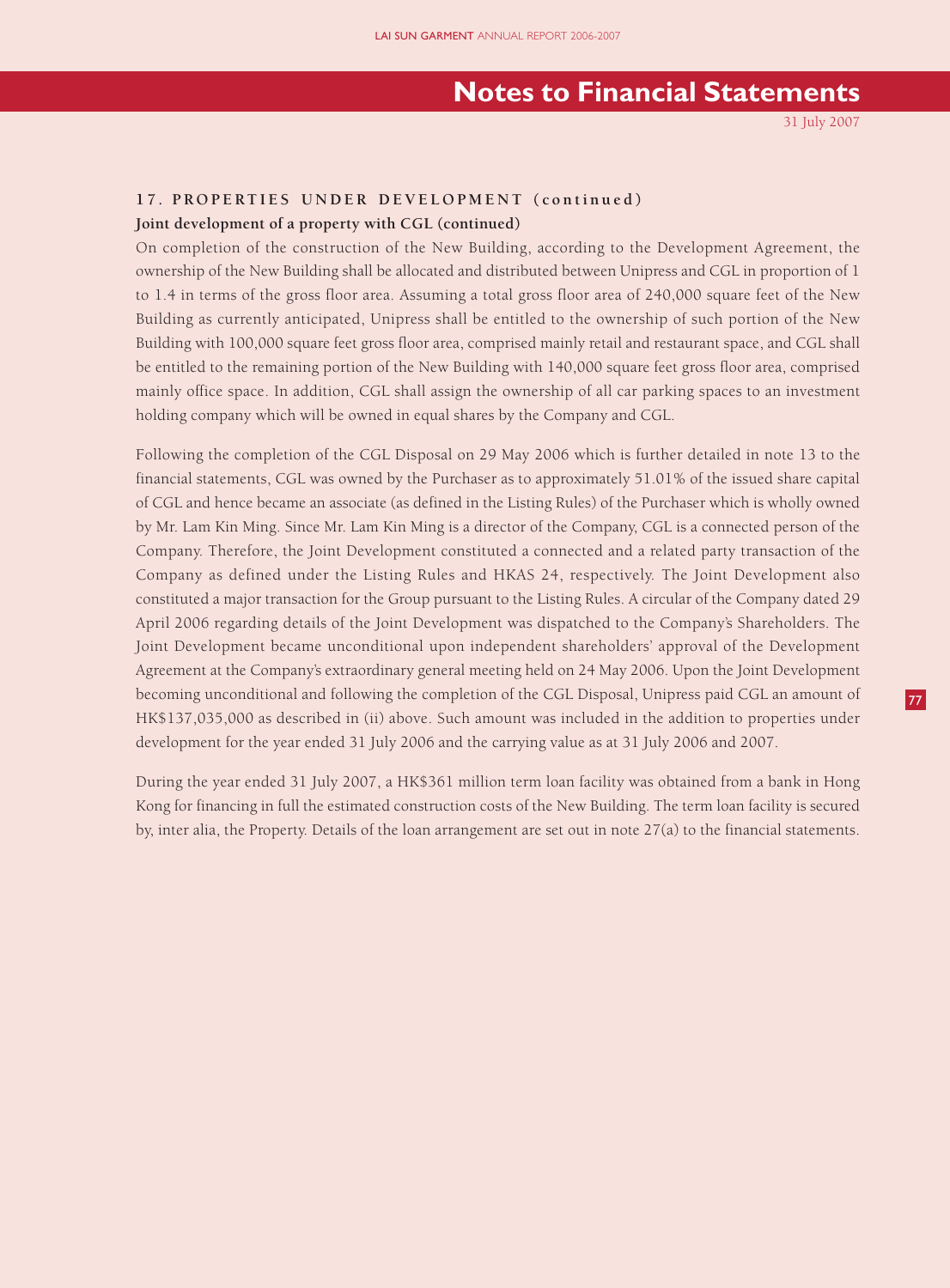## 17. PROPERTIES UNDER DEVELOPMENT (continued)

### Joint development of a property with CGL (continued)

On completion of the construction of the New Building, according to the Development Agreement, the ownership of the New Building shall be allocated and distributed between Unipress and CGL in proportion of 1 to 1.4 in terms of the gross floor area. Assuming a total gross floor area of 240,000 square feet of the New Building as currently anticipated, Unipress shall be entitled to the ownership of such portion of the New Building with 100,000 square feet gross floor area, comprised mainly retail and restaurant space, and CGL shall be entitled to the remaining portion of the New Building with 140,000 square feet gross floor area, comprised mainly office space. In addition, CGL shall assign the ownership of all car parking spaces to an investment holding company which will be owned in equal shares by the Company and CGL.

Following the completion of the CGL Disposal on 29 May 2006 which is further detailed in note 13 to the financial statements, CGL was owned by the Purchaser as to approximately 51.01% of the issued share capital of CGL and hence became an associate (as defined in the Listing Rules) of the Purchaser which is wholly owned by Mr. Lam Kin Ming. Since Mr. Lam Kin Ming is a director of the Company, CGL is a connected person of the Company. Therefore, the Joint Development constituted a connected and a related party transaction of the Company as defined under the Listing Rules and HKAS 24, respectively. The Joint Development also constituted a major transaction for the Group pursuant to the Listing Rules. A circular of the Company dated 29 April 2006 regarding details of the Joint Development was dispatched to the Company's Shareholders. The Joint Development became unconditional upon independent shareholders' approval of the Development Agreement at the Company's extraordinary general meeting held on 24 May 2006. Upon the Joint Development becoming unconditional and following the completion of the CGL Disposal, Unipress paid CGL an amount of HK$137,035,000 as described in (ii) above. Such amount was included in the addition to properties under development for the year ended 31 July 2006 and the carrying value as at 31 July 2006 and 2007.

During the year ended 31 July 2007, a HK$361 million term loan facility was obtained from a bank in Hong Kong for financing in full the estimated construction costs of the New Building. The term loan facility is secured by, inter alia, the Property. Details of the loan arrangement are set out in note 27(a) to the financial statements.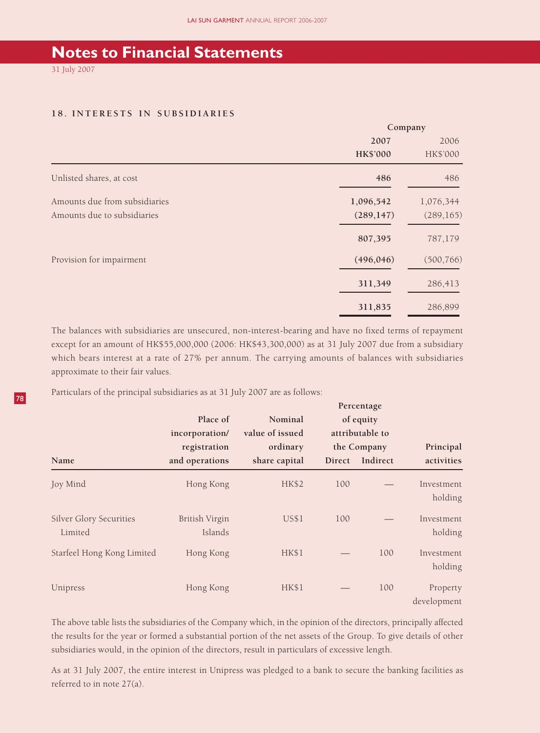# Notes to Financial Statements

31 July 2007

### 18. INTERESTS IN SUBSIDIARIES

| | Company | |
|---|---|---|
| | **2007** | 2006 |
| | **HK$'000** | HK$'000 |
| Unlisted shares, at cost | **486** | 486 |
| Amounts due from subsidiaries | **1,096,542** | 1,076,344 |
| Amounts due to subsidiaries | **(289,147)** | (289,165) |
| | **807,395** | 787,179 |
| Provision for impairment | **(496,046)** | (500,766) |
| | **311,349** | 286,413 |
| | **311,835** | 286,899 |

The balances with subsidiaries are unsecured, non-interest-bearing and have no fixed terms of repayment except for an amount of HK$55,000,000 (2006: HK$43,300,000) as at 31 July 2007 due from a subsidiary which bears interest at a rate of 27% per annum. The carrying amounts of balances with subsidiaries approximate to their fair values.

Particulars of the principal subsidiaries as at 31 July 2007 are as follows:

| Name | Place of incorporation/ registration and operations | Nominal value of issued ordinary share capital | Percentage of equity attributable to the Company | | Principal activities |
|---|---|---|---|---|---|
| | | | Direct | Indirect | |
| Joy Mind | Hong Kong | HK$2 | 100 | — | Investment holding |
| Silver Glory Securities Limited | British Virgin Islands | US$1 | 100 | — | Investment holding |
| Starfeel Hong Kong Limited | Hong Kong | HK$1 | — | 100 | Investment holding |
| Unipress | Hong Kong | HK$1 | — | 100 | Property development |

The above table lists the subsidiaries of the Company which, in the opinion of the directors, principally affected the results for the year or formed a substantial portion of the net assets of the Group. To give details of other subsidiaries would, in the opinion of the directors, result in particulars of excessive length.

As at 31 July 2007, the entire interest in Unipress was pledged to a bank to secure the banking facilities as referred to in note 27(a).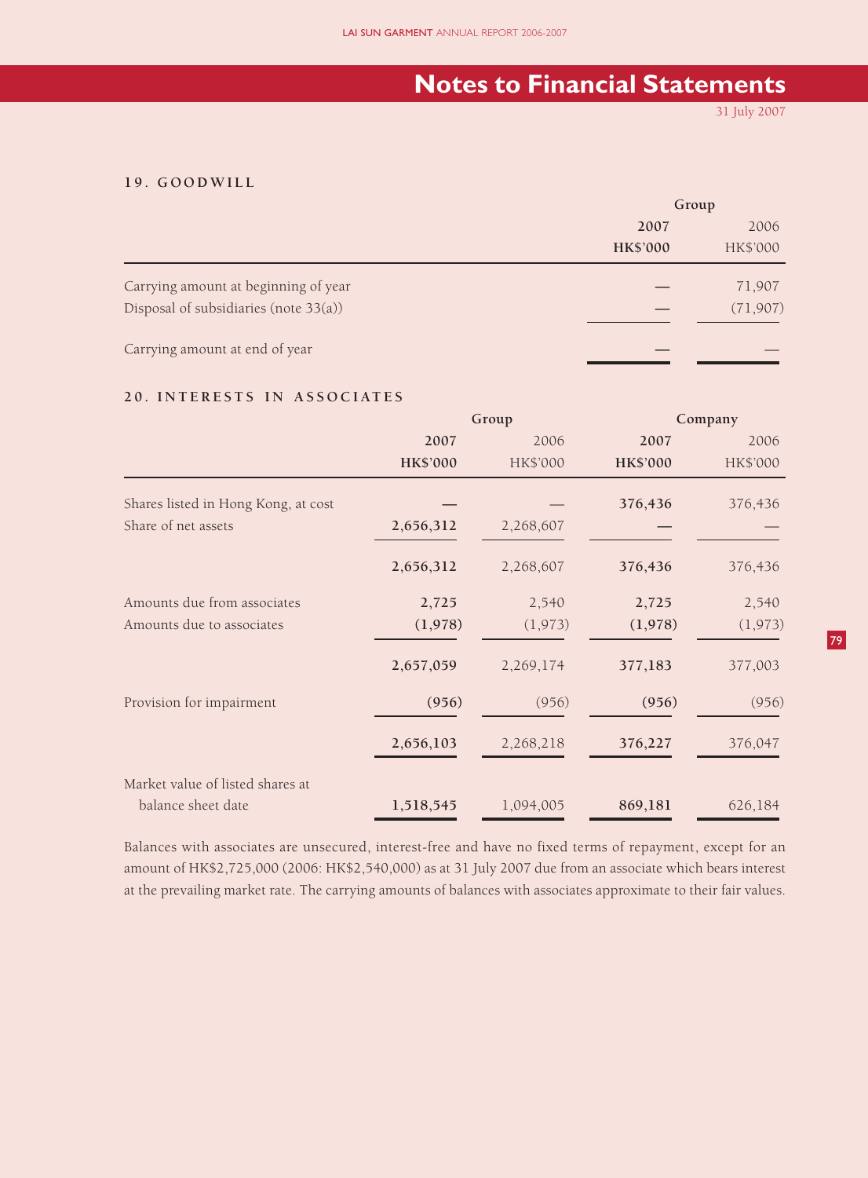## Notes to Financial Statements

31 July 2007

### 19. GOODWILL

| | Group | |
|---|---|---|
| | **2007** | 2006 |
| | **HK$'000** | HK$'000 |
| Carrying amount at beginning of year | **—** | 71,907 |
| Disposal of subsidiaries (note 33(a)) | **—** | (71,907) |
| Carrying amount at end of year | **—** | — |

### 20. INTERESTS IN ASSOCIATES

| | Group | | Company | |
|---|---|---|---|---|
| | **2007** | 2006 | **2007** | 2006 |
| | **HK$'000** | HK$'000 | **HK$'000** | HK$'000 |
| Shares listed in Hong Kong, at cost | **—** | — | **376,436** | 376,436 |
| Share of net assets | **2,656,312** | 2,268,607 | **—** | — |
| | **2,656,312** | 2,268,607 | **376,436** | 376,436 |
| Amounts due from associates | **2,725** | 2,540 | **2,725** | 2,540 |
| Amounts due to associates | **(1,978)** | (1,973) | **(1,978)** | (1,973) |
| | **2,657,059** | 2,269,174 | **377,183** | 377,003 |
| Provision for impairment | **(956)** | (956) | **(956)** | (956) |
| | **2,656,103** | 2,268,218 | **376,227** | 376,047 |
| Market value of listed shares at balance sheet date | **1,518,545** | 1,094,005 | **869,181** | 626,184 |

Balances with associates are unsecured, interest-free and have no fixed terms of repayment, except for an amount of HK$2,725,000 (2006: HK$2,540,000) as at 31 July 2007 due from an associate which bears interest at the prevailing market rate. The carrying amounts of balances with associates approximate to their fair values.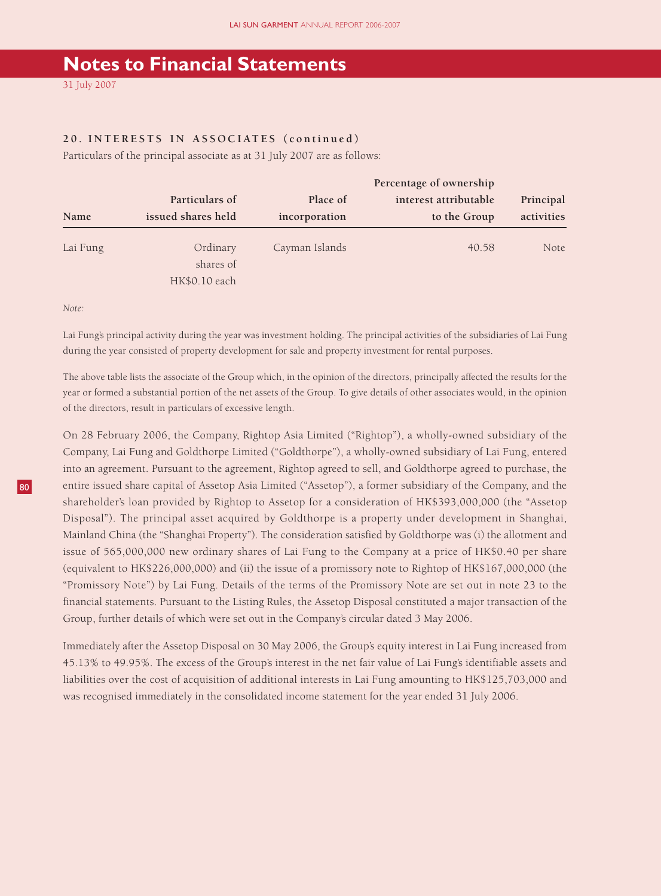# Notes to Financial Statements

31 July 2007

### 20. INTERESTS IN ASSOCIATES (continued)

Particulars of the principal associate as at 31 July 2007 are as follows:

| Name | Particulars of issued shares held | Place of incorporation | Percentage of ownership interest attributable to the Group | Principal activities |
|---|---|---|---|---|
| Lai Fung | Ordinary shares of HK$0.10 each | Cayman Islands | 40.58 | Note |

*Note:*

Lai Fung's principal activity during the year was investment holding. The principal activities of the subsidiaries of Lai Fung during the year consisted of property development for sale and property investment for rental purposes.

The above table lists the associate of the Group which, in the opinion of the directors, principally affected the results for the year or formed a substantial portion of the net assets of the Group. To give details of other associates would, in the opinion of the directors, result in particulars of excessive length.

On 28 February 2006, the Company, Rightop Asia Limited ("Rightop"), a wholly-owned subsidiary of the Company, Lai Fung and Goldthorpe Limited ("Goldthorpe"), a wholly-owned subsidiary of Lai Fung, entered into an agreement. Pursuant to the agreement, Rightop agreed to sell, and Goldthorpe agreed to purchase, the entire issued share capital of Assetop Asia Limited ("Assetop"), a former subsidiary of the Company, and the shareholder's loan provided by Rightop to Assetop for a consideration of HK$393,000,000 (the "Assetop Disposal"). The principal asset acquired by Goldthorpe is a property under development in Shanghai, Mainland China (the "Shanghai Property"). The consideration satisfied by Goldthorpe was (i) the allotment and issue of 565,000,000 new ordinary shares of Lai Fung to the Company at a price of HK$0.40 per share (equivalent to HK$226,000,000) and (ii) the issue of a promissory note to Rightop of HK$167,000,000 (the "Promissory Note") by Lai Fung. Details of the terms of the Promissory Note are set out in note 23 to the financial statements. Pursuant to the Listing Rules, the Assetop Disposal constituted a major transaction of the Group, further details of which were set out in the Company's circular dated 3 May 2006.

Immediately after the Assetop Disposal on 30 May 2006, the Group's equity interest in Lai Fung increased from 45.13% to 49.95%. The excess of the Group's interest in the net fair value of Lai Fung's identifiable assets and liabilities over the cost of acquisition of additional interests in Lai Fung amounting to HK$125,703,000 and was recognised immediately in the consolidated income statement for the year ended 31 July 2006.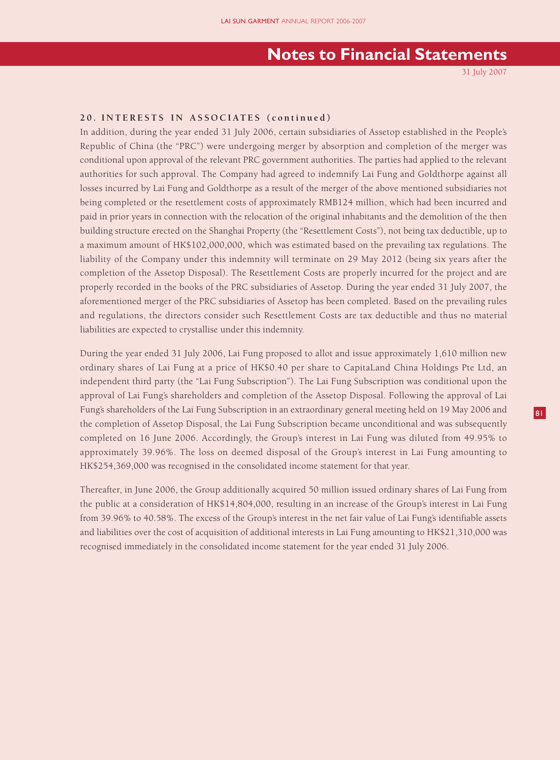## 20. INTERESTS IN ASSOCIATES (continued)

In addition, during the year ended 31 July 2006, certain subsidiaries of Assetop established in the People's Republic of China (the "PRC") were undergoing merger by absorption and completion of the merger was conditional upon approval of the relevant PRC government authorities. The parties had applied to the relevant authorities for such approval. The Company had agreed to indemnify Lai Fung and Goldthorpe against all losses incurred by Lai Fung and Goldthorpe as a result of the merger of the above mentioned subsidiaries not being completed or the resettlement costs of approximately RMB124 million, which had been incurred and paid in prior years in connection with the relocation of the original inhabitants and the demolition of the then building structure erected on the Shanghai Property (the "Resettlement Costs"), not being tax deductible, up to a maximum amount of HK$102,000,000, which was estimated based on the prevailing tax regulations. The liability of the Company under this indemnity will terminate on 29 May 2012 (being six years after the completion of the Assetop Disposal). The Resettlement Costs are properly incurred for the project and are properly recorded in the books of the PRC subsidiaries of Assetop. During the year ended 31 July 2007, the aforementioned merger of the PRC subsidiaries of Assetop has been completed. Based on the prevailing rules and regulations, the directors consider such Resettlement Costs are tax deductible and thus no material liabilities are expected to crystallise under this indemnity.

During the year ended 31 July 2006, Lai Fung proposed to allot and issue approximately 1,610 million new ordinary shares of Lai Fung at a price of HK$0.40 per share to CapitaLand China Holdings Pte Ltd, an independent third party (the "Lai Fung Subscription"). The Lai Fung Subscription was conditional upon the approval of Lai Fung's shareholders and completion of the Assetop Disposal. Following the approval of Lai Fung's shareholders of the Lai Fung Subscription in an extraordinary general meeting held on 19 May 2006 and the completion of Assetop Disposal, the Lai Fung Subscription became unconditional and was subsequently completed on 16 June 2006. Accordingly, the Group's interest in Lai Fung was diluted from 49.95% to approximately 39.96%. The loss on deemed disposal of the Group's interest in Lai Fung amounting to HK$254,369,000 was recognised in the consolidated income statement for that year.

Thereafter, in June 2006, the Group additionally acquired 50 million issued ordinary shares of Lai Fung from the public at a consideration of HK$14,804,000, resulting in an increase of the Group's interest in Lai Fung from 39.96% to 40.58%. The excess of the Group's interest in the net fair value of Lai Fung's identifiable assets and liabilities over the cost of acquisition of additional interests in Lai Fung amounting to HK$21,310,000 was recognised immediately in the consolidated income statement for the year ended 31 July 2006.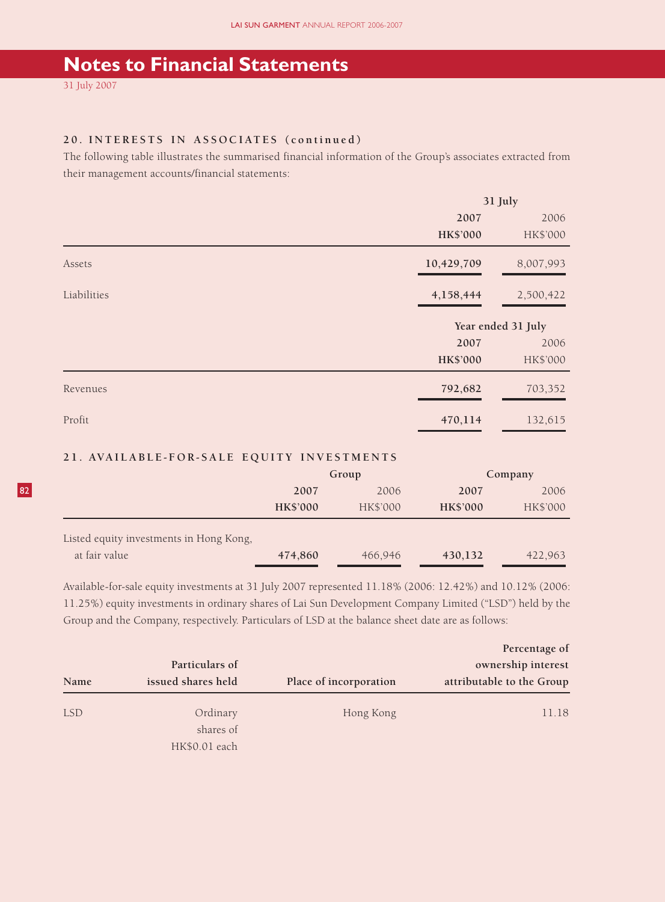# Notes to Financial Statements

31 July 2007

### 20. INTERESTS IN ASSOCIATES (continued)

The following table illustrates the summarised financial information of the Group's associates extracted from their management accounts/financial statements:

| | 31 July | |
|---|---|---|
| | **2007** | 2006 |
| | **HK$'000** | HK$'000 |
| Assets | **10,429,709** | 8,007,993 |
| Liabilities | **4,158,444** | 2,500,422 |

| | Year ended 31 July | |
|---|---|---|
| | **2007** | 2006 |
| | **HK$'000** | HK$'000 |
| Revenues | **792,682** | 703,352 |
| Profit | **470,114** | 132,615 |

### 21. AVAILABLE-FOR-SALE EQUITY INVESTMENTS

| | Group | | Company | |
|---|---|---|---|---|
| | **2007** | 2006 | **2007** | 2006 |
| | **HK$'000** | HK$'000 | **HK$'000** | HK$'000 |
| Listed equity investments in Hong Kong, at fair value | **474,860** | 466,946 | **430,132** | 422,963 |

Available-for-sale equity investments at 31 July 2007 represented 11.18% (2006: 12.42%) and 10.12% (2006: 11.25%) equity investments in ordinary shares of Lai Sun Development Company Limited ("LSD") held by the Group and the Company, respectively. Particulars of LSD at the balance sheet date are as follows:

| Name | Particulars of issued shares held | Place of incorporation | Percentage of ownership interest attributable to the Group |
|---|---|---|---|
| LSD | Ordinary shares of HK$0.01 each | Hong Kong | 11.18 |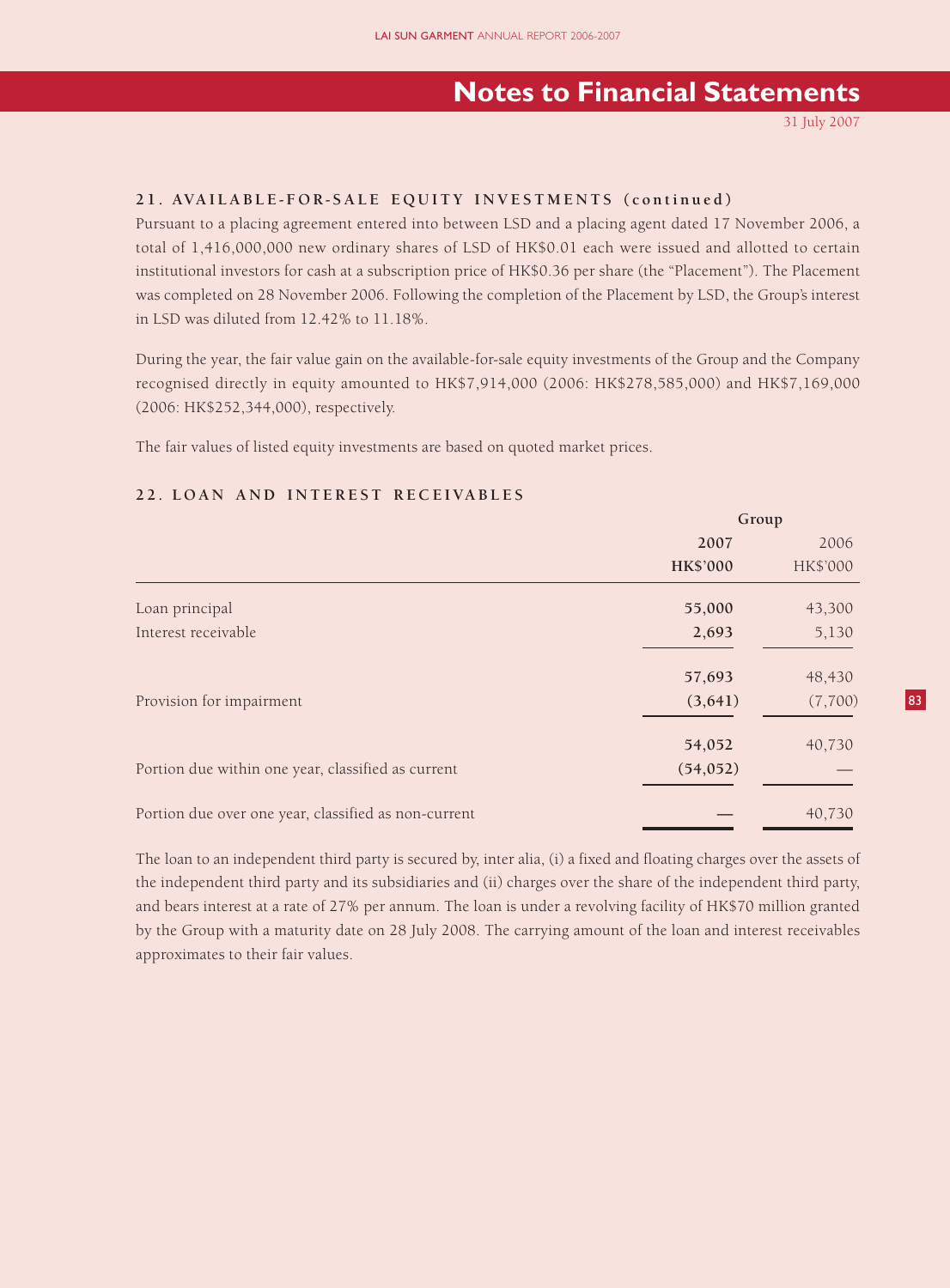## 21. AVAILABLE-FOR-SALE EQUITY INVESTMENTS (continued)

Pursuant to a placing agreement entered into between LSD and a placing agent dated 17 November 2006, a total of 1,416,000,000 new ordinary shares of LSD of HK$0.01 each were issued and allotted to certain institutional investors for cash at a subscription price of HK$0.36 per share (the "Placement"). The Placement was completed on 28 November 2006. Following the completion of the Placement by LSD, the Group's interest in LSD was diluted from 12.42% to 11.18%.

During the year, the fair value gain on the available-for-sale equity investments of the Group and the Company recognised directly in equity amounted to HK$7,914,000 (2006: HK$278,585,000) and HK$7,169,000 (2006: HK$252,344,000), respectively.

The fair values of listed equity investments are based on quoted market prices.

## 22. LOAN AND INTEREST RECEIVABLES

| | Group | |
|---|---|---|
| | **2007** | 2006 |
| | **HK$'000** | HK$'000 |
| Loan principal | **55,000** | 43,300 |
| Interest receivable | **2,693** | 5,130 |
| | **57,693** | 48,430 |
| Provision for impairment | **(3,641)** | (7,700) |
| | **54,052** | 40,730 |
| Portion due within one year, classified as current | **(54,052)** | — |
| Portion due over one year, classified as non-current | **—** | 40,730 |

The loan to an independent third party is secured by, inter alia, (i) a fixed and floating charges over the assets of the independent third party and its subsidiaries and (ii) charges over the share of the independent third party, and bears interest at a rate of 27% per annum. The loan is under a revolving facility of HK$70 million granted by the Group with a maturity date on 28 July 2008. The carrying amount of the loan and interest receivables approximates to their fair values.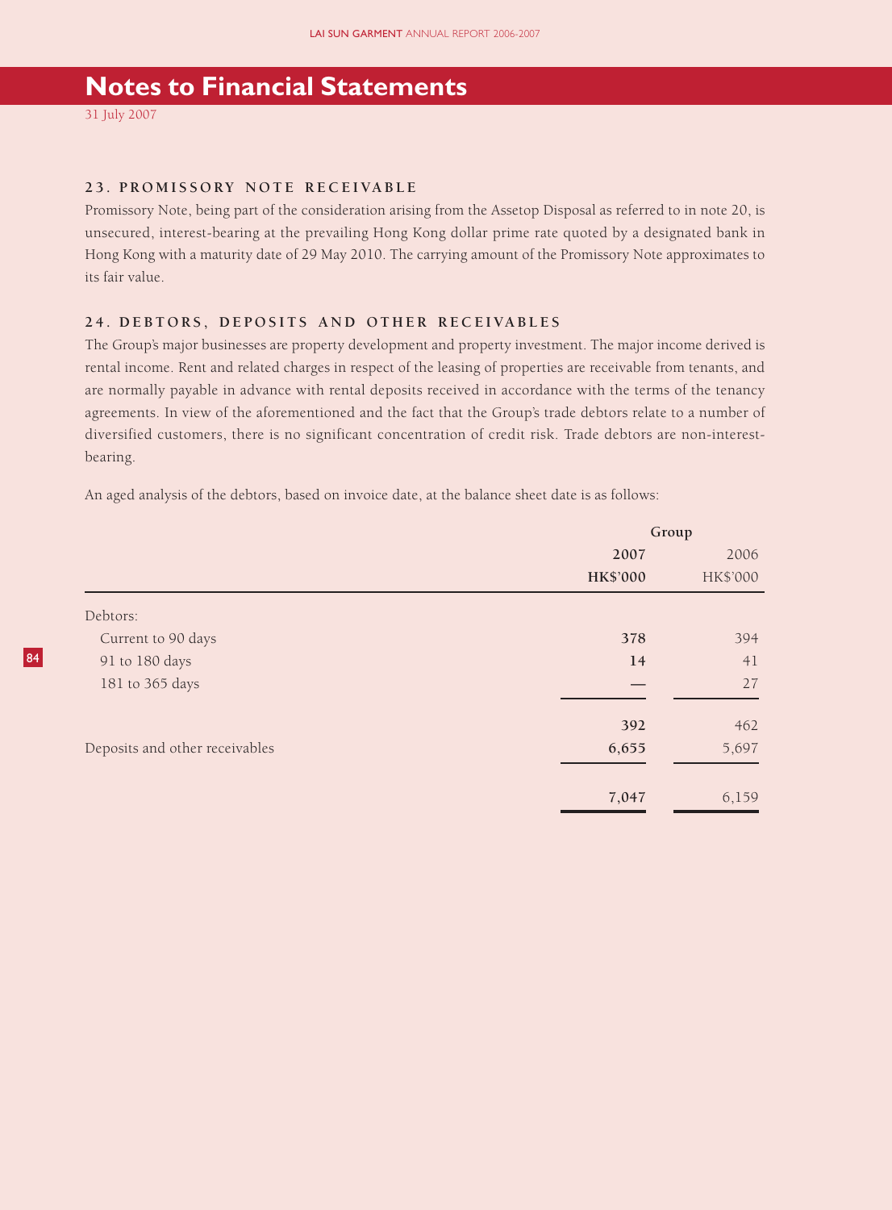# Notes to Financial Statements

31 July 2007

## 23. PROMISSORY NOTE RECEIVABLE

Promissory Note, being part of the consideration arising from the Assetop Disposal as referred to in note 20, is unsecured, interest-bearing at the prevailing Hong Kong dollar prime rate quoted by a designated bank in Hong Kong with a maturity date of 29 May 2010. The carrying amount of the Promissory Note approximates to its fair value.

## 24. DEBTORS, DEPOSITS AND OTHER RECEIVABLES

The Group's major businesses are property development and property investment. The major income derived is rental income. Rent and related charges in respect of the leasing of properties are receivable from tenants, and are normally payable in advance with rental deposits received in accordance with the terms of the tenancy agreements. In view of the aforementioned and the fact that the Group's trade debtors relate to a number of diversified customers, there is no significant concentration of credit risk. Trade debtors are non-interest-bearing.

An aged analysis of the debtors, based on invoice date, at the balance sheet date is as follows:

| | Group | |
|---|---|---|
| | **2007** | 2006 |
| | **HK$'000** | HK$'000 |
| Debtors: | | |
| Current to 90 days | **378** | 394 |
| 91 to 180 days | **14** | 41 |
| 181 to 365 days | **—** | 27 |
| | **392** | 462 |
| Deposits and other receivables | **6,655** | 5,697 |
| | **7,047** | 6,159 |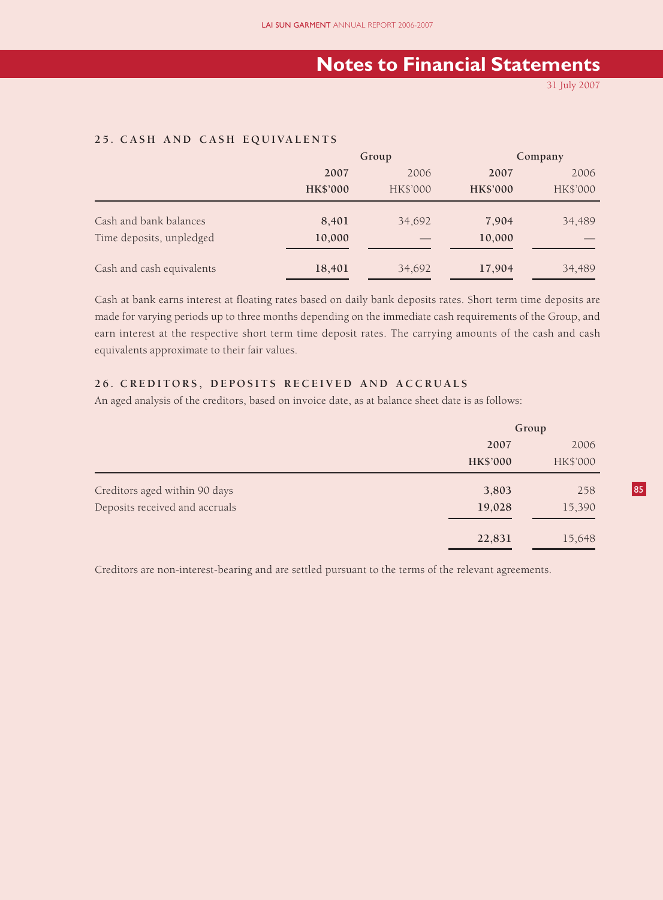# Notes to Financial Statements

31 July 2007

## 25. CASH AND CASH EQUIVALENTS

| | Group | | Company | |
|---|---|---|---|---|
| | **2007** | 2006 | **2007** | 2006 |
| | **HK$'000** | HK$'000 | **HK$'000** | HK$'000 |
| Cash and bank balances | **8,401** | 34,692 | **7,904** | 34,489 |
| Time deposits, unpledged | **10,000** | — | **10,000** | — |
| Cash and cash equivalents | **18,401** | 34,692 | **17,904** | 34,489 |

Cash at bank earns interest at floating rates based on daily bank deposits rates. Short term time deposits are made for varying periods up to three months depending on the immediate cash requirements of the Group, and earn interest at the respective short term time deposit rates. The carrying amounts of the cash and cash equivalents approximate to their fair values.

## 26. CREDITORS, DEPOSITS RECEIVED AND ACCRUALS

An aged analysis of the creditors, based on invoice date, as at balance sheet date is as follows:

| | Group | |
|---|---|---|
| | **2007** | 2006 |
| | **HK$'000** | HK$'000 |
| Creditors aged within 90 days | **3,803** | 258 |
| Deposits received and accruals | **19,028** | 15,390 |
| | **22,831** | 15,648 |

Creditors are non-interest-bearing and are settled pursuant to the terms of the relevant agreements.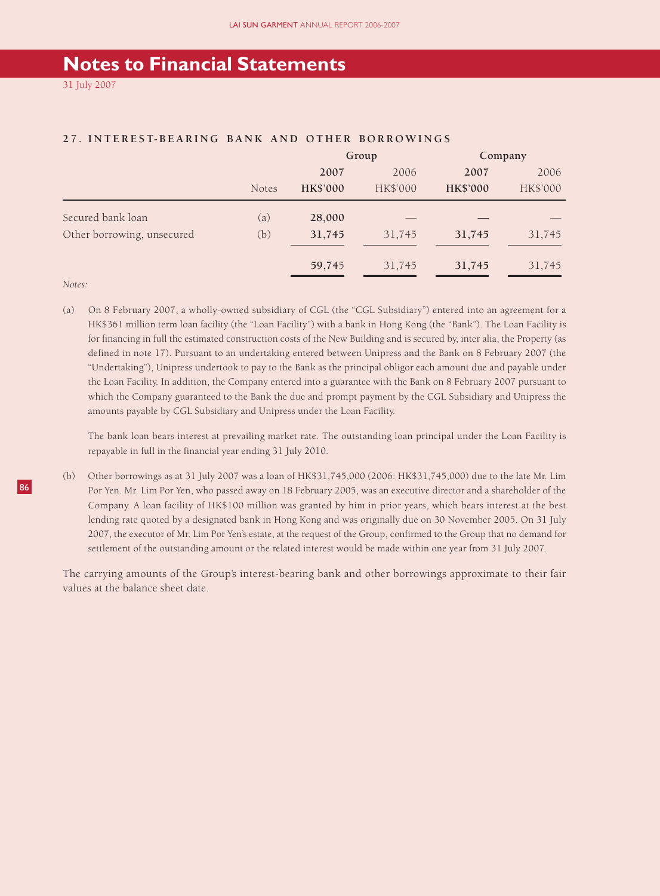# Notes to Financial Statements

31 July 2007

## 27. INTEREST-BEARING BANK AND OTHER BORROWINGS

| | | Group | | Company | |
|---|---|---|---|---|---|
| | | **2007** | 2006 | **2007** | 2006 |
| | Notes | **HK$'000** | HK$'000 | **HK$'000** | HK$'000 |
| Secured bank loan | (a) | **28,000** | — | **—** | — |
| Other borrowing, unsecured | (b) | **31,745** | 31,745 | **31,745** | 31,745 |
| | | **59,745** | 31,745 | **31,745** | 31,745 |

*Notes:*

(a) On 8 February 2007, a wholly-owned subsidiary of CGL (the "CGL Subsidiary") entered into an agreement for a HK$361 million term loan facility (the "Loan Facility") with a bank in Hong Kong (the "Bank"). The Loan Facility is for financing in full the estimated construction costs of the New Building and is secured by, inter alia, the Property (as defined in note 17). Pursuant to an undertaking entered between Unipress and the Bank on 8 February 2007 (the "Undertaking"), Unipress undertook to pay to the Bank as the principal obligor each amount due and payable under the Loan Facility. In addition, the Company entered into a guarantee with the Bank on 8 February 2007 pursuant to which the Company guaranteed to the Bank the due and prompt payment by the CGL Subsidiary and Unipress the amounts payable by CGL Subsidiary and Unipress under the Loan Facility.

The bank loan bears interest at prevailing market rate. The outstanding loan principal under the Loan Facility is repayable in full in the financial year ending 31 July 2010.

(b) Other borrowings as at 31 July 2007 was a loan of HK$31,745,000 (2006: HK$31,745,000) due to the late Mr. Lim Por Yen. Mr. Lim Por Yen, who passed away on 18 February 2005, was an executive director and a shareholder of the Company. A loan facility of HK$100 million was granted by him in prior years, which bears interest at the best lending rate quoted by a designated bank in Hong Kong and was originally due on 30 November 2005. On 31 July 2007, the executor of Mr. Lim Por Yen's estate, at the request of the Group, confirmed to the Group that no demand for settlement of the outstanding amount or the related interest would be made within one year from 31 July 2007.

The carrying amounts of the Group's interest-bearing bank and other borrowings approximate to their fair values at the balance sheet date.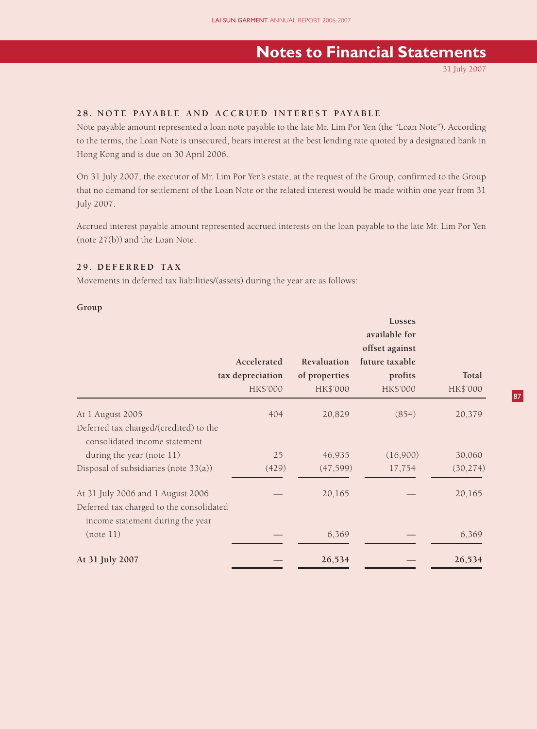## 28. NOTE PAYABLE AND ACCRUED INTEREST PAYABLE

Note payable amount represented a loan note payable to the late Mr. Lim Por Yen (the "Loan Note"). According to the terms, the Loan Note is unsecured, bears interest at the best lending rate quoted by a designated bank in Hong Kong and is due on 30 April 2006.

On 31 July 2007, the executor of Mr. Lim Por Yen's estate, at the request of the Group, confirmed to the Group that no demand for settlement of the Loan Note or the related interest would be made within one year from 31 July 2007.

Accrued interest payable amount represented accrued interests on the loan payable to the late Mr. Lim Por Yen (note 27(b)) and the Loan Note.

## 29. DEFERRED TAX

Movements in deferred tax liabilities/(assets) during the year are as follows:

**Group**

| | Accelerated tax depreciation | Revaluation of properties | Losses available for offset against future taxable profits | Total |
|---|---|---|---|---|
| | HK$'000 | HK$'000 | HK$'000 | HK$'000 |
| At 1 August 2005 | 404 | 20,829 | (854) | 20,379 |
| Deferred tax charged/(credited) to the consolidated income statement during the year (note 11) | 25 | 46,935 | (16,900) | 30,060 |
| Disposal of subsidiaries (note 33(a)) | (429) | (47,599) | 17,754 | (30,274) |
| At 31 July 2006 and 1 August 2006 | — | 20,165 | — | 20,165 |
| Deferred tax charged to the consolidated income statement during the year (note 11) | — | 6,369 | — | 6,369 |
| **At 31 July 2007** | **—** | **26,534** | **—** | **26,534** |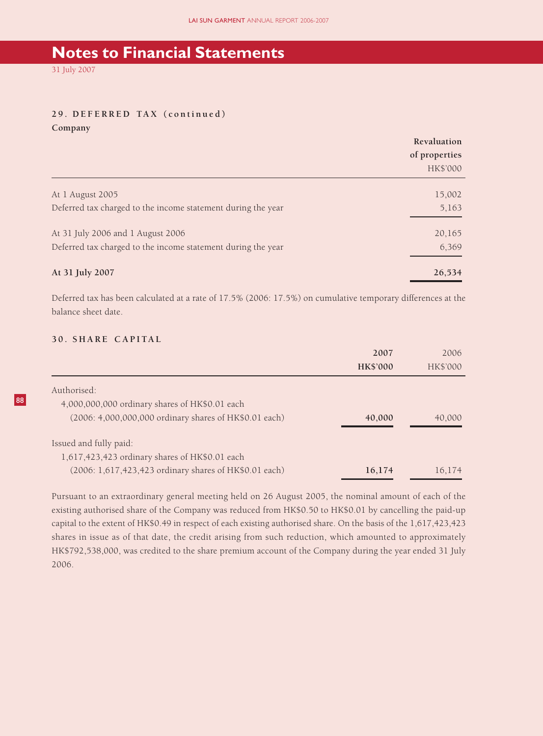# Notes to Financial Statements

31 July 2007

## 29. DEFERRED TAX (continued)

**Company**

| | Revaluation of properties HK$'000 |
|---|---|
| At 1 August 2005 | 15,002 |
| Deferred tax charged to the income statement during the year | 5,163 |
| At 31 July 2006 and 1 August 2006 | 20,165 |
| Deferred tax charged to the income statement during the year | 6,369 |
| **At 31 July 2007** | **26,534** |

Deferred tax has been calculated at a rate of 17.5% (2006: 17.5%) on cumulative temporary differences at the balance sheet date.

## 30. SHARE CAPITAL

| | **2007 HK$'000** | 2006 HK$'000 |
|---|---|---|
| Authorised: | | |
| 4,000,000,000 ordinary shares of HK$0.01 each (2006: 4,000,000,000 ordinary shares of HK$0.01 each) | **40,000** | 40,000 |
| Issued and fully paid: | | |
| 1,617,423,423 ordinary shares of HK$0.01 each (2006: 1,617,423,423 ordinary shares of HK$0.01 each) | **16,174** | 16,174 |

Pursuant to an extraordinary general meeting held on 26 August 2005, the nominal amount of each of the existing authorised share of the Company was reduced from HK$0.50 to HK$0.01 by cancelling the paid-up capital to the extent of HK$0.49 in respect of each existing authorised share. On the basis of the 1,617,423,423 shares in issue as of that date, the credit arising from such reduction, which amounted to approximately HK$792,538,000, was credited to the share premium account of the Company during the year ended 31 July 2006.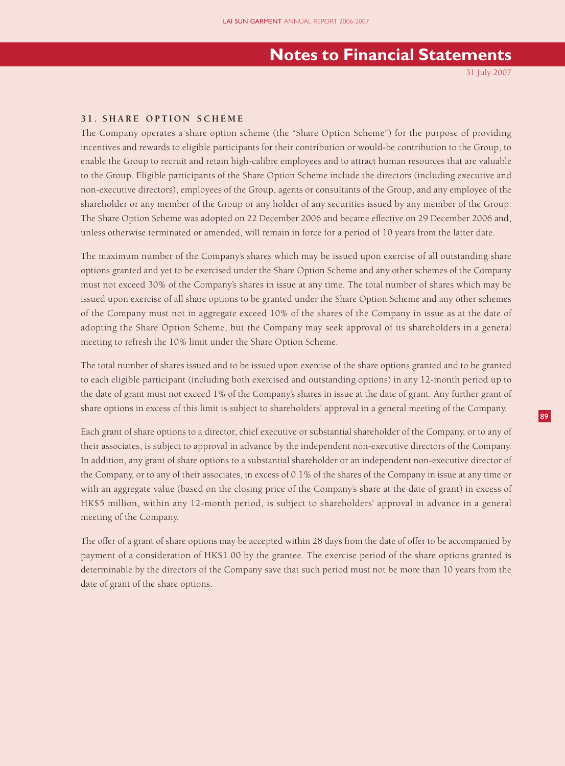## 31. SHARE OPTION SCHEME

The Company operates a share option scheme (the "Share Option Scheme") for the purpose of providing incentives and rewards to eligible participants for their contribution or would-be contribution to the Group, to enable the Group to recruit and retain high-calibre employees and to attract human resources that are valuable to the Group. Eligible participants of the Share Option Scheme include the directors (including executive and non-executive directors), employees of the Group, agents or consultants of the Group, and any employee of the shareholder or any member of the Group or any holder of any securities issued by any member of the Group. The Share Option Scheme was adopted on 22 December 2006 and became effective on 29 December 2006 and, unless otherwise terminated or amended, will remain in force for a period of 10 years from the latter date.

The maximum number of the Company's shares which may be issued upon exercise of all outstanding share options granted and yet to be exercised under the Share Option Scheme and any other schemes of the Company must not exceed 30% of the Company's shares in issue at any time. The total number of shares which may be issued upon exercise of all share options to be granted under the Share Option Scheme and any other schemes of the Company must not in aggregate exceed 10% of the shares of the Company in issue as at the date of adopting the Share Option Scheme, but the Company may seek approval of its shareholders in a general meeting to refresh the 10% limit under the Share Option Scheme.

The total number of shares issued and to be issued upon exercise of the share options granted and to be granted to each eligible participant (including both exercised and outstanding options) in any 12-month period up to the date of grant must not exceed 1% of the Company's shares in issue at the date of grant. Any further grant of share options in excess of this limit is subject to shareholders' approval in a general meeting of the Company.

Each grant of share options to a director, chief executive or substantial shareholder of the Company, or to any of their associates, is subject to approval in advance by the independent non-executive directors of the Company. In addition, any grant of share options to a substantial shareholder or an independent non-executive director of the Company, or to any of their associates, in excess of 0.1% of the shares of the Company in issue at any time or with an aggregate value (based on the closing price of the Company's share at the date of grant) in excess of HK$5 million, within any 12-month period, is subject to shareholders' approval in advance in a general meeting of the Company.

The offer of a grant of share options may be accepted within 28 days from the date of offer to be accompanied by payment of a consideration of HK$1.00 by the grantee. The exercise period of the share options granted is determinable by the directors of the Company save that such period must not be more than 10 years from the date of grant of the share options.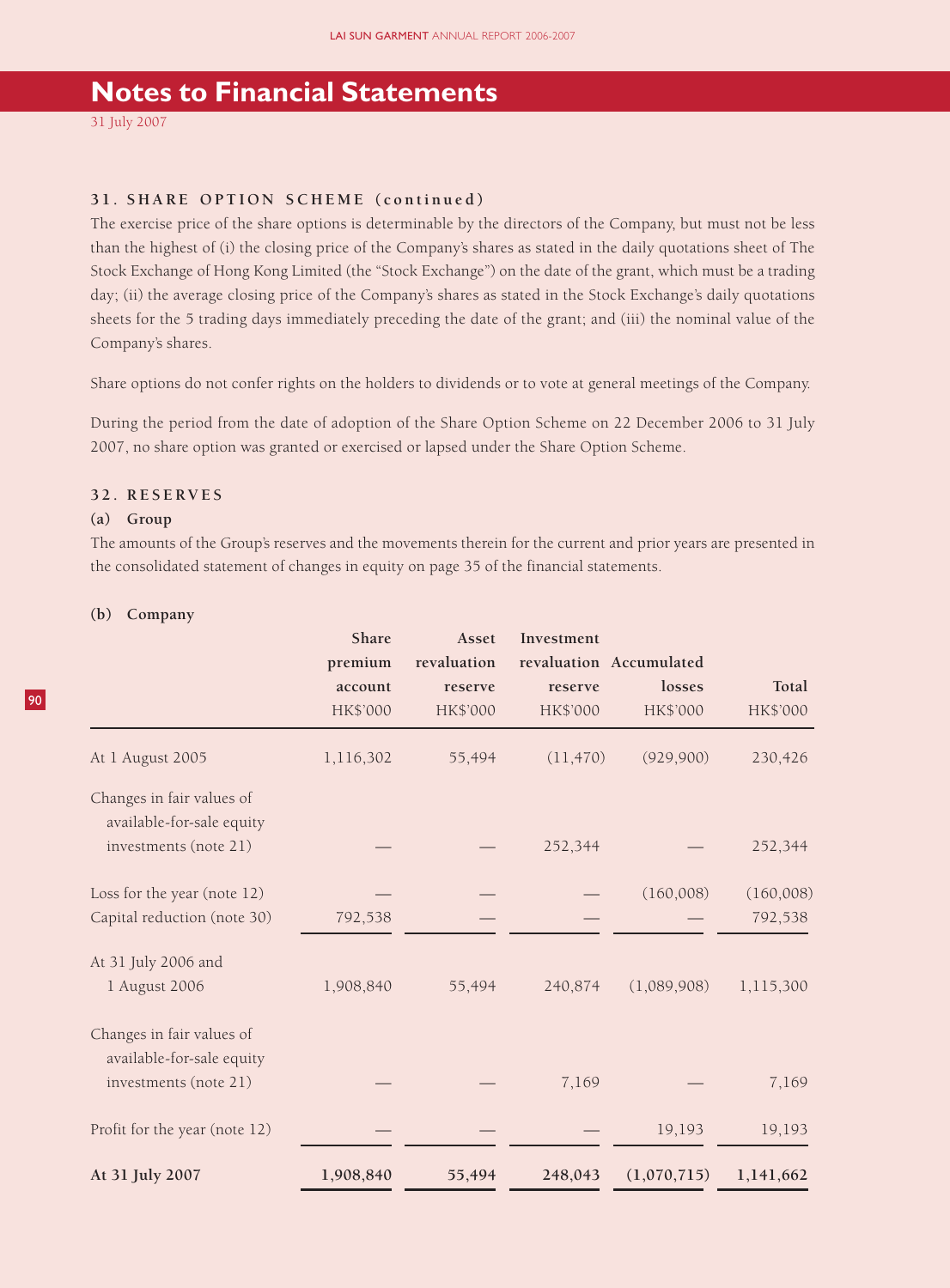# Notes to Financial Statements

31 July 2007

### 31. SHARE OPTION SCHEME (continued)

The exercise price of the share options is determinable by the directors of the Company, but must not be less than the highest of (i) the closing price of the Company's shares as stated in the daily quotations sheet of The Stock Exchange of Hong Kong Limited (the "Stock Exchange") on the date of the grant, which must be a trading day; (ii) the average closing price of the Company's shares as stated in the Stock Exchange's daily quotations sheets for the 5 trading days immediately preceding the date of the grant; and (iii) the nominal value of the Company's shares.

Share options do not confer rights on the holders to dividends or to vote at general meetings of the Company.

During the period from the date of adoption of the Share Option Scheme on 22 December 2006 to 31 July 2007, no share option was granted or exercised or lapsed under the Share Option Scheme.

### 32. RESERVES

**(a) Group**

The amounts of the Group's reserves and the movements therein for the current and prior years are presented in the consolidated statement of changes in equity on page 35 of the financial statements.

**(b) Company**

| | Share premium account HK$'000 | Asset revaluation reserve HK$'000 | Investment revaluation reserve HK$'000 | Accumulated losses HK$'000 | Total HK$'000 |
|---|---|---|---|---|---|
| At 1 August 2005 | 1,116,302 | 55,494 | (11,470) | (929,900) | 230,426 |
| Changes in fair values of available-for-sale equity investments (note 21) | — | — | 252,344 | — | 252,344 |
| Loss for the year (note 12) | — | — | — | (160,008) | (160,008) |
| Capital reduction (note 30) | 792,538 | — | — | — | 792,538 |
| At 31 July 2006 and 1 August 2006 | 1,908,840 | 55,494 | 240,874 | (1,089,908) | 1,115,300 |
| Changes in fair values of available-for-sale equity investments (note 21) | — | — | 7,169 | — | 7,169 |
| Profit for the year (note 12) | — | — | — | 19,193 | 19,193 |
| **At 31 July 2007** | **1,908,840** | **55,494** | **248,043** | **(1,070,715)** | **1,141,662** |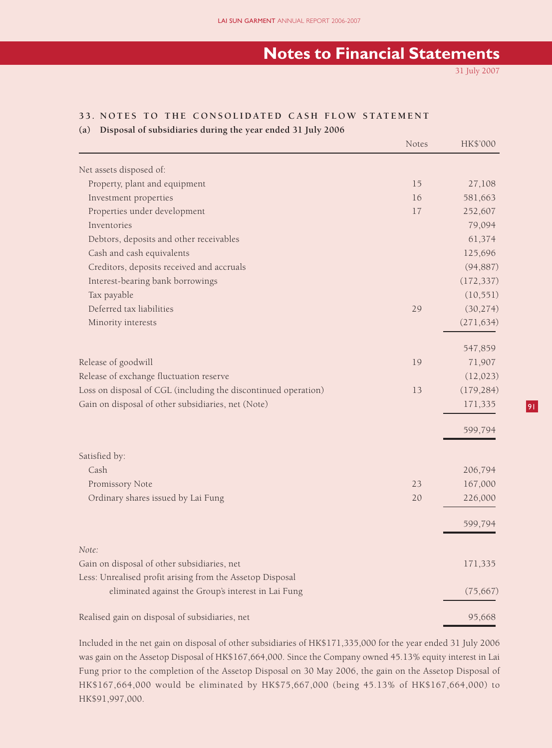# Notes to Financial Statements

31 July 2007

## 33. NOTES TO THE CONSOLIDATED CASH FLOW STATEMENT

### (a) Disposal of subsidiaries during the year ended 31 July 2006

| | Notes | HK$'000 |
|---|---|---|
| Net assets disposed of: | | |
| Property, plant and equipment | 15 | 27,108 |
| Investment properties | 16 | 581,663 |
| Properties under development | 17 | 252,607 |
| Inventories | | 79,094 |
| Debtors, deposits and other receivables | | 61,374 |
| Cash and cash equivalents | | 125,696 |
| Creditors, deposits received and accruals | | (94,887) |
| Interest-bearing bank borrowings | | (172,337) |
| Tax payable | | (10,551) |
| Deferred tax liabilities | 29 | (30,274) |
| Minority interests | | (271,634) |
| | | 547,859 |
| Release of goodwill | 19 | 71,907 |
| Release of exchange fluctuation reserve | | (12,023) |
| Loss on disposal of CGL (including the discontinued operation) | 13 | (179,284) |
| Gain on disposal of other subsidiaries, net (Note) | | 171,335 |
| | | 599,794 |
| Satisfied by: | | |
| Cash | | 206,794 |
| Promissory Note | 23 | 167,000 |
| Ordinary shares issued by Lai Fung | 20 | 226,000 |
| | | 599,794 |

*Note:*

| | |
|---|---|
| Gain on disposal of other subsidiaries, net | 171,335 |
| Less: Unrealised profit arising from the Assetop Disposal eliminated against the Group's interest in Lai Fung | (75,667) |
| Realised gain on disposal of subsidiaries, net | 95,668 |

Included in the net gain on disposal of other subsidiaries of HK$171,335,000 for the year ended 31 July 2006 was gain on the Assetop Disposal of HK$167,664,000. Since the Company owned 45.13% equity interest in Lai Fung prior to the completion of the Assetop Disposal on 30 May 2006, the gain on the Assetop Disposal of HK$167,664,000 would be eliminated by HK$75,667,000 (being 45.13% of HK$167,664,000) to HK$91,997,000.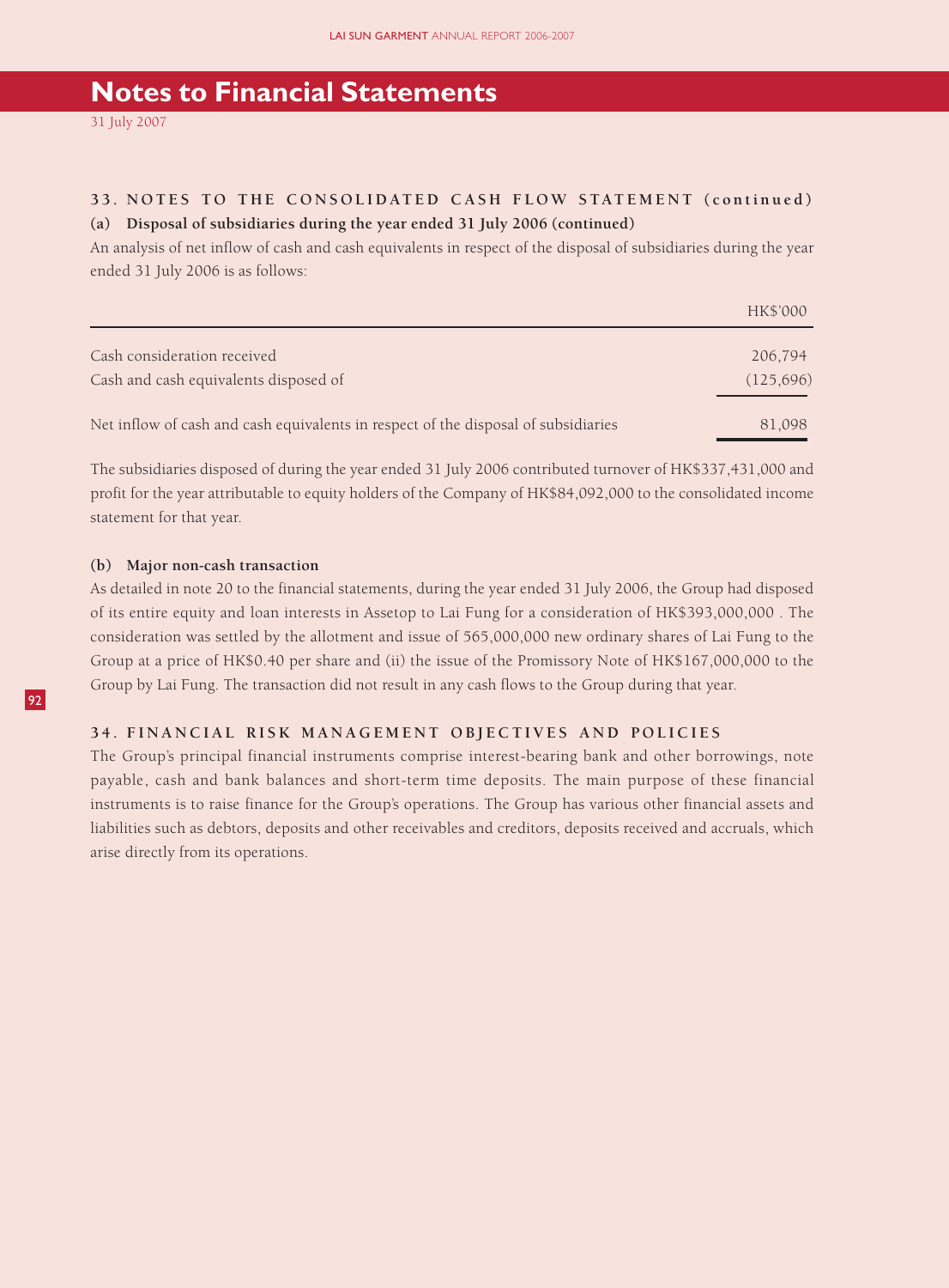# Notes to Financial Statements

31 July 2007

### 33. NOTES TO THE CONSOLIDATED CASH FLOW STATEMENT (continued)

#### (a) Disposal of subsidiaries during the year ended 31 July 2006 (continued)

An analysis of net inflow of cash and cash equivalents in respect of the disposal of subsidiaries during the year ended 31 July 2006 is as follows:

| | HK$'000 |
|---|---|
| Cash consideration received | 206,794 |
| Cash and cash equivalents disposed of | (125,696) |
| Net inflow of cash and cash equivalents in respect of the disposal of subsidiaries | 81,098 |

The subsidiaries disposed of during the year ended 31 July 2006 contributed turnover of HK$337,431,000 and profit for the year attributable to equity holders of the Company of HK$84,092,000 to the consolidated income statement for that year.

#### (b) Major non-cash transaction

As detailed in note 20 to the financial statements, during the year ended 31 July 2006, the Group had disposed of its entire equity and loan interests in Assetop to Lai Fung for a consideration of HK$393,000,000 . The consideration was settled by the allotment and issue of 565,000,000 new ordinary shares of Lai Fung to the Group at a price of HK$0.40 per share and (ii) the issue of the Promissory Note of HK$167,000,000 to the Group by Lai Fung. The transaction did not result in any cash flows to the Group during that year.

### 34. FINANCIAL RISK MANAGEMENT OBJECTIVES AND POLICIES

The Group's principal financial instruments comprise interest-bearing bank and other borrowings, note payable, cash and bank balances and short-term time deposits. The main purpose of these financial instruments is to raise finance for the Group's operations. The Group has various other financial assets and liabilities such as debtors, deposits and other receivables and creditors, deposits received and accruals, which arise directly from its operations.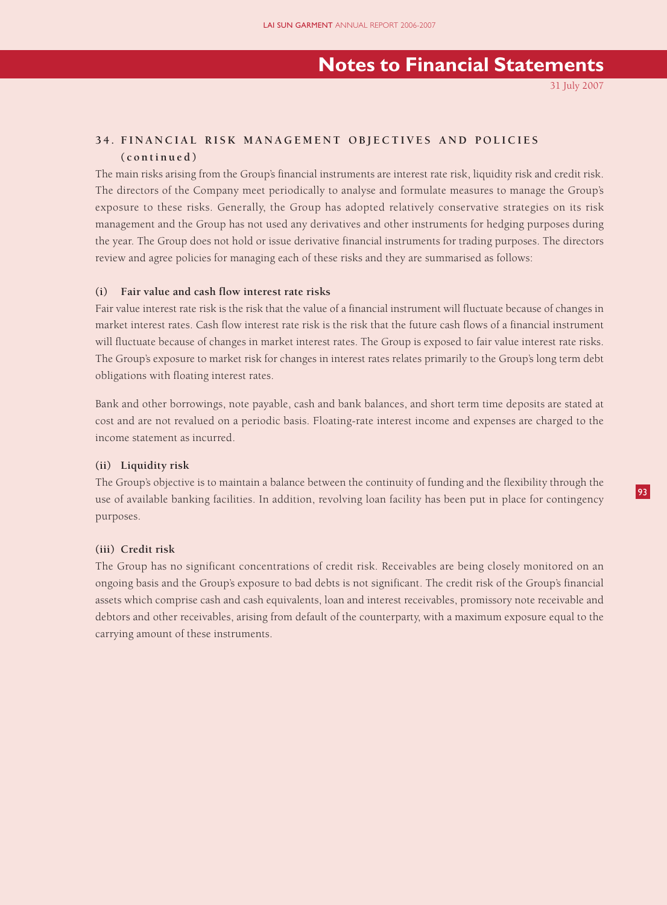## 34. FINANCIAL RISK MANAGEMENT OBJECTIVES AND POLICIES (continued)

The main risks arising from the Group's financial instruments are interest rate risk, liquidity risk and credit risk. The directors of the Company meet periodically to analyse and formulate measures to manage the Group's exposure to these risks. Generally, the Group has adopted relatively conservative strategies on its risk management and the Group has not used any derivatives and other instruments for hedging purposes during the year. The Group does not hold or issue derivative financial instruments for trading purposes. The directors review and agree policies for managing each of these risks and they are summarised as follows:

### (i) Fair value and cash flow interest rate risks

Fair value interest rate risk is the risk that the value of a financial instrument will fluctuate because of changes in market interest rates. Cash flow interest rate risk is the risk that the future cash flows of a financial instrument will fluctuate because of changes in market interest rates. The Group is exposed to fair value interest rate risks. The Group's exposure to market risk for changes in interest rates relates primarily to the Group's long term debt obligations with floating interest rates.

Bank and other borrowings, note payable, cash and bank balances, and short term time deposits are stated at cost and are not revalued on a periodic basis. Floating-rate interest income and expenses are charged to the income statement as incurred.

### (ii) Liquidity risk

The Group's objective is to maintain a balance between the continuity of funding and the flexibility through the use of available banking facilities. In addition, revolving loan facility has been put in place for contingency purposes.

### (iii) Credit risk

The Group has no significant concentrations of credit risk. Receivables are being closely monitored on an ongoing basis and the Group's exposure to bad debts is not significant. The credit risk of the Group's financial assets which comprise cash and cash equivalents, loan and interest receivables, promissory note receivable and debtors and other receivables, arising from default of the counterparty, with a maximum exposure equal to the carrying amount of these instruments.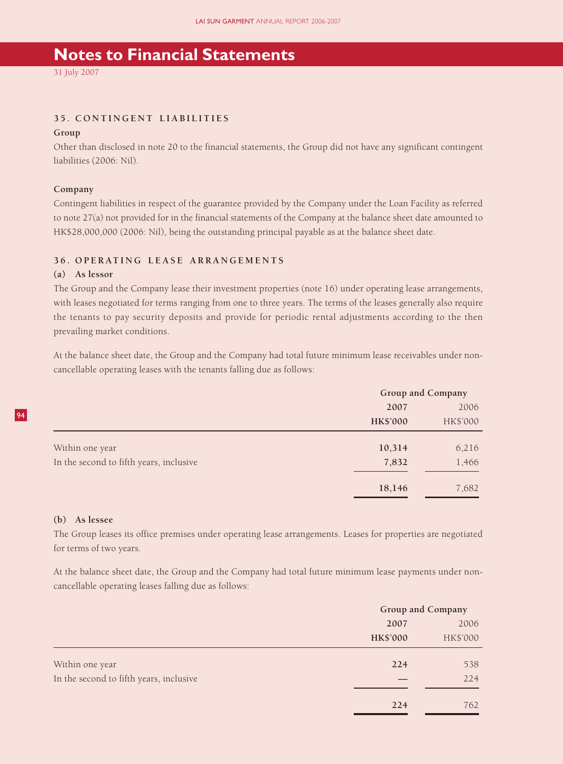# Notes to Financial Statements

31 July 2007

### 35. CONTINGENT LIABILITIES

**Group**

Other than disclosed in note 20 to the financial statements, the Group did not have any significant contingent liabilities (2006: Nil).

**Company**

Contingent liabilities in respect of the guarantee provided by the Company under the Loan Facility as referred to note 27(a) not provided for in the financial statements of the Company at the balance sheet date amounted to HK$28,000,000 (2006: Nil), being the outstanding principal payable as at the balance sheet date.

### 36. OPERATING LEASE ARRANGEMENTS

**(a) As lessor**

The Group and the Company lease their investment properties (note 16) under operating lease arrangements, with leases negotiated for terms ranging from one to three years. The terms of the leases generally also require the tenants to pay security deposits and provide for periodic rental adjustments according to the then prevailing market conditions.

At the balance sheet date, the Group and the Company had total future minimum lease receivables under non-cancellable operating leases with the tenants falling due as follows:

| | Group and Company | |
|---|---|---|
| | **2007** | 2006 |
| | **HK$'000** | HK$'000 |
| Within one year | **10,314** | 6,216 |
| In the second to fifth years, inclusive | **7,832** | 1,466 |
| | **18,146** | 7,682 |

**(b) As lessee**

The Group leases its office premises under operating lease arrangements. Leases for properties are negotiated for terms of two years.

At the balance sheet date, the Group and the Company had total future minimum lease payments under non-cancellable operating leases falling due as follows:

| | Group and Company | |
|---|---|---|
| | **2007** | 2006 |
| | **HK$'000** | HK$'000 |
| Within one year | **224** | 538 |
| In the second to fifth years, inclusive | **—** | 224 |
| | **224** | 762 |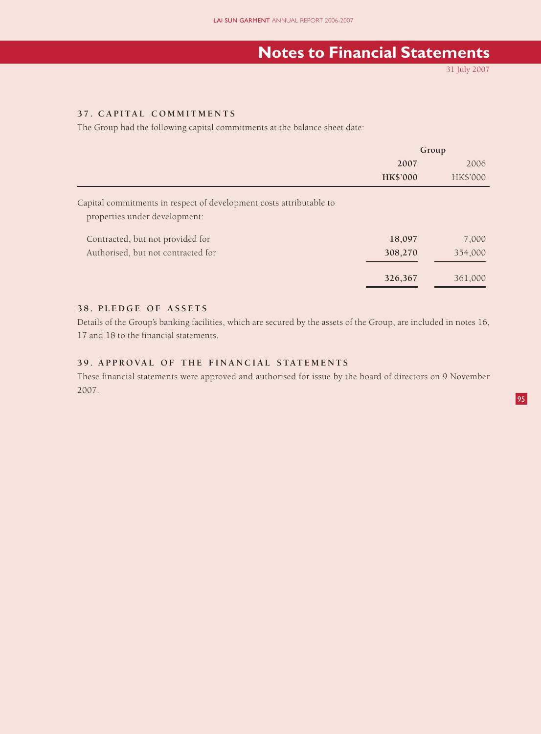## Notes to Financial Statements

31 July 2007

### 37. CAPITAL COMMITMENTS

The Group had the following capital commitments at the balance sheet date:

| | Group | |
|---|---|---|
| | **2007** | 2006 |
| | **HK$'000** | HK$'000 |
| Capital commitments in respect of development costs attributable to properties under development: | | |
| Contracted, but not provided for | **18,097** | 7,000 |
| Authorised, but not contracted for | **308,270** | 354,000 |
| | **326,367** | 361,000 |

### 38. PLEDGE OF ASSETS

Details of the Group's banking facilities, which are secured by the assets of the Group, are included in notes 16, 17 and 18 to the financial statements.

### 39. APPROVAL OF THE FINANCIAL STATEMENTS

These financial statements were approved and authorised for issue by the board of directors on 9 November 2007.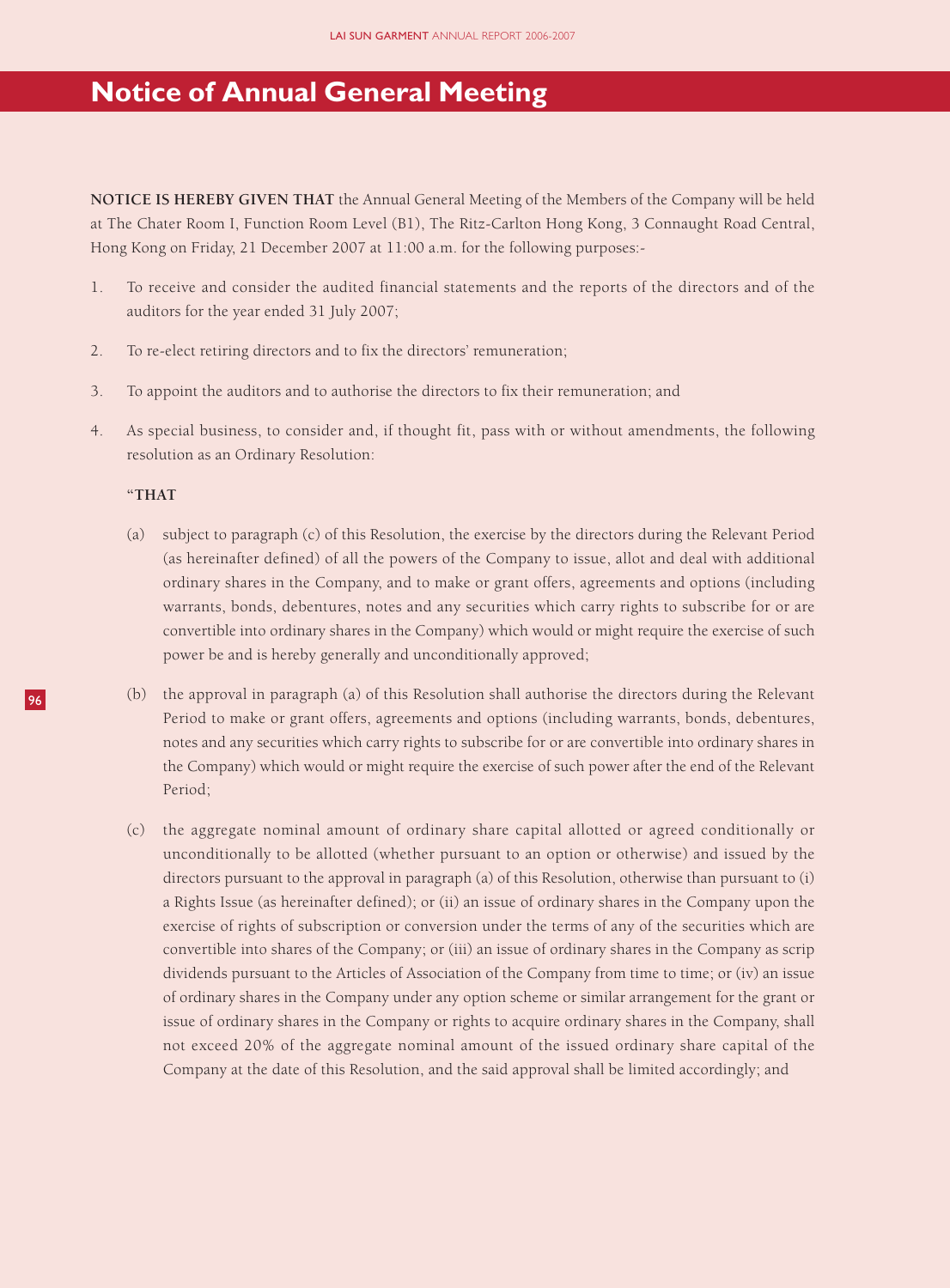# Notice of Annual General Meeting

**NOTICE IS HEREBY GIVEN THAT** the Annual General Meeting of the Members of the Company will be held at The Chater Room I, Function Room Level (B1), The Ritz-Carlton Hong Kong, 3 Connaught Road Central, Hong Kong on Friday, 21 December 2007 at 11:00 a.m. for the following purposes:-

1. To receive and consider the audited financial statements and the reports of the directors and of the auditors for the year ended 31 July 2007;

2. To re-elect retiring directors and to fix the directors' remuneration;

3. To appoint the auditors and to authorise the directors to fix their remuneration; and

4. As special business, to consider and, if thought fit, pass with or without amendments, the following resolution as an Ordinary Resolution:

   "**THAT**

   (a) subject to paragraph (c) of this Resolution, the exercise by the directors during the Relevant Period (as hereinafter defined) of all the powers of the Company to issue, allot and deal with additional ordinary shares in the Company, and to make or grant offers, agreements and options (including warrants, bonds, debentures, notes and any securities which carry rights to subscribe for or are convertible into ordinary shares in the Company) which would or might require the exercise of such power be and is hereby generally and unconditionally approved;

   (b) the approval in paragraph (a) of this Resolution shall authorise the directors during the Relevant Period to make or grant offers, agreements and options (including warrants, bonds, debentures, notes and any securities which carry rights to subscribe for or are convertible into ordinary shares in the Company) which would or might require the exercise of such power after the end of the Relevant Period;

   (c) the aggregate nominal amount of ordinary share capital allotted or agreed conditionally or unconditionally to be allotted (whether pursuant to an option or otherwise) and issued by the directors pursuant to the approval in paragraph (a) of this Resolution, otherwise than pursuant to (i) a Rights Issue (as hereinafter defined); or (ii) an issue of ordinary shares in the Company upon the exercise of rights of subscription or conversion under the terms of any of the securities which are convertible into shares of the Company; or (iii) an issue of ordinary shares in the Company as scrip dividends pursuant to the Articles of Association of the Company from time to time; or (iv) an issue of ordinary shares in the Company under any option scheme or similar arrangement for the grant or issue of ordinary shares in the Company or rights to acquire ordinary shares in the Company, shall not exceed 20% of the aggregate nominal amount of the issued ordinary share capital of the Company at the date of this Resolution, and the said approval shall be limited accordingly; and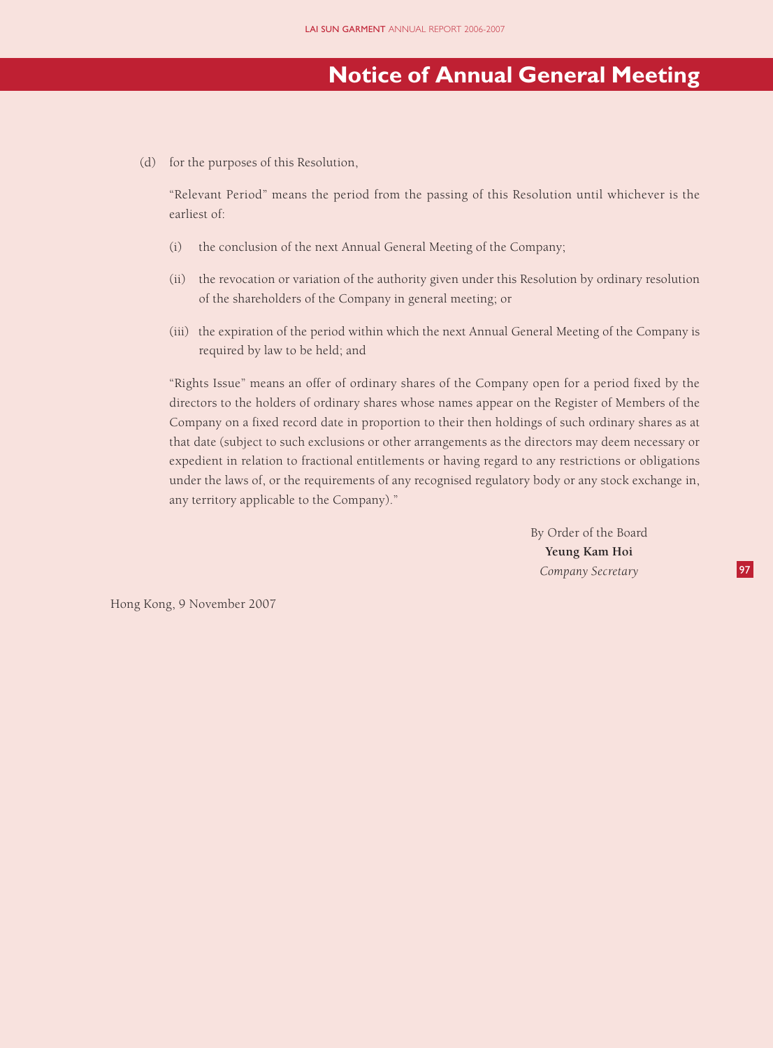# Notice of Annual General Meeting

(d) for the purposes of this Resolution,

"Relevant Period" means the period from the passing of this Resolution until whichever is the earliest of:

(i) the conclusion of the next Annual General Meeting of the Company;

(ii) the revocation or variation of the authority given under this Resolution by ordinary resolution of the shareholders of the Company in general meeting; or

(iii) the expiration of the period within which the next Annual General Meeting of the Company is required by law to be held; and

"Rights Issue" means an offer of ordinary shares of the Company open for a period fixed by the directors to the holders of ordinary shares whose names appear on the Register of Members of the Company on a fixed record date in proportion to their then holdings of such ordinary shares as at that date (subject to such exclusions or other arrangements as the directors may deem necessary or expedient in relation to fractional entitlements or having regard to any restrictions or obligations under the laws of, or the requirements of any recognised regulatory body or any stock exchange in, any territory applicable to the Company)."

By Order of the Board
**Yeung Kam Hoi**
*Company Secretary*

Hong Kong, 9 November 2007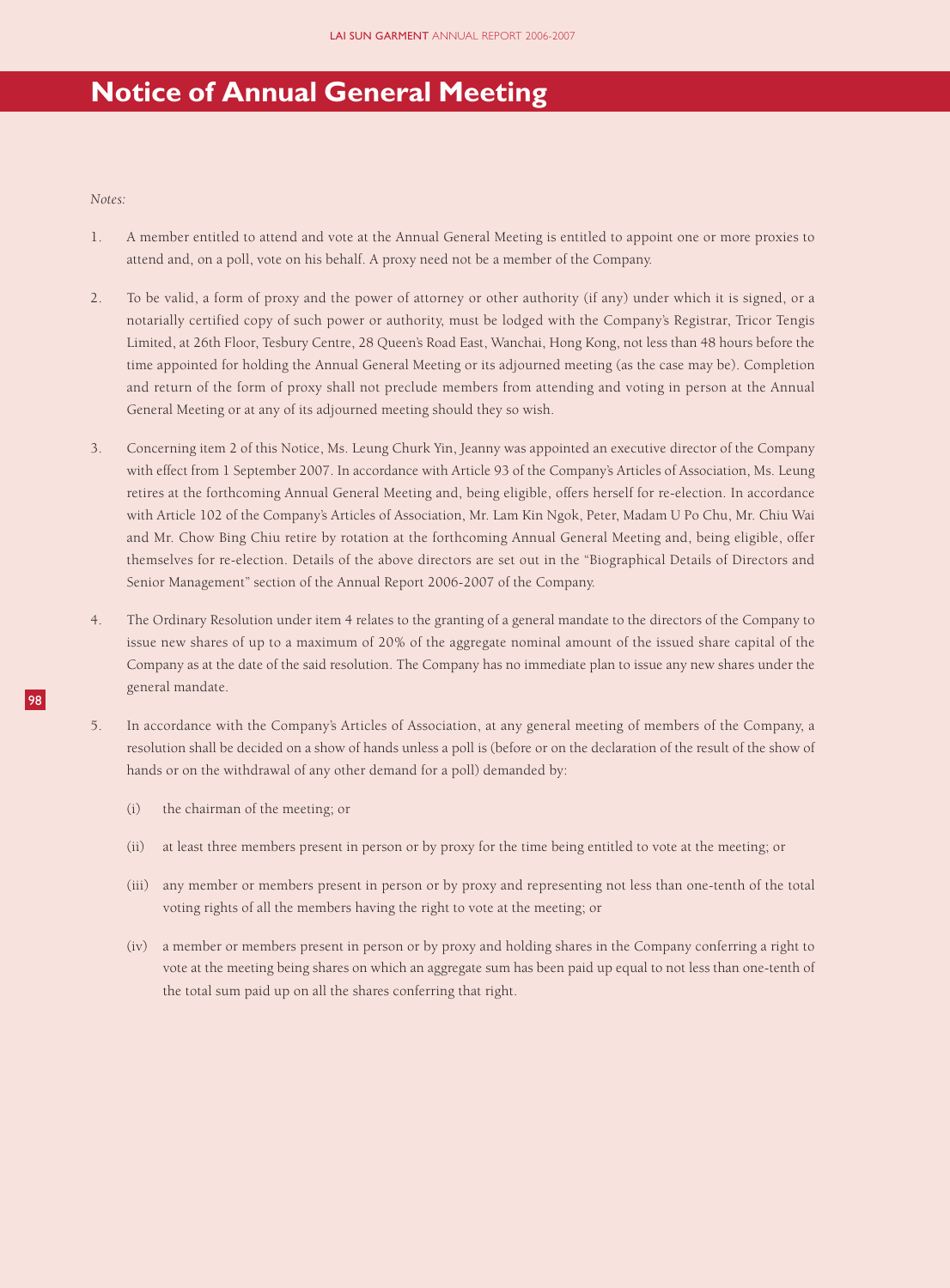# Notice of Annual General Meeting

*Notes:*

1. A member entitled to attend and vote at the Annual General Meeting is entitled to appoint one or more proxies to attend and, on a poll, vote on his behalf. A proxy need not be a member of the Company.

2. To be valid, a form of proxy and the power of attorney or other authority (if any) under which it is signed, or a notarially certified copy of such power or authority, must be lodged with the Company's Registrar, Tricor Tengis Limited, at 26th Floor, Tesbury Centre, 28 Queen's Road East, Wanchai, Hong Kong, not less than 48 hours before the time appointed for holding the Annual General Meeting or its adjourned meeting (as the case may be). Completion and return of the form of proxy shall not preclude members from attending and voting in person at the Annual General Meeting or at any of its adjourned meeting should they so wish.

3. Concerning item 2 of this Notice, Ms. Leung Churk Yin, Jeanny was appointed an executive director of the Company with effect from 1 September 2007. In accordance with Article 93 of the Company's Articles of Association, Ms. Leung retires at the forthcoming Annual General Meeting and, being eligible, offers herself for re-election. In accordance with Article 102 of the Company's Articles of Association, Mr. Lam Kin Ngok, Peter, Madam U Po Chu, Mr. Chiu Wai and Mr. Chow Bing Chiu retire by rotation at the forthcoming Annual General Meeting and, being eligible, offer themselves for re-election. Details of the above directors are set out in the "Biographical Details of Directors and Senior Management" section of the Annual Report 2006-2007 of the Company.

4. The Ordinary Resolution under item 4 relates to the granting of a general mandate to the directors of the Company to issue new shares of up to a maximum of 20% of the aggregate nominal amount of the issued share capital of the Company as at the date of the said resolution. The Company has no immediate plan to issue any new shares under the general mandate.

5. In accordance with the Company's Articles of Association, at any general meeting of members of the Company, a resolution shall be decided on a show of hands unless a poll is (before or on the declaration of the result of the show of hands or on the withdrawal of any other demand for a poll) demanded by:

   (i) the chairman of the meeting; or

   (ii) at least three members present in person or by proxy for the time being entitled to vote at the meeting; or

   (iii) any member or members present in person or by proxy and representing not less than one-tenth of the total voting rights of all the members having the right to vote at the meeting; or

   (iv) a member or members present in person or by proxy and holding shares in the Company conferring a right to vote at the meeting being shares on which an aggregate sum has been paid up equal to not less than one-tenth of the total sum paid up on all the shares conferring that right.